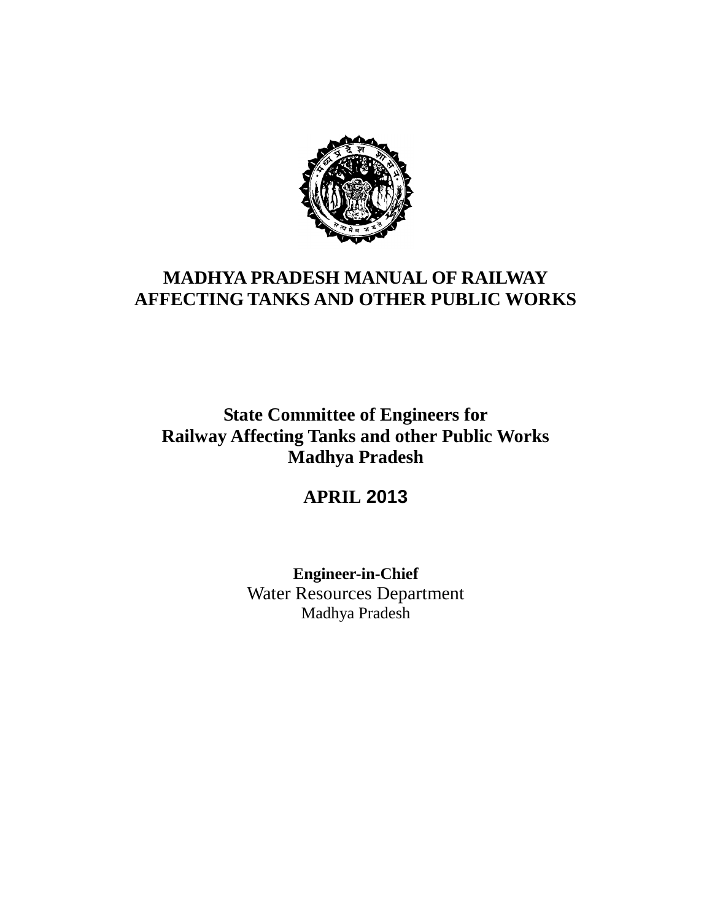# MADHYA PRADESH MANUAL OF RAILWAY AFFECTING TANKS AND OTHER PUBLIC WORKS

**State Committee of Engineers for**
**Railway Affecting Tanks and other Public Works**
**Madhya Pradesh**

**APRIL 2013**

**Engineer-in-Chief**
Water Resources Department
Madhya Pradesh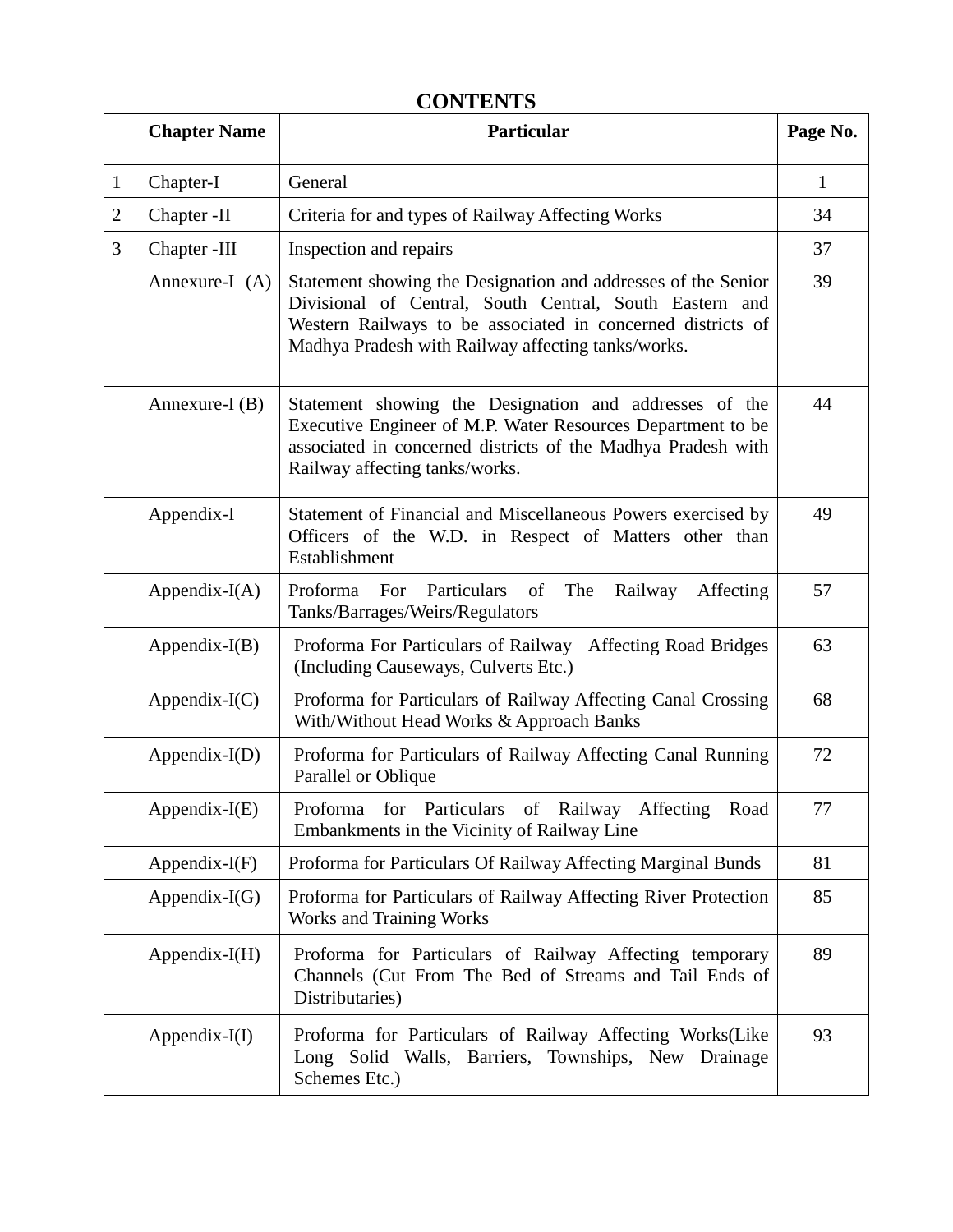# CONTENTS

| | Chapter Name | Particular | Page No. |
|---|---|---|---|
| 1 | Chapter-I | General | 1 |
| 2 | Chapter -II | Criteria for and types of Railway Affecting Works | 34 |
| 3 | Chapter -III | Inspection and repairs | 37 |
| | Annexure-I (A) | Statement showing the Designation and addresses of the Senior Divisional of Central, South Central, South Eastern and Western Railways to be associated in concerned districts of Madhya Pradesh with Railway affecting tanks/works. | 39 |
| | Annexure-I (B) | Statement showing the Designation and addresses of the Executive Engineer of M.P. Water Resources Department to be associated in concerned districts of the Madhya Pradesh with Railway affecting tanks/works. | 44 |
| | Appendix-I | Statement of Financial and Miscellaneous Powers exercised by Officers of the W.D. in Respect of Matters other than Establishment | 49 |
| | Appendix-I(A) | Proforma For Particulars of The Railway Affecting Tanks/Barrages/Weirs/Regulators | 57 |
| | Appendix-I(B) | Proforma For Particulars of Railway Affecting Road Bridges (Including Causeways, Culverts Etc.) | 63 |
| | Appendix-I(C) | Proforma for Particulars of Railway Affecting Canal Crossing With/Without Head Works & Approach Banks | 68 |
| | Appendix-I(D) | Proforma for Particulars of Railway Affecting Canal Running Parallel or Oblique | 72 |
| | Appendix-I(E) | Proforma for Particulars of Railway Affecting Road Embankments in the Vicinity of Railway Line | 77 |
| | Appendix-I(F) | Proforma for Particulars Of Railway Affecting Marginal Bunds | 81 |
| | Appendix-I(G) | Proforma for Particulars of Railway Affecting River Protection Works and Training Works | 85 |
| | Appendix-I(H) | Proforma for Particulars of Railway Affecting temporary Channels (Cut From The Bed of Streams and Tail Ends of Distributaries) | 89 |
| | Appendix-I(I) | Proforma for Particulars of Railway Affecting Works(Like Long Solid Walls, Barriers, Townships, New Drainage Schemes Etc.) | 93 |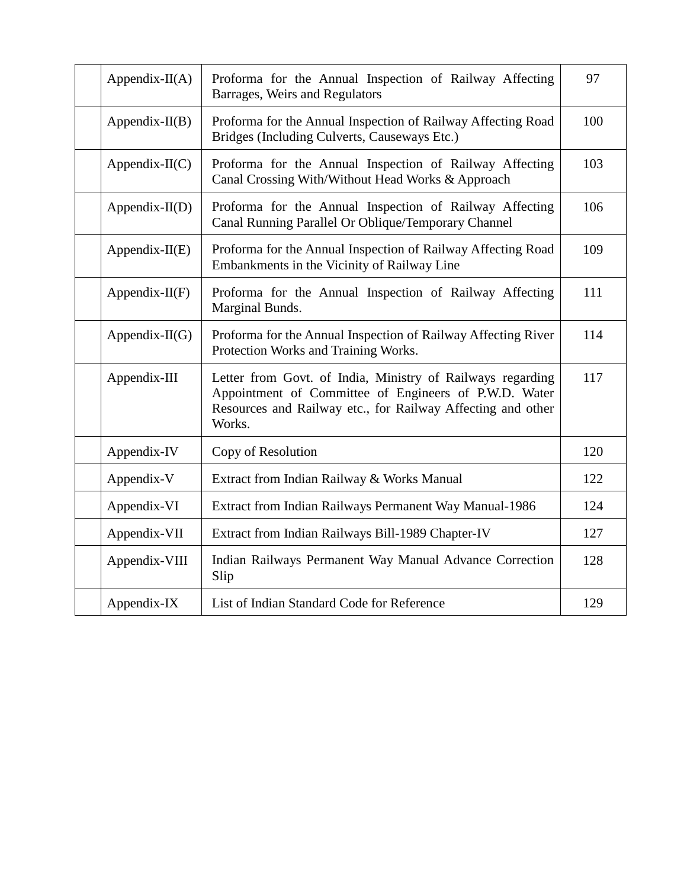| | | | |
|---|---|---|---|
| | Appendix-II(A) | Proforma for the Annual Inspection of Railway Affecting Barrages, Weirs and Regulators | 97 |
| | Appendix-II(B) | Proforma for the Annual Inspection of Railway Affecting Road Bridges (Including Culverts, Causeways Etc.) | 100 |
| | Appendix-II(C) | Proforma for the Annual Inspection of Railway Affecting Canal Crossing With/Without Head Works & Approach | 103 |
| | Appendix-II(D) | Proforma for the Annual Inspection of Railway Affecting Canal Running Parallel Or Oblique/Temporary Channel | 106 |
| | Appendix-II(E) | Proforma for the Annual Inspection of Railway Affecting Road Embankments in the Vicinity of Railway Line | 109 |
| | Appendix-II(F) | Proforma for the Annual Inspection of Railway Affecting Marginal Bunds. | 111 |
| | Appendix-II(G) | Proforma for the Annual Inspection of Railway Affecting River Protection Works and Training Works. | 114 |
| | Appendix-III | Letter from Govt. of India, Ministry of Railways regarding Appointment of Committee of Engineers of P.W.D. Water Resources and Railway etc., for Railway Affecting and other Works. | 117 |
| | Appendix-IV | Copy of Resolution | 120 |
| | Appendix-V | Extract from Indian Railway & Works Manual | 122 |
| | Appendix-VI | Extract from Indian Railways Permanent Way Manual-1986 | 124 |
| | Appendix-VII | Extract from Indian Railways Bill-1989 Chapter-IV | 127 |
| | Appendix-VIII | Indian Railways Permanent Way Manual Advance Correction Slip | 128 |
| | Appendix-IX | List of Indian Standard Code for Reference | 129 |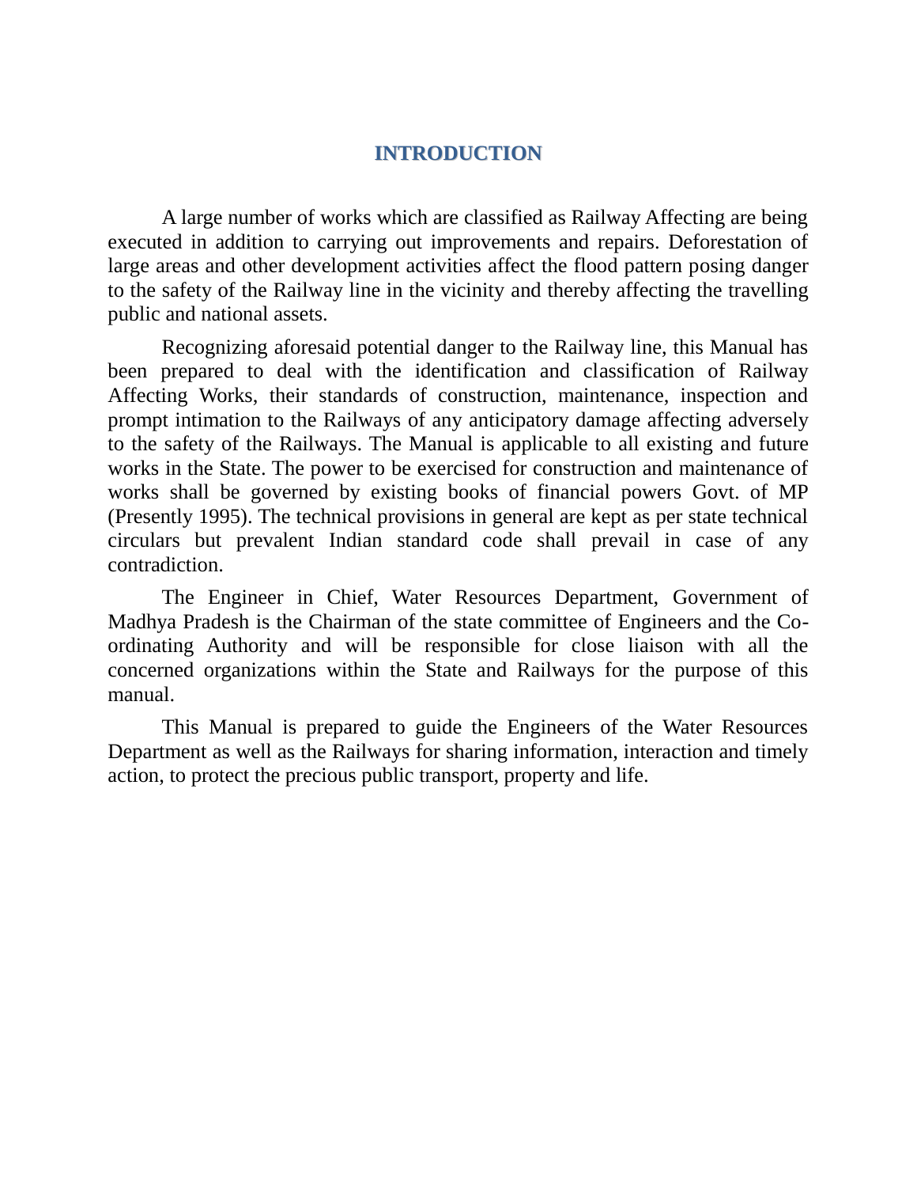# INTRODUCTION

A large number of works which are classified as Railway Affecting are being executed in addition to carrying out improvements and repairs. Deforestation of large areas and other development activities affect the flood pattern posing danger to the safety of the Railway line in the vicinity and thereby affecting the travelling public and national assets.

Recognizing aforesaid potential danger to the Railway line, this Manual has been prepared to deal with the identification and classification of Railway Affecting Works, their standards of construction, maintenance, inspection and prompt intimation to the Railways of any anticipatory damage affecting adversely to the safety of the Railways. The Manual is applicable to all existing and future works in the State. The power to be exercised for construction and maintenance of works shall be governed by existing books of financial powers Govt. of MP (Presently 1995). The technical provisions in general are kept as per state technical circulars but prevalent Indian standard code shall prevail in case of any contradiction.

The Engineer in Chief, Water Resources Department, Government of Madhya Pradesh is the Chairman of the state committee of Engineers and the Co-ordinating Authority and will be responsible for close liaison with all the concerned organizations within the State and Railways for the purpose of this manual.

This Manual is prepared to guide the Engineers of the Water Resources Department as well as the Railways for sharing information, interaction and timely action, to protect the precious public transport, property and life.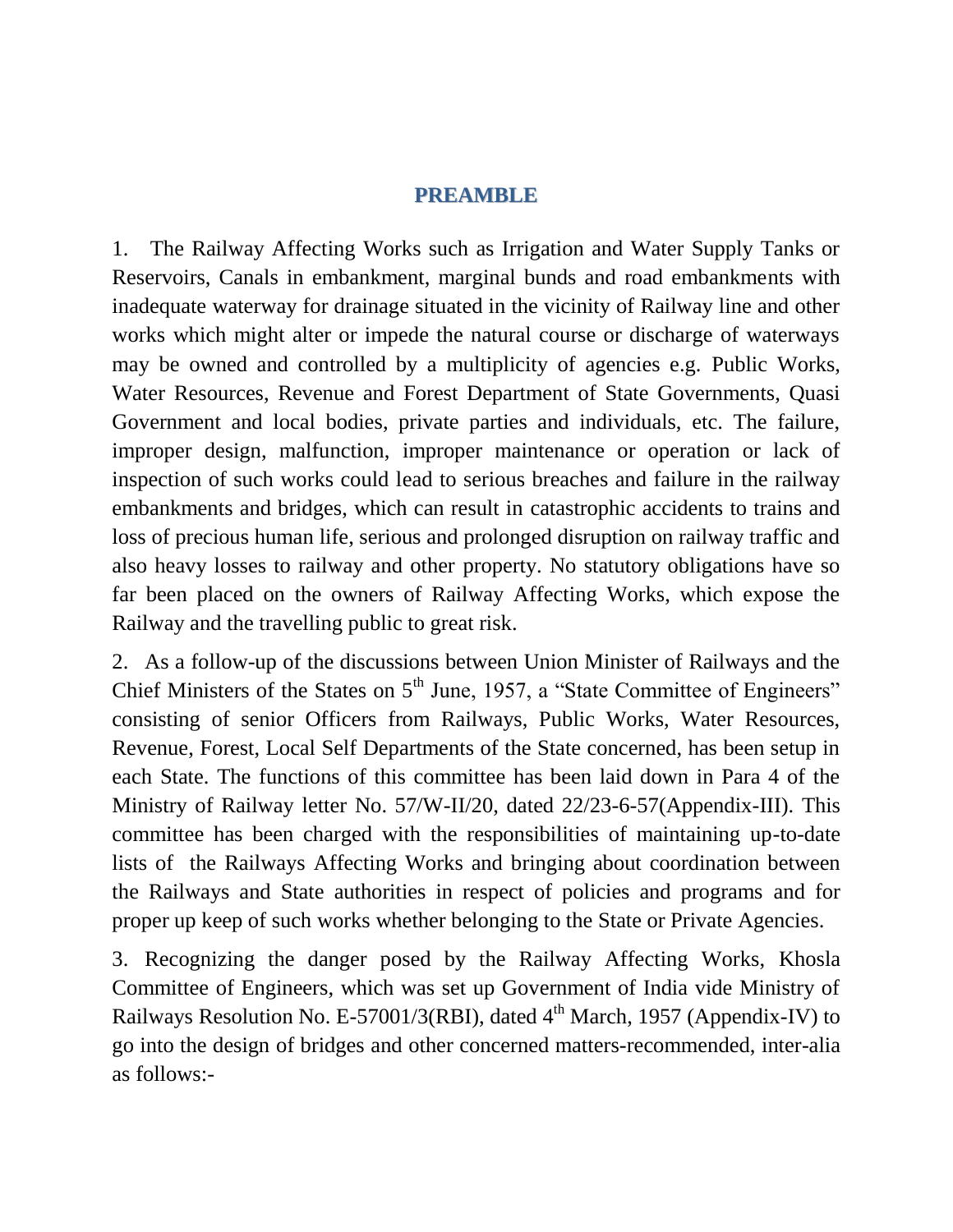## PREAMBLE

1. The Railway Affecting Works such as Irrigation and Water Supply Tanks or Reservoirs, Canals in embankment, marginal bunds and road embankments with inadequate waterway for drainage situated in the vicinity of Railway line and other works which might alter or impede the natural course or discharge of waterways may be owned and controlled by a multiplicity of agencies e.g. Public Works, Water Resources, Revenue and Forest Department of State Governments, Quasi Government and local bodies, private parties and individuals, etc. The failure, improper design, malfunction, improper maintenance or operation or lack of inspection of such works could lead to serious breaches and failure in the railway embankments and bridges, which can result in catastrophic accidents to trains and loss of precious human life, serious and prolonged disruption on railway traffic and also heavy losses to railway and other property. No statutory obligations have so far been placed on the owners of Railway Affecting Works, which expose the Railway and the travelling public to great risk.

2. As a follow-up of the discussions between Union Minister of Railways and the Chief Ministers of the States on 5th June, 1957, a "State Committee of Engineers" consisting of senior Officers from Railways, Public Works, Water Resources, Revenue, Forest, Local Self Departments of the State concerned, has been setup in each State. The functions of this committee has been laid down in Para 4 of the Ministry of Railway letter No. 57/W-II/20, dated 22/23-6-57(Appendix-III). This committee has been charged with the responsibilities of maintaining up-to-date lists of the Railways Affecting Works and bringing about coordination between the Railways and State authorities in respect of policies and programs and for proper up keep of such works whether belonging to the State or Private Agencies.

3. Recognizing the danger posed by the Railway Affecting Works, Khosla Committee of Engineers, which was set up Government of India vide Ministry of Railways Resolution No. E-57001/3(RBI), dated 4th March, 1957 (Appendix-IV) to go into the design of bridges and other concerned matters-recommended, inter-alia as follows:-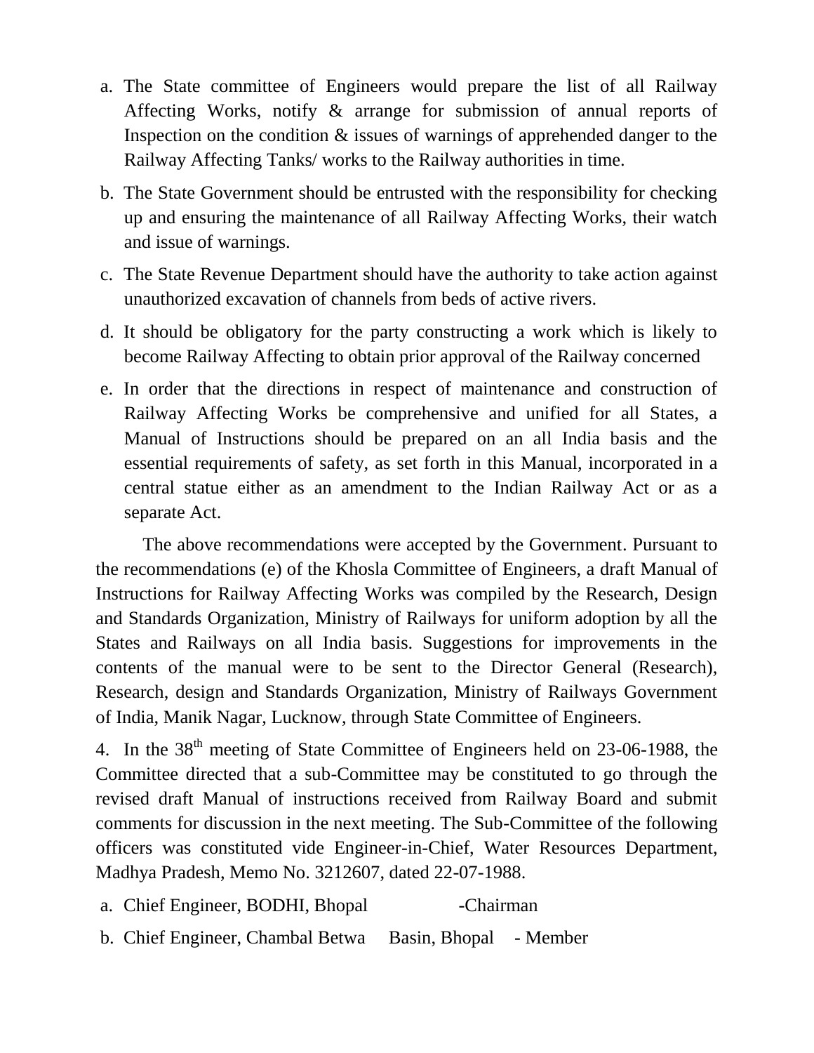a. The State committee of Engineers would prepare the list of all Railway Affecting Works, notify & arrange for submission of annual reports of Inspection on the condition & issues of warnings of apprehended danger to the Railway Affecting Tanks/ works to the Railway authorities in time.

b. The State Government should be entrusted with the responsibility for checking up and ensuring the maintenance of all Railway Affecting Works, their watch and issue of warnings.

c. The State Revenue Department should have the authority to take action against unauthorized excavation of channels from beds of active rivers.

d. It should be obligatory for the party constructing a work which is likely to become Railway Affecting to obtain prior approval of the Railway concerned

e. In order that the directions in respect of maintenance and construction of Railway Affecting Works be comprehensive and unified for all States, a Manual of Instructions should be prepared on an all India basis and the essential requirements of safety, as set forth in this Manual, incorporated in a central statue either as an amendment to the Indian Railway Act or as a separate Act.

The above recommendations were accepted by the Government. Pursuant to the recommendations (e) of the Khosla Committee of Engineers, a draft Manual of Instructions for Railway Affecting Works was compiled by the Research, Design and Standards Organization, Ministry of Railways for uniform adoption by all the States and Railways on all India basis. Suggestions for improvements in the contents of the manual were to be sent to the Director General (Research), Research, design and Standards Organization, Ministry of Railways Government of India, Manik Nagar, Lucknow, through State Committee of Engineers.

4. In the 38th meeting of State Committee of Engineers held on 23-06-1988, the Committee directed that a sub-Committee may be constituted to go through the revised draft Manual of instructions received from Railway Board and submit comments for discussion in the next meeting. The Sub-Committee of the following officers was constituted vide Engineer-in-Chief, Water Resources Department, Madhya Pradesh, Memo No. 3212607, dated 22-07-1988.

a. Chief Engineer, BODHI, Bhopal -Chairman

b. Chief Engineer, Chambal Betwa Basin, Bhopal - Member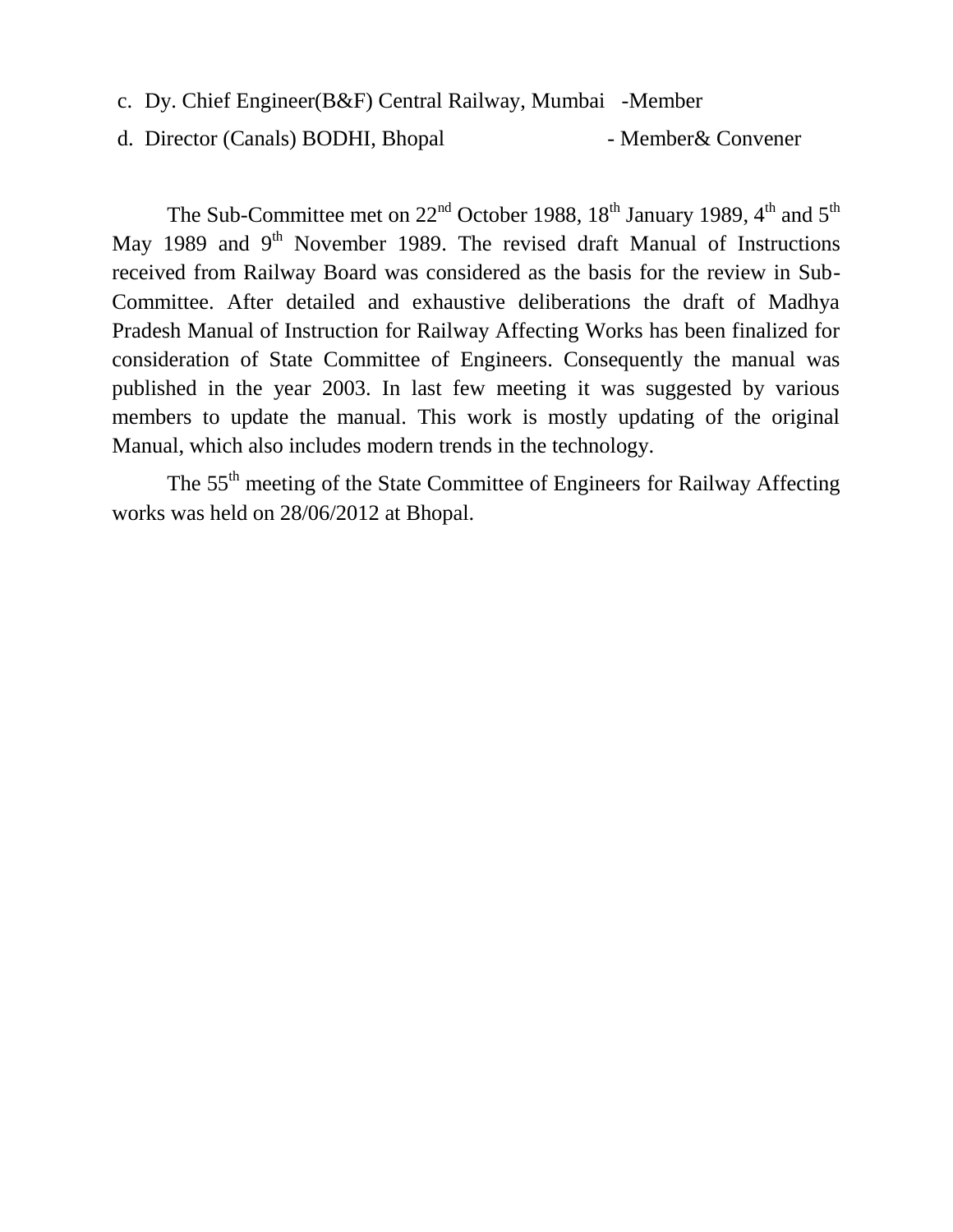c. Dy. Chief Engineer(B&F) Central Railway, Mumbai -Member

d. Director (Canals) BODHI, Bhopal - Member& Convener

The Sub-Committee met on 22nd October 1988, 18th January 1989, 4th and 5th May 1989 and 9th November 1989. The revised draft Manual of Instructions received from Railway Board was considered as the basis for the review in Sub-Committee. After detailed and exhaustive deliberations the draft of Madhya Pradesh Manual of Instruction for Railway Affecting Works has been finalized for consideration of State Committee of Engineers. Consequently the manual was published in the year 2003. In last few meeting it was suggested by various members to update the manual. This work is mostly updating of the original Manual, which also includes modern trends in the technology.

The 55th meeting of the State Committee of Engineers for Railway Affecting works was held on 28/06/2012 at Bhopal.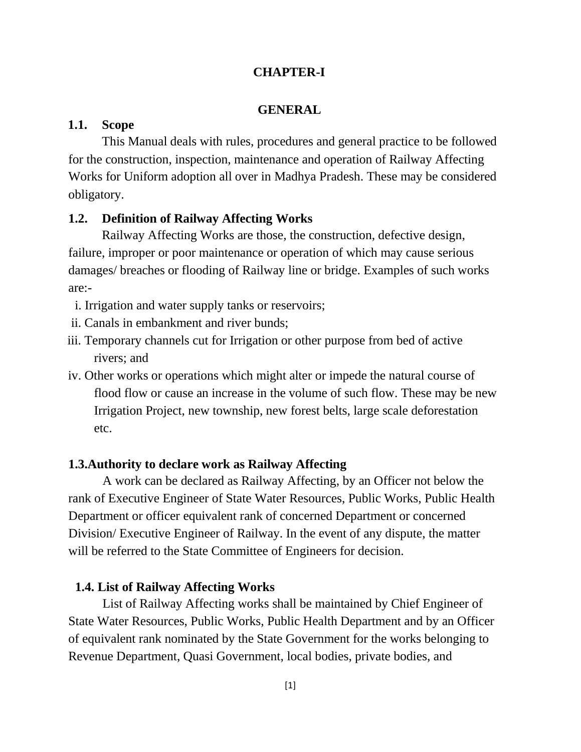# CHAPTER-I

## GENERAL

### 1.1. Scope

This Manual deals with rules, procedures and general practice to be followed for the construction, inspection, maintenance and operation of Railway Affecting Works for Uniform adoption all over in Madhya Pradesh. These may be considered obligatory.

### 1.2. Definition of Railway Affecting Works

Railway Affecting Works are those, the construction, defective design, failure, improper or poor maintenance or operation of which may cause serious damages/ breaches or flooding of Railway line or bridge. Examples of such works are:-

i. Irrigation and water supply tanks or reservoirs;
ii. Canals in embankment and river bunds;
iii. Temporary channels cut for Irrigation or other purpose from bed of active rivers; and
iv. Other works or operations which might alter or impede the natural course of flood flow or cause an increase in the volume of such flow. These may be new Irrigation Project, new township, new forest belts, large scale deforestation etc.

### 1.3.Authority to declare work as Railway Affecting

A work can be declared as Railway Affecting, by an Officer not below the rank of Executive Engineer of State Water Resources, Public Works, Public Health Department or officer equivalent rank of concerned Department or concerned Division/ Executive Engineer of Railway. In the event of any dispute, the matter will be referred to the State Committee of Engineers for decision.

### 1.4. List of Railway Affecting Works

List of Railway Affecting works shall be maintained by Chief Engineer of State Water Resources, Public Works, Public Health Department and by an Officer of equivalent rank nominated by the State Government for the works belonging to Revenue Department, Quasi Government, local bodies, private bodies, and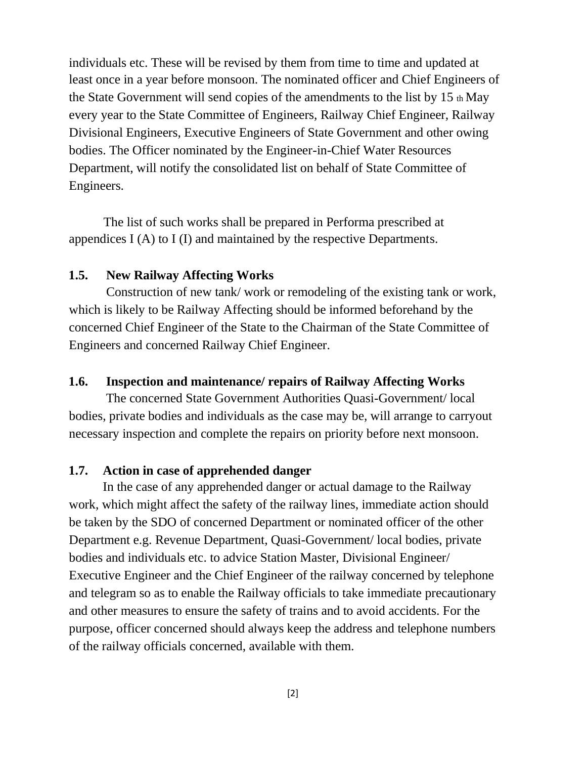individuals etc. These will be revised by them from time to time and updated at least once in a year before monsoon. The nominated officer and Chief Engineers of the State Government will send copies of the amendments to the list by 15 th May every year to the State Committee of Engineers, Railway Chief Engineer, Railway Divisional Engineers, Executive Engineers of State Government and other owing bodies. The Officer nominated by the Engineer-in-Chief Water Resources Department, will notify the consolidated list on behalf of State Committee of Engineers.

The list of such works shall be prepared in Performa prescribed at appendices I (A) to I (I) and maintained by the respective Departments.

### 1.5. New Railway Affecting Works

Construction of new tank/ work or remodeling of the existing tank or work, which is likely to be Railway Affecting should be informed beforehand by the concerned Chief Engineer of the State to the Chairman of the State Committee of Engineers and concerned Railway Chief Engineer.

### 1.6. Inspection and maintenance/ repairs of Railway Affecting Works

The concerned State Government Authorities Quasi-Government/ local bodies, private bodies and individuals as the case may be, will arrange to carryout necessary inspection and complete the repairs on priority before next monsoon.

### 1.7. Action in case of apprehended danger

In the case of any apprehended danger or actual damage to the Railway work, which might affect the safety of the railway lines, immediate action should be taken by the SDO of concerned Department or nominated officer of the other Department e.g. Revenue Department, Quasi-Government/ local bodies, private bodies and individuals etc. to advice Station Master, Divisional Engineer/ Executive Engineer and the Chief Engineer of the railway concerned by telephone and telegram so as to enable the Railway officials to take immediate precautionary and other measures to ensure the safety of trains and to avoid accidents. For the purpose, officer concerned should always keep the address and telephone numbers of the railway officials concerned, available with them.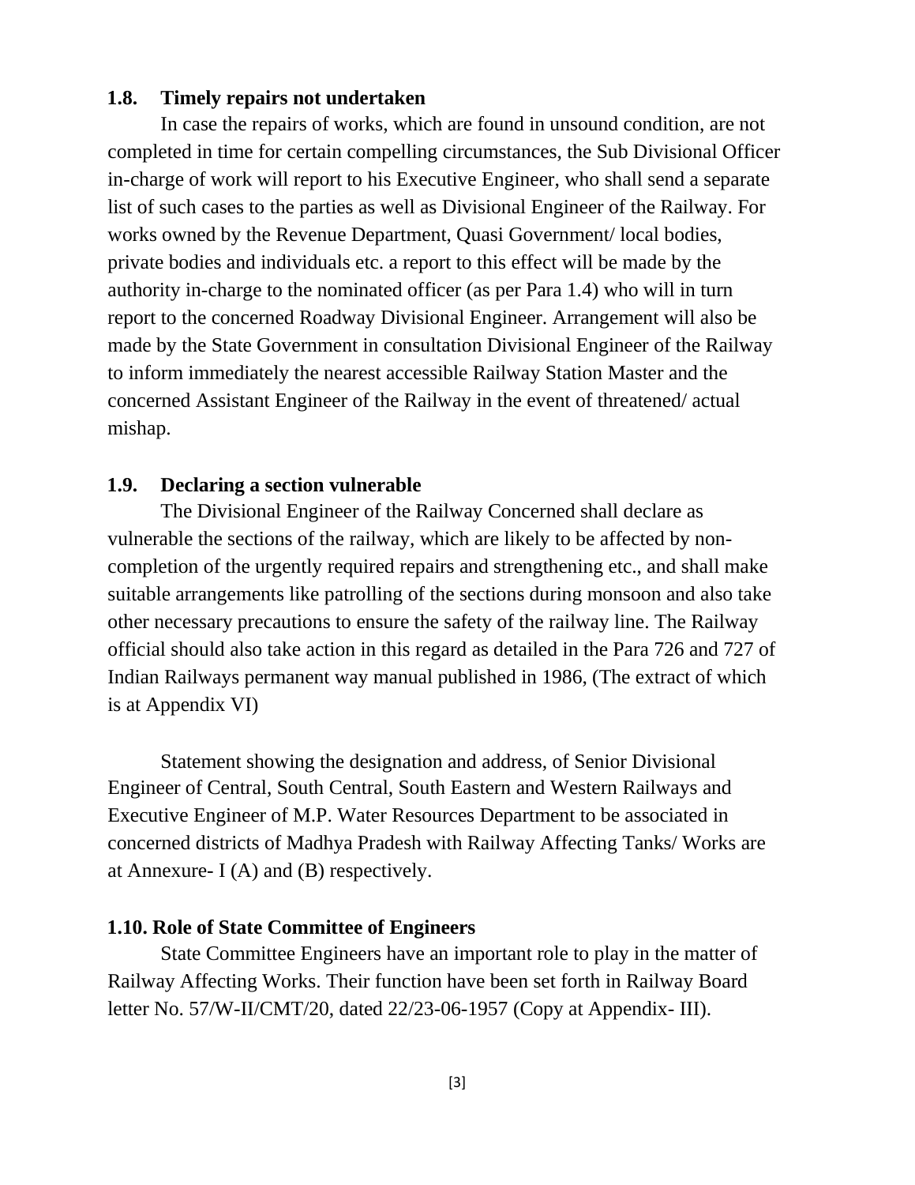## 1.8. Timely repairs not undertaken

In case the repairs of works, which are found in unsound condition, are not completed in time for certain compelling circumstances, the Sub Divisional Officer in-charge of work will report to his Executive Engineer, who shall send a separate list of such cases to the parties as well as Divisional Engineer of the Railway. For works owned by the Revenue Department, Quasi Government/ local bodies, private bodies and individuals etc. a report to this effect will be made by the authority in-charge to the nominated officer (as per Para 1.4) who will in turn report to the concerned Roadway Divisional Engineer. Arrangement will also be made by the State Government in consultation Divisional Engineer of the Railway to inform immediately the nearest accessible Railway Station Master and the concerned Assistant Engineer of the Railway in the event of threatened/ actual mishap.

## 1.9. Declaring a section vulnerable

The Divisional Engineer of the Railway Concerned shall declare as vulnerable the sections of the railway, which are likely to be affected by non-completion of the urgently required repairs and strengthening etc., and shall make suitable arrangements like patrolling of the sections during monsoon and also take other necessary precautions to ensure the safety of the railway line. The Railway official should also take action in this regard as detailed in the Para 726 and 727 of Indian Railways permanent way manual published in 1986, (The extract of which is at Appendix VI)

Statement showing the designation and address, of Senior Divisional Engineer of Central, South Central, South Eastern and Western Railways and Executive Engineer of M.P. Water Resources Department to be associated in concerned districts of Madhya Pradesh with Railway Affecting Tanks/ Works are at Annexure- I (A) and (B) respectively.

## 1.10. Role of State Committee of Engineers

State Committee Engineers have an important role to play in the matter of Railway Affecting Works. Their function have been set forth in Railway Board letter No. 57/W-II/CMT/20, dated 22/23-06-1957 (Copy at Appendix- III).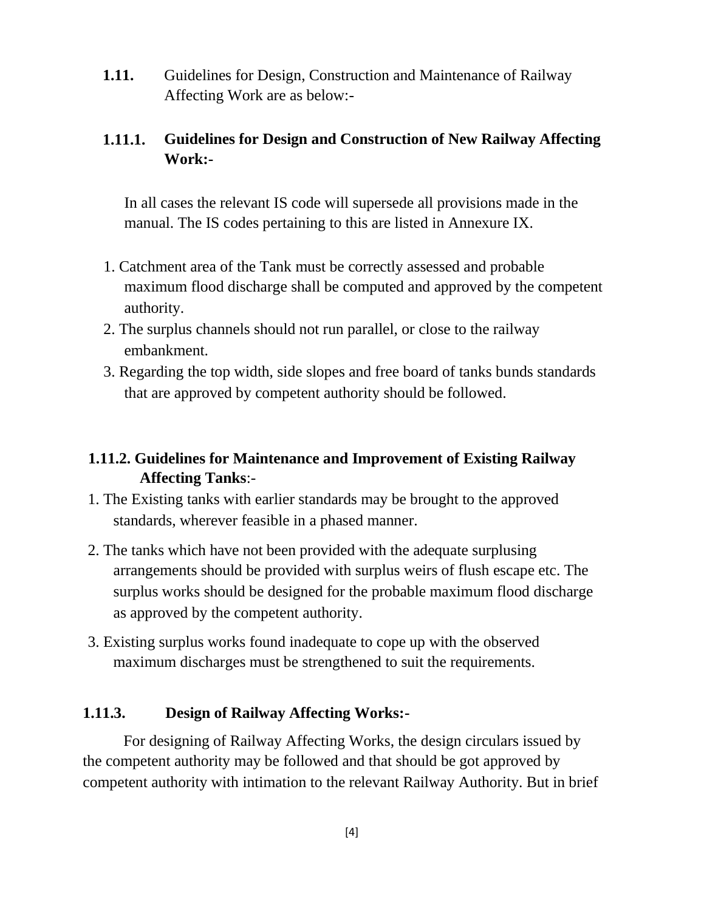**1.11.** Guidelines for Design, Construction and Maintenance of Railway Affecting Work are as below:-

### 1.11.1. Guidelines for Design and Construction of New Railway Affecting Work:-

In all cases the relevant IS code will supersede all provisions made in the manual. The IS codes pertaining to this are listed in Annexure IX.

1. Catchment area of the Tank must be correctly assessed and probable maximum flood discharge shall be computed and approved by the competent authority.
2. The surplus channels should not run parallel, or close to the railway embankment.
3. Regarding the top width, side slopes and free board of tanks bunds standards that are approved by competent authority should be followed.

### 1.11.2. Guidelines for Maintenance and Improvement of Existing Railway Affecting Tanks:-

1. The Existing tanks with earlier standards may be brought to the approved standards, wherever feasible in a phased manner.
2. The tanks which have not been provided with the adequate surplusing arrangements should be provided with surplus weirs of flush escape etc. The surplus works should be designed for the probable maximum flood discharge as approved by the competent authority.
3. Existing surplus works found inadequate to cope up with the observed maximum discharges must be strengthened to suit the requirements.

### 1.11.3. Design of Railway Affecting Works:-

For designing of Railway Affecting Works, the design circulars issued by the competent authority may be followed and that should be got approved by competent authority with intimation to the relevant Railway Authority. But in brief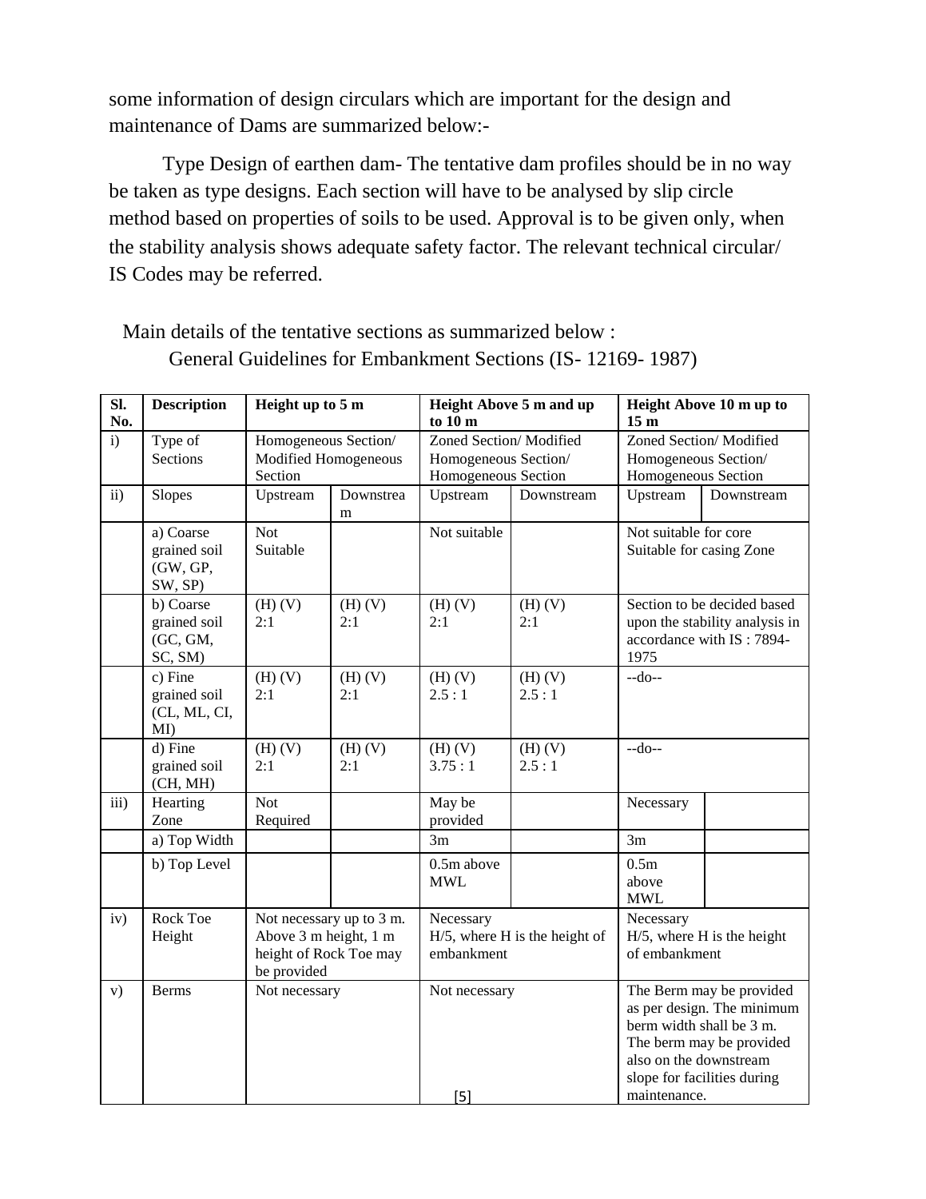some information of design circulars which are important for the design and maintenance of Dams are summarized below:-

Type Design of earthen dam- The tentative dam profiles should be in no way be taken as type designs. Each section will have to be analysed by slip circle method based on properties of soils to be used. Approval is to be given only, when the stability analysis shows adequate safety factor. The relevant technical circular/ IS Codes may be referred.

Main details of the tentative sections as summarized below :

General Guidelines for Embankment Sections (IS- 12169- 1987)

| Sl. No. | Description | Height up to 5 m | | Height Above 5 m and up to 10 m | | Height Above 10 m up to 15 m | |
|---|---|---|---|---|---|---|---|
| i) | Type of Sections | Homogeneous Section/ Modified Homogeneous Section | | Zoned Section/ Modified Homogeneous Section/ Homogeneous Section | | Zoned Section/ Modified Homogeneous Section/ Homogeneous Section | |
| ii) | Slopes | Upstream | Downstream | Upstream | Downstream | Upstream | Downstream |
| | a) Coarse grained soil (GW, GP, SW, SP) | Not Suitable | | Not suitable | | Not suitable for core Suitable for casing Zone | |
| | b) Coarse grained soil (GC, GM, SC, SM) | (H) (V) 2:1 | (H) (V) 2:1 | (H) (V) 2:1 | (H) (V) 2:1 | Section to be decided based upon the stability analysis in accordance with IS : 7894-1975 | |
| | c) Fine grained soil (CL, ML, CI, MI) | (H) (V) 2:1 | (H) (V) 2:1 | (H) (V) 2.5 : 1 | (H) (V) 2.5 : 1 | --do-- | |
| | d) Fine grained soil (CH, MH) | (H) (V) 2:1 | (H) (V) 2:1 | (H) (V) 3.75 : 1 | (H) (V) 2.5 : 1 | --do-- | |
| iii) | Hearting Zone | Not Required | | May be provided | | Necessary | |
| | a) Top Width | | | 3m | | 3m | |
| | b) Top Level | | | 0.5m above MWL | | 0.5m above MWL | |
| iv) | Rock Toe Height | Not necessary up to 3 m. Above 3 m height, 1 m height of Rock Toe may be provided | | Necessary H/5, where H is the height of embankment | | Necessary H/5, where H is the height of embankment | |
| v) | Berms | Not necessary | | Not necessary | | The Berm may be provided as per design. The minimum berm width shall be 3 m. The berm may be provided also on the downstream slope for facilities during maintenance. | |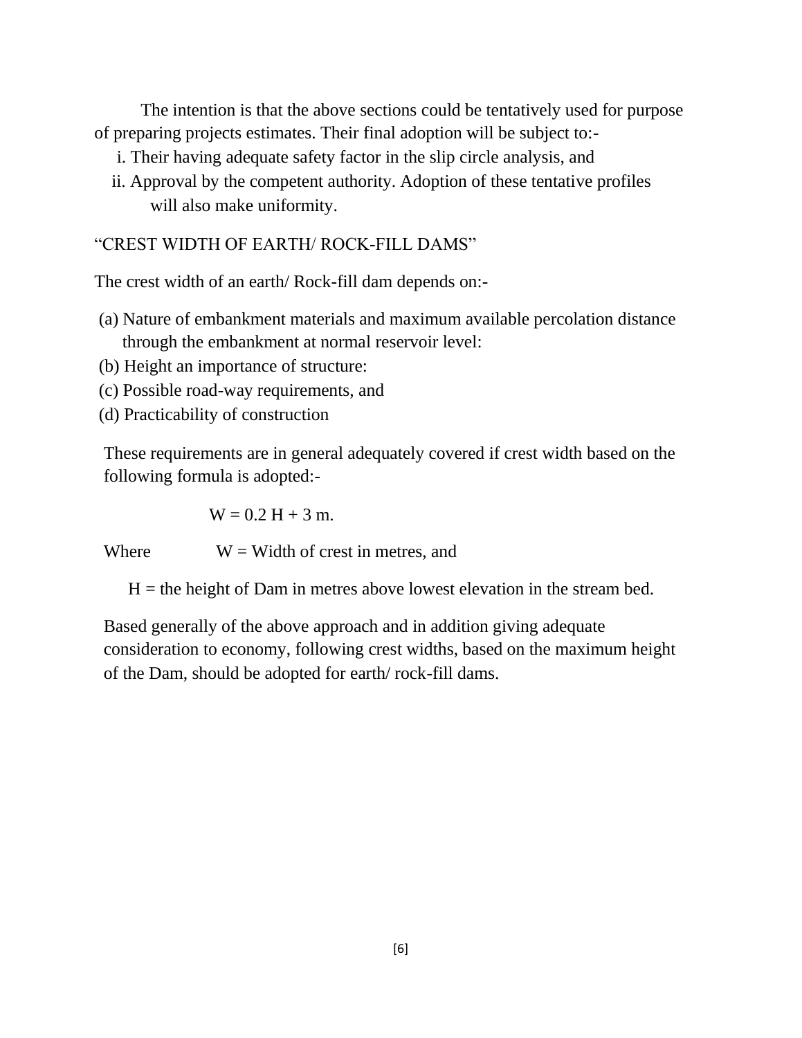The intention is that the above sections could be tentatively used for purpose of preparing projects estimates. Their final adoption will be subject to:-

i. Their having adequate safety factor in the slip circle analysis, and
ii. Approval by the competent authority. Adoption of these tentative profiles will also make uniformity.

## "CREST WIDTH OF EARTH/ ROCK-FILL DAMS"

The crest width of an earth/ Rock-fill dam depends on:-

(a) Nature of embankment materials and maximum available percolation distance through the embankment at normal reservoir level:
(b) Height an importance of structure:
(c) Possible road-way requirements, and
(d) Practicability of construction

These requirements are in general adequately covered if crest width based on the following formula is adopted:-

$$W = 0.2\,H + 3 \text{ m.}$$

Where W = Width of crest in metres, and

H = the height of Dam in metres above lowest elevation in the stream bed.

Based generally of the above approach and in addition giving adequate consideration to economy, following crest widths, based on the maximum height of the Dam, should be adopted for earth/ rock-fill dams.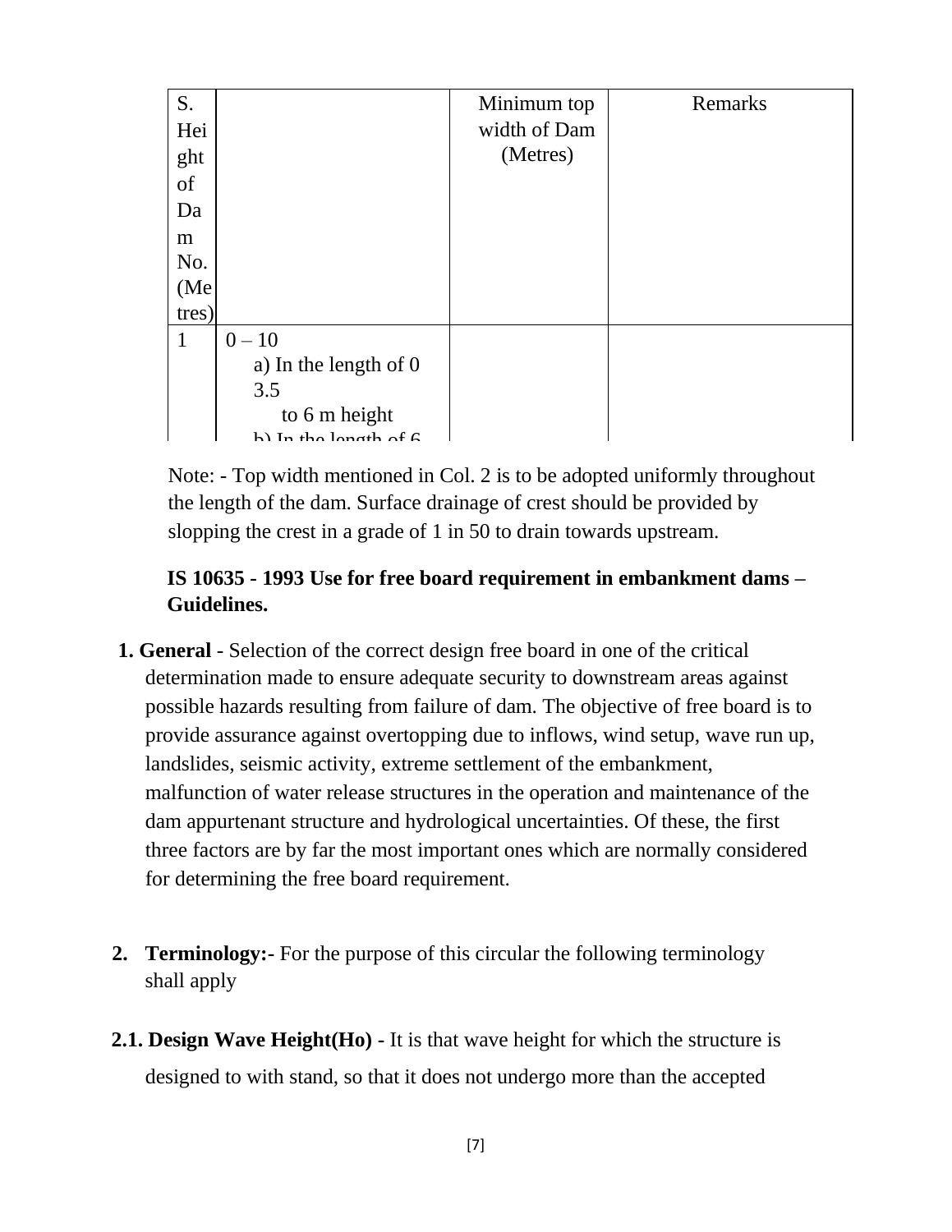| S. Height of Dam No. (Metres) | | Minimum top width of Dam (Metres) | Remarks |
|---|---|---|---|
| 1 | 0 – 10<br>a) In the length of 0 3.5<br>to 6 m height<br>b) In the length of 6 | | |

Note: - Top width mentioned in Col. 2 is to be adopted uniformly throughout the length of the dam. Surface drainage of crest should be provided by slopping the crest in a grade of 1 in 50 to drain towards upstream.

**IS 10635 - 1993 Use for free board requirement in embankment dams – Guidelines.**

**1. General** - Selection of the correct design free board in one of the critical determination made to ensure adequate security to downstream areas against possible hazards resulting from failure of dam. The objective of free board is to provide assurance against overtopping due to inflows, wind setup, wave run up, landslides, seismic activity, extreme settlement of the embankment, malfunction of water release structures in the operation and maintenance of the dam appurtenant structure and hydrological uncertainties. Of these, the first three factors are by far the most important ones which are normally considered for determining the free board requirement.

**2. Terminology:-** For the purpose of this circular the following terminology shall apply

**2.1. Design Wave Height(Ho) -** It is that wave height for which the structure is designed to with stand, so that it does not undergo more than the accepted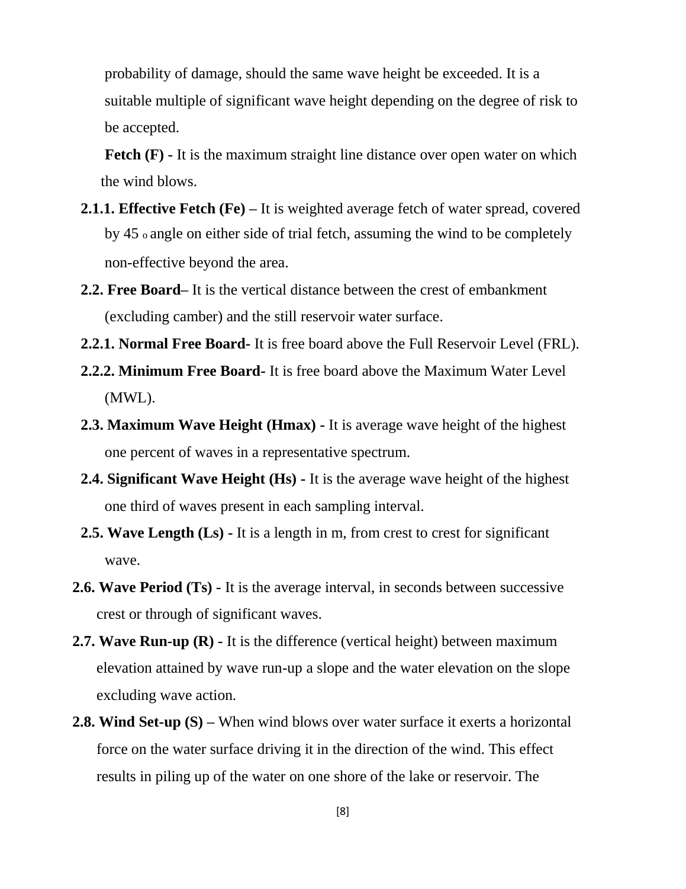probability of damage, should the same wave height be exceeded. It is a suitable multiple of significant wave height depending on the degree of risk to be accepted.

**Fetch (F)** - It is the maximum straight line distance over open water on which the wind blows.

**2.1.1. Effective Fetch (Fe)** – It is weighted average fetch of water spread, covered by 45 $^{o}$ angle on either side of trial fetch, assuming the wind to be completely non-effective beyond the area.

**2.2. Free Board**– It is the vertical distance between the crest of embankment (excluding camber) and the still reservoir water surface.

**2.2.1. Normal Free Board**- It is free board above the Full Reservoir Level (FRL).

**2.2.2. Minimum Free Board**- It is free board above the Maximum Water Level (MWL).

**2.3. Maximum Wave Height (Hmax)** - It is average wave height of the highest one percent of waves in a representative spectrum.

**2.4. Significant Wave Height (Hs)** - It is the average wave height of the highest one third of waves present in each sampling interval.

**2.5. Wave Length (Ls)** - It is a length in m, from crest to crest for significant wave.

**2.6. Wave Period (Ts)** - It is the average interval, in seconds between successive crest or through of significant waves.

**2.7. Wave Run-up (R)** - It is the difference (vertical height) between maximum elevation attained by wave run-up a slope and the water elevation on the slope excluding wave action.

**2.8. Wind Set-up (S)** – When wind blows over water surface it exerts a horizontal force on the water surface driving it in the direction of the wind. This effect results in piling up of the water on one shore of the lake or reservoir. The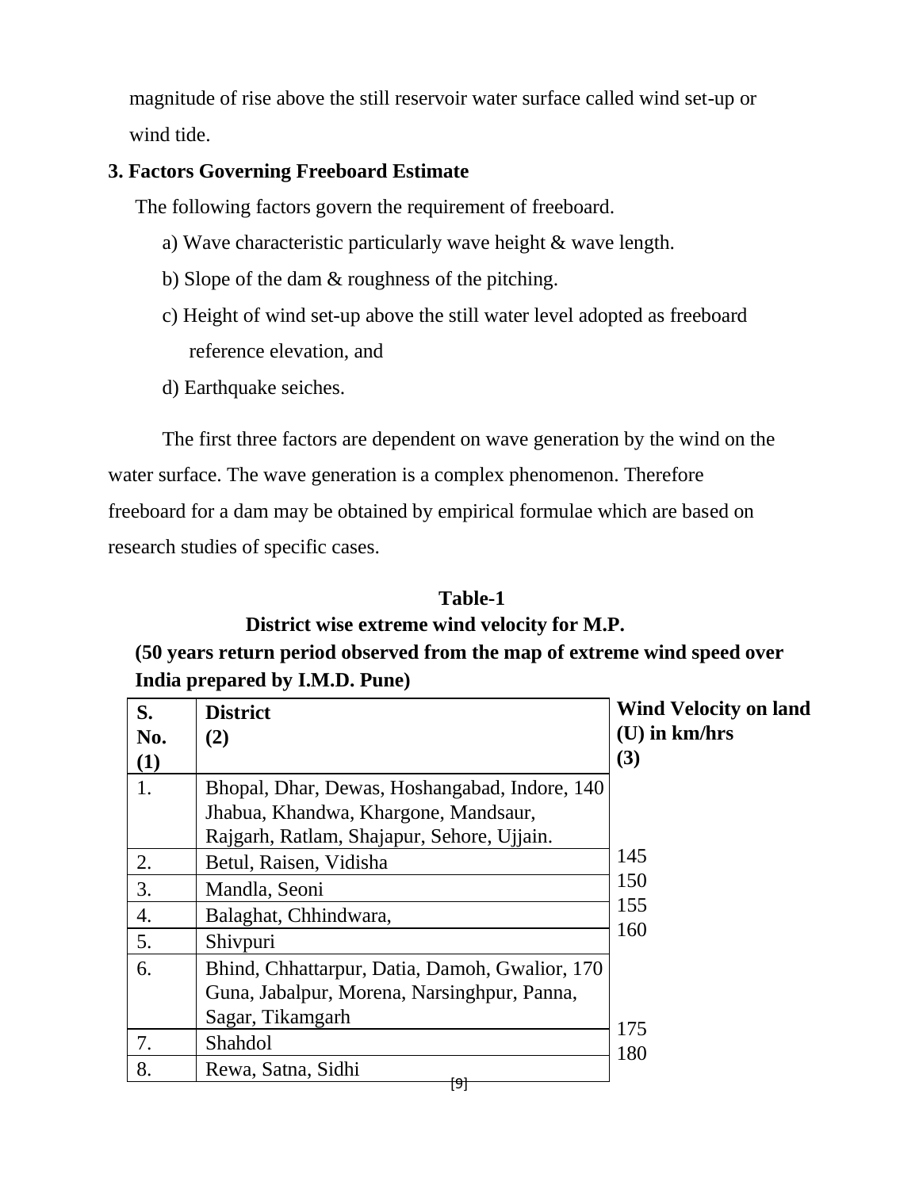magnitude of rise above the still reservoir water surface called wind set-up or wind tide.

## 3. Factors Governing Freeboard Estimate

The following factors govern the requirement of freeboard.

a) Wave characteristic particularly wave height & wave length.

b) Slope of the dam & roughness of the pitching.

c) Height of wind set-up above the still water level adopted as freeboard reference elevation, and

d) Earthquake seiches.

The first three factors are dependent on wave generation by the wind on the water surface. The wave generation is a complex phenomenon. Therefore freeboard for a dam may be obtained by empirical formulae which are based on research studies of specific cases.

**Table-1**

**District wise extreme wind velocity for M.P.**

**(50 years return period observed from the map of extreme wind speed over India prepared by I.M.D. Pune)**

| S. No. (1) | District (2) | Wind Velocity on land (U) in km/hrs (3) |
|---|---|---|
| 1. | Bhopal, Dhar, Dewas, Hoshangabad, Indore, Jhabua, Khandwa, Khargone, Mandsaur, Rajgarh, Ratlam, Shajapur, Sehore, Ujjain. | 140 |
| 2. | Betul, Raisen, Vidisha | 145 |
| 3. | Mandla, Seoni | 150 |
| 4. | Balaghat, Chhindwara, | 155 |
| 5. | Shivpuri | 160 |
| 6. | Bhind, Chhattarpur, Datia, Damoh, Gwalior, Guna, Jabalpur, Morena, Narsinghpur, Panna, Sagar, Tikamgarh | 170 |
| 7. | Shahdol | 175 |
| 8. | Rewa, Satna, Sidhi | 180 |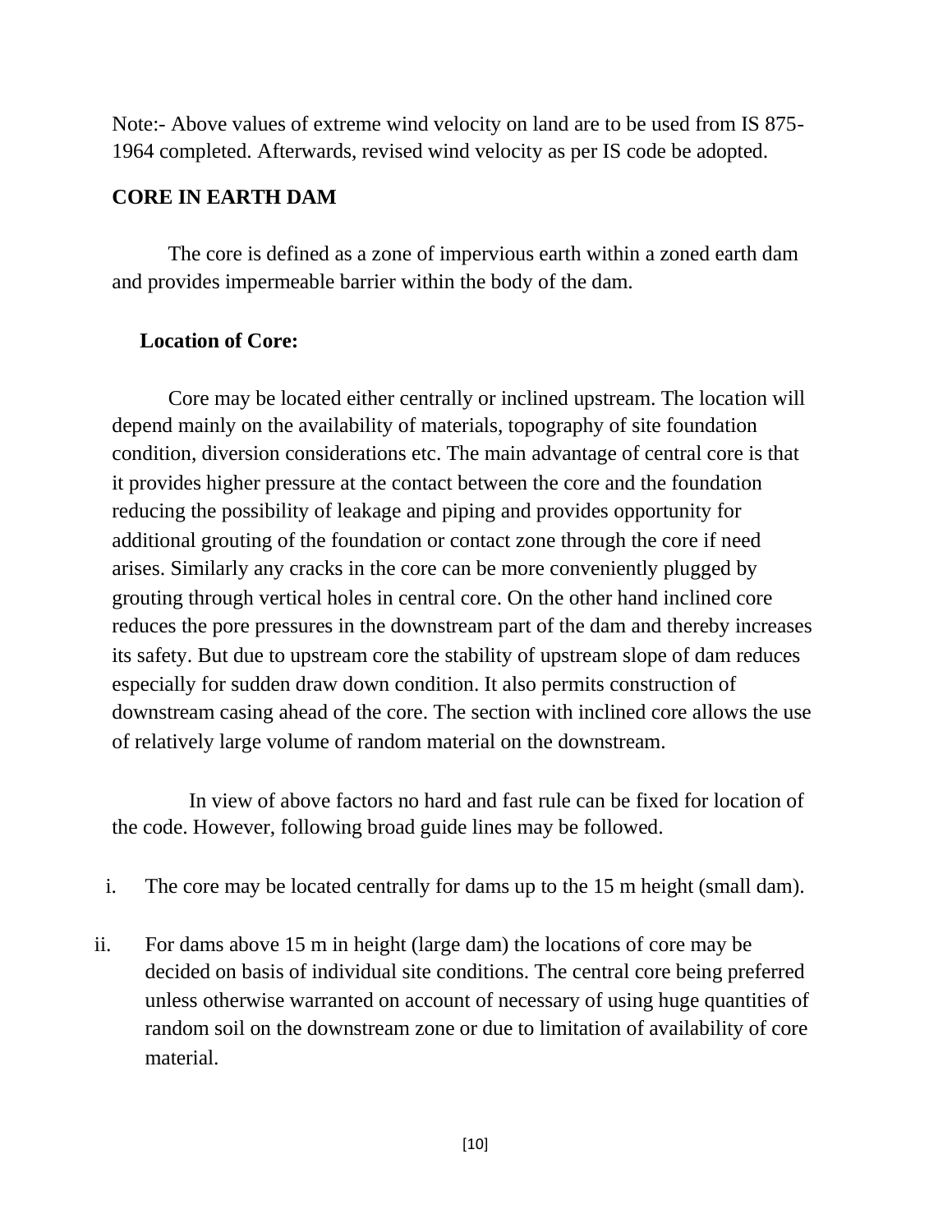Note:- Above values of extreme wind velocity on land are to be used from IS 875-1964 completed. Afterwards, revised wind velocity as per IS code be adopted.

## CORE IN EARTH DAM

The core is defined as a zone of impervious earth within a zoned earth dam and provides impermeable barrier within the body of the dam.

### Location of Core:

Core may be located either centrally or inclined upstream. The location will depend mainly on the availability of materials, topography of site foundation condition, diversion considerations etc. The main advantage of central core is that it provides higher pressure at the contact between the core and the foundation reducing the possibility of leakage and piping and provides opportunity for additional grouting of the foundation or contact zone through the core if need arises. Similarly any cracks in the core can be more conveniently plugged by grouting through vertical holes in central core. On the other hand inclined core reduces the pore pressures in the downstream part of the dam and thereby increases its safety. But due to upstream core the stability of upstream slope of dam reduces especially for sudden draw down condition. It also permits construction of downstream casing ahead of the core. The section with inclined core allows the use of relatively large volume of random material on the downstream.

In view of above factors no hard and fast rule can be fixed for location of the code. However, following broad guide lines may be followed.

i. The core may be located centrally for dams up to the 15 m height (small dam).

ii. For dams above 15 m in height (large dam) the locations of core may be decided on basis of individual site conditions. The central core being preferred unless otherwise warranted on account of necessary of using huge quantities of random soil on the downstream zone or due to limitation of availability of core material.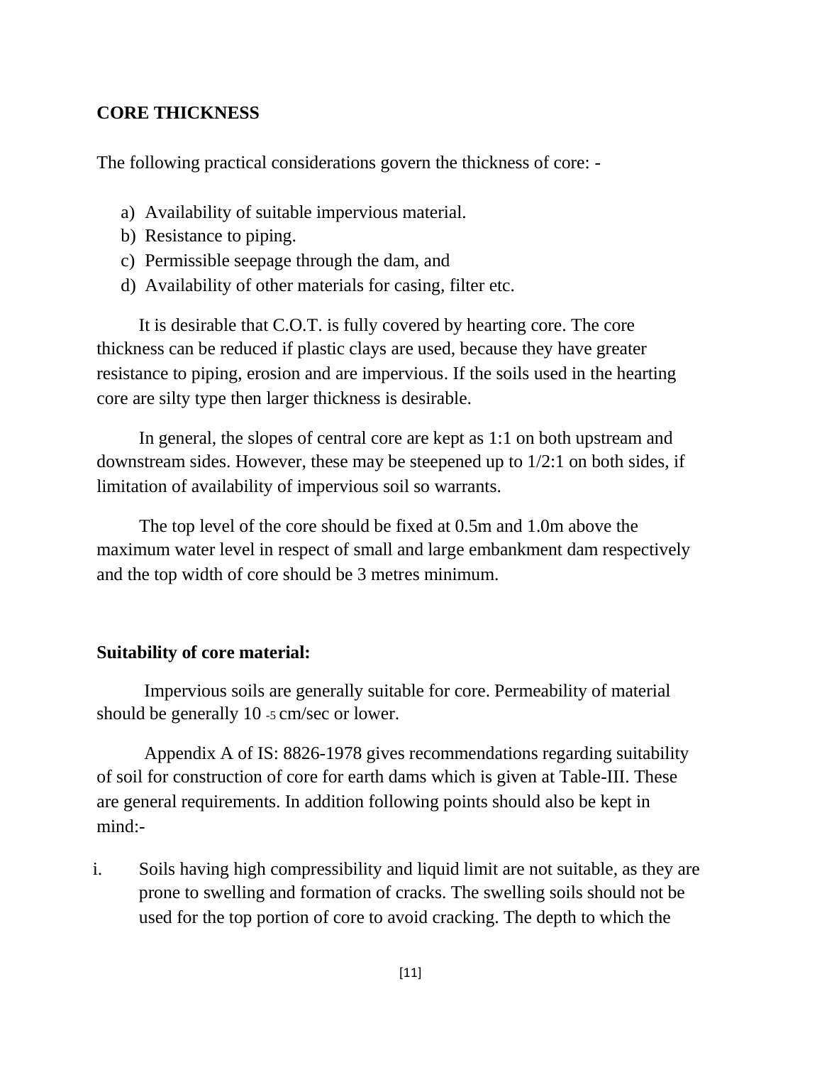**CORE THICKNESS**

The following practical considerations govern the thickness of core: -

a) Availability of suitable impervious material.
b) Resistance to piping.
c) Permissible seepage through the dam, and
d) Availability of other materials for casing, filter etc.

It is desirable that C.O.T. is fully covered by hearting core. The core thickness can be reduced if plastic clays are used, because they have greater resistance to piping, erosion and are impervious. If the soils used in the hearting core are silty type then larger thickness is desirable.

In general, the slopes of central core are kept as 1:1 on both upstream and downstream sides. However, these may be steepened up to 1/2:1 on both sides, if limitation of availability of impervious soil so warrants.

The top level of the core should be fixed at 0.5m and 1.0m above the maximum water level in respect of small and large embankment dam respectively and the top width of core should be 3 metres minimum.

**Suitability of core material:**

Impervious soils are generally suitable for core. Permeability of material should be generally $10^{-5}$ cm/sec or lower.

Appendix A of IS: 8826-1978 gives recommendations regarding suitability of soil for construction of core for earth dams which is given at Table-III. These are general requirements. In addition following points should also be kept in mind:-

i. Soils having high compressibility and liquid limit are not suitable, as they are prone to swelling and formation of cracks. The swelling soils should not be used for the top portion of core to avoid cracking. The depth to which the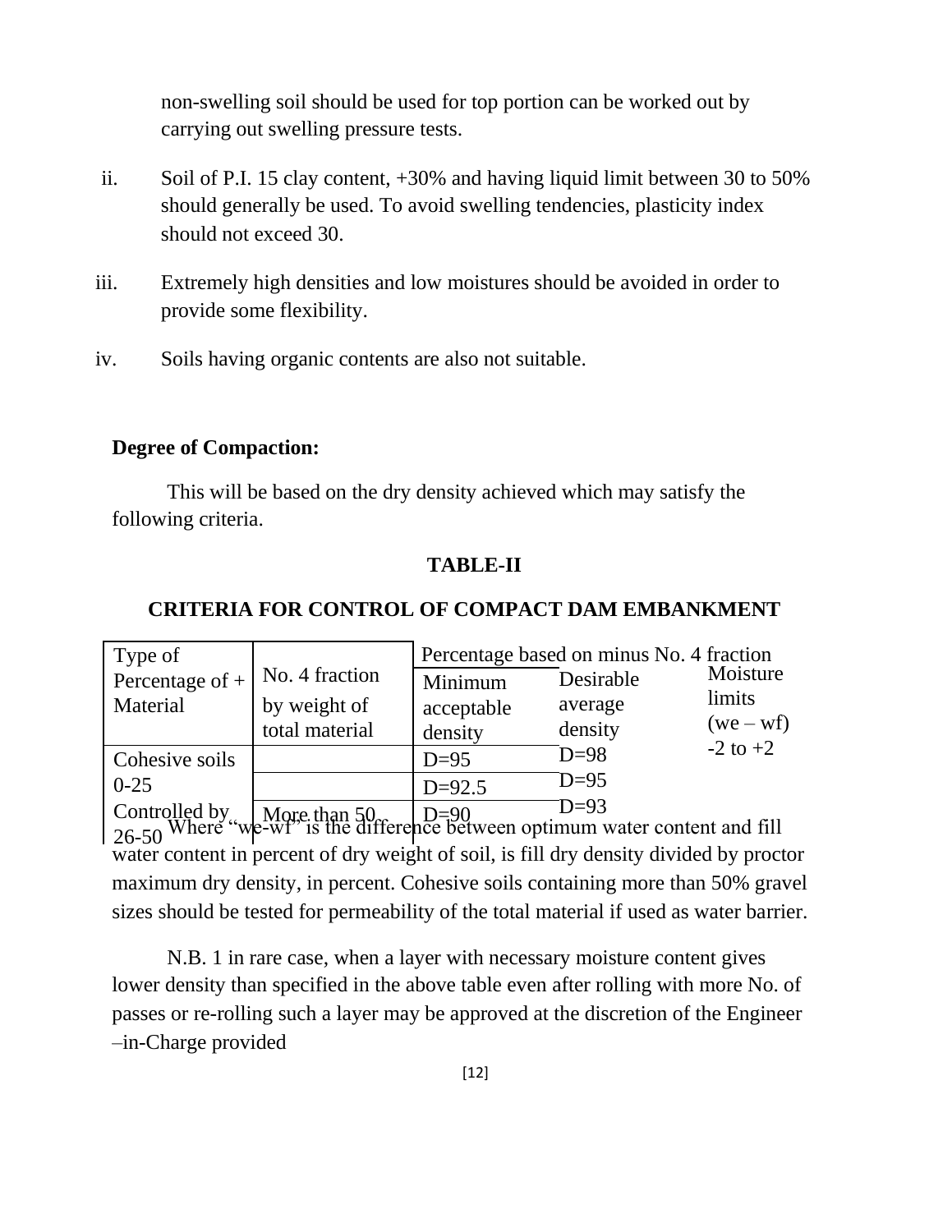non-swelling soil should be used for top portion can be worked out by carrying out swelling pressure tests.

ii. Soil of P.I. 15 clay content, +30% and having liquid limit between 30 to 50% should generally be used. To avoid swelling tendencies, plasticity index should not exceed 30.

iii. Extremely high densities and low moistures should be avoided in order to provide some flexibility.

iv. Soils having organic contents are also not suitable.

**Degree of Compaction:**

This will be based on the dry density achieved which may satisfy the following criteria.

**TABLE-II**

**CRITERIA FOR CONTROL OF COMPACT DAM EMBANKMENT**

| Type of Percentage of + Material | No. 4 fraction by weight of total material | Percentage based on minus No. 4 fraction | | |
|---|---|---|---|---|
| | | Minimum acceptable density | Desirable average density | Moisture limits (we – wf) |
| Cohesive soils | | D=95 | D=98 | -2 to +2 |
| 0-25 | | D=92.5 | D=95 | |
| Controlled by 26-50 | More than 50 | D=90 | D=93 | |

Where "we-wf" is the difference between optimum water content and fill water content in percent of dry weight of soil, is fill dry density divided by proctor maximum dry density, in percent. Cohesive soils containing more than 50% gravel sizes should be tested for permeability of the total material if used as water barrier.

N.B. 1 in rare case, when a layer with necessary moisture content gives lower density than specified in the above table even after rolling with more No. of passes or re-rolling such a layer may be approved at the discretion of the Engineer –in-Charge provided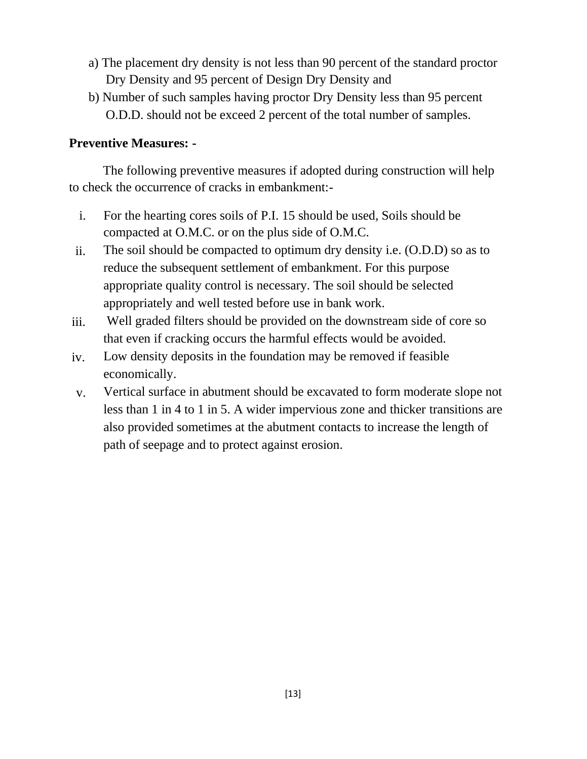a) The placement dry density is not less than 90 percent of the standard proctor Dry Density and 95 percent of Design Dry Density and

b) Number of such samples having proctor Dry Density less than 95 percent O.D.D. should not be exceed 2 percent of the total number of samples.

**Preventive Measures: -**

The following preventive measures if adopted during construction will help to check the occurrence of cracks in embankment:-

i. For the hearting cores soils of P.I. 15 should be used, Soils should be compacted at O.M.C. or on the plus side of O.M.C.

ii. The soil should be compacted to optimum dry density i.e. (O.D.D) so as to reduce the subsequent settlement of embankment. For this purpose appropriate quality control is necessary. The soil should be selected appropriately and well tested before use in bank work.

iii. Well graded filters should be provided on the downstream side of core so that even if cracking occurs the harmful effects would be avoided.

iv. Low density deposits in the foundation may be removed if feasible economically.

v. Vertical surface in abutment should be excavated to form moderate slope not less than 1 in 4 to 1 in 5. A wider impervious zone and thicker transitions are also provided sometimes at the abutment contacts to increase the length of path of seepage and to protect against erosion.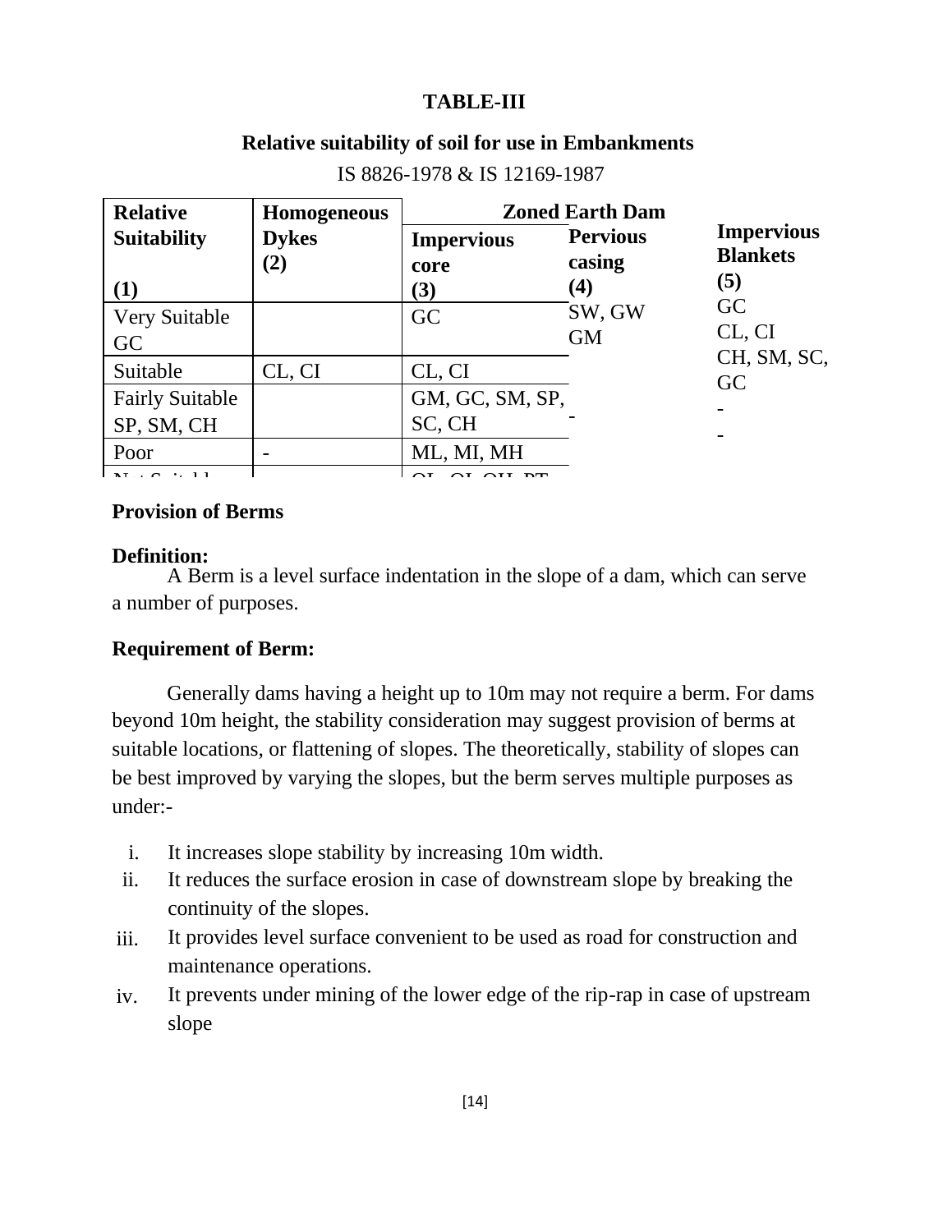**TABLE-III**

**Relative suitability of soil for use in Embankments**

IS 8826-1978 & IS 12169-1987

| Relative Suitability (1) | Homogeneous Dykes (2) | Zoned Earth Dam | | Impervious Blankets (5) |
|---|---|---|---|---|
| | | Impervious core (3) | Pervious casing (4) | |
| Very Suitable GC | | GC | SW, GW GM | GC |
| Suitable | CL, CI | CL, CI | | CL, CI |
| Fairly Suitable SP, SM, CH | | GM, GC, SM, SP, SC, CH | - | CH, SM, SC, GC |
| Poor | - | ML, MI, MH | | - |
| Not Suitable | | OL, OI, OH, PT | | - |

## Provision of Berms

**Definition:**

A Berm is a level surface indentation in the slope of a dam, which can serve a number of purposes.

**Requirement of Berm:**

Generally dams having a height up to 10m may not require a berm. For dams beyond 10m height, the stability consideration may suggest provision of berms at suitable locations, or flattening of slopes. The theoretically, stability of slopes can be best improved by varying the slopes, but the berm serves multiple purposes as under:-

i. It increases slope stability by increasing 10m width.
ii. It reduces the surface erosion in case of downstream slope by breaking the continuity of the slopes.
iii. It provides level surface convenient to be used as road for construction and maintenance operations.
iv. It prevents under mining of the lower edge of the rip-rap in case of upstream slope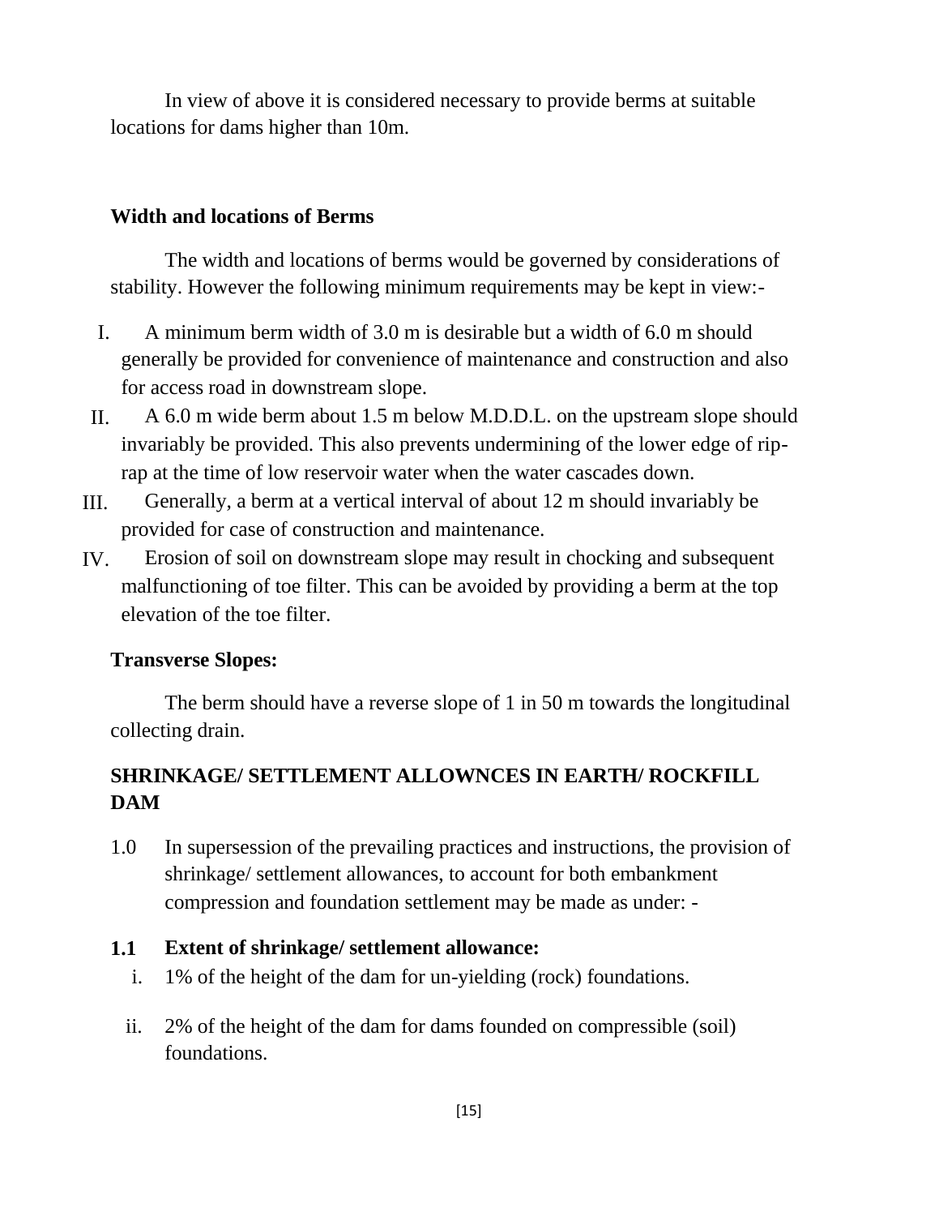In view of above it is considered necessary to provide berms at suitable locations for dams higher than 10m.

**Width and locations of Berms**

The width and locations of berms would be governed by considerations of stability. However the following minimum requirements may be kept in view:-

I. A minimum berm width of 3.0 m is desirable but a width of 6.0 m should generally be provided for convenience of maintenance and construction and also for access road in downstream slope.

II. A 6.0 m wide berm about 1.5 m below M.D.D.L. on the upstream slope should invariably be provided. This also prevents undermining of the lower edge of rip-rap at the time of low reservoir water when the water cascades down.

III. Generally, a berm at a vertical interval of about 12 m should invariably be provided for case of construction and maintenance.

IV. Erosion of soil on downstream slope may result in chocking and subsequent malfunctioning of toe filter. This can be avoided by providing a berm at the top elevation of the toe filter.

**Transverse Slopes:**

The berm should have a reverse slope of 1 in 50 m towards the longitudinal collecting drain.

**SHRINKAGE/ SETTLEMENT ALLOWNCES IN EARTH/ ROCKFILL DAM**

1.0 In supersession of the prevailing practices and instructions, the provision of shrinkage/ settlement allowances, to account for both embankment compression and foundation settlement may be made as under: -

**1.1 Extent of shrinkage/ settlement allowance:**

i. 1% of the height of the dam for un-yielding (rock) foundations.

ii. 2% of the height of the dam for dams founded on compressible (soil) foundations.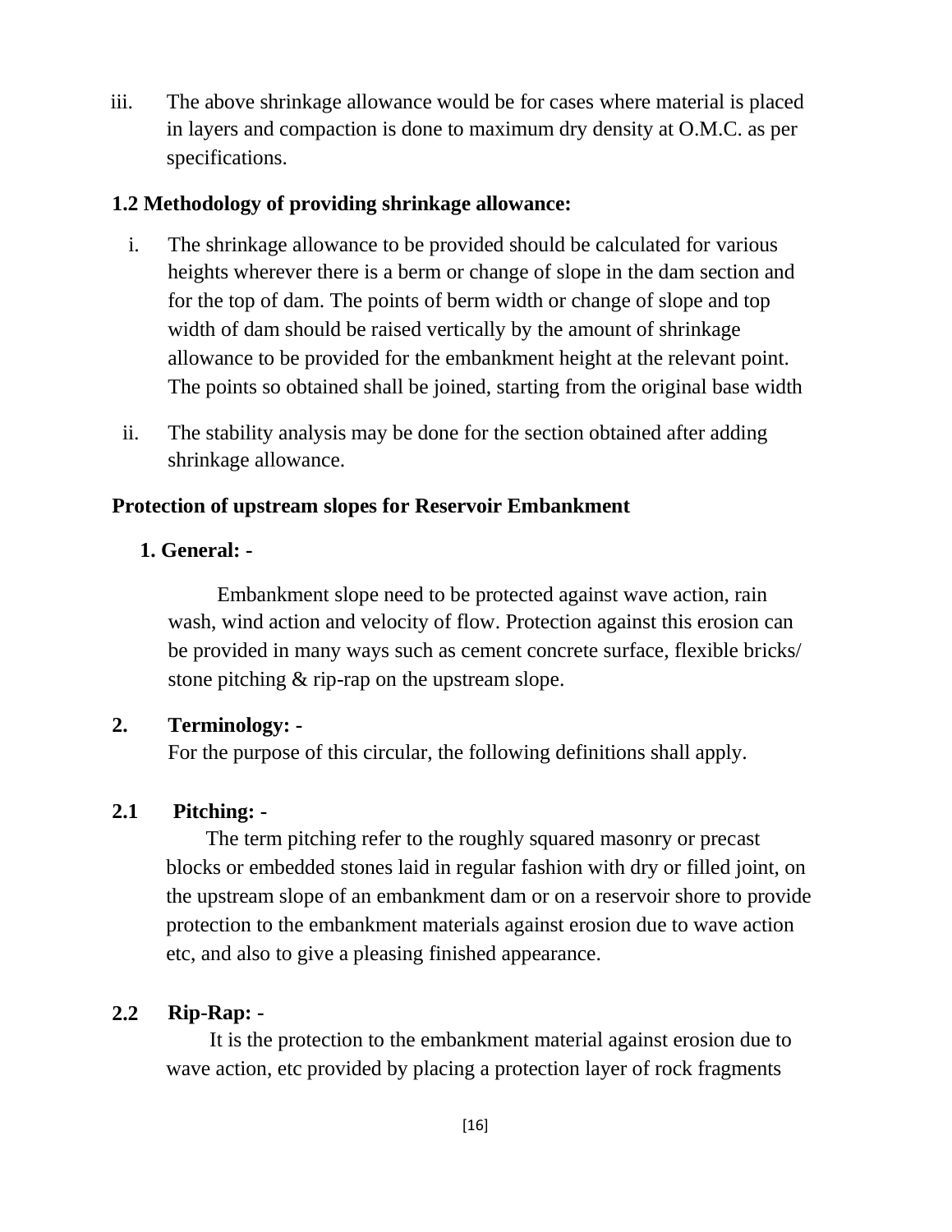iii. The above shrinkage allowance would be for cases where material is placed in layers and compaction is done to maximum dry density at O.M.C. as per specifications.

**1.2 Methodology of providing shrinkage allowance:**

i. The shrinkage allowance to be provided should be calculated for various heights wherever there is a berm or change of slope in the dam section and for the top of dam. The points of berm width or change of slope and top width of dam should be raised vertically by the amount of shrinkage allowance to be provided for the embankment height at the relevant point. The points so obtained shall be joined, starting from the original base width

ii. The stability analysis may be done for the section obtained after adding shrinkage allowance.

**Protection of upstream slopes for Reservoir Embankment**

**1. General: -**

Embankment slope need to be protected against wave action, rain wash, wind action and velocity of flow. Protection against this erosion can be provided in many ways such as cement concrete surface, flexible bricks/ stone pitching & rip-rap on the upstream slope.

**2. Terminology: -**

For the purpose of this circular, the following definitions shall apply.

**2.1 Pitching: -**

The term pitching refer to the roughly squared masonry or precast blocks or embedded stones laid in regular fashion with dry or filled joint, on the upstream slope of an embankment dam or on a reservoir shore to provide protection to the embankment materials against erosion due to wave action etc, and also to give a pleasing finished appearance.

**2.2 Rip-Rap: -**

It is the protection to the embankment material against erosion due to wave action, etc provided by placing a protection layer of rock fragments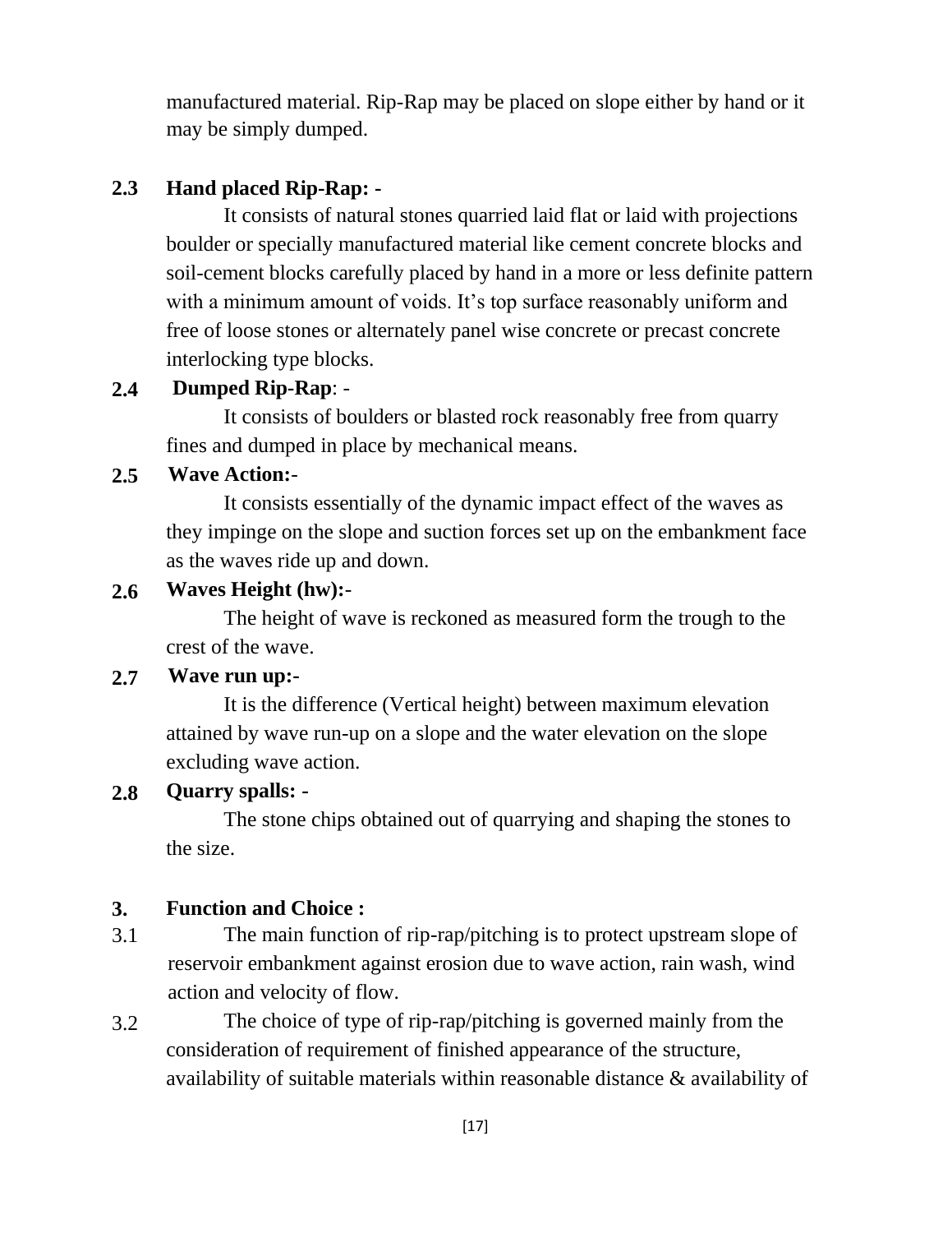manufactured material. Rip-Rap may be placed on slope either by hand or it may be simply dumped.

**2.3 Hand placed Rip-Rap: -**

It consists of natural stones quarried laid flat or laid with projections boulder or specially manufactured material like cement concrete blocks and soil-cement blocks carefully placed by hand in a more or less definite pattern with a minimum amount of voids. It's top surface reasonably uniform and free of loose stones or alternately panel wise concrete or precast concrete interlocking type blocks.

**2.4 Dumped Rip-Rap**: -

It consists of boulders or blasted rock reasonably free from quarry fines and dumped in place by mechanical means.

**2.5 Wave Action:**-

It consists essentially of the dynamic impact effect of the waves as they impinge on the slope and suction forces set up on the embankment face as the waves ride up and down.

**2.6 Waves Height (hw):**-

The height of wave is reckoned as measured form the trough to the crest of the wave.

**2.7 Wave run up:-**

It is the difference (Vertical height) between maximum elevation attained by wave run-up on a slope and the water elevation on the slope excluding wave action.

**2.8 Quarry spalls: -**

The stone chips obtained out of quarrying and shaping the stones to the size.

## 3. Function and Choice :

3.1 The main function of rip-rap/pitching is to protect upstream slope of reservoir embankment against erosion due to wave action, rain wash, wind action and velocity of flow.

3.2 The choice of type of rip-rap/pitching is governed mainly from the consideration of requirement of finished appearance of the structure, availability of suitable materials within reasonable distance & availability of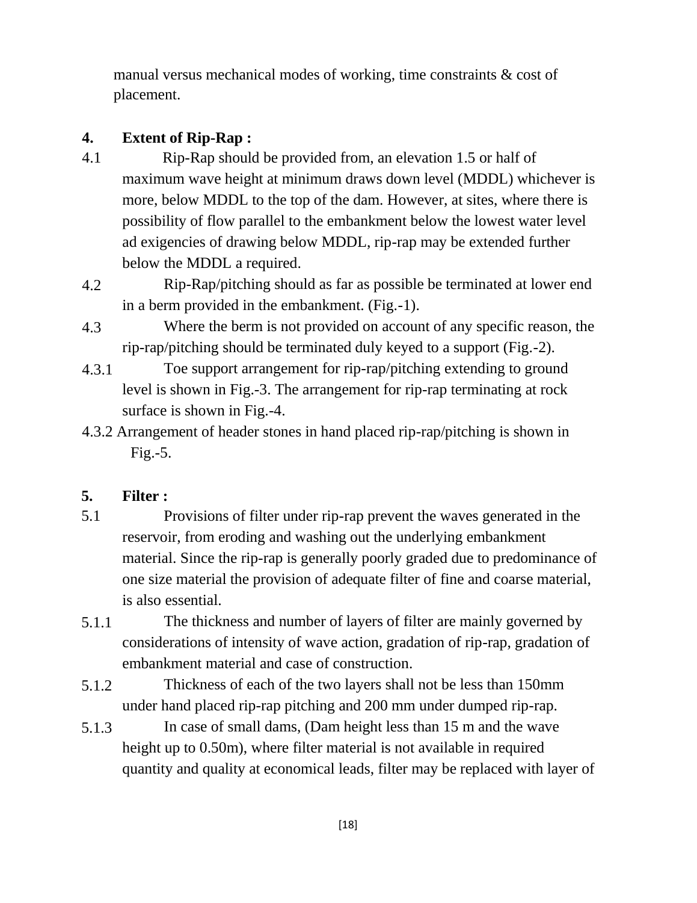manual versus mechanical modes of working, time constraints & cost of placement.

## 4. Extent of Rip-Rap :

4.1 Rip-Rap should be provided from, an elevation 1.5 or half of maximum wave height at minimum draws down level (MDDL) whichever is more, below MDDL to the top of the dam. However, at sites, where there is possibility of flow parallel to the embankment below the lowest water level ad exigencies of drawing below MDDL, rip-rap may be extended further below the MDDL a required.

4.2 Rip-Rap/pitching should as far as possible be terminated at lower end in a berm provided in the embankment. (Fig.-1).

4.3 Where the berm is not provided on account of any specific reason, the rip-rap/pitching should be terminated duly keyed to a support (Fig.-2).

4.3.1 Toe support arrangement for rip-rap/pitching extending to ground level is shown in Fig.-3. The arrangement for rip-rap terminating at rock surface is shown in Fig.-4.

4.3.2 Arrangement of header stones in hand placed rip-rap/pitching is shown in Fig.-5.

## 5. Filter :

5.1 Provisions of filter under rip-rap prevent the waves generated in the reservoir, from eroding and washing out the underlying embankment material. Since the rip-rap is generally poorly graded due to predominance of one size material the provision of adequate filter of fine and coarse material, is also essential.

5.1.1 The thickness and number of layers of filter are mainly governed by considerations of intensity of wave action, gradation of rip-rap, gradation of embankment material and case of construction.

5.1.2 Thickness of each of the two layers shall not be less than 150mm under hand placed rip-rap pitching and 200 mm under dumped rip-rap.

5.1.3 In case of small dams, (Dam height less than 15 m and the wave height up to 0.50m), where filter material is not available in required quantity and quality at economical leads, filter may be replaced with layer of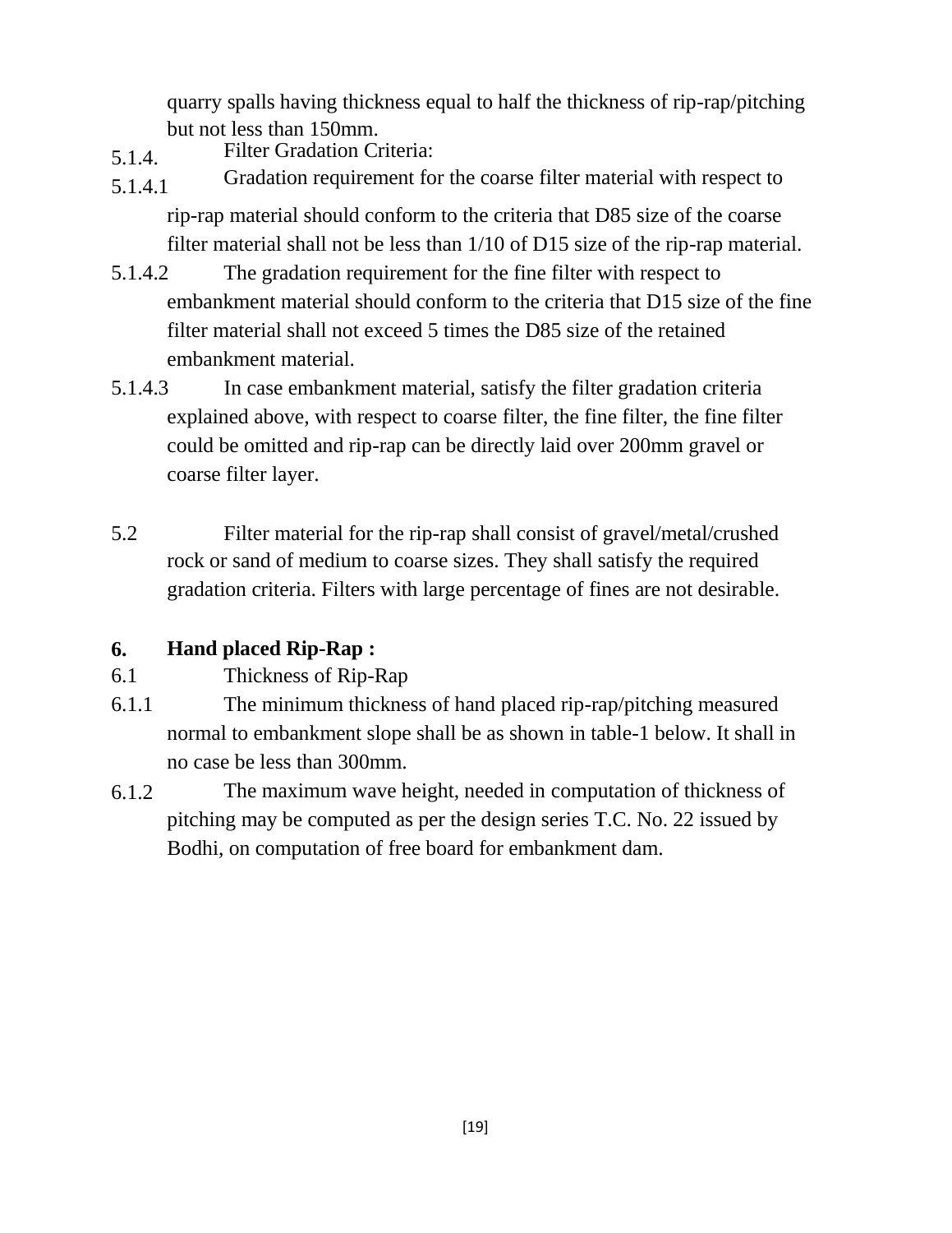quarry spalls having thickness equal to half the thickness of rip-rap/pitching but not less than 150mm.

5.1.4. Filter Gradation Criteria:

5.1.4.1 Gradation requirement for the coarse filter material with respect to rip-rap material should conform to the criteria that D85 size of the coarse filter material shall not be less than 1/10 of D15 size of the rip-rap material.

5.1.4.2 The gradation requirement for the fine filter with respect to embankment material should conform to the criteria that D15 size of the fine filter material shall not exceed 5 times the D85 size of the retained embankment material.

5.1.4.3 In case embankment material, satisfy the filter gradation criteria explained above, with respect to coarse filter, the fine filter, the fine filter could be omitted and rip-rap can be directly laid over 200mm gravel or coarse filter layer.

5.2 Filter material for the rip-rap shall consist of gravel/metal/crushed rock or sand of medium to coarse sizes. They shall satisfy the required gradation criteria. Filters with large percentage of fines are not desirable.

## 6. Hand placed Rip-Rap :

6.1 Thickness of Rip-Rap

6.1.1 The minimum thickness of hand placed rip-rap/pitching measured normal to embankment slope shall be as shown in table-1 below. It shall in no case be less than 300mm.

6.1.2 The maximum wave height, needed in computation of thickness of pitching may be computed as per the design series T.C. No. 22 issued by Bodhi, on computation of free board for embankment dam.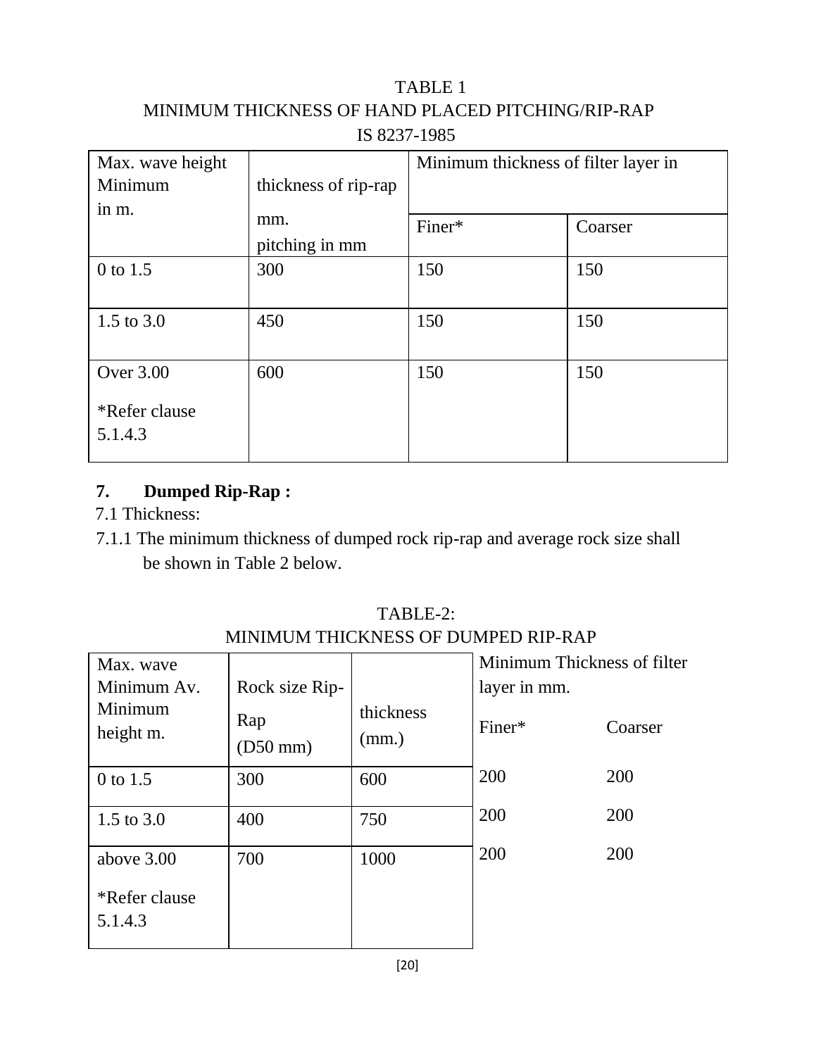TABLE 1

MINIMUM THICKNESS OF HAND PLACED PITCHING/RIP-RAP

IS 8237-1985

| Max. wave height Minimum in m. | thickness of rip-rap mm. pitching in mm | Minimum thickness of filter layer in | |
|---|---|---|---|
| | | Finer* | Coarser |
| 0 to 1.5 | 300 | 150 | 150 |
| 1.5 to 3.0 | 450 | 150 | 150 |
| Over 3.00 *Refer clause 5.1.4.3 | 600 | 150 | 150 |

**7. Dumped Rip-Rap :**

7.1 Thickness:

7.1.1 The minimum thickness of dumped rock rip-rap and average rock size shall be shown in Table 2 below.

TABLE-2:

MINIMUM THICKNESS OF DUMPED RIP-RAP

| Max. wave Minimum Av. Minimum height m. | Rock size Rip-Rap (D50 mm) | thickness (mm.) | Minimum Thickness of filter layer in mm. | |
|---|---|---|---|---|
| | | | Finer* | Coarser |
| 0 to 1.5 | 300 | 600 | 200 | 200 |
| 1.5 to 3.0 | 400 | 750 | 200 | 200 |
| above 3.00 *Refer clause 5.1.4.3 | 700 | 1000 | 200 | 200 |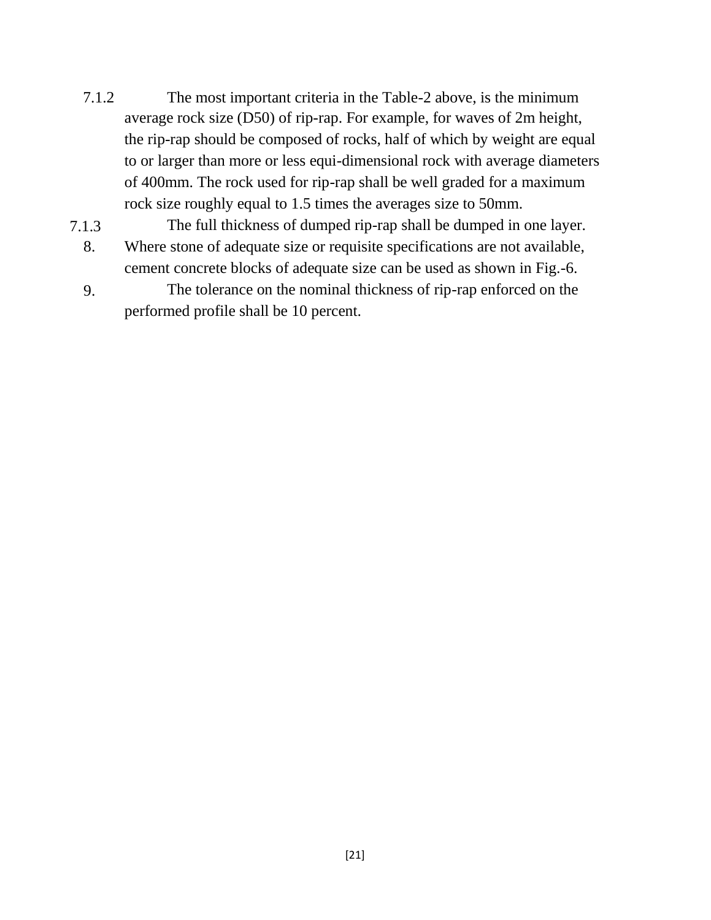7.1.2 The most important criteria in the Table-2 above, is the minimum average rock size (D50) of rip-rap. For example, for waves of 2m height, the rip-rap should be composed of rocks, half of which by weight are equal to or larger than more or less equi-dimensional rock with average diameters of 400mm. The rock used for rip-rap shall be well graded for a maximum rock size roughly equal to 1.5 times the averages size to 50mm.

7.1.3 The full thickness of dumped rip-rap shall be dumped in one layer.

8. Where stone of adequate size or requisite specifications are not available, cement concrete blocks of adequate size can be used as shown in Fig.-6.

9. The tolerance on the nominal thickness of rip-rap enforced on the performed profile shall be 10 percent.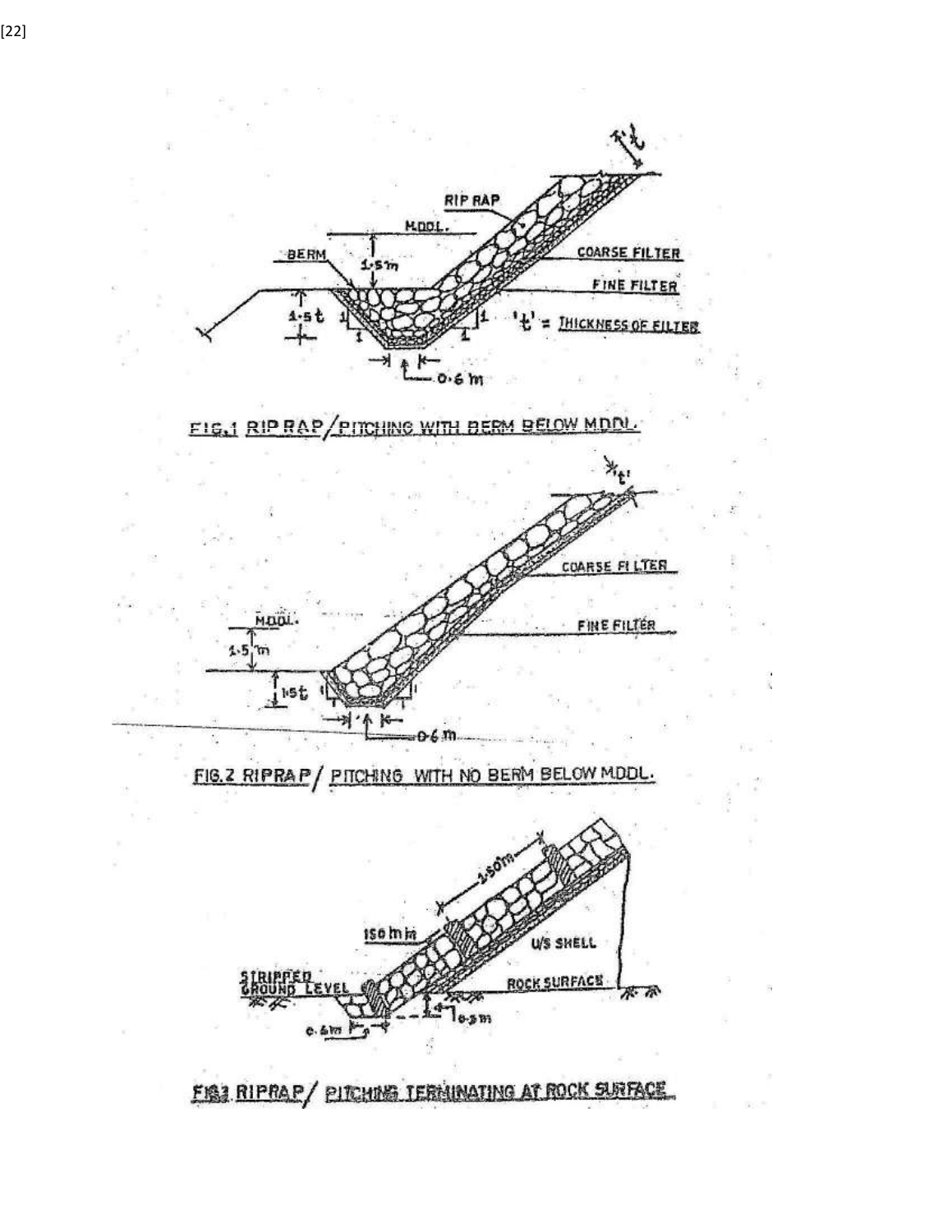FIG.1 RIP RAP/PITCHING WITH BERM BELOW MDDL.

FIG.2 RIPRAP/ PITCHING WITH NO BERM BELOW MDDL.

FIG.3 RIPRAP/ PITCHING TERMINATING AT ROCK SURFACE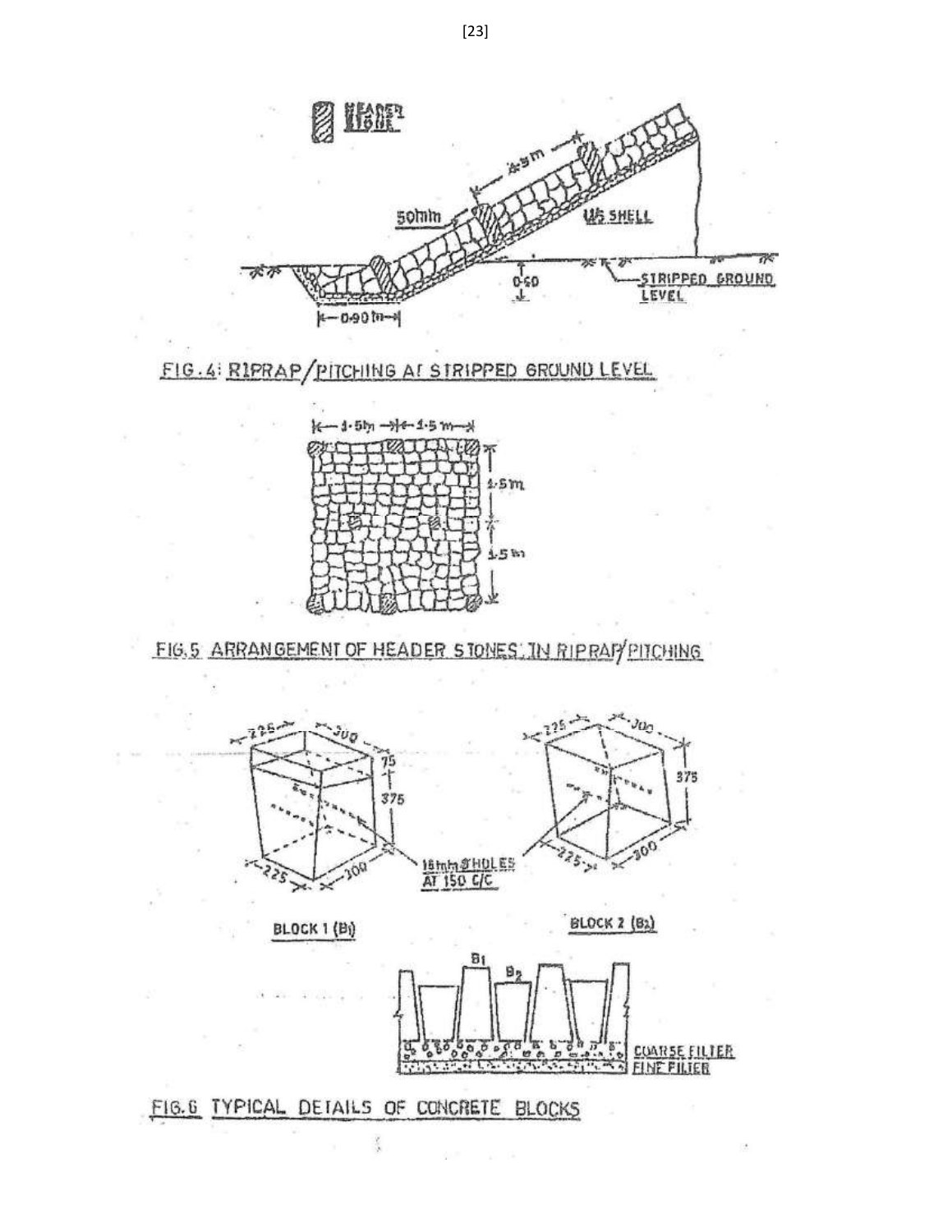FIG.4: RIPRAP/PITCHING AT STRIPPED GROUND LEVEL

FIG.5 ARRANGEMENT OF HEADER STONES IN RIPRAP/PITCHING

FIG.6 TYPICAL DETAILS OF CONCRETE BLOCKS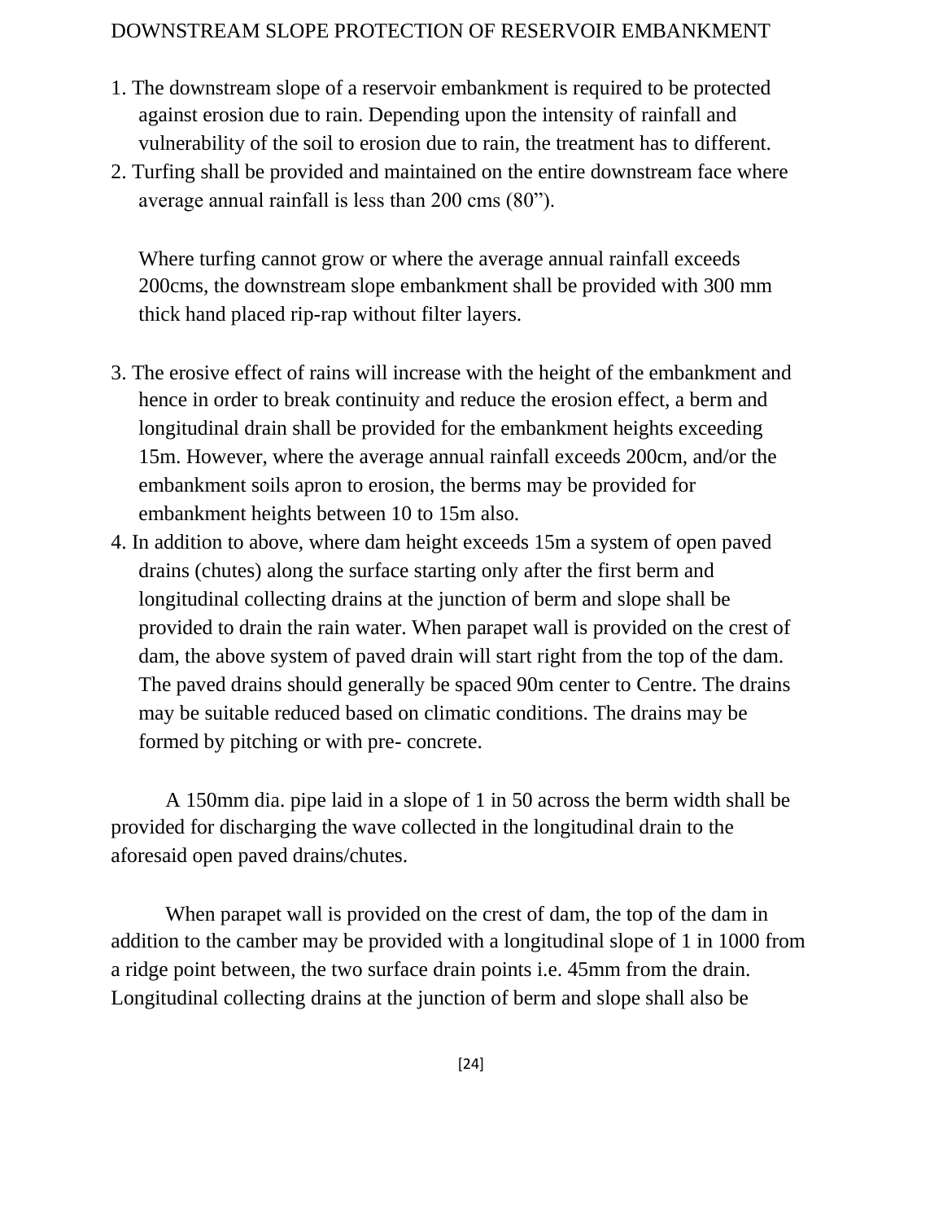DOWNSTREAM SLOPE PROTECTION OF RESERVOIR EMBANKMENT

1. The downstream slope of a reservoir embankment is required to be protected against erosion due to rain. Depending upon the intensity of rainfall and vulnerability of the soil to erosion due to rain, the treatment has to different.
2. Turfing shall be provided and maintained on the entire downstream face where average annual rainfall is less than 200 cms (80”).

   Where turfing cannot grow or where the average annual rainfall exceeds 200cms, the downstream slope embankment shall be provided with 300 mm thick hand placed rip-rap without filter layers.

3. The erosive effect of rains will increase with the height of the embankment and hence in order to break continuity and reduce the erosion effect, a berm and longitudinal drain shall be provided for the embankment heights exceeding 15m. However, where the average annual rainfall exceeds 200cm, and/or the embankment soils apron to erosion, the berms may be provided for embankment heights between 10 to 15m also.
4. In addition to above, where dam height exceeds 15m a system of open paved drains (chutes) along the surface starting only after the first berm and longitudinal collecting drains at the junction of berm and slope shall be provided to drain the rain water. When parapet wall is provided on the crest of dam, the above system of paved drain will start right from the top of the dam. The paved drains should generally be spaced 90m center to Centre. The drains may be suitable reduced based on climatic conditions. The drains may be formed by pitching or with pre- concrete.

A 150mm dia. pipe laid in a slope of 1 in 50 across the berm width shall be provided for discharging the wave collected in the longitudinal drain to the aforesaid open paved drains/chutes.

When parapet wall is provided on the crest of dam, the top of the dam in addition to the camber may be provided with a longitudinal slope of 1 in 1000 from a ridge point between, the two surface drain points i.e. 45mm from the drain. Longitudinal collecting drains at the junction of berm and slope shall also be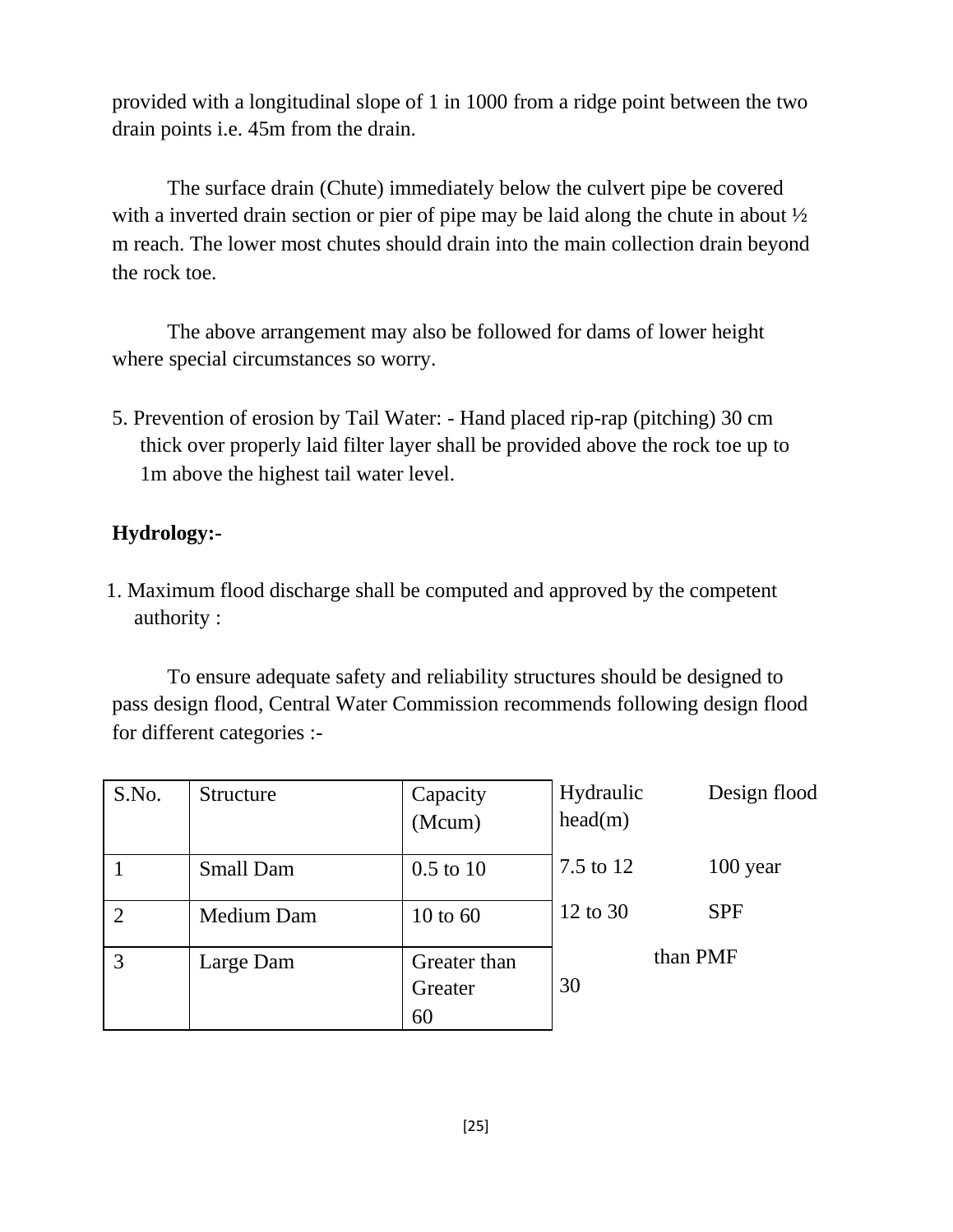provided with a longitudinal slope of 1 in 1000 from a ridge point between the two drain points i.e. 45m from the drain.

The surface drain (Chute) immediately below the culvert pipe be covered with a inverted drain section or pier of pipe may be laid along the chute in about ½ m reach. The lower most chutes should drain into the main collection drain beyond the rock toe.

The above arrangement may also be followed for dams of lower height where special circumstances so worry.

5. Prevention of erosion by Tail Water: - Hand placed rip-rap (pitching) 30 cm thick over properly laid filter layer shall be provided above the rock toe up to 1m above the highest tail water level.

**Hydrology:-**

1. Maximum flood discharge shall be computed and approved by the competent authority :

To ensure adequate safety and reliability structures should be designed to pass design flood, Central Water Commission recommends following design flood for different categories :-

| S.No. | Structure | Capacity (Mcum) | Hydraulic head(m) | Design flood |
|---|---|---|---|---|
| 1 | Small Dam | 0.5 to 10 | 7.5 to 12 | 100 year |
| 2 | Medium Dam | 10 to 60 | 12 to 30 | SPF |
| 3 | Large Dam | Greater than Greater 60 | 30 than | PMF |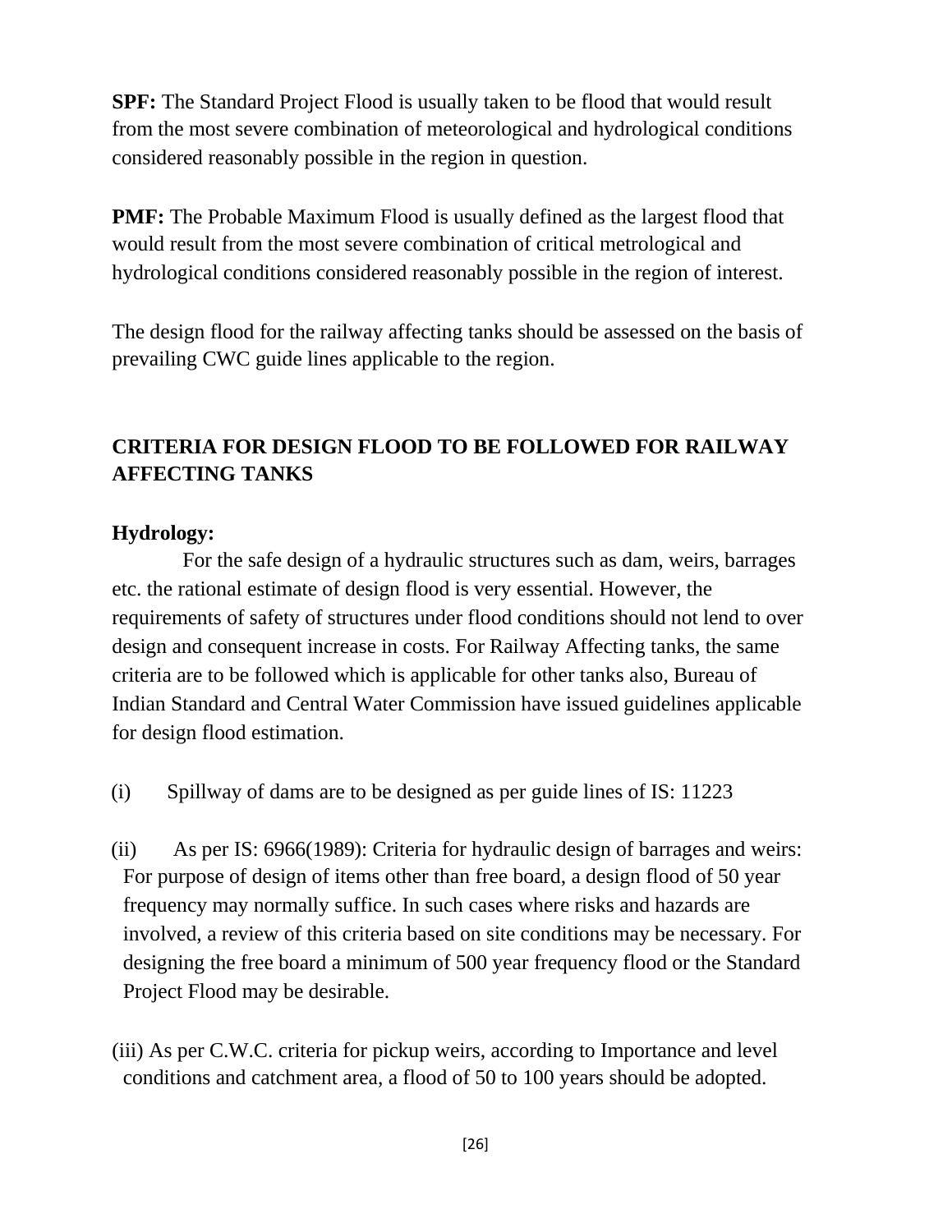**SPF:** The Standard Project Flood is usually taken to be flood that would result from the most severe combination of meteorological and hydrological conditions considered reasonably possible in the region in question.

**PMF:** The Probable Maximum Flood is usually defined as the largest flood that would result from the most severe combination of critical metrological and hydrological conditions considered reasonably possible in the region of interest.

The design flood for the railway affecting tanks should be assessed on the basis of prevailing CWC guide lines applicable to the region.

## CRITERIA FOR DESIGN FLOOD TO BE FOLLOWED FOR RAILWAY AFFECTING TANKS

**Hydrology:**

For the safe design of a hydraulic structures such as dam, weirs, barrages etc. the rational estimate of design flood is very essential. However, the requirements of safety of structures under flood conditions should not lend to over design and consequent increase in costs. For Railway Affecting tanks, the same criteria are to be followed which is applicable for other tanks also, Bureau of Indian Standard and Central Water Commission have issued guidelines applicable for design flood estimation.

(i) Spillway of dams are to be designed as per guide lines of IS: 11223

(ii) As per IS: 6966(1989): Criteria for hydraulic design of barrages and weirs: For purpose of design of items other than free board, a design flood of 50 year frequency may normally suffice. In such cases where risks and hazards are involved, a review of this criteria based on site conditions may be necessary. For designing the free board a minimum of 500 year frequency flood or the Standard Project Flood may be desirable.

(iii) As per C.W.C. criteria for pickup weirs, according to Importance and level conditions and catchment area, a flood of 50 to 100 years should be adopted.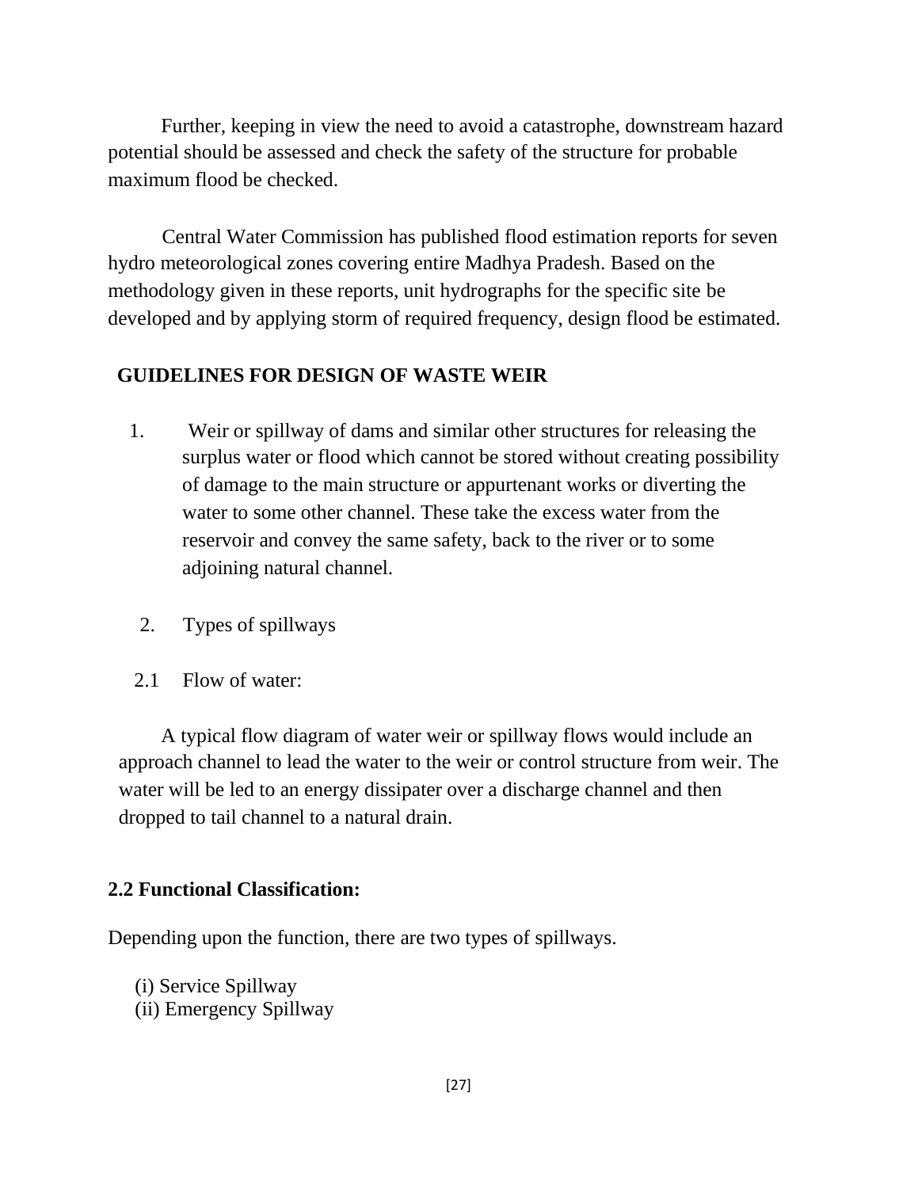Further, keeping in view the need to avoid a catastrophe, downstream hazard potential should be assessed and check the safety of the structure for probable maximum flood be checked.

Central Water Commission has published flood estimation reports for seven hydro meteorological zones covering entire Madhya Pradesh. Based on the methodology given in these reports, unit hydrographs for the specific site be developed and by applying storm of required frequency, design flood be estimated.

## GUIDELINES FOR DESIGN OF WASTE WEIR

1. Weir or spillway of dams and similar other structures for releasing the surplus water or flood which cannot be stored without creating possibility of damage to the main structure or appurtenant works or diverting the water to some other channel. These take the excess water from the reservoir and convey the same safety, back to the river or to some adjoining natural channel.

2. Types of spillways

2.1 Flow of water:

A typical flow diagram of water weir or spillway flows would include an approach channel to lead the water to the weir or control structure from weir. The water will be led to an energy dissipater over a discharge channel and then dropped to tail channel to a natural drain.

**2.2 Functional Classification:**

Depending upon the function, there are two types of spillways.

(i) Service Spillway
(ii) Emergency Spillway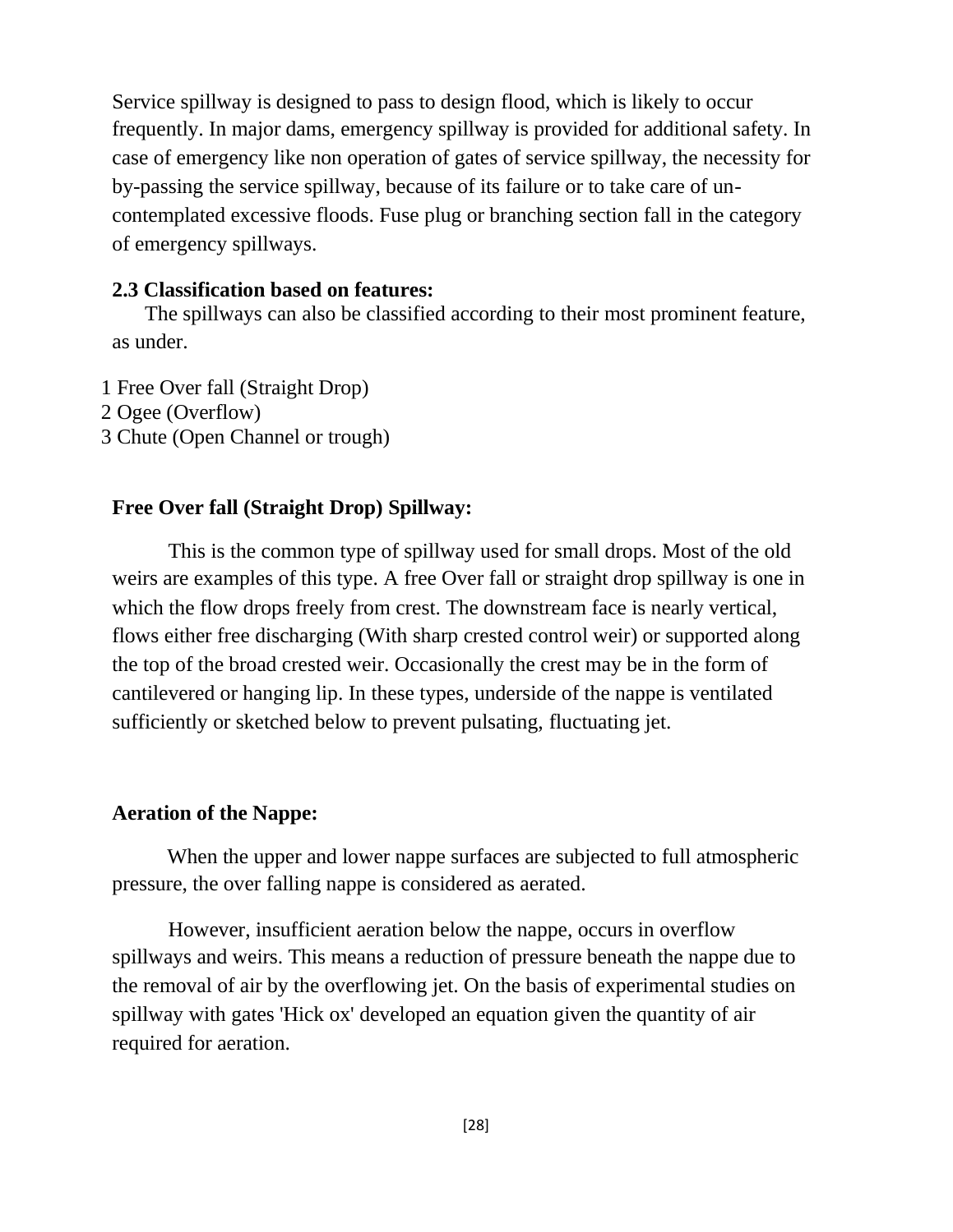Service spillway is designed to pass to design flood, which is likely to occur frequently. In major dams, emergency spillway is provided for additional safety. In case of emergency like non operation of gates of service spillway, the necessity for by-passing the service spillway, because of its failure or to take care of un-contemplated excessive floods. Fuse plug or branching section fall in the category of emergency spillways.

### 2.3 Classification based on features:

The spillways can also be classified according to their most prominent feature, as under.

1 Free Over fall (Straight Drop)
2 Ogee (Overflow)
3 Chute (Open Channel or trough)

### Free Over fall (Straight Drop) Spillway:

This is the common type of spillway used for small drops. Most of the old weirs are examples of this type. A free Over fall or straight drop spillway is one in which the flow drops freely from crest. The downstream face is nearly vertical, flows either free discharging (With sharp crested control weir) or supported along the top of the broad crested weir. Occasionally the crest may be in the form of cantilevered or hanging lip. In these types, underside of the nappe is ventilated sufficiently or sketched below to prevent pulsating, fluctuating jet.

### Aeration of the Nappe:

When the upper and lower nappe surfaces are subjected to full atmospheric pressure, the over falling nappe is considered as aerated.

However, insufficient aeration below the nappe, occurs in overflow spillways and weirs. This means a reduction of pressure beneath the nappe due to the removal of air by the overflowing jet. On the basis of experimental studies on spillway with gates 'Hick ox' developed an equation given the quantity of air required for aeration.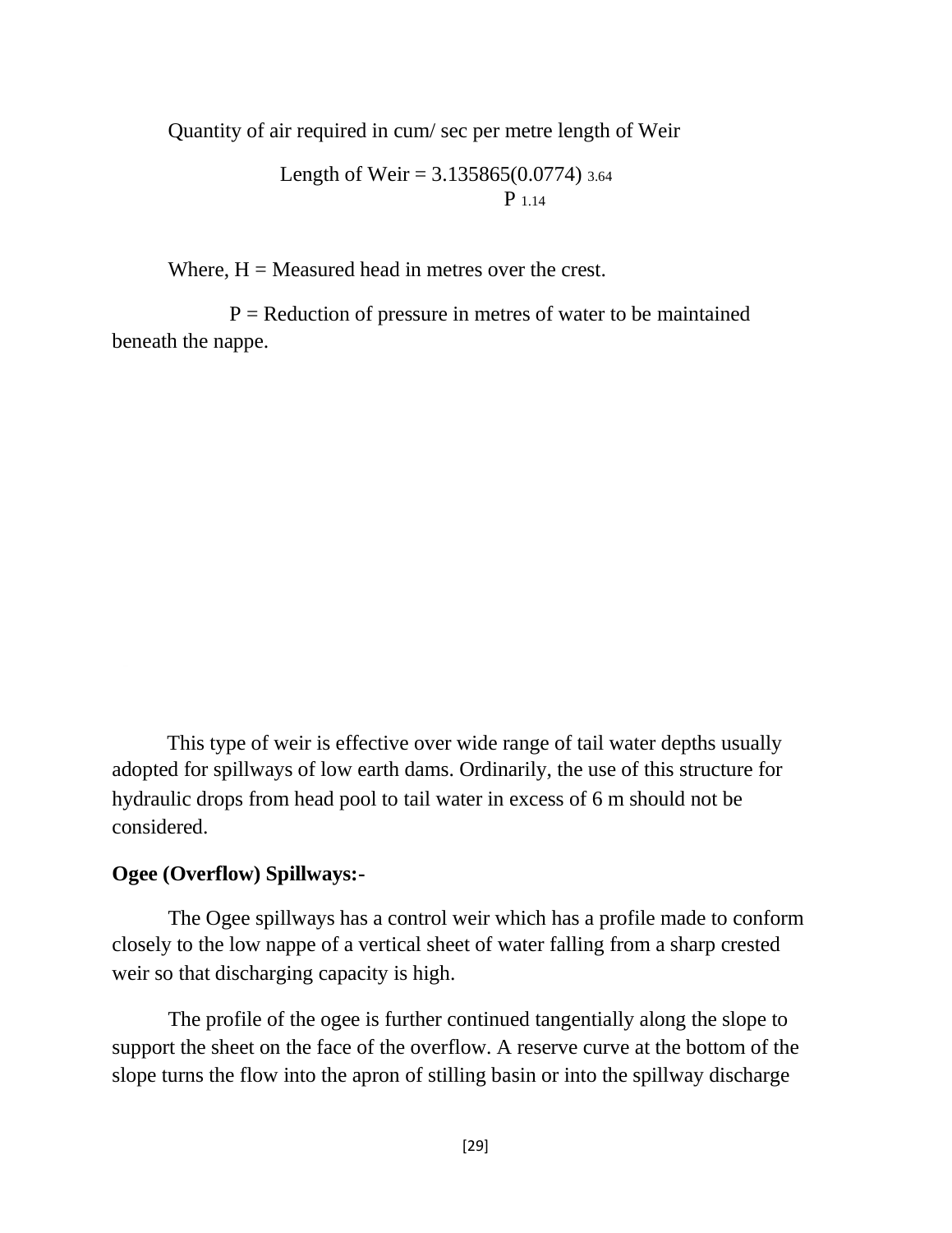Quantity of air required in cum/ sec per metre length of Weir

$$\text{Length of Weir} = \frac{3.135865(0.0774)^{3.64}}{P^{1.14}}$$

Where, H = Measured head in metres over the crest.

P = Reduction of pressure in metres of water to be maintained beneath the nappe.

This type of weir is effective over wide range of tail water depths usually adopted for spillways of low earth dams. Ordinarily, the use of this structure for hydraulic drops from head pool to tail water in excess of 6 m should not be considered.

**Ogee (Overflow) Spillways:-**

The Ogee spillways has a control weir which has a profile made to conform closely to the low nappe of a vertical sheet of water falling from a sharp crested weir so that discharging capacity is high.

The profile of the ogee is further continued tangentially along the slope to support the sheet on the face of the overflow. A reserve curve at the bottom of the slope turns the flow into the apron of stilling basin or into the spillway discharge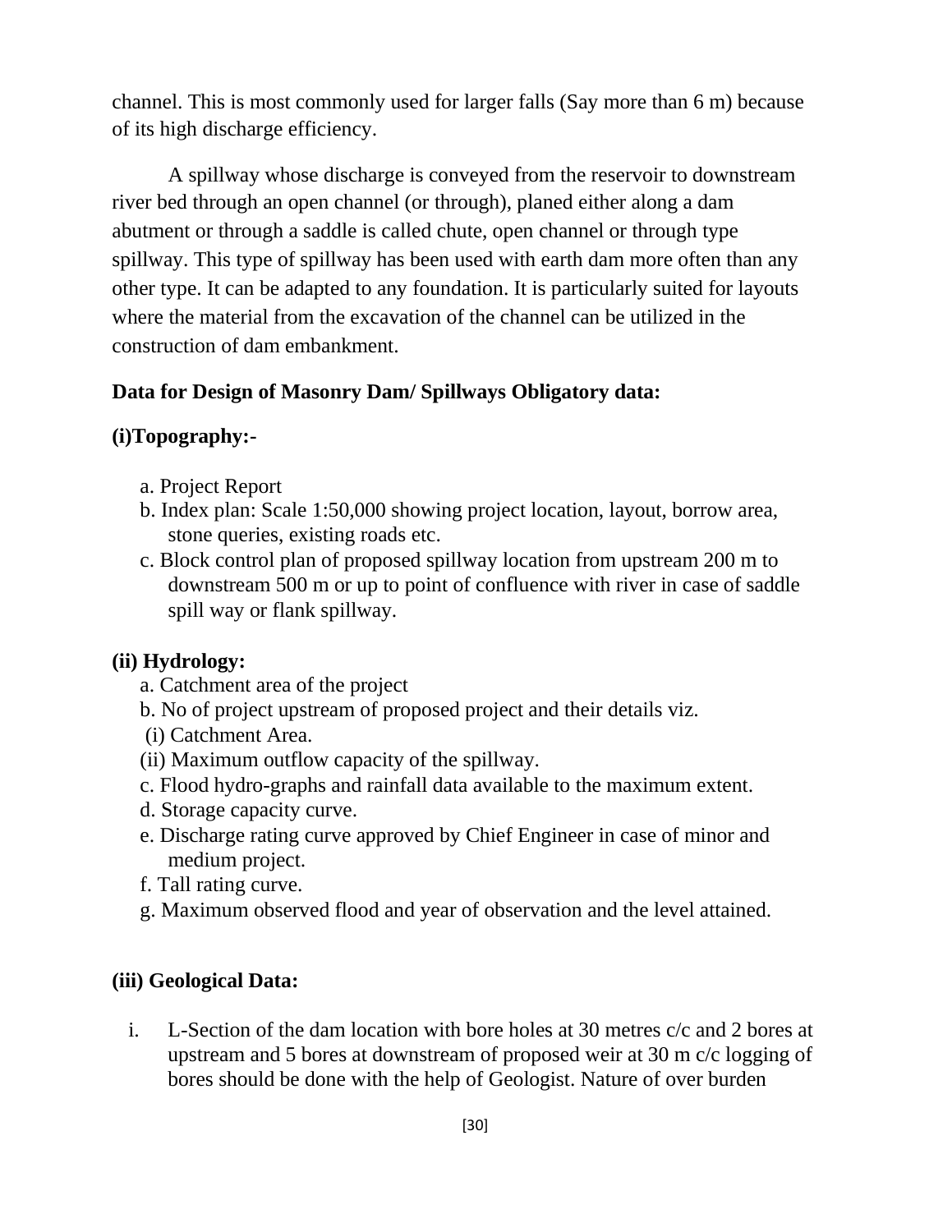channel. This is most commonly used for larger falls (Say more than 6 m) because of its high discharge efficiency.

A spillway whose discharge is conveyed from the reservoir to downstream river bed through an open channel (or through), planed either along a dam abutment or through a saddle is called chute, open channel or through type spillway. This type of spillway has been used with earth dam more often than any other type. It can be adapted to any foundation. It is particularly suited for layouts where the material from the excavation of the channel can be utilized in the construction of dam embankment.

**Data for Design of Masonry Dam/ Spillways Obligatory data:**

**(i)Topography:-**

a. Project Report
b. Index plan: Scale 1:50,000 showing project location, layout, borrow area, stone queries, existing roads etc.
c. Block control plan of proposed spillway location from upstream 200 m to downstream 500 m or up to point of confluence with river in case of saddle spill way or flank spillway.

**(ii) Hydrology:**

a. Catchment area of the project
b. No of project upstream of proposed project and their details viz.
(i) Catchment Area.
(ii) Maximum outflow capacity of the spillway.
c. Flood hydro-graphs and rainfall data available to the maximum extent.
d. Storage capacity curve.
e. Discharge rating curve approved by Chief Engineer in case of minor and medium project.
f. Tall rating curve.
g. Maximum observed flood and year of observation and the level attained.

**(iii) Geological Data:**

i. L-Section of the dam location with bore holes at 30 metres c/c and 2 bores at upstream and 5 bores at downstream of proposed weir at 30 m c/c logging of bores should be done with the help of Geologist. Nature of over burden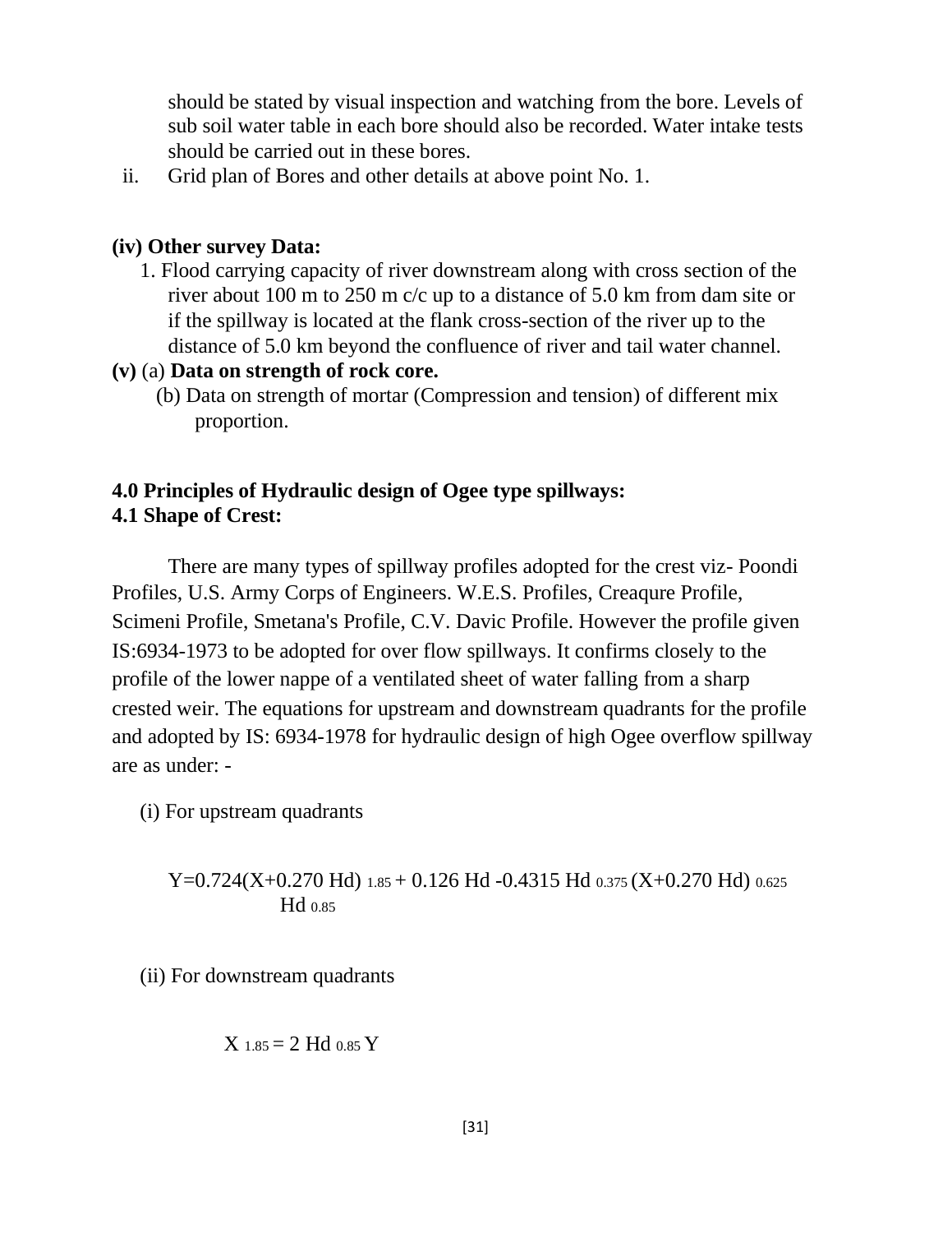should be stated by visual inspection and watching from the bore. Levels of sub soil water table in each bore should also be recorded. Water intake tests should be carried out in these bores.

ii. Grid plan of Bores and other details at above point No. 1.

**(iv) Other survey Data:**

1. Flood carrying capacity of river downstream along with cross section of the river about 100 m to 250 m c/c up to a distance of 5.0 km from dam site or if the spillway is located at the flank cross-section of the river up to the distance of 5.0 km beyond the confluence of river and tail water channel.

**(v)** (a) **Data on strength of rock core.**

(b) Data on strength of mortar (Compression and tension) of different mix proportion.

## 4.0 Principles of Hydraulic design of Ogee type spillways:

### 4.1 Shape of Crest:

There are many types of spillway profiles adopted for the crest viz- Poondi Profiles, U.S. Army Corps of Engineers. W.E.S. Profiles, Creaqure Profile, Scimeni Profile, Smetana's Profile, C.V. Davic Profile. However the profile given IS:6934-1973 to be adopted for over flow spillways. It confirms closely to the profile of the lower nappe of a ventilated sheet of water falling from a sharp crested weir. The equations for upstream and downstream quadrants for the profile and adopted by IS: 6934-1978 for hydraulic design of high Ogee overflow spillway are as under: -

(i) For upstream quadrants

$$Y = \frac{0.724(X+0.270\,Hd)^{1.85}}{Hd^{0.85}} + 0.126\,Hd - 0.4315\,Hd^{0.375}(X+0.270\,Hd)^{0.625}$$

(ii) For downstream quadrants

$$X^{1.85} = 2\,Hd^{0.85}\,Y$$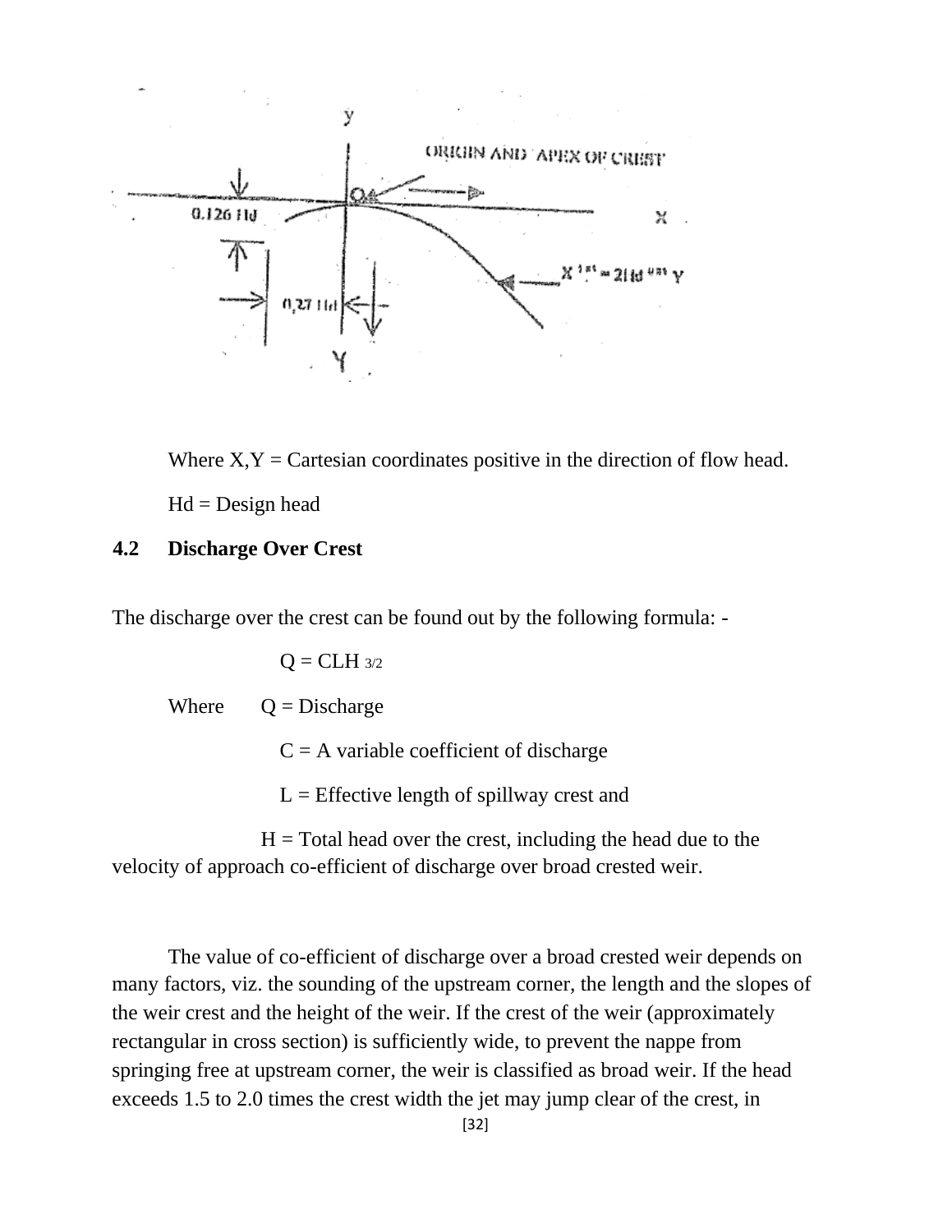Where X,Y = Cartesian coordinates positive in the direction of flow head.

Hd = Design head

### 4.2 Discharge Over Crest

The discharge over the crest can be found out by the following formula: -

$$Q = CLH^{3/2}$$

Where Q = Discharge

C = A variable coefficient of discharge

L = Effective length of spillway crest and

H = Total head over the crest, including the head due to the velocity of approach co-efficient of discharge over broad crested weir.

The value of co-efficient of discharge over a broad crested weir depends on many factors, viz. the sounding of the upstream corner, the length and the slopes of the weir crest and the height of the weir. If the crest of the weir (approximately rectangular in cross section) is sufficiently wide, to prevent the nappe from springing free at upstream corner, the weir is classified as broad weir. If the head exceeds 1.5 to 2.0 times the crest width the jet may jump clear of the crest, in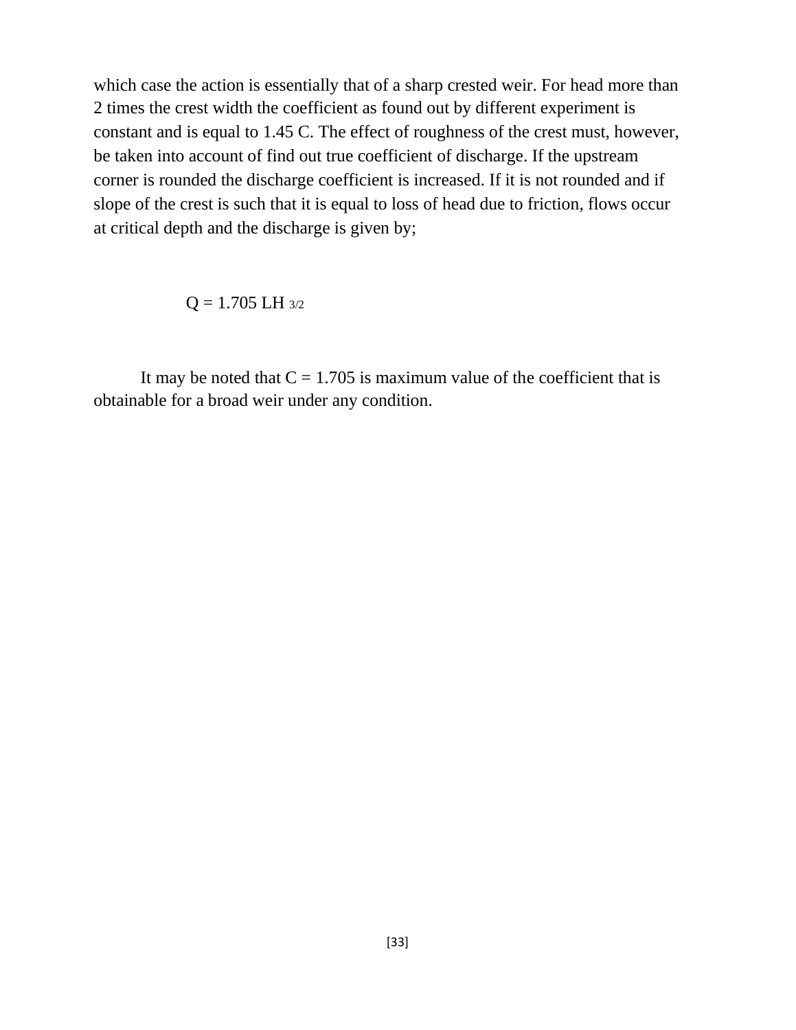which case the action is essentially that of a sharp crested weir. For head more than 2 times the crest width the coefficient as found out by different experiment is constant and is equal to 1.45 C. The effect of roughness of the crest must, however, be taken into account of find out true coefficient of discharge. If the upstream corner is rounded the discharge coefficient is increased. If it is not rounded and if slope of the crest is such that it is equal to loss of head due to friction, flows occur at critical depth and the discharge is given by;

$$Q = 1.705\ LH^{3/2}$$

It may be noted that C = 1.705 is maximum value of the coefficient that is obtainable for a broad weir under any condition.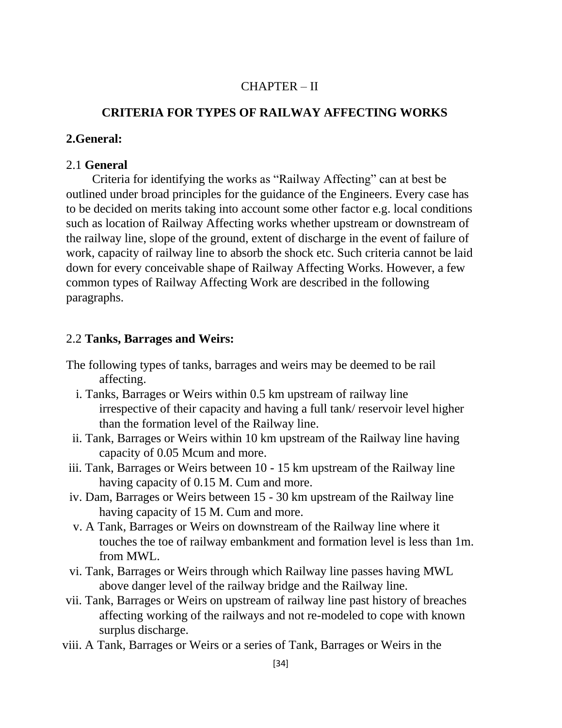CHAPTER – II

# CRITERIA FOR TYPES OF RAILWAY AFFECTING WORKS

## 2.General:

### 2.1 General

Criteria for identifying the works as “Railway Affecting” can at best be outlined under broad principles for the guidance of the Engineers. Every case has to be decided on merits taking into account some other factor e.g. local conditions such as location of Railway Affecting works whether upstream or downstream of the railway line, slope of the ground, extent of discharge in the event of failure of work, capacity of railway line to absorb the shock etc. Such criteria cannot be laid down for every conceivable shape of Railway Affecting Works. However, a few common types of Railway Affecting Work are described in the following paragraphs.

### 2.2 Tanks, Barrages and Weirs:

The following types of tanks, barrages and weirs may be deemed to be rail affecting.

i. Tanks, Barrages or Weirs within 0.5 km upstream of railway line irrespective of their capacity and having a full tank/ reservoir level higher than the formation level of the Railway line.

ii. Tank, Barrages or Weirs within 10 km upstream of the Railway line having capacity of 0.05 Mcum and more.

iii. Tank, Barrages or Weirs between 10 - 15 km upstream of the Railway line having capacity of 0.15 M. Cum and more.

iv. Dam, Barrages or Weirs between 15 - 30 km upstream of the Railway line having capacity of 15 M. Cum and more.

v. A Tank, Barrages or Weirs on downstream of the Railway line where it touches the toe of railway embankment and formation level is less than 1m. from MWL.

vi. Tank, Barrages or Weirs through which Railway line passes having MWL above danger level of the railway bridge and the Railway line.

vii. Tank, Barrages or Weirs on upstream of railway line past history of breaches affecting working of the railways and not re-modeled to cope with known surplus discharge.

viii. A Tank, Barrages or Weirs or a series of Tank, Barrages or Weirs in the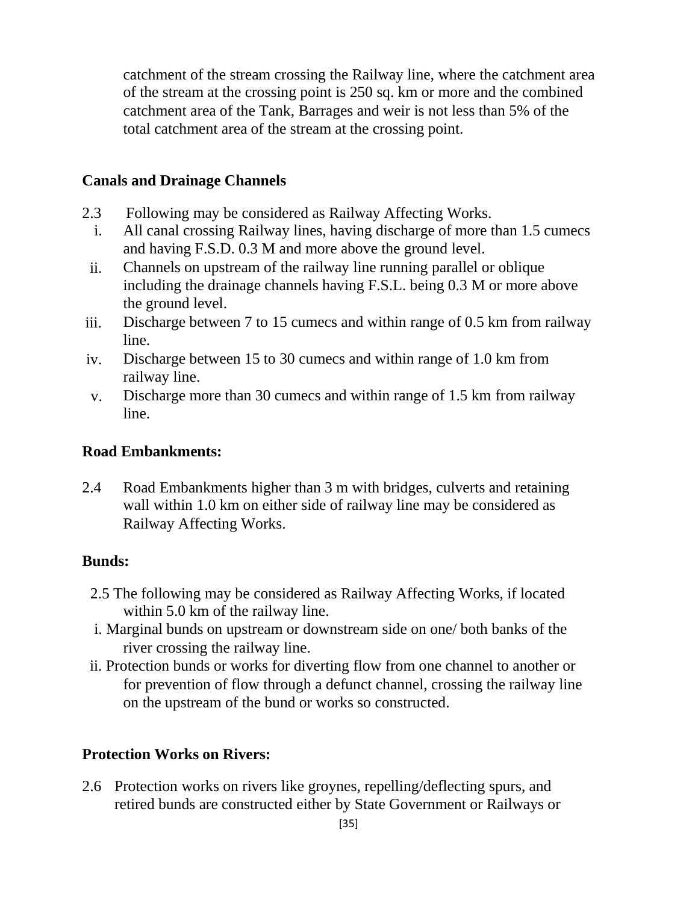catchment of the stream crossing the Railway line, where the catchment area of the stream at the crossing point is 250 sq. km or more and the combined catchment area of the Tank, Barrages and weir is not less than 5% of the total catchment area of the stream at the crossing point.

**Canals and Drainage Channels**

2.3 Following may be considered as Railway Affecting Works.

i. All canal crossing Railway lines, having discharge of more than 1.5 cumecs and having F.S.D. 0.3 M and more above the ground level.
ii. Channels on upstream of the railway line running parallel or oblique including the drainage channels having F.S.L. being 0.3 M or more above the ground level.
iii. Discharge between 7 to 15 cumecs and within range of 0.5 km from railway line.
iv. Discharge between 15 to 30 cumecs and within range of 1.0 km from railway line.
v. Discharge more than 30 cumecs and within range of 1.5 km from railway line.

**Road Embankments:**

2.4 Road Embankments higher than 3 m with bridges, culverts and retaining wall within 1.0 km on either side of railway line may be considered as Railway Affecting Works.

**Bunds:**

2.5 The following may be considered as Railway Affecting Works, if located within 5.0 km of the railway line.

i. Marginal bunds on upstream or downstream side on one/ both banks of the river crossing the railway line.
ii. Protection bunds or works for diverting flow from one channel to another or for prevention of flow through a defunct channel, crossing the railway line on the upstream of the bund or works so constructed.

**Protection Works on Rivers:**

2.6 Protection works on rivers like groynes, repelling/deflecting spurs, and retired bunds are constructed either by State Government or Railways or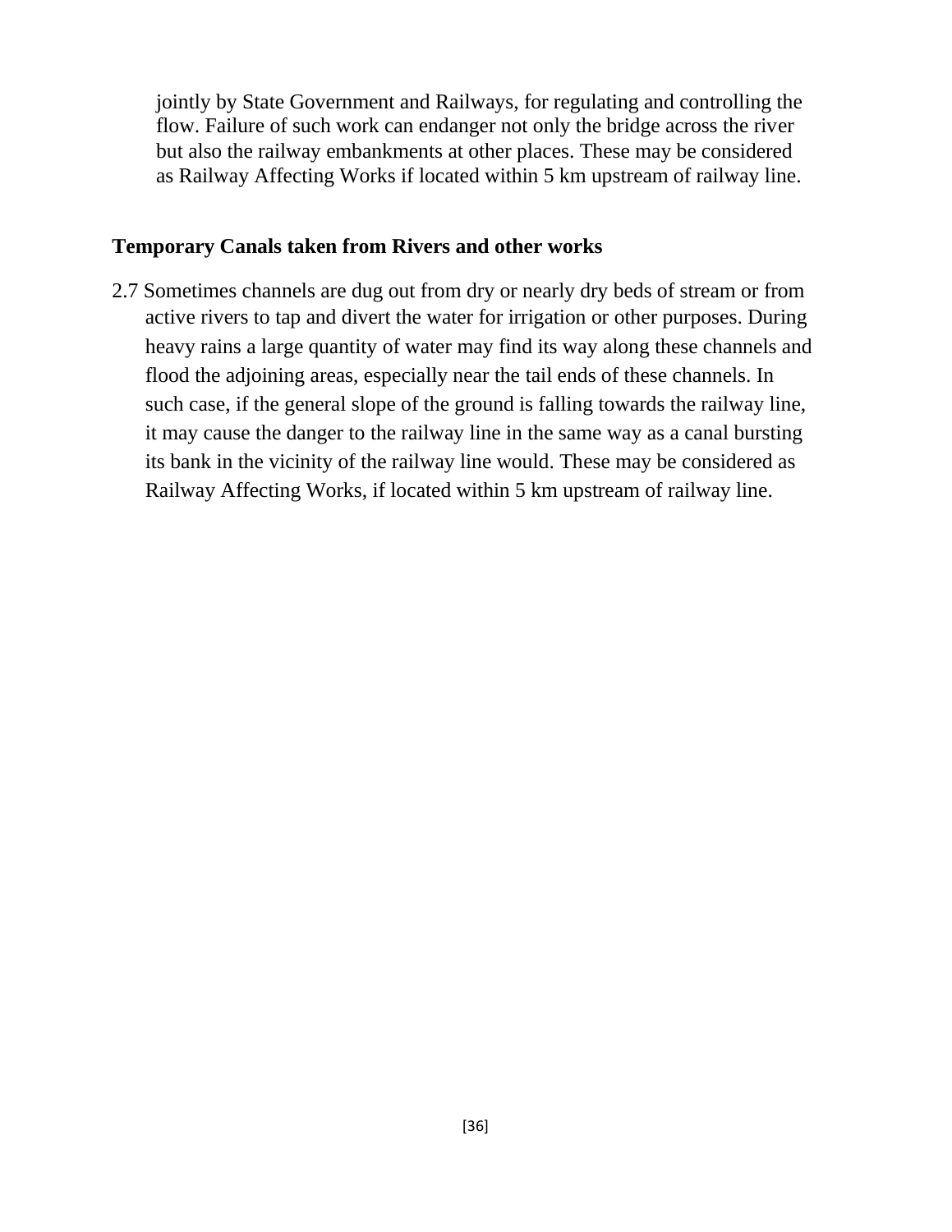jointly by State Government and Railways, for regulating and controlling the flow. Failure of such work can endanger not only the bridge across the river but also the railway embankments at other places. These may be considered as Railway Affecting Works if located within 5 km upstream of railway line.

**Temporary Canals taken from Rivers and other works**

2.7 Sometimes channels are dug out from dry or nearly dry beds of stream or from active rivers to tap and divert the water for irrigation or other purposes. During heavy rains a large quantity of water may find its way along these channels and flood the adjoining areas, especially near the tail ends of these channels. In such case, if the general slope of the ground is falling towards the railway line, it may cause the danger to the railway line in the same way as a canal bursting its bank in the vicinity of the railway line would. These may be considered as Railway Affecting Works, if located within 5 km upstream of railway line.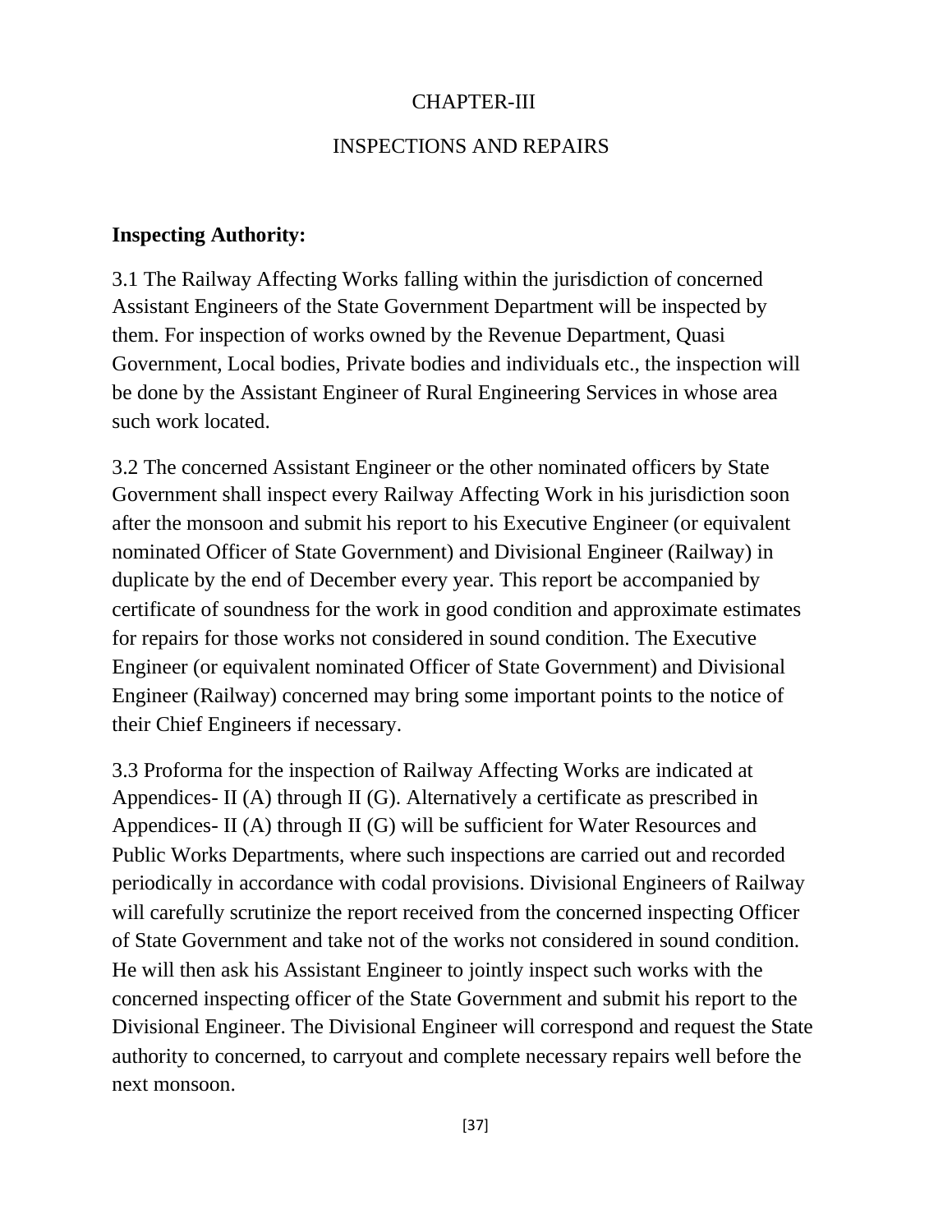# CHAPTER-III

## INSPECTIONS AND REPAIRS

**Inspecting Authority:**

3.1 The Railway Affecting Works falling within the jurisdiction of concerned Assistant Engineers of the State Government Department will be inspected by them. For inspection of works owned by the Revenue Department, Quasi Government, Local bodies, Private bodies and individuals etc., the inspection will be done by the Assistant Engineer of Rural Engineering Services in whose area such work located.

3.2 The concerned Assistant Engineer or the other nominated officers by State Government shall inspect every Railway Affecting Work in his jurisdiction soon after the monsoon and submit his report to his Executive Engineer (or equivalent nominated Officer of State Government) and Divisional Engineer (Railway) in duplicate by the end of December every year. This report be accompanied by certificate of soundness for the work in good condition and approximate estimates for repairs for those works not considered in sound condition. The Executive Engineer (or equivalent nominated Officer of State Government) and Divisional Engineer (Railway) concerned may bring some important points to the notice of their Chief Engineers if necessary.

3.3 Proforma for the inspection of Railway Affecting Works are indicated at Appendices- II (A) through II (G). Alternatively a certificate as prescribed in Appendices- II (A) through II (G) will be sufficient for Water Resources and Public Works Departments, where such inspections are carried out and recorded periodically in accordance with codal provisions. Divisional Engineers of Railway will carefully scrutinize the report received from the concerned inspecting Officer of State Government and take not of the works not considered in sound condition. He will then ask his Assistant Engineer to jointly inspect such works with the concerned inspecting officer of the State Government and submit his report to the Divisional Engineer. The Divisional Engineer will correspond and request the State authority to concerned, to carryout and complete necessary repairs well before the next monsoon.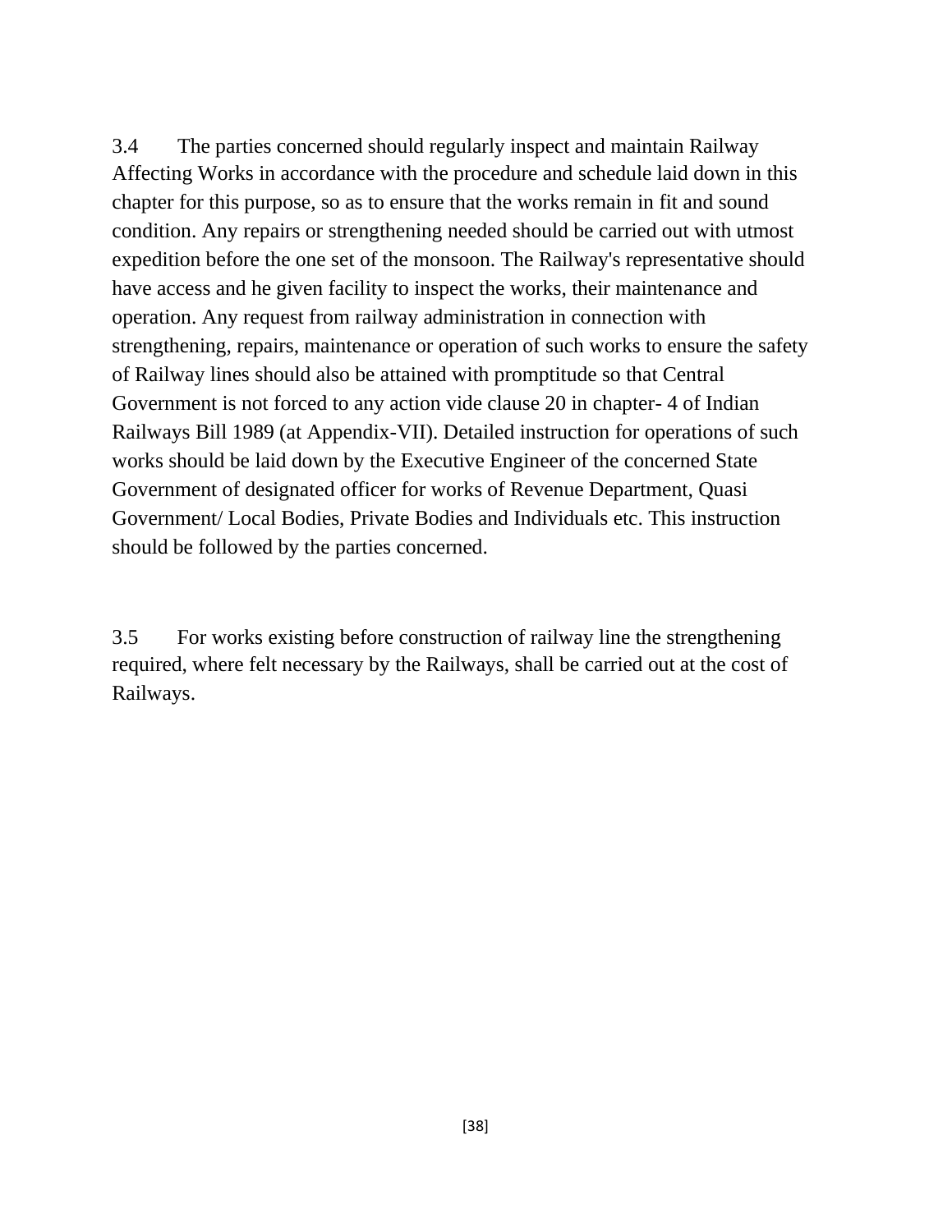3.4 The parties concerned should regularly inspect and maintain Railway Affecting Works in accordance with the procedure and schedule laid down in this chapter for this purpose, so as to ensure that the works remain in fit and sound condition. Any repairs or strengthening needed should be carried out with utmost expedition before the one set of the monsoon. The Railway's representative should have access and he given facility to inspect the works, their maintenance and operation. Any request from railway administration in connection with strengthening, repairs, maintenance or operation of such works to ensure the safety of Railway lines should also be attained with promptitude so that Central Government is not forced to any action vide clause 20 in chapter- 4 of Indian Railways Bill 1989 (at Appendix-VII). Detailed instruction for operations of such works should be laid down by the Executive Engineer of the concerned State Government of designated officer for works of Revenue Department, Quasi Government/ Local Bodies, Private Bodies and Individuals etc. This instruction should be followed by the parties concerned.

3.5 For works existing before construction of railway line the strengthening required, where felt necessary by the Railways, shall be carried out at the cost of Railways.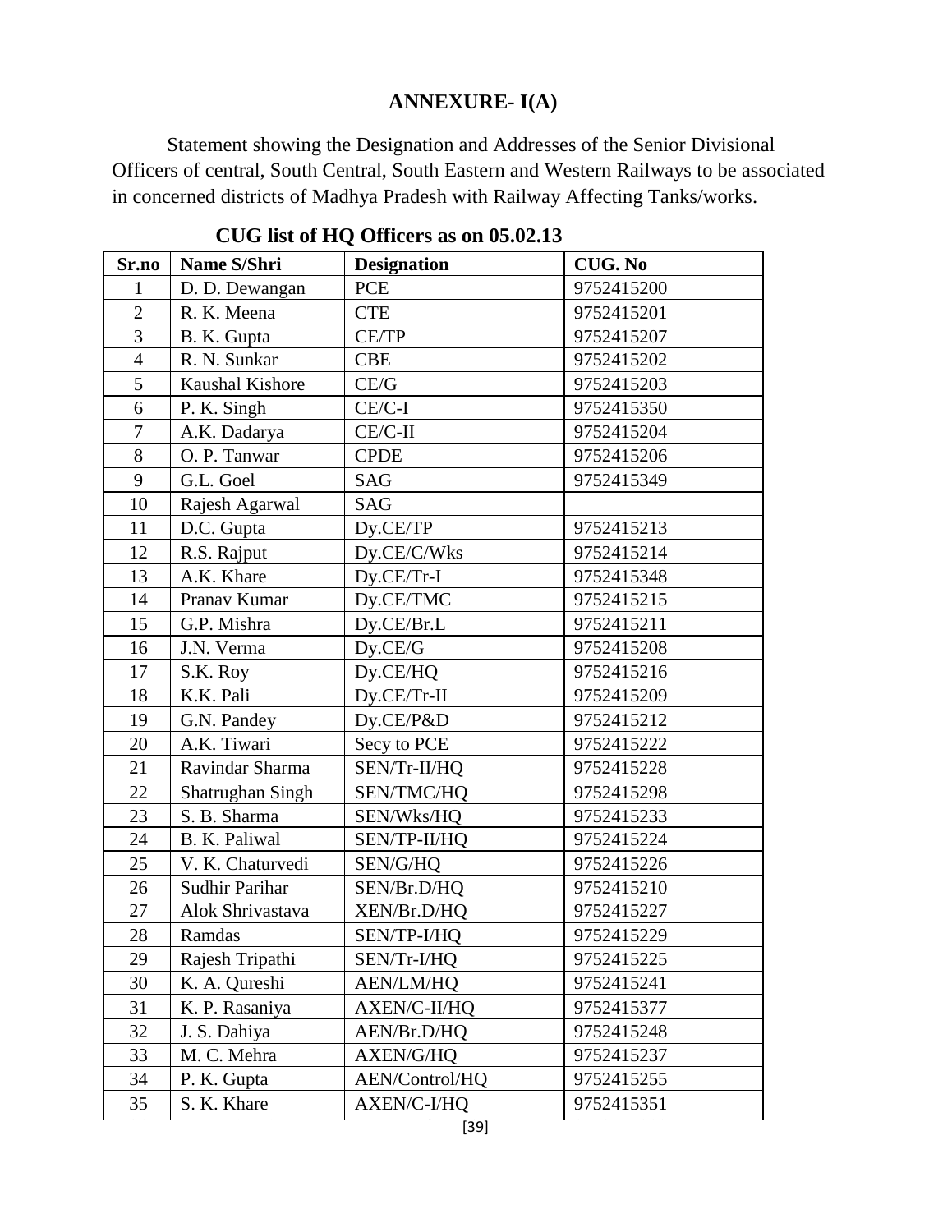# ANNEXURE- I(A)

Statement showing the Designation and Addresses of the Senior Divisional Officers of central, South Central, South Eastern and Western Railways to be associated in concerned districts of Madhya Pradesh with Railway Affecting Tanks/works.

## CUG list of HQ Officers as on 05.02.13

| Sr.no | Name S/Shri | Designation | CUG. No |
|---|---|---|---|
| 1 | D. D. Dewangan | PCE | 9752415200 |
| 2 | R. K. Meena | CTE | 9752415201 |
| 3 | B. K. Gupta | CE/TP | 9752415207 |
| 4 | R. N. Sunkar | CBE | 9752415202 |
| 5 | Kaushal Kishore | CE/G | 9752415203 |
| 6 | P. K. Singh | CE/C-I | 9752415350 |
| 7 | A.K. Dadarya | CE/C-II | 9752415204 |
| 8 | O. P. Tanwar | CPDE | 9752415206 |
| 9 | G.L. Goel | SAG | 9752415349 |
| 10 | Rajesh Agarwal | SAG | |
| 11 | D.C. Gupta | Dy.CE/TP | 9752415213 |
| 12 | R.S. Rajput | Dy.CE/C/Wks | 9752415214 |
| 13 | A.K. Khare | Dy.CE/Tr-I | 9752415348 |
| 14 | Pranav Kumar | Dy.CE/TMC | 9752415215 |
| 15 | G.P. Mishra | Dy.CE/Br.L | 9752415211 |
| 16 | J.N. Verma | Dy.CE/G | 9752415208 |
| 17 | S.K. Roy | Dy.CE/HQ | 9752415216 |
| 18 | K.K. Pali | Dy.CE/Tr-II | 9752415209 |
| 19 | G.N. Pandey | Dy.CE/P&D | 9752415212 |
| 20 | A.K. Tiwari | Secy to PCE | 9752415222 |
| 21 | Ravindar Sharma | SEN/Tr-II/HQ | 9752415228 |
| 22 | Shatrughan Singh | SEN/TMC/HQ | 9752415298 |
| 23 | S. B. Sharma | SEN/Wks/HQ | 9752415233 |
| 24 | B. K. Paliwal | SEN/TP-II/HQ | 9752415224 |
| 25 | V. K. Chaturvedi | SEN/G/HQ | 9752415226 |
| 26 | Sudhir Parihar | SEN/Br.D/HQ | 9752415210 |
| 27 | Alok Shrivastava | XEN/Br.D/HQ | 9752415227 |
| 28 | Ramdas | SEN/TP-I/HQ | 9752415229 |
| 29 | Rajesh Tripathi | SEN/Tr-I/HQ | 9752415225 |
| 30 | K. A. Qureshi | AEN/LM/HQ | 9752415241 |
| 31 | K. P. Rasaniya | AXEN/C-II/HQ | 9752415377 |
| 32 | J. S. Dahiya | AEN/Br.D/HQ | 9752415248 |
| 33 | M. C. Mehra | AXEN/G/HQ | 9752415237 |
| 34 | P. K. Gupta | AEN/Control/HQ | 9752415255 |
| 35 | S. K. Khare | AXEN/C-I/HQ | 9752415351 |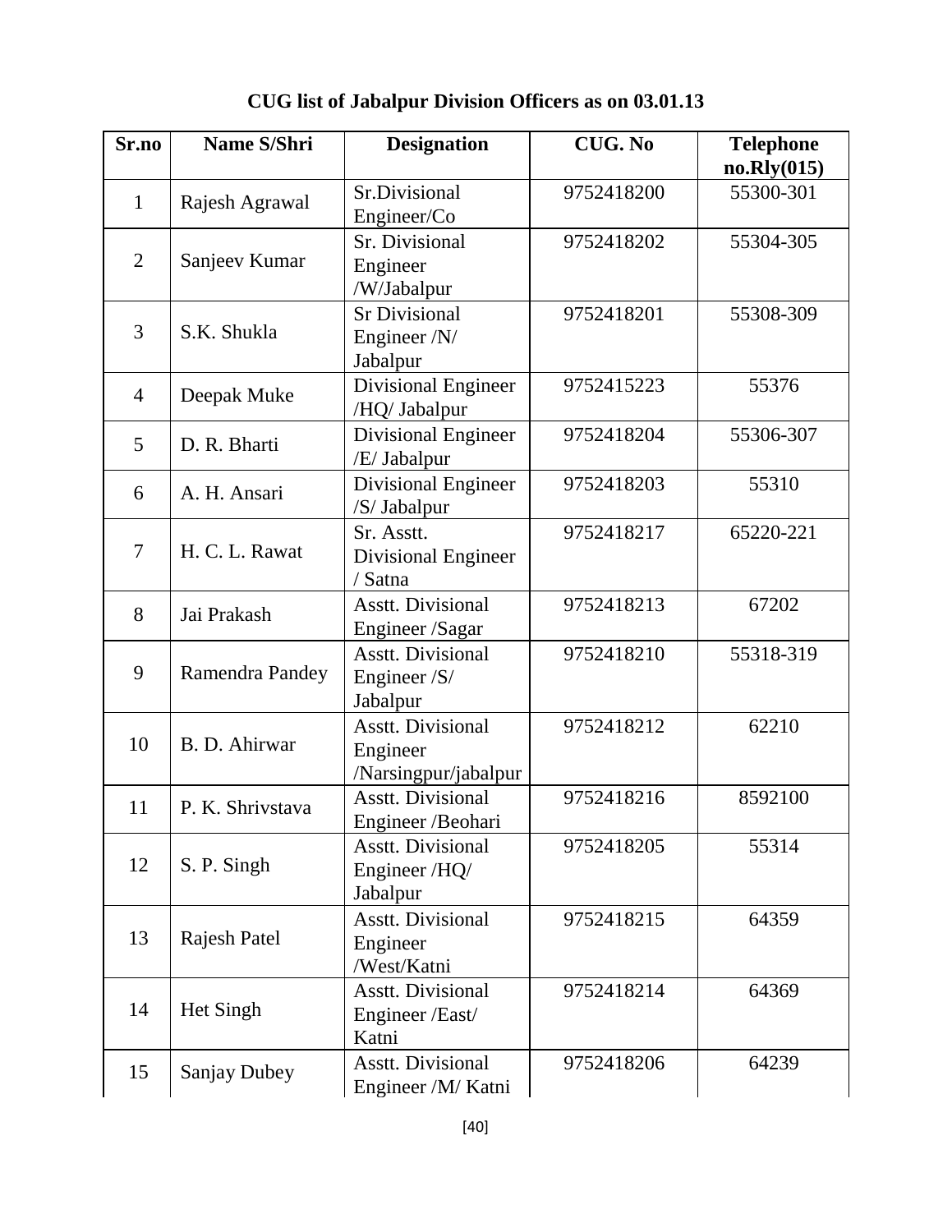**CUG list of Jabalpur Division Officers as on 03.01.13**

| Sr.no | Name S/Shri | Designation | CUG. No | Telephone no.Rly(015) |
|---|---|---|---|---|
| 1 | Rajesh Agrawal | Sr.Divisional Engineer/Co | 9752418200 | 55300-301 |
| 2 | Sanjeev Kumar | Sr. Divisional Engineer /W/Jabalpur | 9752418202 | 55304-305 |
| 3 | S.K. Shukla | Sr Divisional Engineer /N/ Jabalpur | 9752418201 | 55308-309 |
| 4 | Deepak Muke | Divisional Engineer /HQ/ Jabalpur | 9752415223 | 55376 |
| 5 | D. R. Bharti | Divisional Engineer /E/ Jabalpur | 9752418204 | 55306-307 |
| 6 | A. H. Ansari | Divisional Engineer /S/ Jabalpur | 9752418203 | 55310 |
| 7 | H. C. L. Rawat | Sr. Asstt. Divisional Engineer / Satna | 9752418217 | 65220-221 |
| 8 | Jai Prakash | Asstt. Divisional Engineer /Sagar | 9752418213 | 67202 |
| 9 | Ramendra Pandey | Asstt. Divisional Engineer /S/ Jabalpur | 9752418210 | 55318-319 |
| 10 | B. D. Ahirwar | Asstt. Divisional Engineer /Narsingpur/jabalpur | 9752418212 | 62210 |
| 11 | P. K. Shrivstava | Asstt. Divisional Engineer /Beohari | 9752418216 | 8592100 |
| 12 | S. P. Singh | Asstt. Divisional Engineer /HQ/ Jabalpur | 9752418205 | 55314 |
| 13 | Rajesh Patel | Asstt. Divisional Engineer /West/Katni | 9752418215 | 64359 |
| 14 | Het Singh | Asstt. Divisional Engineer /East/ Katni | 9752418214 | 64369 |
| 15 | Sanjay Dubey | Asstt. Divisional Engineer /M/ Katni | 9752418206 | 64239 |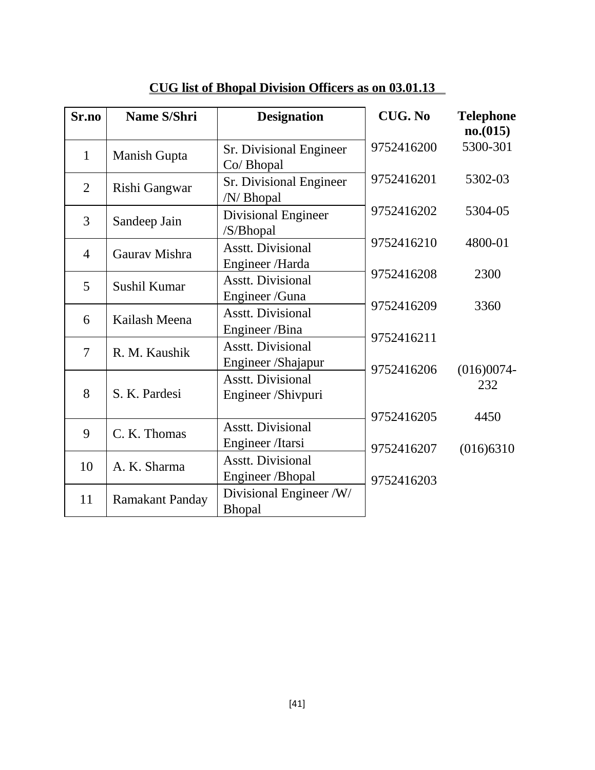**CUG list of Bhopal Division Officers as on 03.01.13**

| Sr.no | Name S/Shri | Designation | CUG. No | Telephone no.(015) |
|---|---|---|---|---|
| 1 | Manish Gupta | Sr. Divisional Engineer Co/ Bhopal | 9752416200 | 5300-301 |
| 2 | Rishi Gangwar | Sr. Divisional Engineer /N/ Bhopal | 9752416201 | 5302-03 |
| 3 | Sandeep Jain | Divisional Engineer /S/Bhopal | 9752416202 | 5304-05 |
| 4 | Gaurav Mishra | Asstt. Divisional Engineer /Harda | 9752416210 | 4800-01 |
| 5 | Sushil Kumar | Asstt. Divisional Engineer /Guna | 9752416208 | 2300 |
| 6 | Kailash Meena | Asstt. Divisional Engineer /Bina | 9752416209 | 3360 |
| 7 | R. M. Kaushik | Asstt. Divisional Engineer /Shajapur | 9752416211 | |
| 8 | S. K. Pardesi | Asstt. Divisional Engineer /Shivpuri | 9752416206 | (016)0074-232 |
| 9 | C. K. Thomas | Asstt. Divisional Engineer /Itarsi | 9752416205 | 4450 |
| 10 | A. K. Sharma | Asstt. Divisional Engineer /Bhopal | 9752416207 | (016)6310 |
| 11 | Ramakant Panday | Divisional Engineer /W/ Bhopal | 9752416203 | |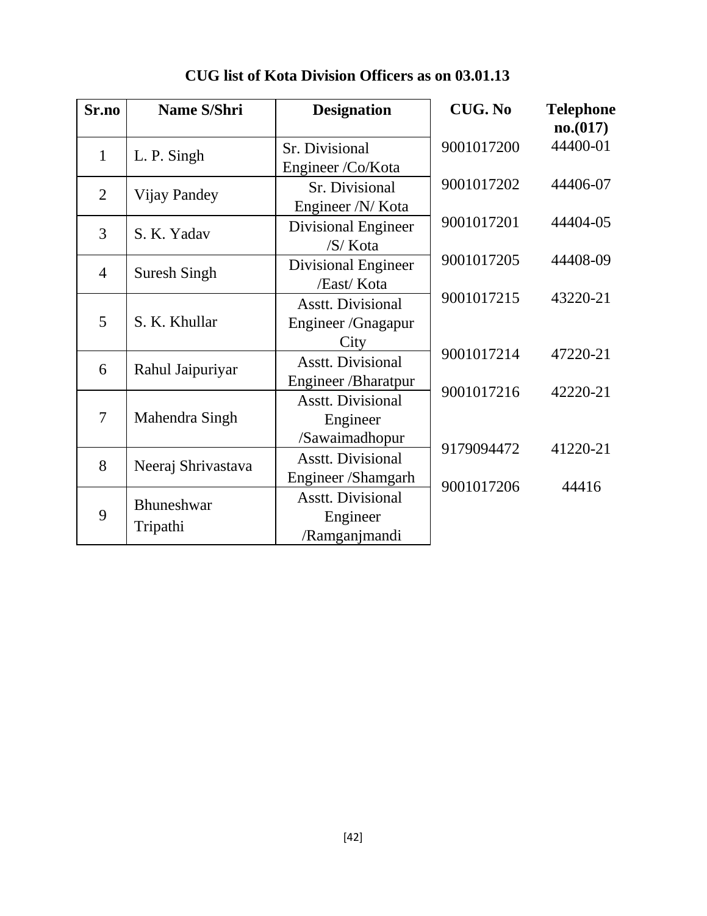# CUG list of Kota Division Officers as on 03.01.13

| Sr.no | Name S/Shri | Designation | CUG. No | Telephone no.(017) |
|---|---|---|---|---|
| 1 | L. P. Singh | Sr. Divisional Engineer /Co/Kota | 9001017200 | 44400-01 |
| 2 | Vijay Pandey | Sr. Divisional Engineer /N/ Kota | 9001017202 | 44406-07 |
| 3 | S. K. Yadav | Divisional Engineer /S/ Kota | 9001017201 | 44404-05 |
| 4 | Suresh Singh | Divisional Engineer /East/ Kota | 9001017205 | 44408-09 |
| 5 | S. K. Khullar | Asstt. Divisional Engineer /Gnagapur City | 9001017215 | 43220-21 |
| 6 | Rahul Jaipuriyar | Asstt. Divisional Engineer /Bharatpur | 9001017214 | 47220-21 |
| 7 | Mahendra Singh | Asstt. Divisional Engineer /Sawaimadhopur | 9001017216 | 42220-21 |
| 8 | Neeraj Shrivastava | Asstt. Divisional Engineer /Shamgarh | 9179094472 | 41220-21 |
| 9 | Bhuneshwar Tripathi | Asstt. Divisional Engineer /Ramganjmandi | 9001017206 | 44416 |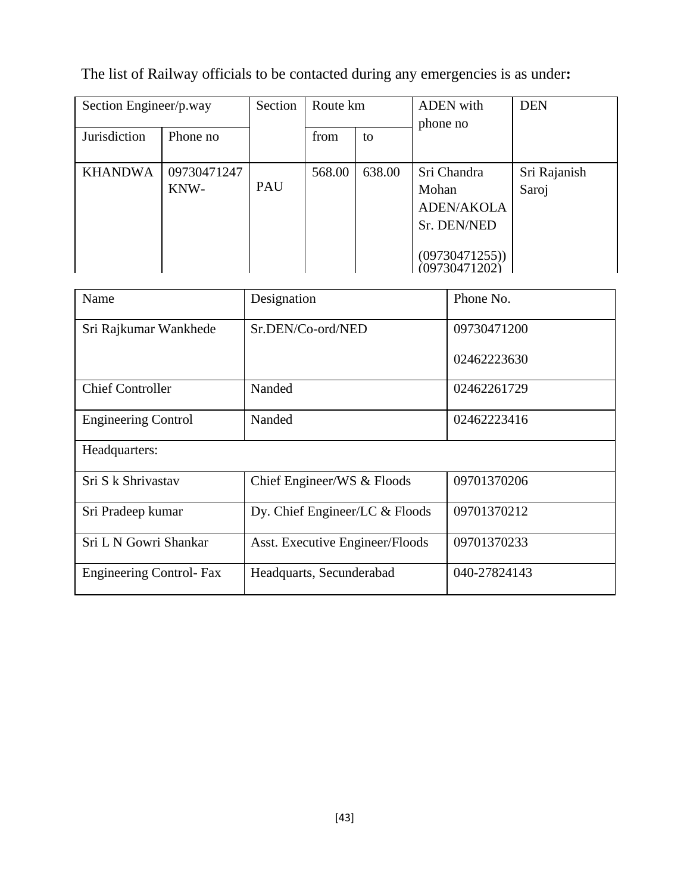The list of Railway officials to be contacted during any emergencies is as under**:**

| Section Engineer/p.way | | Section | Route km | | ADEN with phone no | DEN |
|---|---|---|---|---|---|---|
| Jurisdiction | Phone no | | from | to | | |
| KHANDWA | 09730471247 KNW- | PAU | 568.00 | 638.00 | Sri Chandra Mohan ADEN/AKOLA Sr. DEN/NED (09730471255)) (09730471202) | Sri Rajanish Saroj |

| Name | Designation | Phone No. |
|---|---|---|
| Sri Rajkumar Wankhede | Sr.DEN/Co-ord/NED | 09730471200<br>02462223630 |
| Chief Controller | Nanded | 02462261729 |
| Engineering Control | Nanded | 02462223416 |
| Headquarters: | | |
| Sri S k Shrivastav | Chief Engineer/WS & Floods | 09701370206 |
| Sri Pradeep kumar | Dy. Chief Engineer/LC & Floods | 09701370212 |
| Sri L N Gowri Shankar | Asst. Executive Engineer/Floods | 09701370233 |
| Engineering Control- Fax | Headquarts, Secunderabad | 040-27824143 |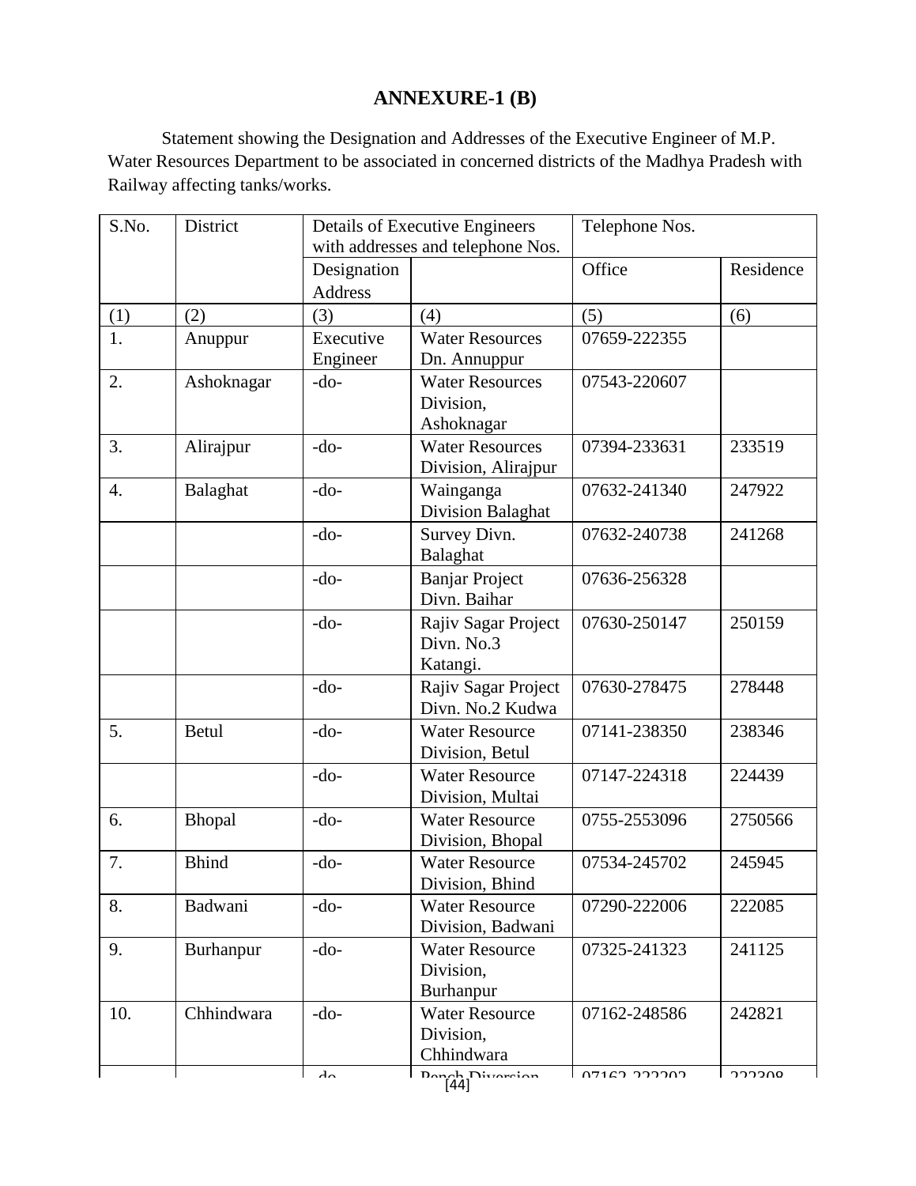# ANNEXURE-1 (B)

Statement showing the Designation and Addresses of the Executive Engineer of M.P. Water Resources Department to be associated in concerned districts of the Madhya Pradesh with Railway affecting tanks/works.

| S.No. | District | Details of Executive Engineers with addresses and telephone Nos. | | Telephone Nos. | |
|---|---|---|---|---|---|
| | | Designation Address | | Office | Residence |
| (1) | (2) | (3) | (4) | (5) | (6) |
| 1. | Anuppur | Executive Engineer | Water Resources Dn. Annuppur | 07659-222355 | |
| 2. | Ashoknagar | -do- | Water Resources Division, Ashoknagar | 07543-220607 | |
| 3. | Alirajpur | -do- | Water Resources Division, Alirajpur | 07394-233631 | 233519 |
| 4. | Balaghat | -do- | Wainganga Division Balaghat | 07632-241340 | 247922 |
| | | -do- | Survey Divn. Balaghat | 07632-240738 | 241268 |
| | | -do- | Banjar Project Divn. Baihar | 07636-256328 | |
| | | -do- | Rajiv Sagar Project Divn. No.3 Katangi. | 07630-250147 | 250159 |
| | | -do- | Rajiv Sagar Project Divn. No.2 Kudwa | 07630-278475 | 278448 |
| 5. | Betul | -do- | Water Resource Division, Betul | 07141-238350 | 238346 |
| | | -do- | Water Resource Division, Multai | 07147-224318 | 224439 |
| 6. | Bhopal | -do- | Water Resource Division, Bhopal | 0755-2553096 | 2750566 |
| 7. | Bhind | -do- | Water Resource Division, Bhind | 07534-245702 | 245945 |
| 8. | Badwani | -do- | Water Resource Division, Badwani | 07290-222006 | 222085 |
| 9. | Burhanpur | -do- | Water Resource Division, Burhanpur | 07325-241323 | 241125 |
| 10. | Chhindwara | -do- | Water Resource Division, Chhindwara | 07162-248586 | 242821 |
| | | -do- | Pench Diversion | 07162-222202 | 222308 |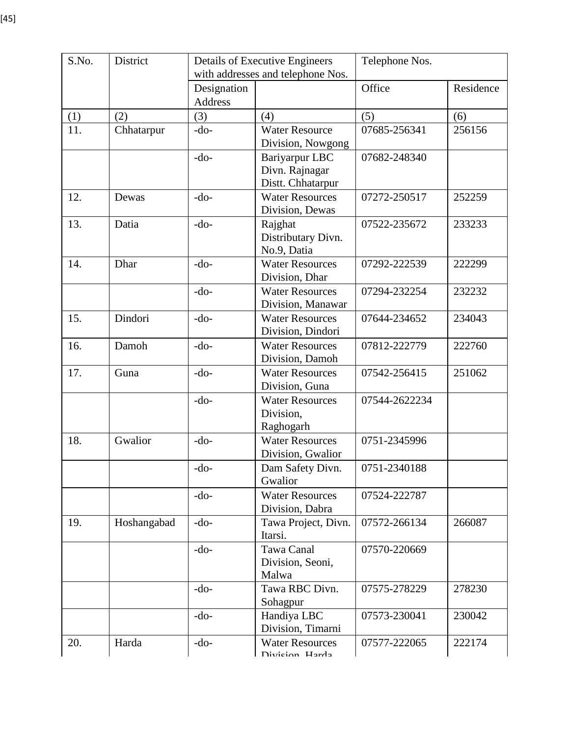| S.No. | District | Details of Executive Engineers with addresses and telephone Nos. | | Telephone Nos. | |
|---|---|---|---|---|---|
| | | Designation Address | | Office | Residence |
| (1) | (2) | (3) | (4) | (5) | (6) |
| 11. | Chhatarpur | -do- | Water Resource Division, Nowgong | 07685-256341 | 256156 |
| | | -do- | Bariyarpur LBC Divn. Rajnagar Distt. Chhatarpur | 07682-248340 | |
| 12. | Dewas | -do- | Water Resources Division, Dewas | 07272-250517 | 252259 |
| 13. | Datia | -do- | Rajghat Distributary Divn. No.9, Datia | 07522-235672 | 233233 |
| 14. | Dhar | -do- | Water Resources Division, Dhar | 07292-222539 | 222299 |
| | | -do- | Water Resources Division, Manawar | 07294-232254 | 232232 |
| 15. | Dindori | -do- | Water Resources Division, Dindori | 07644-234652 | 234043 |
| 16. | Damoh | -do- | Water Resources Division, Damoh | 07812-222779 | 222760 |
| 17. | Guna | -do- | Water Resources Division, Guna | 07542-256415 | 251062 |
| | | -do- | Water Resources Division, Raghogarh | 07544-2622234 | |
| 18. | Gwalior | -do- | Water Resources Division, Gwalior | 0751-2345996 | |
| | | -do- | Dam Safety Divn. Gwalior | 0751-2340188 | |
| | | -do- | Water Resources Division, Dabra | 07524-222787 | |
| 19. | Hoshangabad | -do- | Tawa Project, Divn. Itarsi. | 07572-266134 | 266087 |
| | | -do- | Tawa Canal Division, Seoni, Malwa | 07570-220669 | |
| | | -do- | Tawa RBC Divn. Sohagpur | 07575-278229 | 278230 |
| | | -do- | Handiya LBC Division, Timarni | 07573-230041 | 230042 |
| 20. | Harda | -do- | Water Resources Division, Harda | 07577-222065 | 222174 |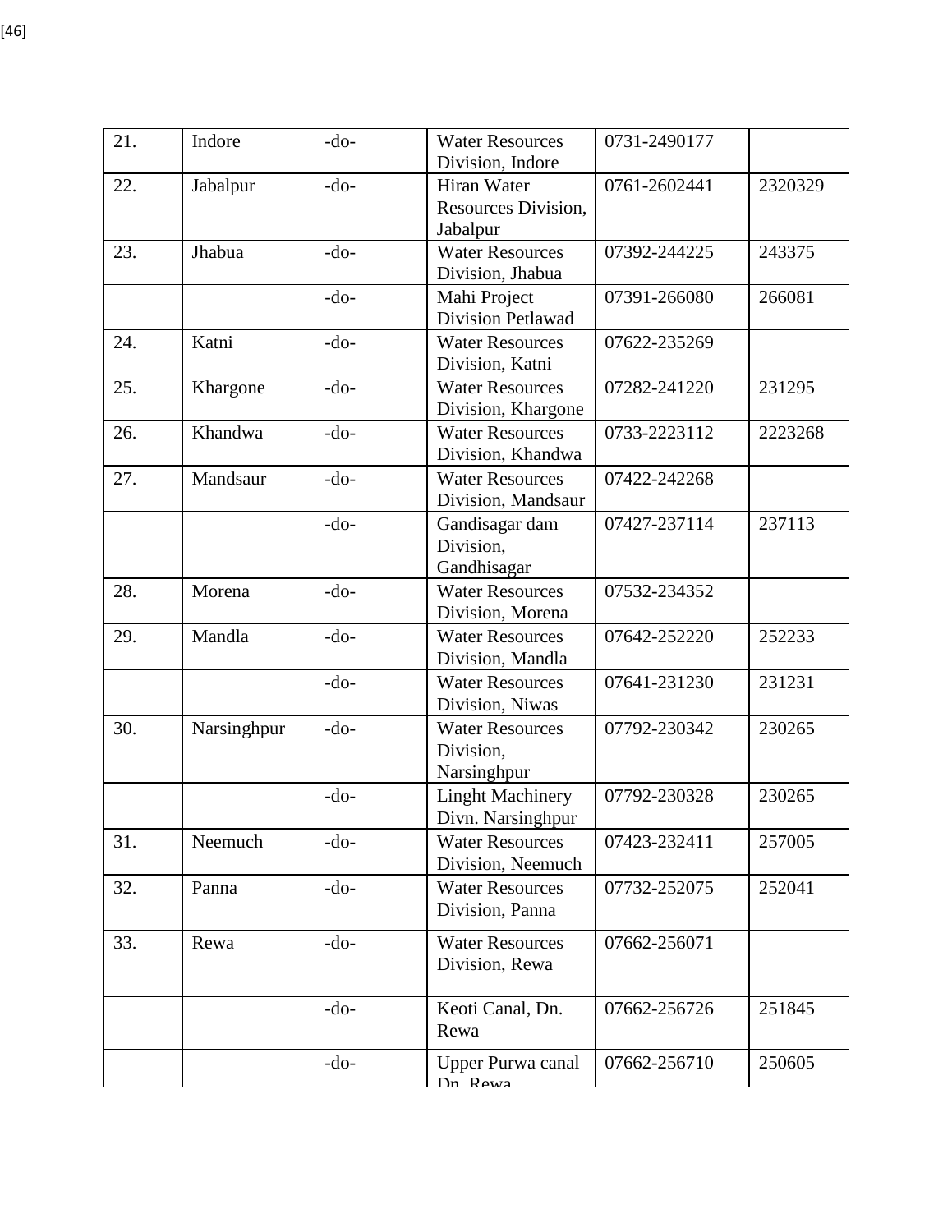| 21. | Indore | -do- | Water Resources Division, Indore | 0731-2490177 | |
|---|---|---|---|---|---|
| 22. | Jabalpur | -do- | Hiran Water Resources Division, Jabalpur | 0761-2602441 | 2320329 |
| 23. | Jhabua | -do- | Water Resources Division, Jhabua | 07392-244225 | 243375 |
| | | -do- | Mahi Project Division Petlawad | 07391-266080 | 266081 |
| 24. | Katni | -do- | Water Resources Division, Katni | 07622-235269 | |
| 25. | Khargone | -do- | Water Resources Division, Khargone | 07282-241220 | 231295 |
| 26. | Khandwa | -do- | Water Resources Division, Khandwa | 0733-2223112 | 2223268 |
| 27. | Mandsaur | -do- | Water Resources Division, Mandsaur | 07422-242268 | |
| | | -do- | Gandisagar dam Division, Gandhisagar | 07427-237114 | 237113 |
| 28. | Morena | -do- | Water Resources Division, Morena | 07532-234352 | |
| 29. | Mandla | -do- | Water Resources Division, Mandla | 07642-252220 | 252233 |
| | | -do- | Water Resources Division, Niwas | 07641-231230 | 231231 |
| 30. | Narsinghpur | -do- | Water Resources Division, Narsinghpur | 07792-230342 | 230265 |
| | | -do- | Linght Machinery Divn. Narsinghpur | 07792-230328 | 230265 |
| 31. | Neemuch | -do- | Water Resources Division, Neemuch | 07423-232411 | 257005 |
| 32. | Panna | -do- | Water Resources Division, Panna | 07732-252075 | 252041 |
| 33. | Rewa | -do- | Water Resources Division, Rewa | 07662-256071 | |
| | | -do- | Keoti Canal, Dn. Rewa | 07662-256726 | 251845 |
| | | -do- | Upper Purwa canal Dn. Rewa | 07662-256710 | 250605 |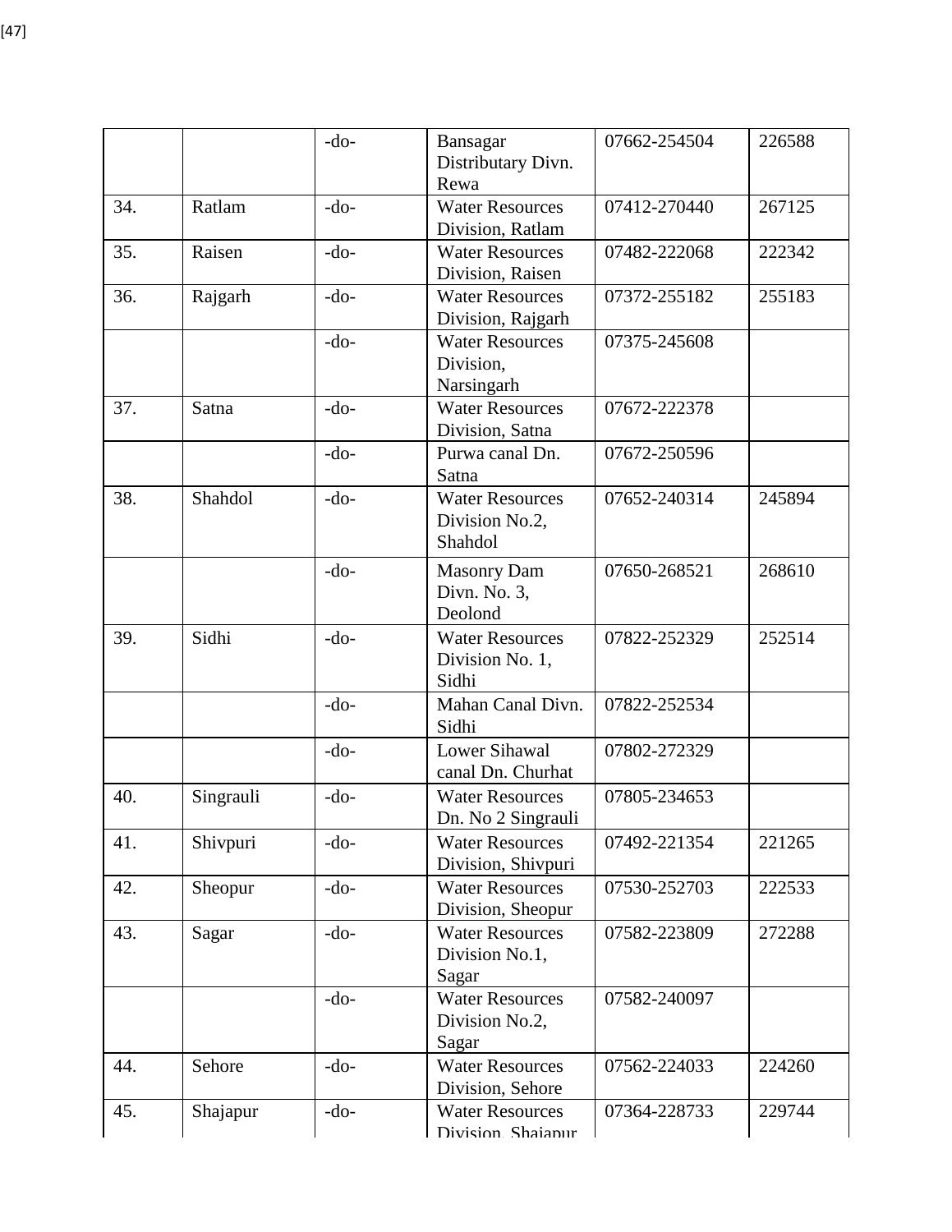| | | -do- | Bansagar Distributary Divn. Rewa | 07662-254504 | 226588 |
|---|---|---|---|---|---|
| 34. | Ratlam | -do- | Water Resources Division, Ratlam | 07412-270440 | 267125 |
| 35. | Raisen | -do- | Water Resources Division, Raisen | 07482-222068 | 222342 |
| 36. | Rajgarh | -do- | Water Resources Division, Rajgarh | 07372-255182 | 255183 |
| | | -do- | Water Resources Division, Narsingarh | 07375-245608 | |
| 37. | Satna | -do- | Water Resources Division, Satna | 07672-222378 | |
| | | -do- | Purwa canal Dn. Satna | 07672-250596 | |
| 38. | Shahdol | -do- | Water Resources Division No.2, Shahdol | 07652-240314 | 245894 |
| | | -do- | Masonry Dam Divn. No. 3, Deolond | 07650-268521 | 268610 |
| 39. | Sidhi | -do- | Water Resources Division No. 1, Sidhi | 07822-252329 | 252514 |
| | | -do- | Mahan Canal Divn. Sidhi | 07822-252534 | |
| | | -do- | Lower Sihawal canal Dn. Churhat | 07802-272329 | |
| 40. | Singrauli | -do- | Water Resources Dn. No 2 Singrauli | 07805-234653 | |
| 41. | Shivpuri | -do- | Water Resources Division, Shivpuri | 07492-221354 | 221265 |
| 42. | Sheopur | -do- | Water Resources Division, Sheopur | 07530-252703 | 222533 |
| 43. | Sagar | -do- | Water Resources Division No.1, Sagar | 07582-223809 | 272288 |
| | | -do- | Water Resources Division No.2, Sagar | 07582-240097 | |
| 44. | Sehore | -do- | Water Resources Division, Sehore | 07562-224033 | 224260 |
| 45. | Shajapur | -do- | Water Resources Division, Shajapur | 07364-228733 | 229744 |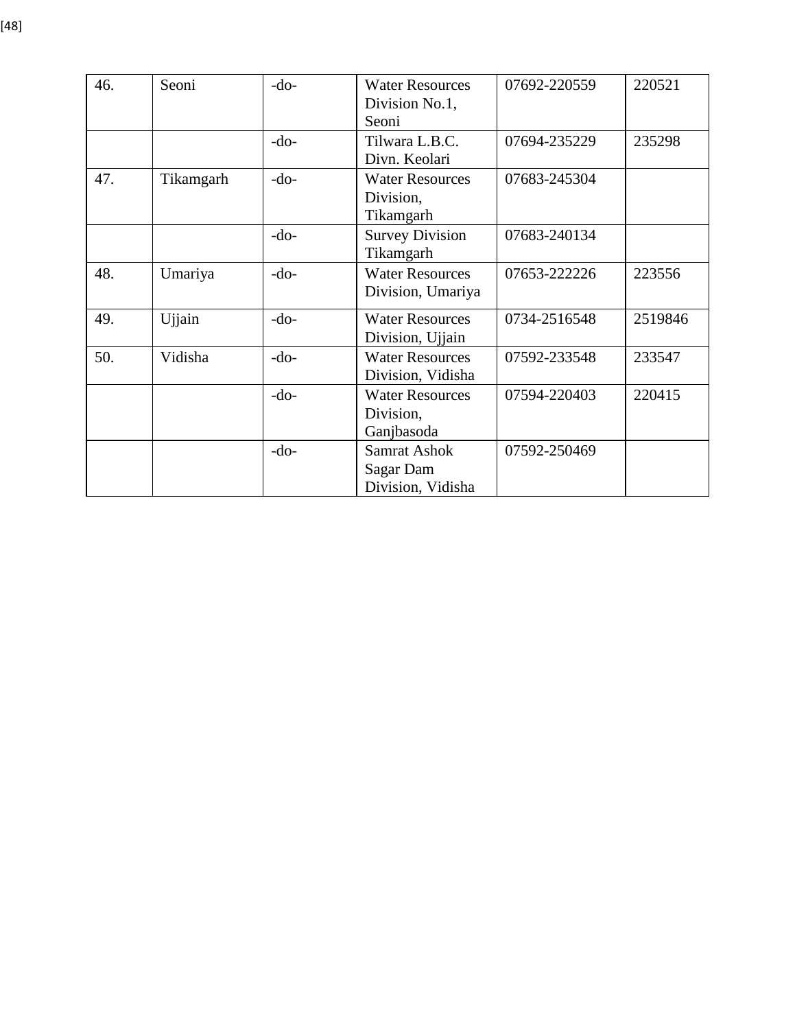| 46. | Seoni | -do- | Water Resources Division No.1, Seoni | 07692-220559 | 220521 |
|---|---|---|---|---|---|
| | | -do- | Tilwara L.B.C. Divn. Keolari | 07694-235229 | 235298 |
| 47. | Tikamgarh | -do- | Water Resources Division, Tikamgarh | 07683-245304 | |
| | | -do- | Survey Division Tikamgarh | 07683-240134 | |
| 48. | Umariya | -do- | Water Resources Division, Umariya | 07653-222226 | 223556 |
| 49. | Ujjain | -do- | Water Resources Division, Ujjain | 0734-2516548 | 2519846 |
| 50. | Vidisha | -do- | Water Resources Division, Vidisha | 07592-233548 | 233547 |
| | | -do- | Water Resources Division, Ganjbasoda | 07594-220403 | 220415 |
| | | -do- | Samrat Ashok Sagar Dam Division, Vidisha | 07592-250469 | |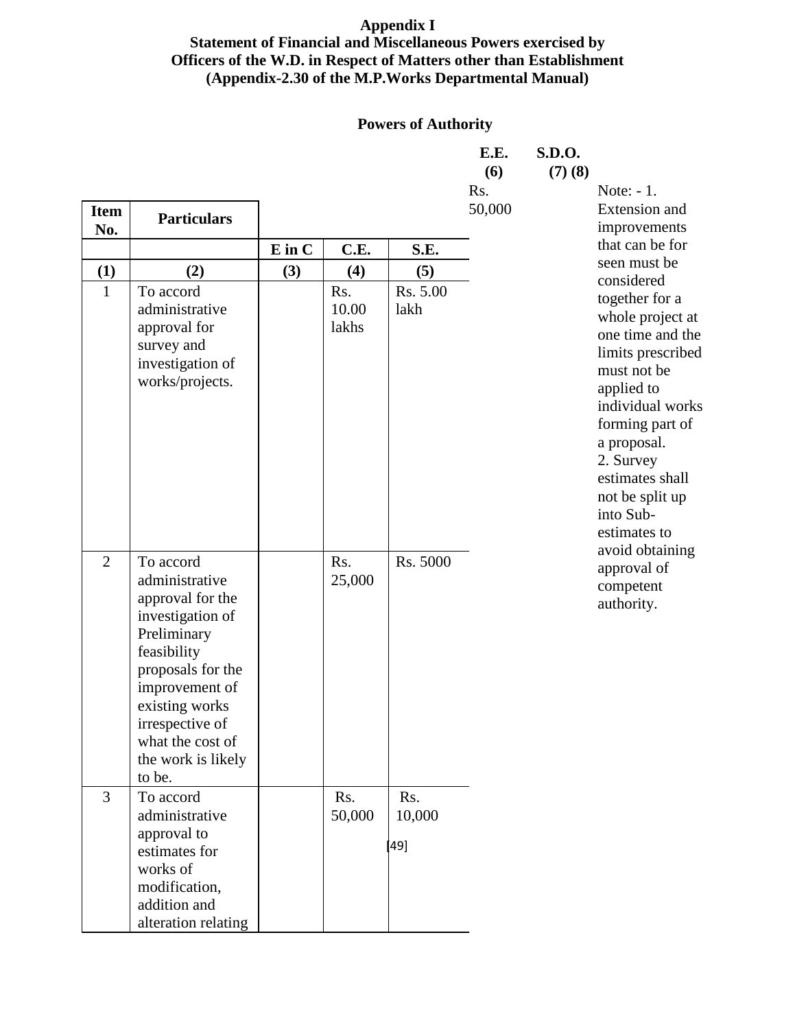**Appendix I**
**Statement of Financial and Miscellaneous Powers exercised by Officers of the W.D. in Respect of Matters other than Establishment (Appendix-2.30 of the M.P.Works Departmental Manual)**

**Powers of Authority**

| Item No. | Particulars | E in C | C.E. | S.E. | E.E. | S.D.O. | |
|---|---|---|---|---|---|---|---|
| (1) | (2) | (3) | (4) | (5) | (6) | (7) | (8) |
| 1 | To accord administrative approval for survey and investigation of works/projects. | | Rs. 10.00 lakhs | Rs. 5.00 lakh | Rs. 50,000 | | Note: - 1. Extension and improvements that can be for seen must be considered together for a whole project at one time and the limits prescribed must not be applied to individual works forming part of a proposal.<br>2. Survey estimates shall not be split up into Sub-estimates to avoid obtaining approval of competent authority. |
| 2 | To accord administrative approval for the investigation of Preliminary feasibility proposals for the improvement of existing works irrespective of what the cost of the work is likely to be. | | Rs. 25,000 | Rs. 5000 | | | |
| 3 | To accord administrative approval to estimates for works of modification, addition and alteration relating | | Rs. 50,000 | Rs. 10,000 | | | |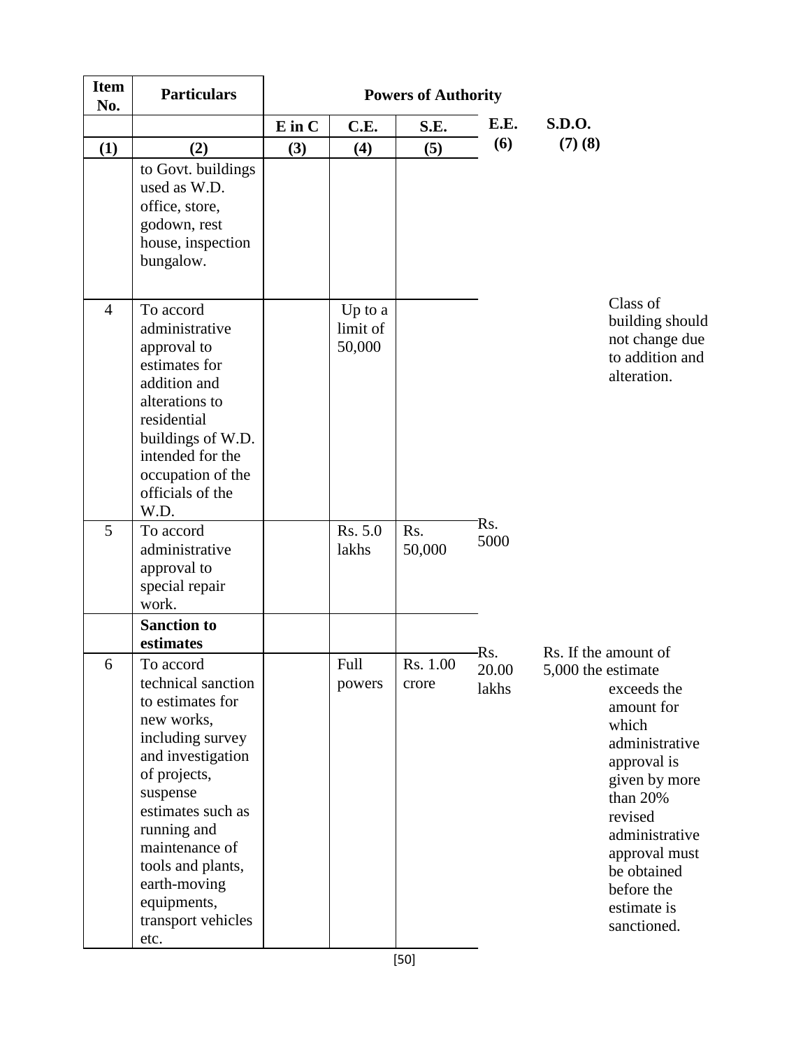| Item No. | Particulars | Powers of Authority | | | | | |
|---|---|---|---|---|---|---|---|
| | | E in C | C.E. | S.E. | E.E. | S.D.O. | |
| (1) | (2) | (3) | (4) | (5) | (6) | (7) | (8) |
| | to Govt. buildings used as W.D. office, store, godown, rest house, inspection bungalow. | | | | | | |
| 4 | To accord administrative approval to estimates for addition and alterations to residential buildings of W.D. intended for the occupation of the officials of the W.D. | | Up to a limit of 50,000 | | | | Class of building should not change due to addition and alteration. |
| 5 | To accord administrative approval to special repair work. | | Rs. 5.0 lakhs | Rs. 50,000 | Rs. 5000 | | |
| | **Sanction to estimates** | | | | | | |
| 6 | To accord technical sanction to estimates for new works, including survey and investigation of projects, suspense estimates such as running and maintenance of tools and plants, earth-moving equipments, transport vehicles etc. | | Full powers | Rs. 1.00 crore | Rs. 20.00 lakhs | Rs. 5,000 | If the amount of the estimate exceeds the amount for which administrative approval is given by more than 20% revised administrative approval must be obtained before the estimate is sanctioned. |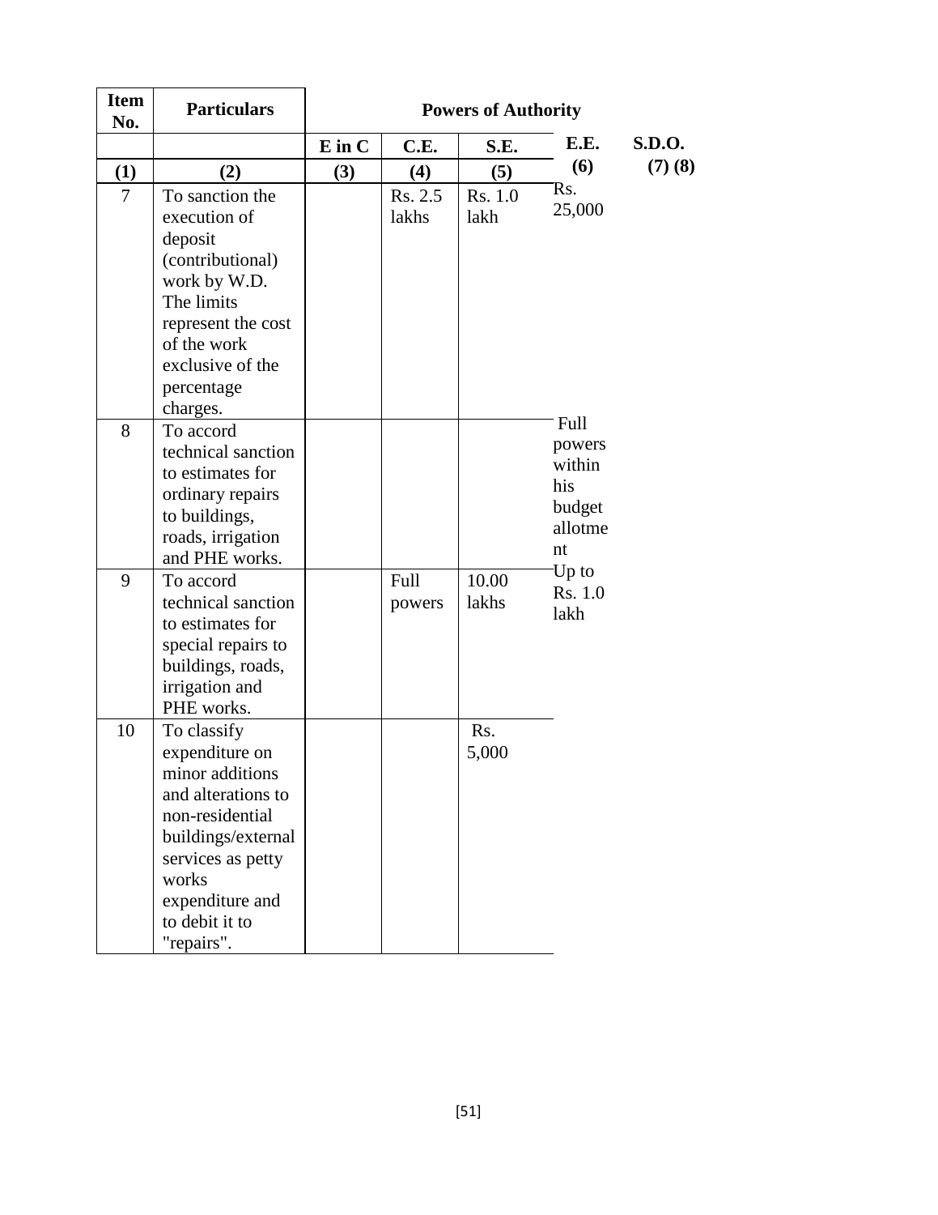| Item No. | Particulars | Powers of Authority | | | | |
|---|---|---|---|---|---|---|
| | | E in C | C.E. | S.E. | E.E. | S.D.O. |
| (1) | (2) | (3) | (4) | (5) | (6) | (7) (8) |
| 7 | To sanction the execution of deposit (contributional) work by W.D. The limits represent the cost of the work exclusive of the percentage charges. | | Rs. 2.5 lakhs | Rs. 1.0 lakh | Rs. 25,000 | |
| 8 | To accord technical sanction to estimates for ordinary repairs to buildings, roads, irrigation and PHE works. | | | | Full powers within his budget allotment | |
| 9 | To accord technical sanction to estimates for special repairs to buildings, roads, irrigation and PHE works. | | Full powers | 10.00 lakhs | Up to Rs. 1.0 lakh | |
| 10 | To classify expenditure on minor additions and alterations to non-residential buildings/external services as petty works expenditure and to debit it to "repairs". | | | Rs. 5,000 | | |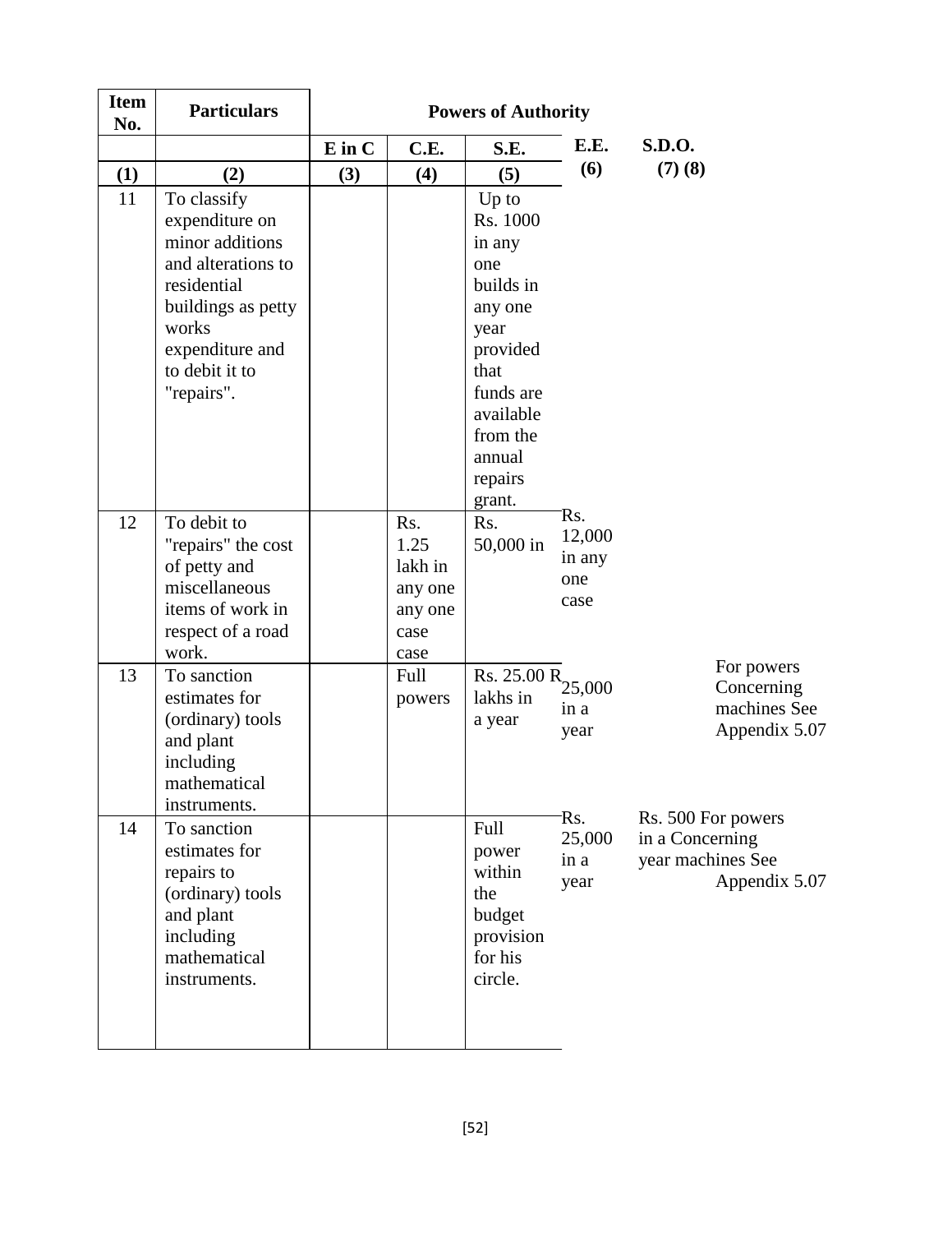| Item No. | Particulars | Powers of Authority | | | | | |
|---|---|---|---|---|---|---|---|
| | | E in C | C.E. | S.E. | E.E. | S.D.O. | |
| (1) | (2) | (3) | (4) | (5) | (6) | (7) | (8) |
| 11 | To classify expenditure on minor additions and alterations to residential buildings as petty works expenditure and to debit it to "repairs". | | | Up to Rs. 1000 in any one builds in any one year provided that funds are available from the annual repairs grant. | | | |
| 12 | To debit to "repairs" the cost of petty and miscellaneous items of work in respect of a road work. | | Rs. 1.25 lakh in any one any one case case | Rs. 50,000 in | Rs. 12,000 in any one case | | |
| 13 | To sanction estimates for (ordinary) tools and plant including mathematical instruments. | | Full powers | Rs. 25.00 R lakhs in a year | 25,000 in a year | | For powers Concerning machines See Appendix 5.07 |
| 14 | To sanction estimates for repairs to (ordinary) tools and plant including mathematical instruments. | | | Full power within the budget provision for his circle. | Rs. 25,000 in a year | Rs. 500 in a year | For powers Concerning machines See Appendix 5.07 |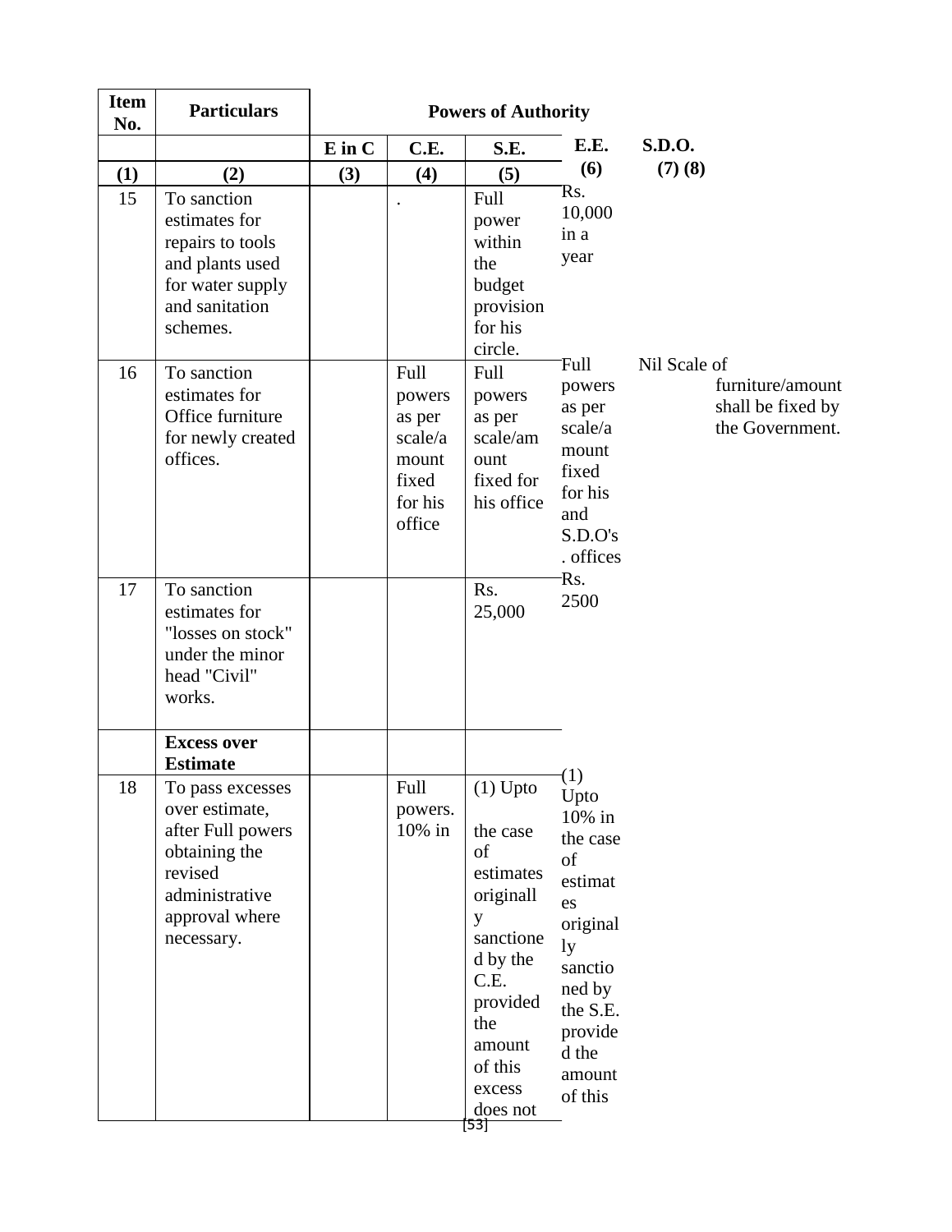| Item No. | Particulars | Powers of Authority | | | | | |
|---|---|---|---|---|---|---|---|
| | | E in C | C.E. | S.E. | E.E. | S.D.O. | |
| (1) | (2) | (3) | (4) | (5) | (6) | (7) | (8) |
| 15 | To sanction estimates for repairs to tools and plants used for water supply and sanitation schemes. | | . | Full power within the budget provision for his circle. | Rs. 10,000 in a year | | |
| 16 | To sanction estimates for Office furniture for newly created offices. | | Full powers as per scale/amount fixed for his office | Full powers as per scale/amount fixed for his office | Full powers as per scale/amount fixed for his and S.D.O's. offices | Nil | Scale of furniture/amount shall be fixed by the Government. |
| 17 | To sanction estimates for "losses on stock" under the minor head "Civil" works. | | | Rs. 25,000 | Rs. 2500 | | |
| | **Excess over Estimate** | | | | | | |
| 18 | To pass excesses over estimate, after obtaining the revised administrative approval where necessary. | | Full powers. | (1) Upto 10% in the case of estimates originally sanctioned by the C.E. provided the amount of this excess does not | (1) Upto 10% in the case of estimates originally sanctioned by the S.E. provided the amount of this | | |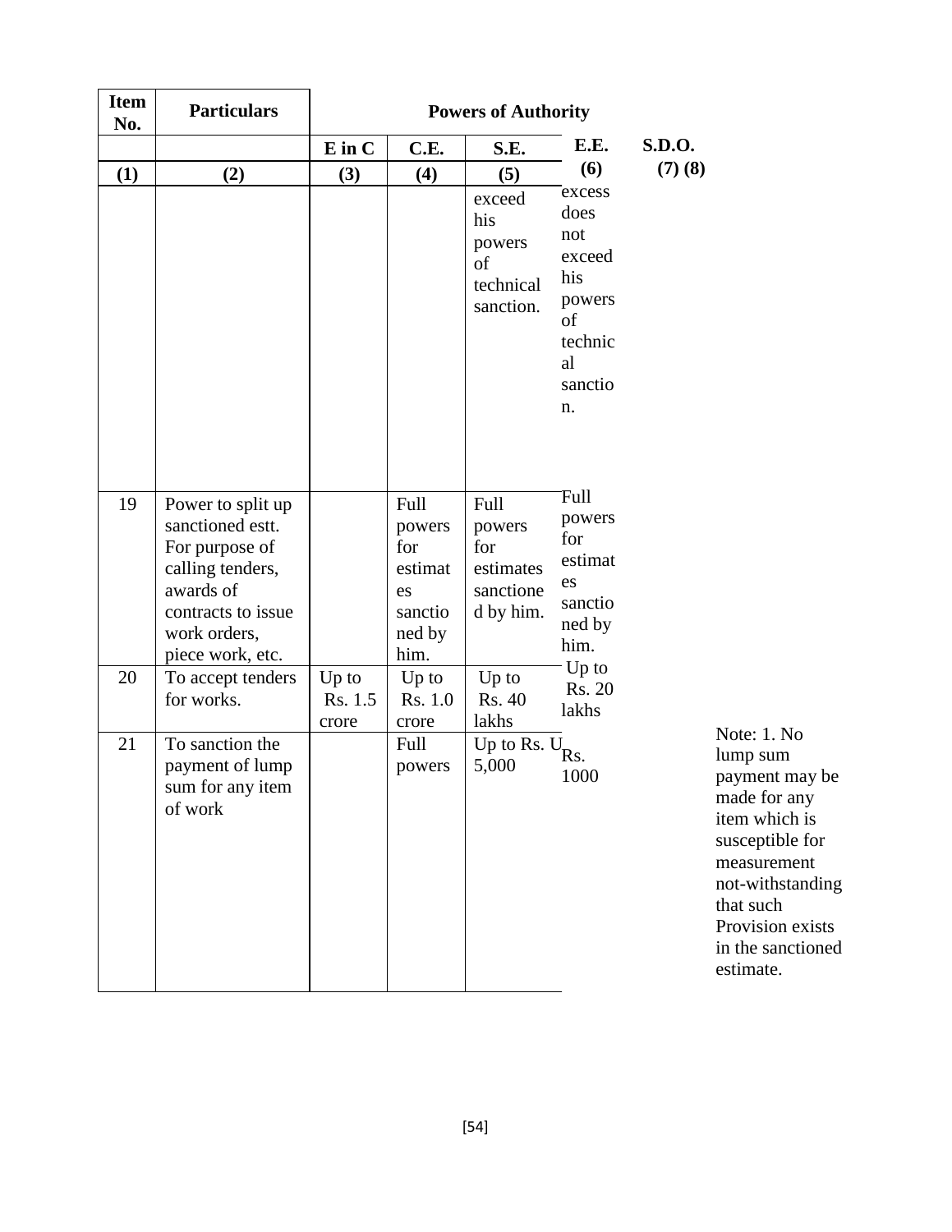| Item No. | Particulars | Powers of Authority | | | | | |
|---|---|---|---|---|---|---|---|
| | | E in C | C.E. | S.E. | E.E. | S.D.O. | |
| (1) | (2) | (3) | (4) | (5) | (6) | (7) | (8) |
| | | | | exceed his powers of technical sanction. | excess does not exceed his powers of technical sanction. | | |
| 19 | Power to split up sanctioned estt. For purpose of calling tenders, awards of contracts to issue work orders, piece work, etc. | | Full powers for estimates sanctioned by him. | Full powers for estimates sanctioned by him. | Full powers for estimates sanctioned by him. | | |
| 20 | To accept tenders for works. | Up to Rs. 1.5 crore | Up to Rs. 1.0 crore | Up to Rs. 40 lakhs | Up to Rs. 20 lakhs | | |
| 21 | To sanction the payment of lump sum for any item of work | | Full powers | Up to Rs. 5,000 | Up to Rs. 1000 | | Note: 1. No lump sum payment may be made for any item which is susceptible for measurement not-withstanding that such Provision exists in the sanctioned estimate. |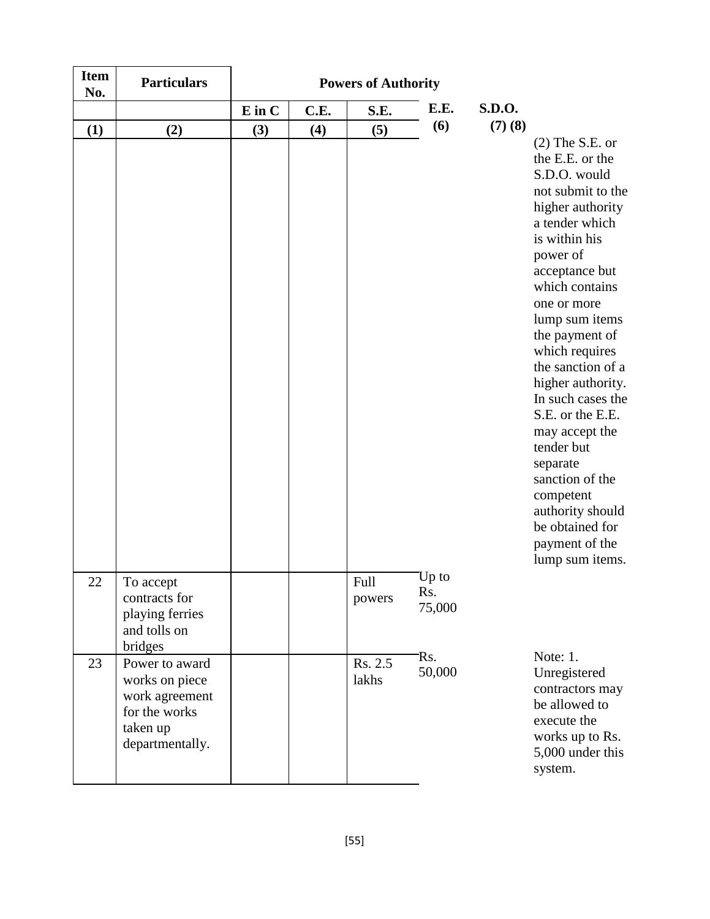| Item No. | Particulars | Powers of Authority | | | | | |
|---|---|---|---|---|---|---|---|
| | | E in C | C.E. | S.E. | E.E. | S.D.O. | |
| (1) | (2) | (3) | (4) | (5) | (6) | (7) | (8) |
| | | | | | | | (2) The S.E. or the E.E. or the S.D.O. would not submit to the higher authority a tender which is within his power of acceptance but which contains one or more lump sum items the payment of which requires the sanction of a higher authority. In such cases the S.E. or the E.E. may accept the tender but separate sanction of the competent authority should be obtained for payment of the lump sum items. |
| 22 | To accept contracts for playing ferries and tolls on bridges | | | Full powers | Up to Rs. 75,000 | | |
| 23 | Power to award works on piece work agreement for the works taken up departmentally. | | | Rs. 2.5 lakhs | Rs. 50,000 | | Note: 1. Unregistered contractors may be allowed to execute the works up to Rs. 5,000 under this system. |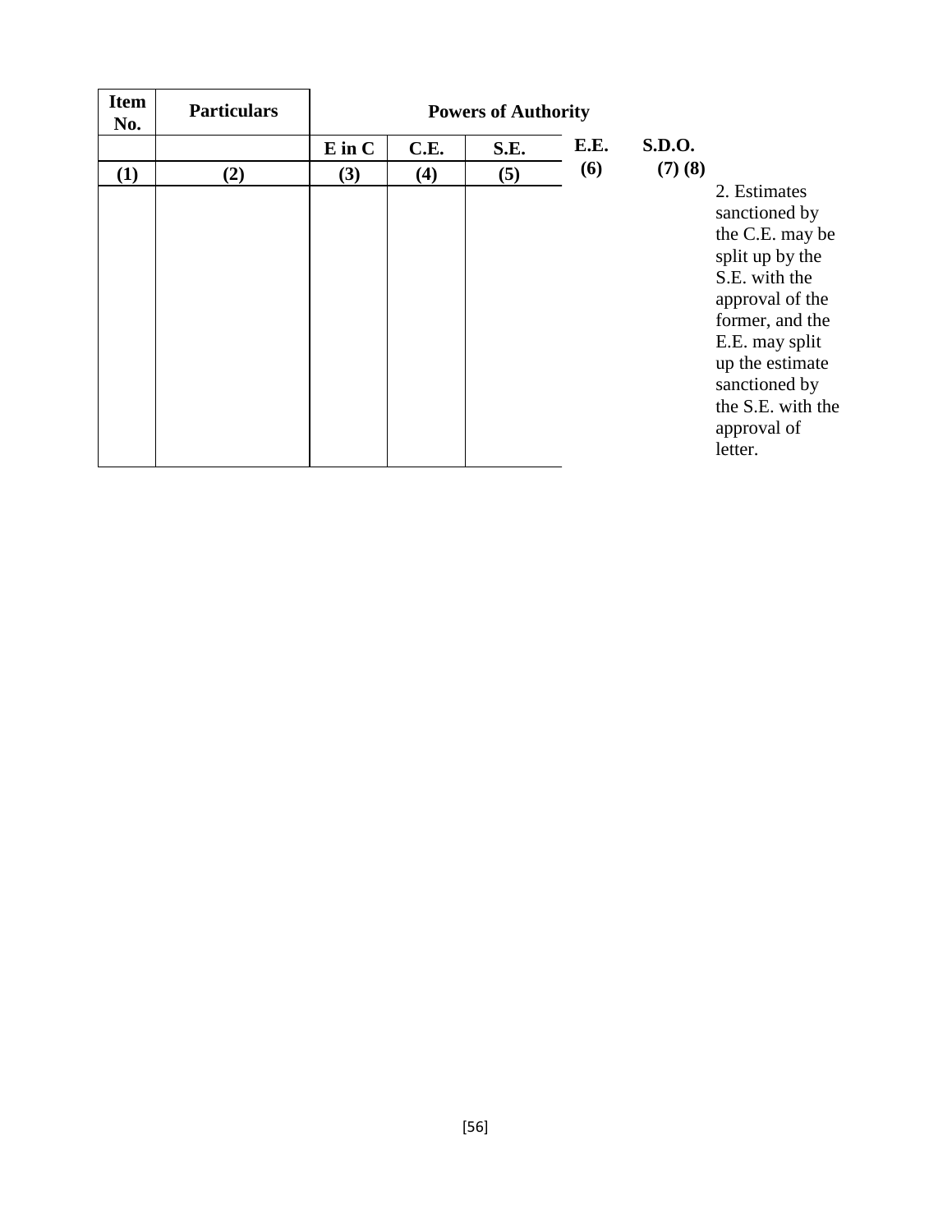| Item No. | Particulars | Powers of Authority | | | | | |
|---|---|---|---|---|---|---|---|
| | | E in C | C.E. | S.E. | E.E. | S.D.O. | |
| (1) | (2) | (3) | (4) | (5) | (6) | (7) | (8) |
| | | | | | | | 2. Estimates sanctioned by the C.E. may be split up by the S.E. with the approval of the former, and the E.E. may split up the estimate sanctioned by the S.E. with the approval of letter. |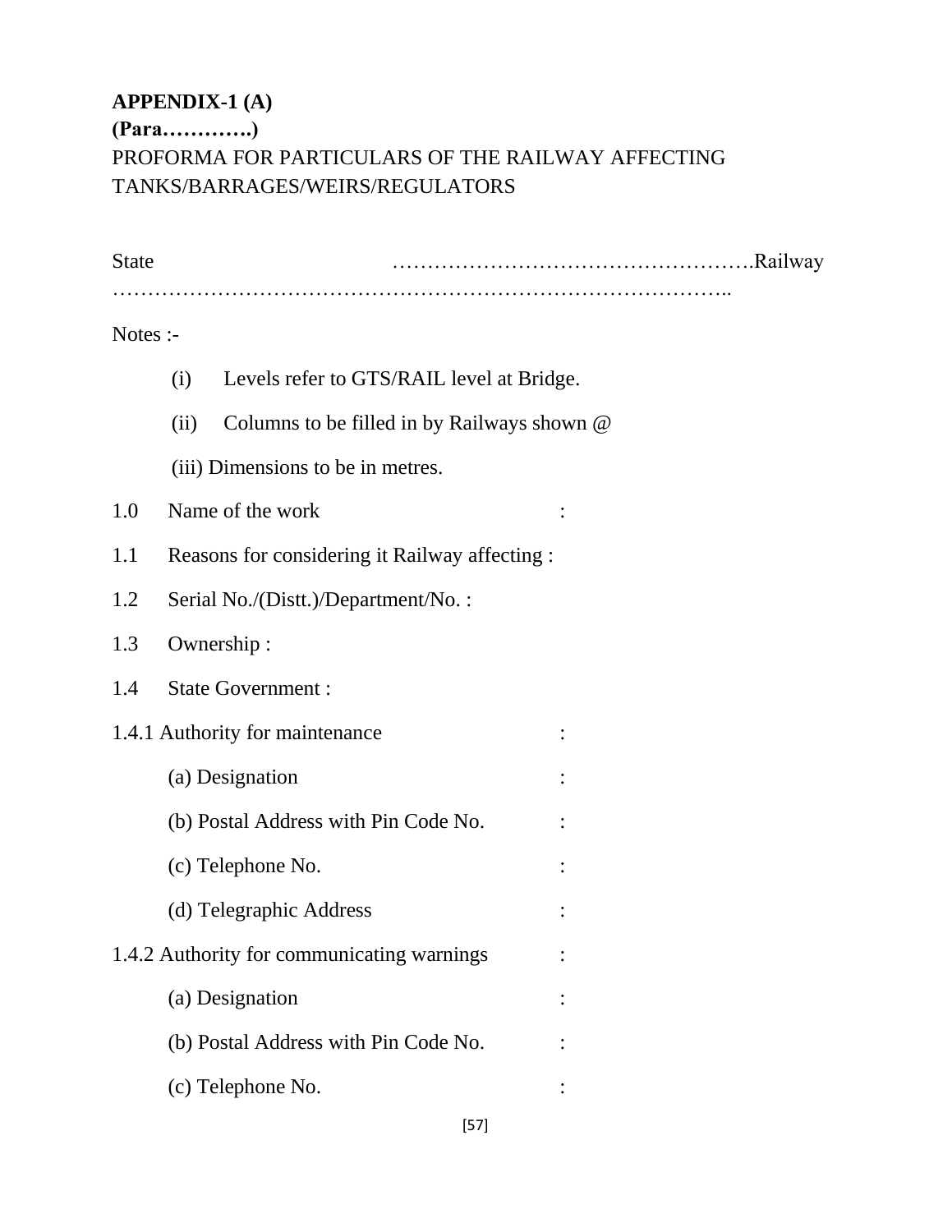**APPENDIX-1 (A)**

**(Para………….)**

PROFORMA FOR PARTICULARS OF THE RAILWAY AFFECTING TANKS/BARRAGES/WEIRS/REGULATORS

State ………………………………………….Railway ……………………………………………………………………………..

Notes :-

(i) Levels refer to GTS/RAIL level at Bridge.

(ii) Columns to be filled in by Railways shown @

(iii) Dimensions to be in metres.

1.0 Name of the work :

1.1 Reasons for considering it Railway affecting :

1.2 Serial No./(Distt.)/Department/No. :

1.3 Ownership :

1.4 State Government :

1.4.1 Authority for maintenance :

(a) Designation :

(b) Postal Address with Pin Code No. :

(c) Telephone No. :

(d) Telegraphic Address :

1.4.2 Authority for communicating warnings :

(a) Designation :

(b) Postal Address with Pin Code No. :

(c) Telephone No. :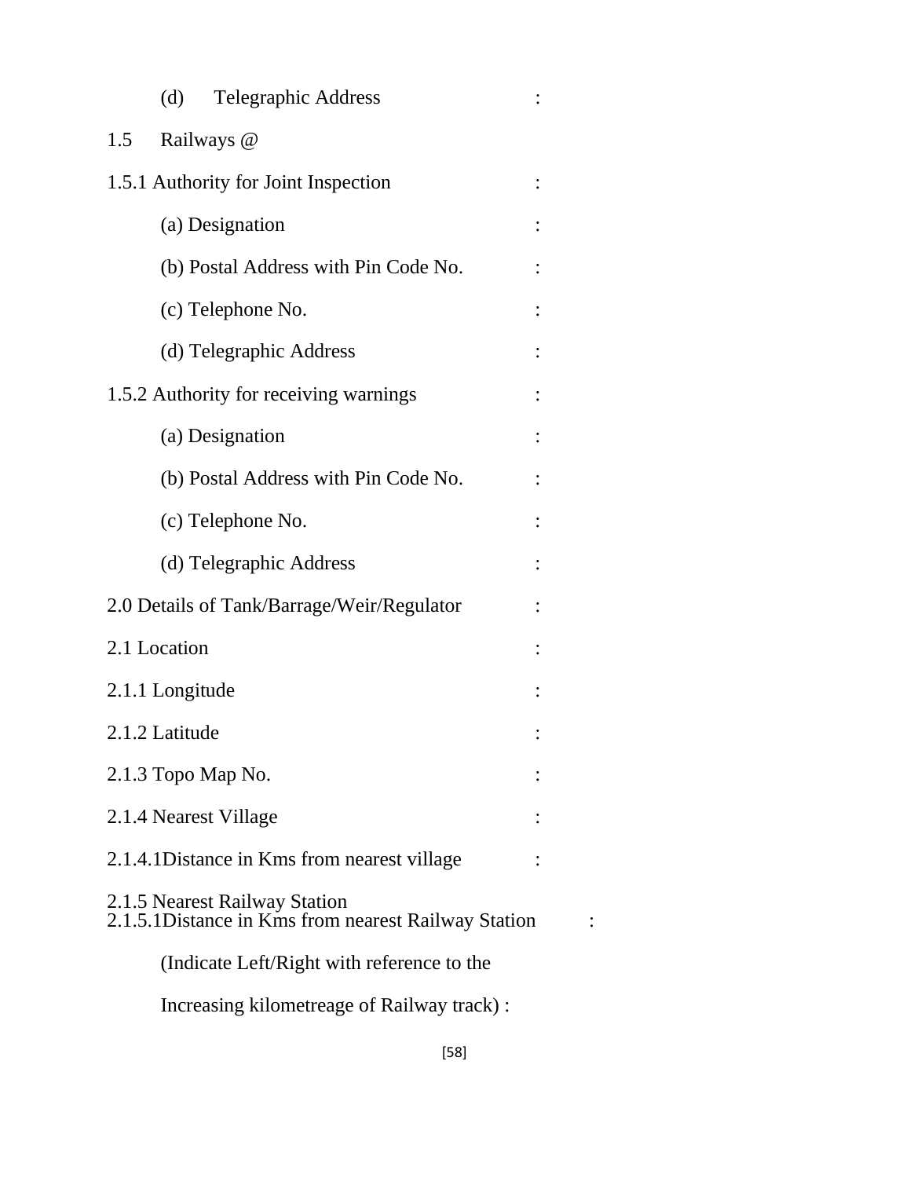(d) Telegraphic Address :

1.5 Railways @

1.5.1 Authority for Joint Inspection :

(a) Designation :

(b) Postal Address with Pin Code No. :

(c) Telephone No. :

(d) Telegraphic Address :

1.5.2 Authority for receiving warnings :

(a) Designation :

(b) Postal Address with Pin Code No. :

(c) Telephone No. :

(d) Telegraphic Address :

2.0 Details of Tank/Barrage/Weir/Regulator :

2.1 Location :

2.1.1 Longitude :

2.1.2 Latitude :

2.1.3 Topo Map No. :

2.1.4 Nearest Village :

2.1.4.1Distance in Kms from nearest village :

2.1.5 Nearest Railway Station

2.1.5.1Distance in Kms from nearest Railway Station :

(Indicate Left/Right with reference to the

Increasing kilometreage of Railway track) :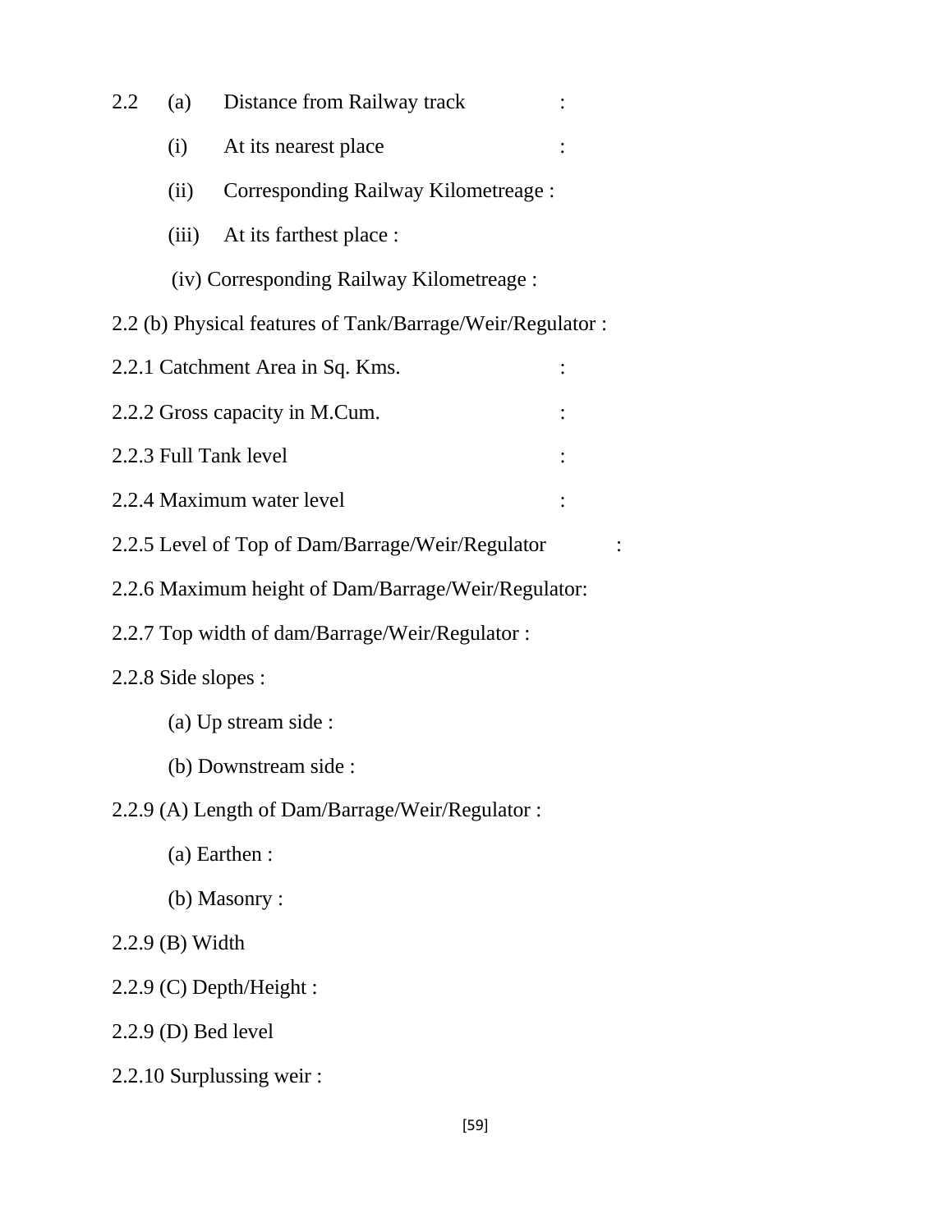2.2 (a) Distance from Railway track :

(i) At its nearest place :

(ii) Corresponding Railway Kilometreage :

(iii) At its farthest place :

(iv) Corresponding Railway Kilometreage :

2.2 (b) Physical features of Tank/Barrage/Weir/Regulator :

2.2.1 Catchment Area in Sq. Kms. :

2.2.2 Gross capacity in M.Cum. :

2.2.3 Full Tank level :

2.2.4 Maximum water level :

2.2.5 Level of Top of Dam/Barrage/Weir/Regulator :

2.2.6 Maximum height of Dam/Barrage/Weir/Regulator:

2.2.7 Top width of dam/Barrage/Weir/Regulator :

2.2.8 Side slopes :

(a) Up stream side :

(b) Downstream side :

2.2.9 (A) Length of Dam/Barrage/Weir/Regulator :

(a) Earthen :

(b) Masonry :

2.2.9 (B) Width

2.2.9 (C) Depth/Height :

2.2.9 (D) Bed level

2.2.10 Surplussing weir :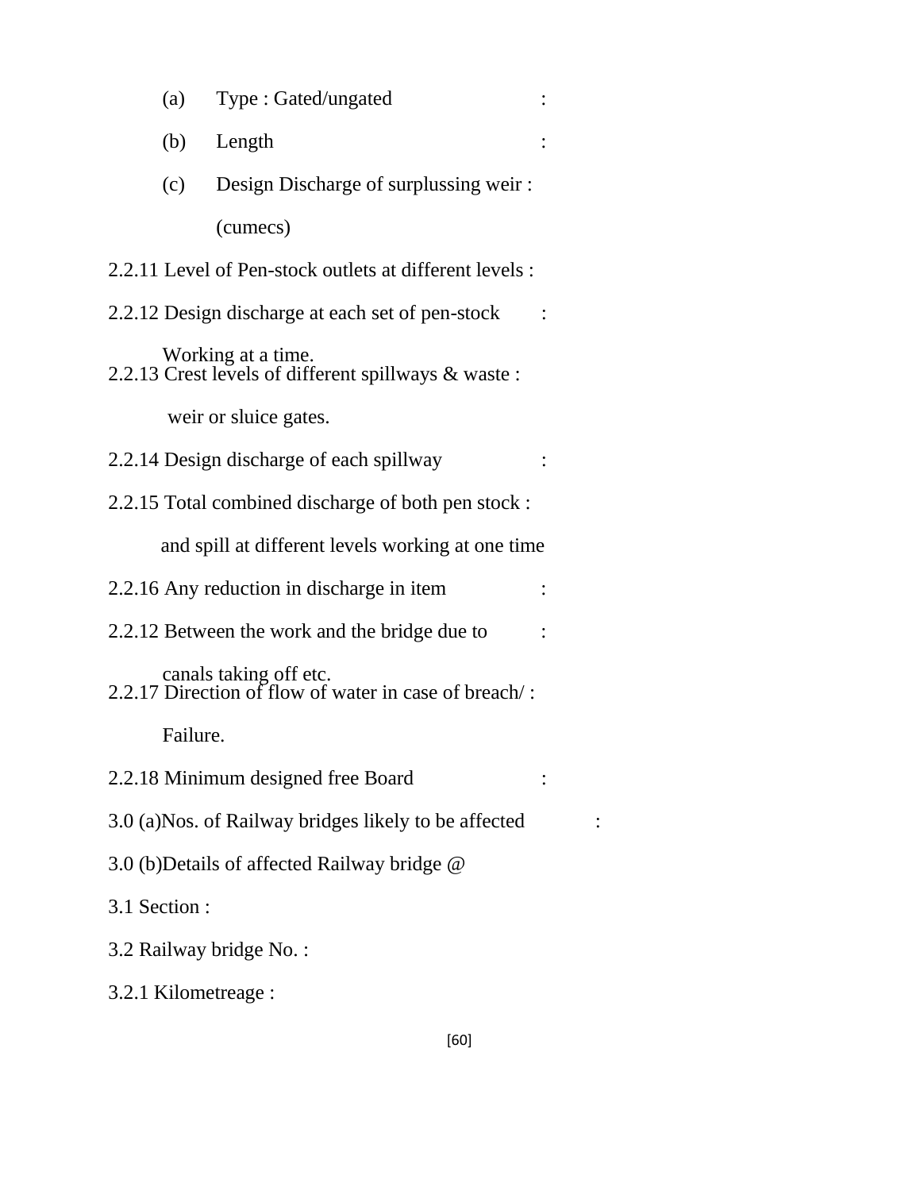(a) Type : Gated/ungated :

(b) Length :

(c) Design Discharge of surplussing weir : (cumecs)

2.2.11 Level of Pen-stock outlets at different levels :

2.2.12 Design discharge at each set of pen-stock : Working at a time.

2.2.13 Crest levels of different spillways & waste : weir or sluice gates.

2.2.14 Design discharge of each spillway :

2.2.15 Total combined discharge of both pen stock : and spill at different levels working at one time

2.2.16 Any reduction in discharge in item :

2.2.12 Between the work and the bridge due to : canals taking off etc.

2.2.17 Direction of flow of water in case of breach/ : Failure.

2.2.18 Minimum designed free Board :

3.0 (a)Nos. of Railway bridges likely to be affected :

3.0 (b)Details of affected Railway bridge @

3.1 Section :

3.2 Railway bridge No. :

3.2.1 Kilometreage :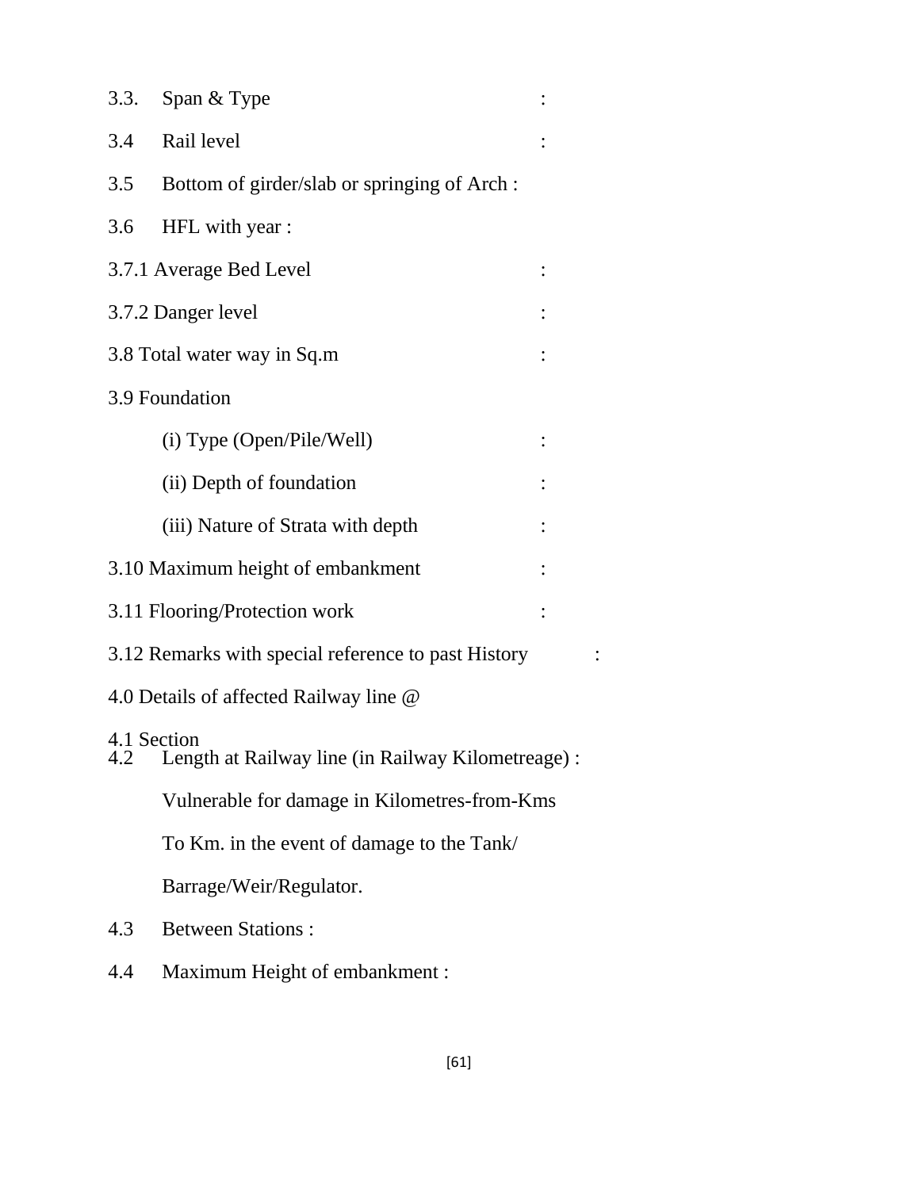3.3. Span & Type :

3.4 Rail level :

3.5 Bottom of girder/slab or springing of Arch :

3.6 HFL with year :

3.7.1 Average Bed Level :

3.7.2 Danger level :

3.8 Total water way in Sq.m :

3.9 Foundation

(i) Type (Open/Pile/Well) :

(ii) Depth of foundation :

(iii) Nature of Strata with depth :

3.10 Maximum height of embankment :

3.11 Flooring/Protection work :

3.12 Remarks with special reference to past History :

4.0 Details of affected Railway line @

4.1 Section

4.2 Length at Railway line (in Railway Kilometreage) :

Vulnerable for damage in Kilometres-from-Kms

To Km. in the event of damage to the Tank/

Barrage/Weir/Regulator.

4.3 Between Stations :

4.4 Maximum Height of embankment :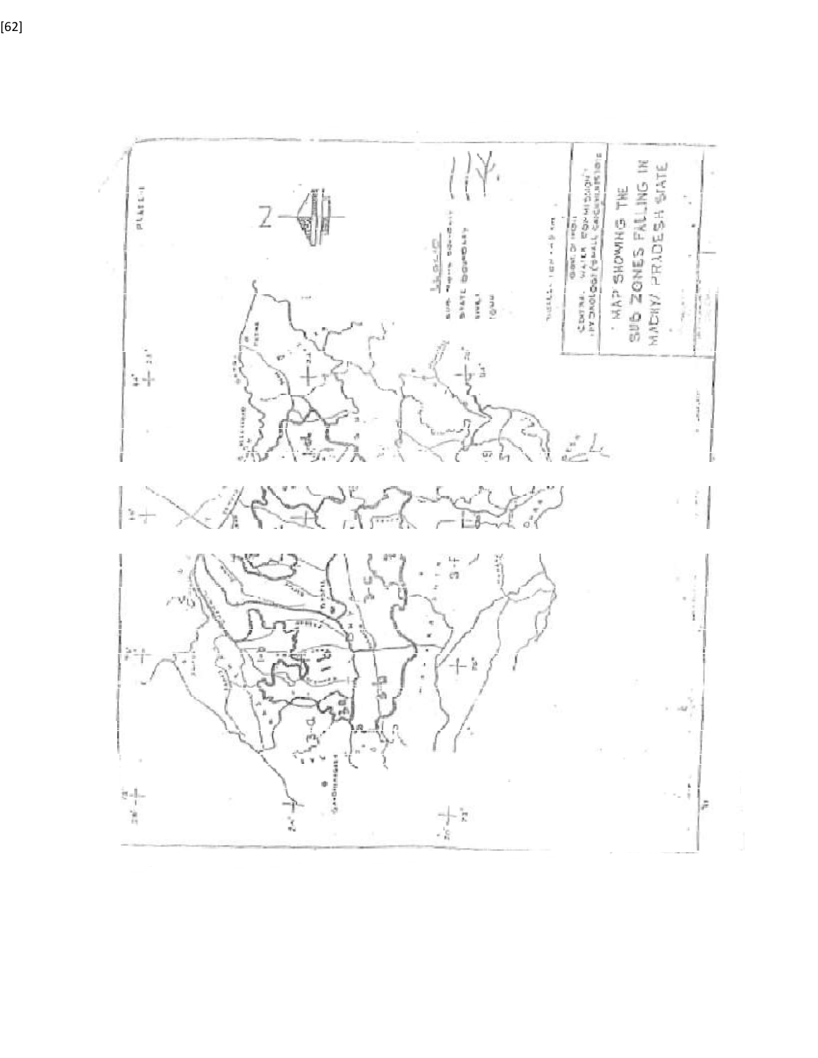PLATE-I

MAP SHOWING THE SUB ZONES FALLING IN MADHYA PRADESH STATE

GOVT. OF INDIA
CENTRAL WATER COMMISSION
HYDROLOGY (SMALL CATCHMENTS) DTE.

LEGEND

SUB-ZONE BOUNDARY

STATE BOUNDARY

RIVER

TOWN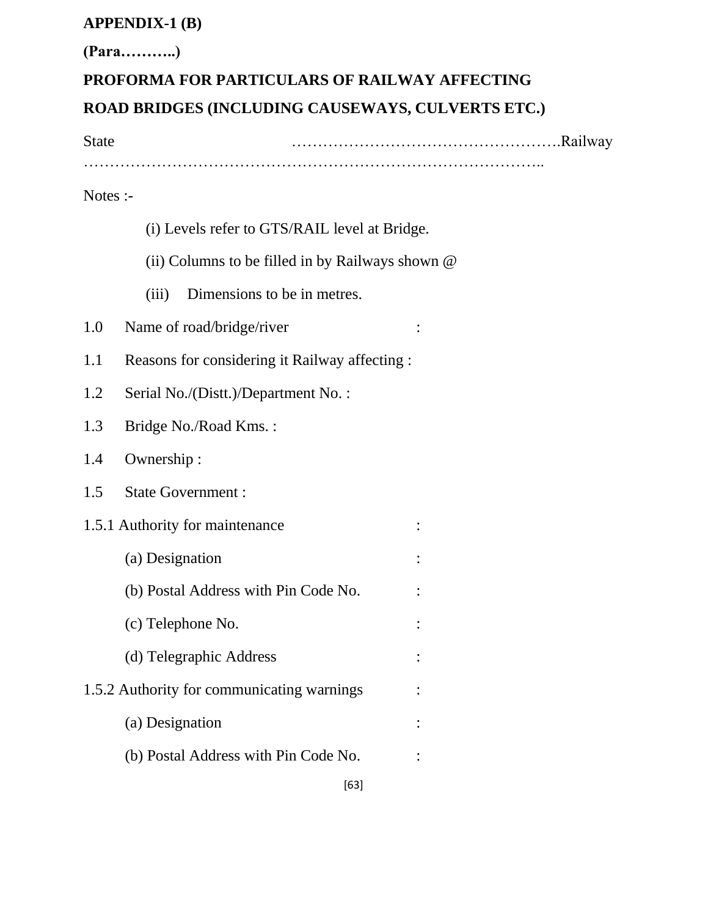**APPENDIX-1 (B)**

**(Para………..)**

**PROFORMA FOR PARTICULARS OF RAILWAY AFFECTING ROAD BRIDGES (INCLUDING CAUSEWAYS, CULVERTS ETC.)**

State ………………………………………….Railway …………………………………………………………………………..

Notes :-

(i) Levels refer to GTS/RAIL level at Bridge.

(ii) Columns to be filled in by Railways shown @

(iii) Dimensions to be in metres.

1.0 Name of road/bridge/river :

1.1 Reasons for considering it Railway affecting :

1.2 Serial No./(Distt.)/Department No. :

1.3 Bridge No./Road Kms. :

1.4 Ownership :

1.5 State Government :

1.5.1 Authority for maintenance :

(a) Designation :

(b) Postal Address with Pin Code No. :

(c) Telephone No. :

(d) Telegraphic Address :

1.5.2 Authority for communicating warnings :

(a) Designation :

(b) Postal Address with Pin Code No. :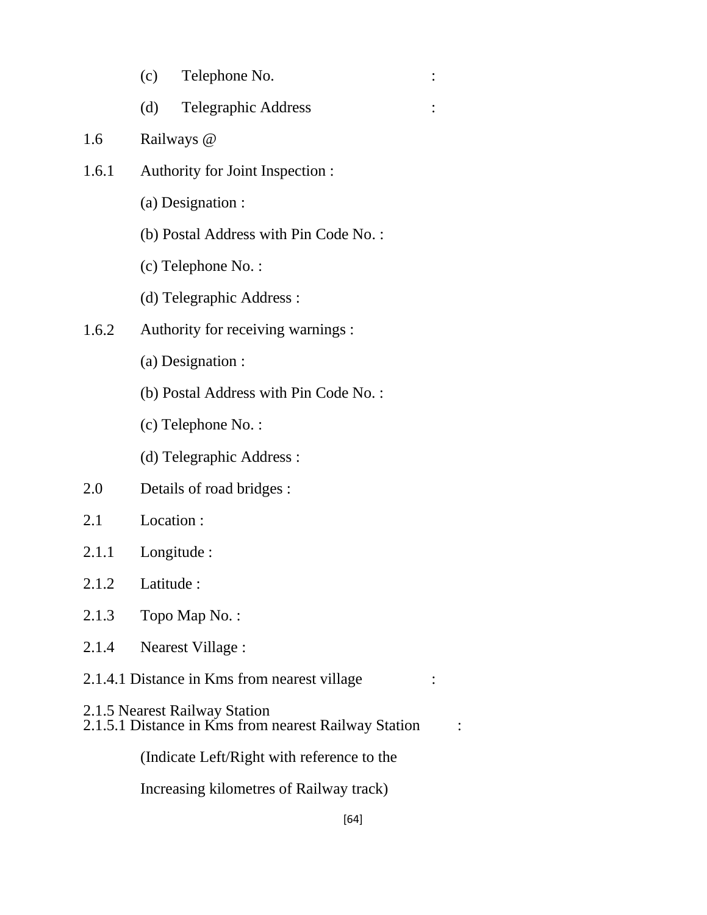(c) Telephone No. :

(d) Telegraphic Address :

1.6 Railways @

1.6.1 Authority for Joint Inspection :

(a) Designation :

(b) Postal Address with Pin Code No. :

(c) Telephone No. :

(d) Telegraphic Address :

1.6.2 Authority for receiving warnings :

(a) Designation :

(b) Postal Address with Pin Code No. :

(c) Telephone No. :

(d) Telegraphic Address :

2.0 Details of road bridges :

2.1 Location :

2.1.1 Longitude :

2.1.2 Latitude :

2.1.3 Topo Map No. :

2.1.4 Nearest Village :

2.1.4.1 Distance in Kms from nearest village :

2.1.5 Nearest Railway Station

2.1.5.1 Distance in Kms from nearest Railway Station :

(Indicate Left/Right with reference to the Increasing kilometres of Railway track)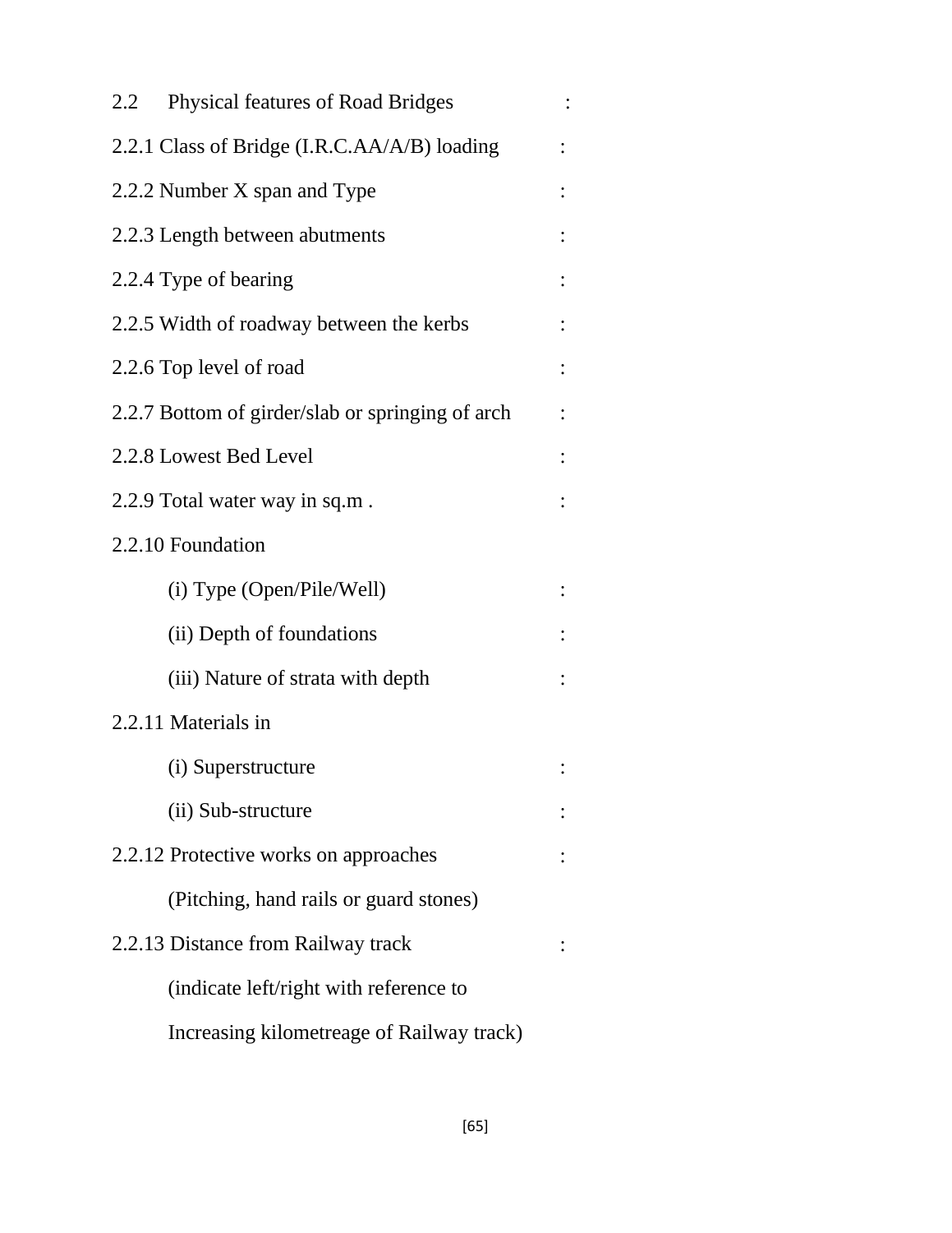2.2 Physical features of Road Bridges :

2.2.1 Class of Bridge (I.R.C.AA/A/B) loading :

2.2.2 Number X span and Type :

2.2.3 Length between abutments :

2.2.4 Type of bearing :

2.2.5 Width of roadway between the kerbs :

2.2.6 Top level of road :

2.2.7 Bottom of girder/slab or springing of arch :

2.2.8 Lowest Bed Level :

2.2.9 Total water way in sq.m . :

2.2.10 Foundation

(i) Type (Open/Pile/Well) :

(ii) Depth of foundations :

(iii) Nature of strata with depth :

2.2.11 Materials in

(i) Superstructure :

(ii) Sub-structure :

2.2.12 Protective works on approaches :

(Pitching, hand rails or guard stones)

2.2.13 Distance from Railway track :

(indicate left/right with reference to

Increasing kilometreage of Railway track)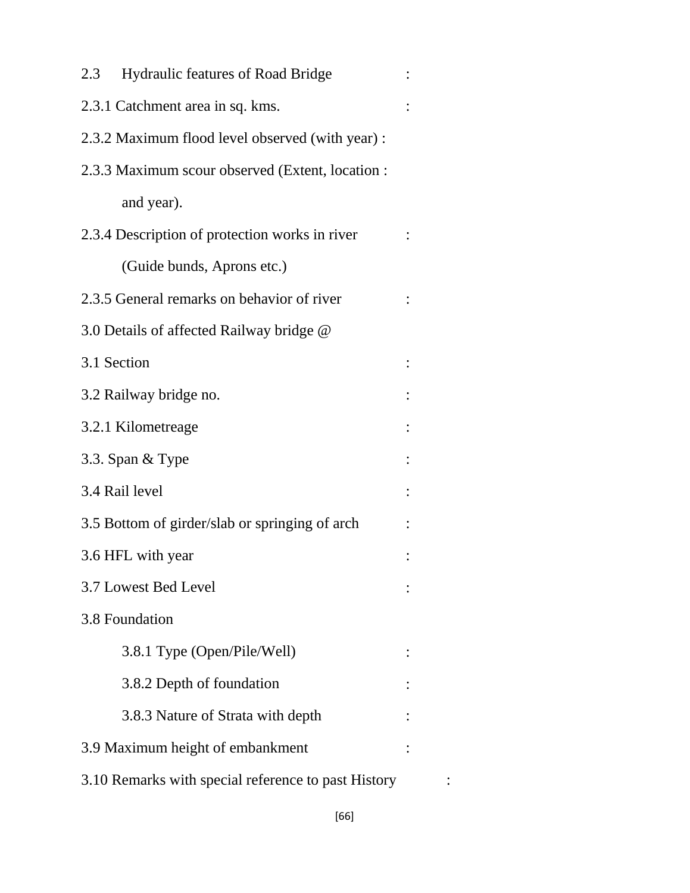2.3 Hydraulic features of Road Bridge :

2.3.1 Catchment area in sq. kms. :

2.3.2 Maximum flood level observed (with year) :

2.3.3 Maximum scour observed (Extent, location :
and year).

2.3.4 Description of protection works in river :
(Guide bunds, Aprons etc.)

2.3.5 General remarks on behavior of river :

3.0 Details of affected Railway bridge @

3.1 Section :

3.2 Railway bridge no. :

3.2.1 Kilometreage :

3.3. Span & Type :

3.4 Rail level :

3.5 Bottom of girder/slab or springing of arch :

3.6 HFL with year :

3.7 Lowest Bed Level :

3.8 Foundation

- 3.8.1 Type (Open/Pile/Well) :
- 3.8.2 Depth of foundation :
- 3.8.3 Nature of Strata with depth :

3.9 Maximum height of embankment :

3.10 Remarks with special reference to past History :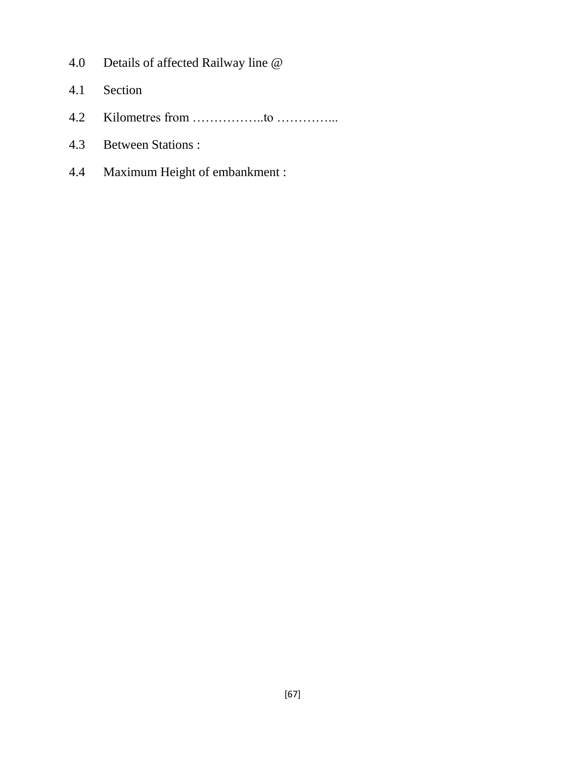4.0 Details of affected Railway line @

4.1 Section

4.2 Kilometres from ……………..to …………...

4.3 Between Stations :

4.4 Maximum Height of embankment :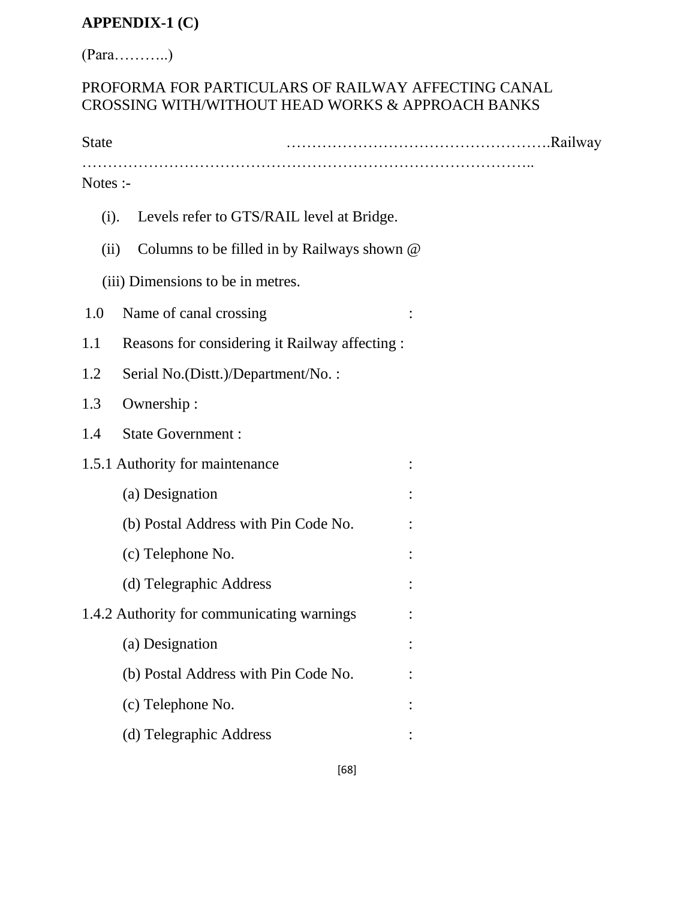**APPENDIX-1 (C)**

(Para………..)

PROFORMA FOR PARTICULARS OF RAILWAY AFFECTING CANAL CROSSING WITH/WITHOUT HEAD WORKS & APPROACH BANKS

State ………………………………………….Railway ……………………………………………………………………………..

Notes :-

(i). Levels refer to GTS/RAIL level at Bridge.

(ii) Columns to be filled in by Railways shown @

(iii) Dimensions to be in metres.

1.0 Name of canal crossing :

1.1 Reasons for considering it Railway affecting :

1.2 Serial No.(Distt.)/Department/No. :

1.3 Ownership :

1.4 State Government :

1.5.1 Authority for maintenance :

(a) Designation :

(b) Postal Address with Pin Code No. :

(c) Telephone No. :

(d) Telegraphic Address :

1.4.2 Authority for communicating warnings :

(a) Designation :

(b) Postal Address with Pin Code No. :

(c) Telephone No. :

(d) Telegraphic Address :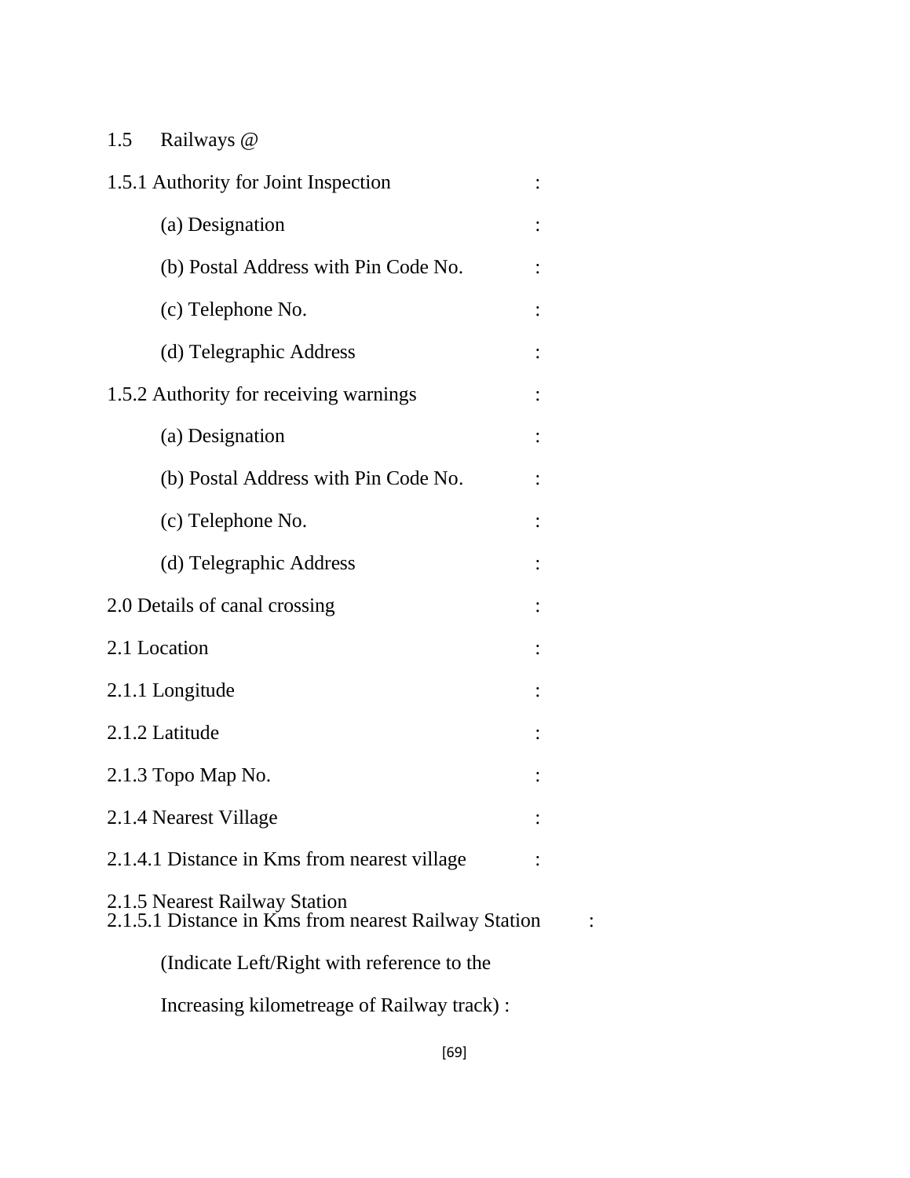1.5 Railways @

1.5.1 Authority for Joint Inspection :

(a) Designation :

(b) Postal Address with Pin Code No. :

(c) Telephone No. :

(d) Telegraphic Address :

1.5.2 Authority for receiving warnings :

(a) Designation :

(b) Postal Address with Pin Code No. :

(c) Telephone No. :

(d) Telegraphic Address :

2.0 Details of canal crossing :

2.1 Location :

2.1.1 Longitude :

2.1.2 Latitude :

2.1.3 Topo Map No. :

2.1.4 Nearest Village :

2.1.4.1 Distance in Kms from nearest village :

2.1.5 Nearest Railway Station

2.1.5.1 Distance in Kms from nearest Railway Station :

(Indicate Left/Right with reference to the

Increasing kilometreage of Railway track) :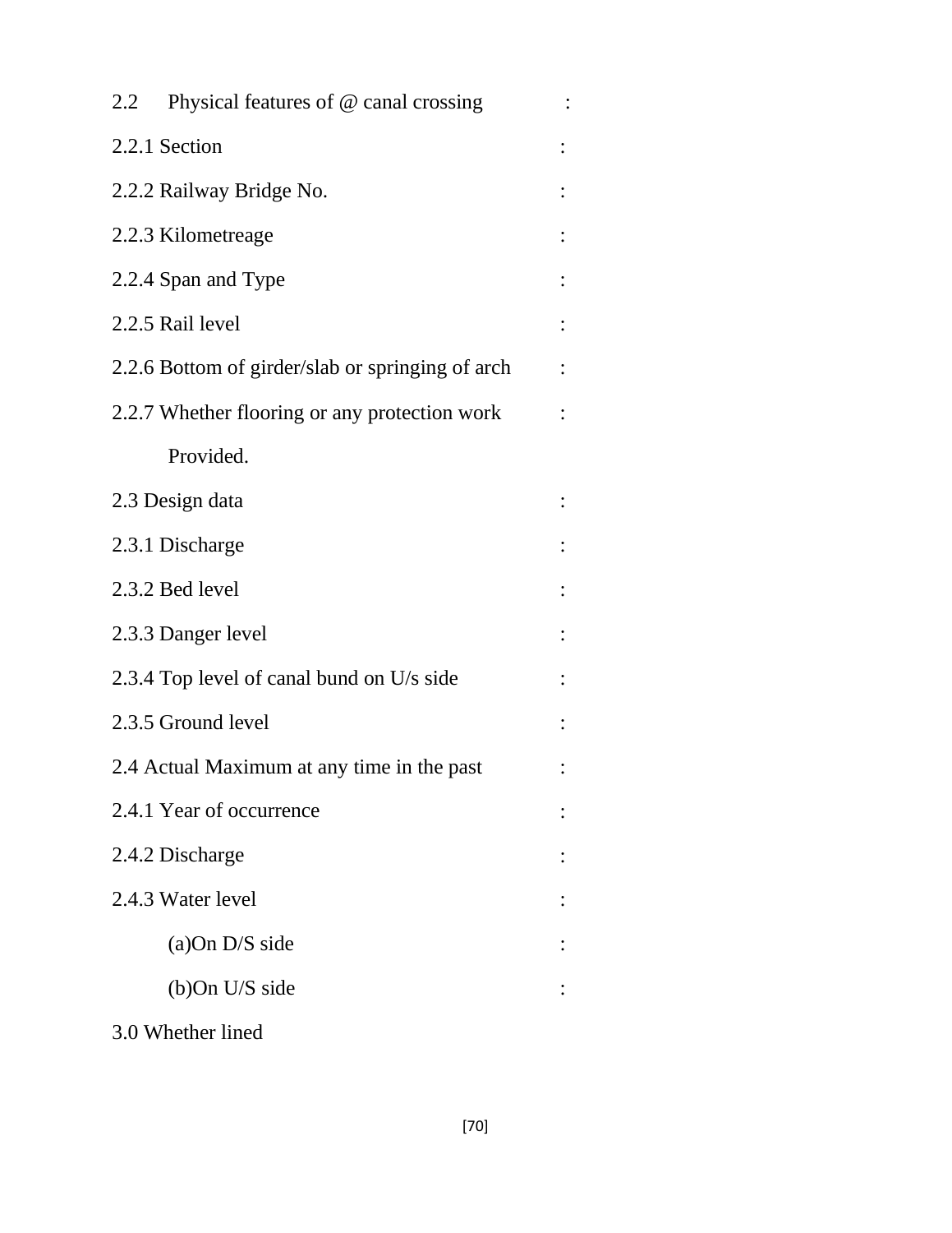2.2 Physical features of @ canal crossing :

2.2.1 Section :

2.2.2 Railway Bridge No. :

2.2.3 Kilometreage :

2.2.4 Span and Type :

2.2.5 Rail level :

2.2.6 Bottom of girder/slab or springing of arch :

2.2.7 Whether flooring or any protection work :

Provided.

2.3 Design data :

2.3.1 Discharge :

2.3.2 Bed level :

2.3.3 Danger level :

2.3.4 Top level of canal bund on U/s side :

2.3.5 Ground level :

2.4 Actual Maximum at any time in the past :

2.4.1 Year of occurrence :

2.4.2 Discharge :

2.4.3 Water level :

(a)On D/S side :

(b)On U/S side :

3.0 Whether lined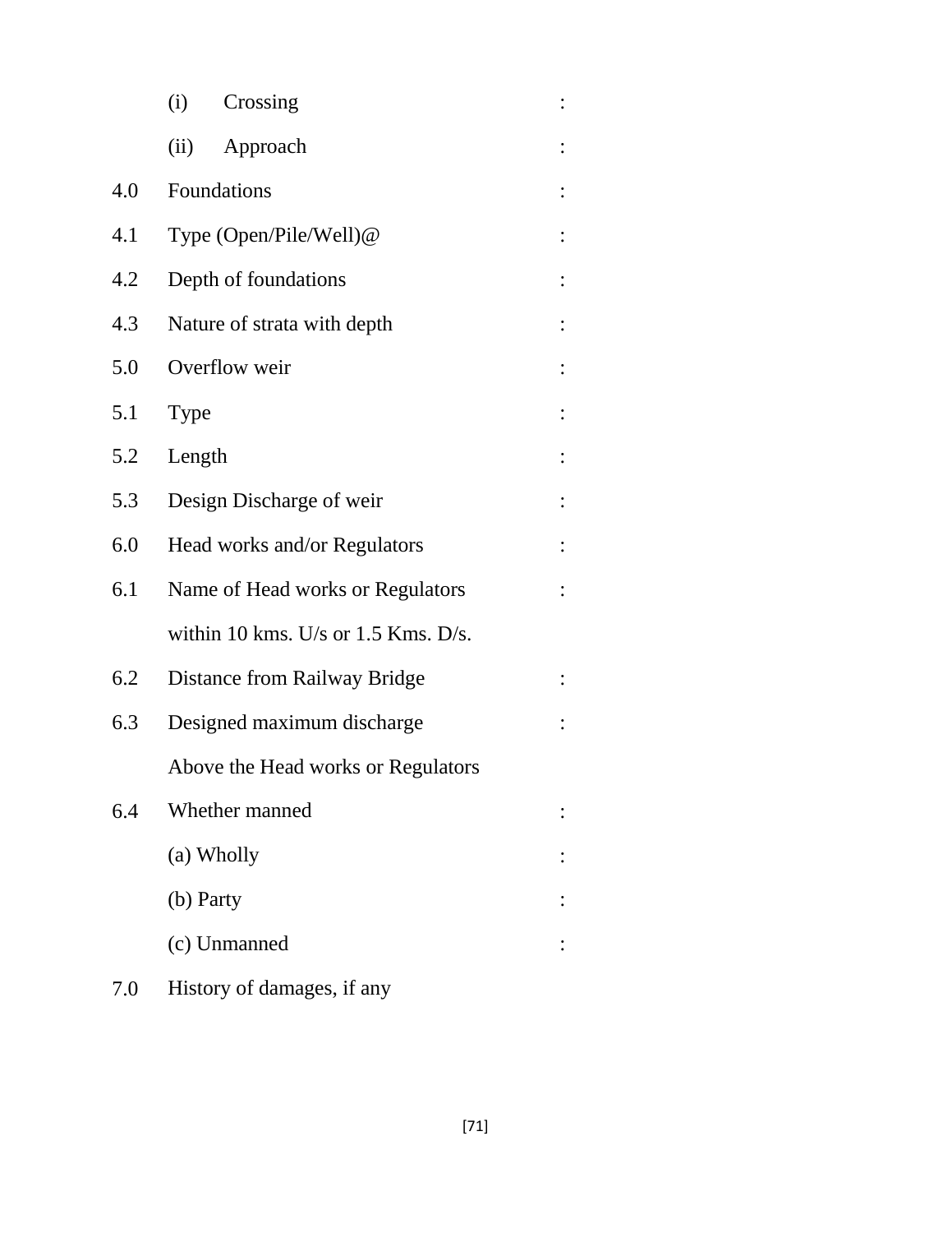(i) Crossing :

(ii) Approach :

4.0 Foundations :

4.1 Type (Open/Pile/Well)@ :

4.2 Depth of foundations :

4.3 Nature of strata with depth :

5.0 Overflow weir :

5.1 Type :

5.2 Length :

5.3 Design Discharge of weir :

6.0 Head works and/or Regulators :

6.1 Name of Head works or Regulators within 10 kms. U/s or 1.5 Kms. D/s. :

6.2 Distance from Railway Bridge :

6.3 Designed maximum discharge Above the Head works or Regulators :

6.4 Whether manned :

(a) Wholly :

(b) Party :

(c) Unmanned :

7.0 History of damages, if any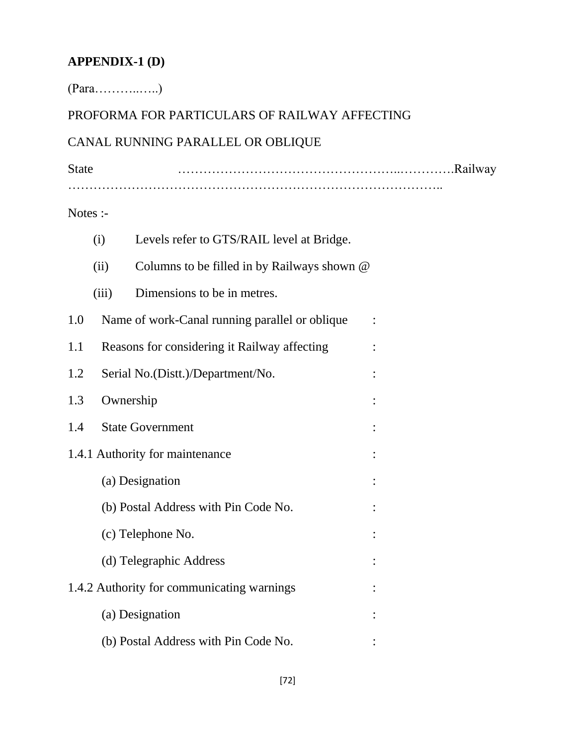**APPENDIX-1 (D)**

(Para………..…..)

PROFORMA FOR PARTICULARS OF RAILWAY AFFECTING

CANAL RUNNING PARALLEL OR OBLIQUE

State ……………………………………………..………….Railway ……………………………………………………………………………..

Notes :-

(i) Levels refer to GTS/RAIL level at Bridge.

(ii) Columns to be filled in by Railways shown @

(iii) Dimensions to be in metres.

1.0 Name of work-Canal running parallel or oblique :

1.1 Reasons for considering it Railway affecting :

1.2 Serial No.(Distt.)/Department/No. :

1.3 Ownership :

1.4 State Government :

1.4.1 Authority for maintenance :

(a) Designation :

(b) Postal Address with Pin Code No. :

(c) Telephone No. :

(d) Telegraphic Address :

1.4.2 Authority for communicating warnings :

(a) Designation :

(b) Postal Address with Pin Code No. :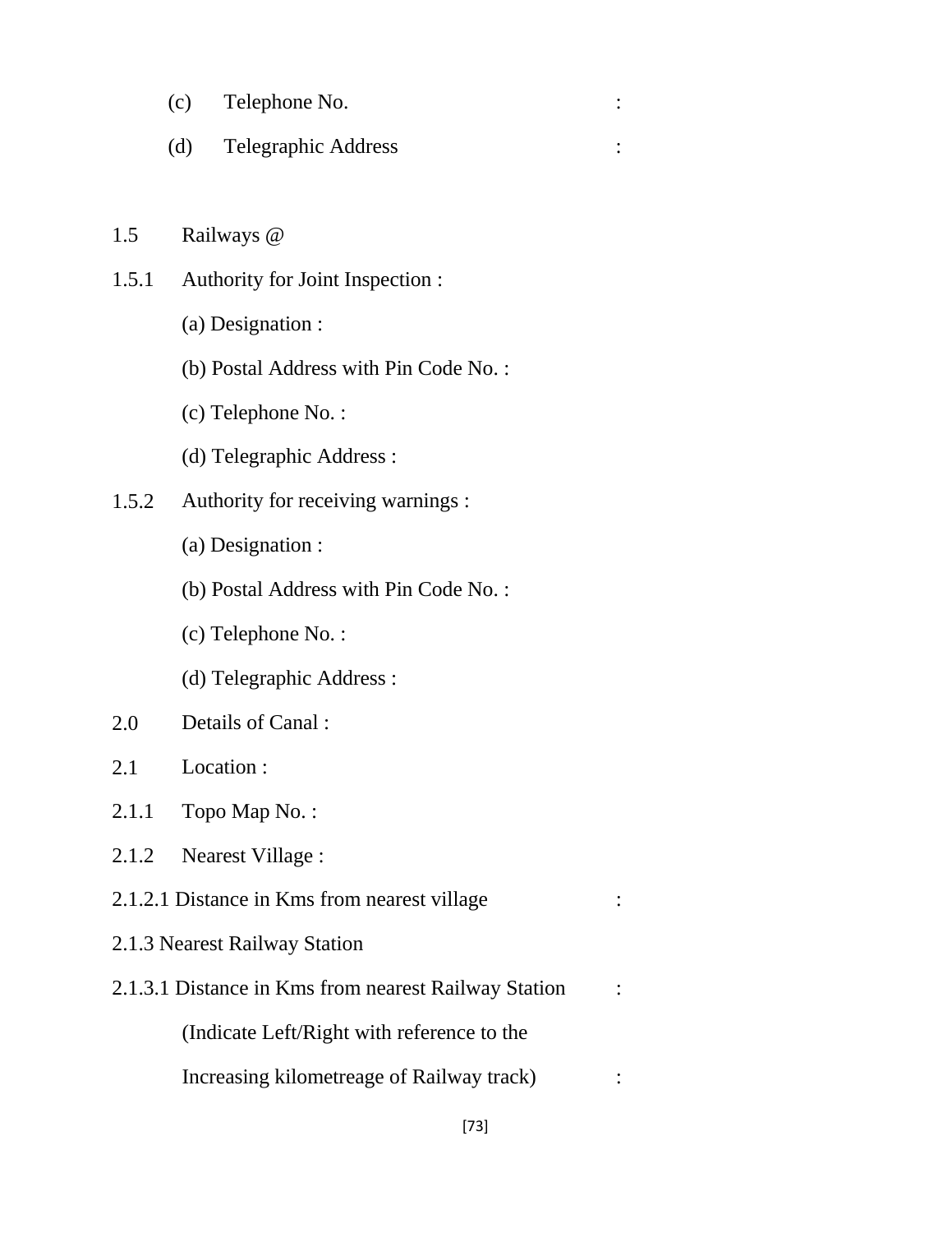(c) Telephone No. :

(d) Telegraphic Address :

1.5 Railways @

1.5.1 Authority for Joint Inspection :

(a) Designation :

(b) Postal Address with Pin Code No. :

(c) Telephone No. :

(d) Telegraphic Address :

1.5.2 Authority for receiving warnings :

(a) Designation :

(b) Postal Address with Pin Code No. :

(c) Telephone No. :

(d) Telegraphic Address :

2.0 Details of Canal :

2.1 Location :

2.1.1 Topo Map No. :

2.1.2 Nearest Village :

2.1.2.1 Distance in Kms from nearest village :

2.1.3 Nearest Railway Station

2.1.3.1 Distance in Kms from nearest Railway Station :

(Indicate Left/Right with reference to the Increasing kilometreage of Railway track) :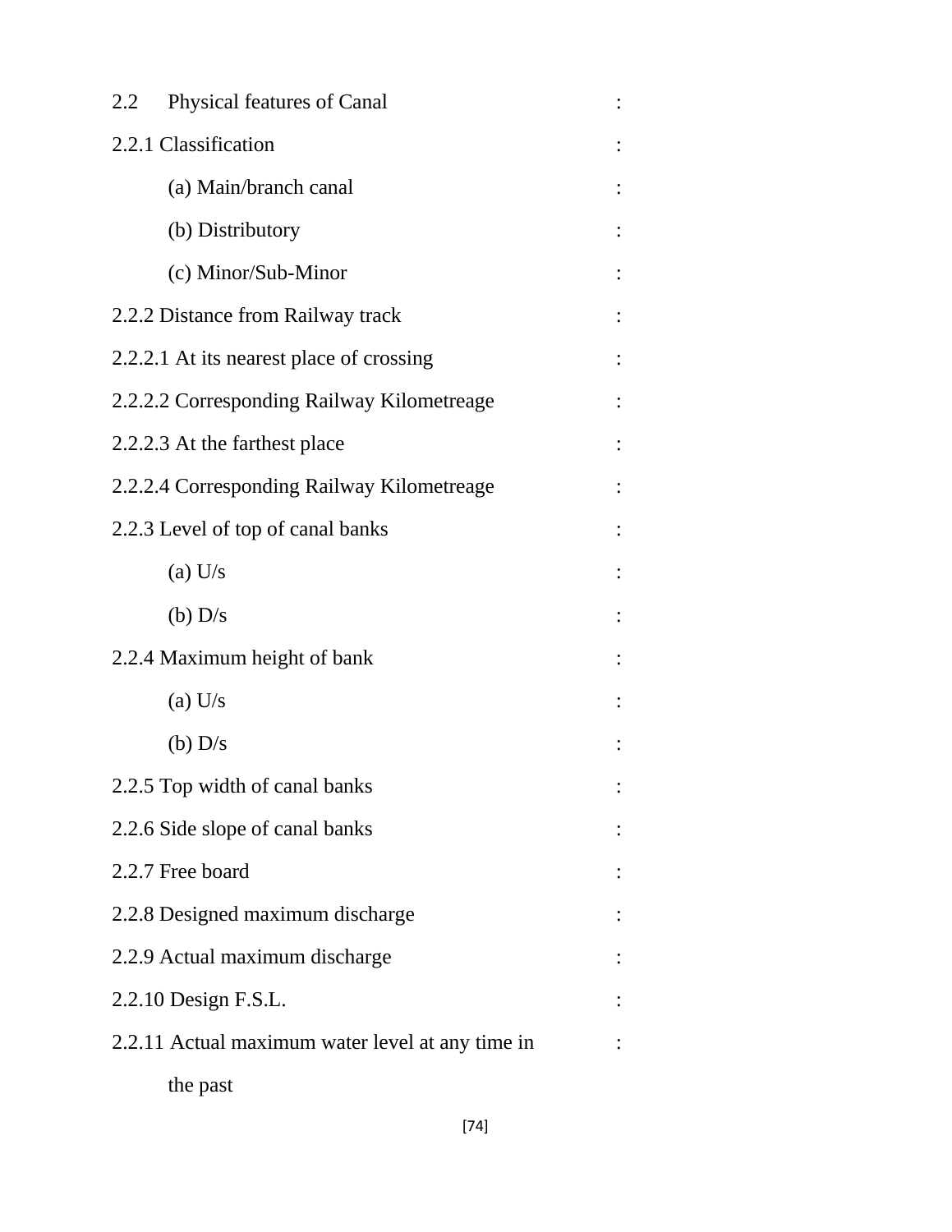2.2 Physical features of Canal :

2.2.1 Classification :

(a) Main/branch canal :

(b) Distributory :

(c) Minor/Sub-Minor :

2.2.2 Distance from Railway track :

2.2.2.1 At its nearest place of crossing :

2.2.2.2 Corresponding Railway Kilometreage :

2.2.2.3 At the farthest place :

2.2.2.4 Corresponding Railway Kilometreage :

2.2.3 Level of top of canal banks :

(a) U/s :

(b) D/s :

2.2.4 Maximum height of bank :

(a) U/s :

(b) D/s :

2.2.5 Top width of canal banks :

2.2.6 Side slope of canal banks :

2.2.7 Free board :

2.2.8 Designed maximum discharge :

2.2.9 Actual maximum discharge :

2.2.10 Design F.S.L. :

2.2.11 Actual maximum water level at any time in the past :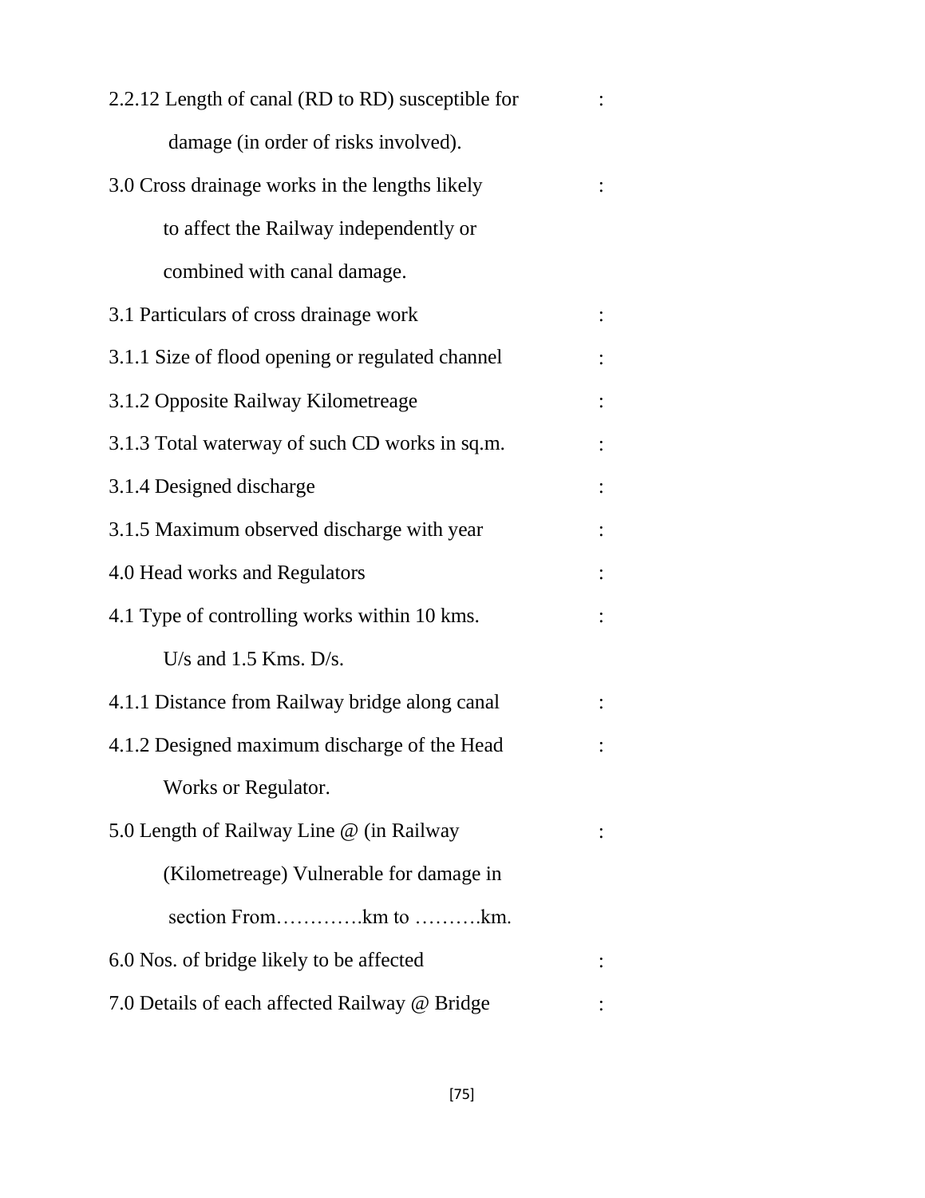2.2.12 Length of canal (RD to RD) susceptible for damage (in order of risks involved). :

3.0 Cross drainage works in the lengths likely to affect the Railway independently or combined with canal damage. :

3.1 Particulars of cross drainage work :

3.1.1 Size of flood opening or regulated channel :

3.1.2 Opposite Railway Kilometreage :

3.1.3 Total waterway of such CD works in sq.m. :

3.1.4 Designed discharge :

3.1.5 Maximum observed discharge with year :

4.0 Head works and Regulators :

4.1 Type of controlling works within 10 kms. U/s and 1.5 Kms. D/s. :

4.1.1 Distance from Railway bridge along canal :

4.1.2 Designed maximum discharge of the Head Works or Regulator. :

5.0 Length of Railway Line @ (in Railway (Kilometreage) Vulnerable for damage in section From…………km to ……….km. :

6.0 Nos. of bridge likely to be affected :

7.0 Details of each affected Railway @ Bridge :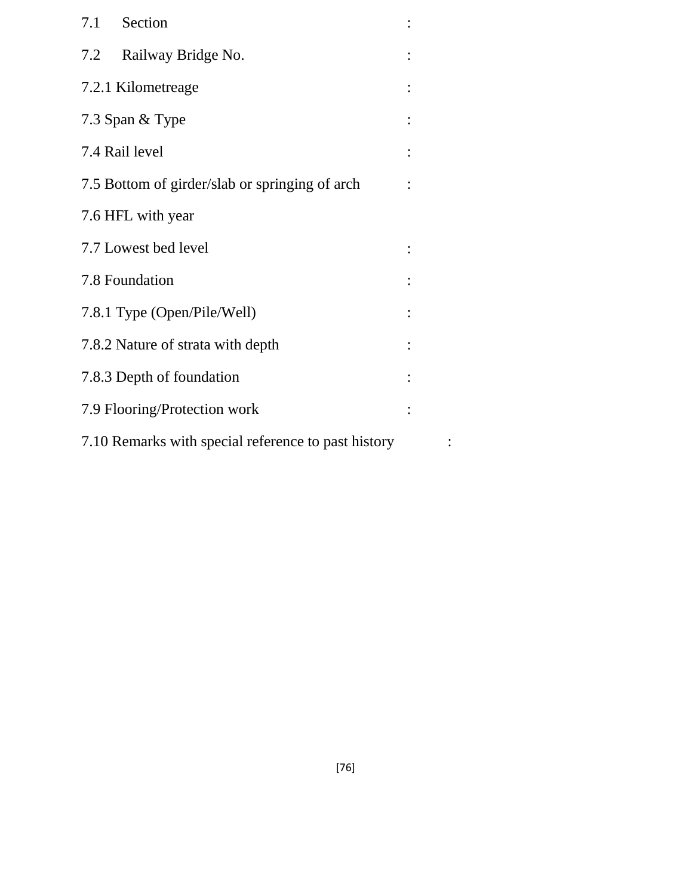7.1 Section :

7.2 Railway Bridge No. :

7.2.1 Kilometreage :

7.3 Span & Type :

7.4 Rail level :

7.5 Bottom of girder/slab or springing of arch :

7.6 HFL with year

7.7 Lowest bed level :

7.8 Foundation :

7.8.1 Type (Open/Pile/Well) :

7.8.2 Nature of strata with depth :

7.8.3 Depth of foundation :

7.9 Flooring/Protection work :

7.10 Remarks with special reference to past history :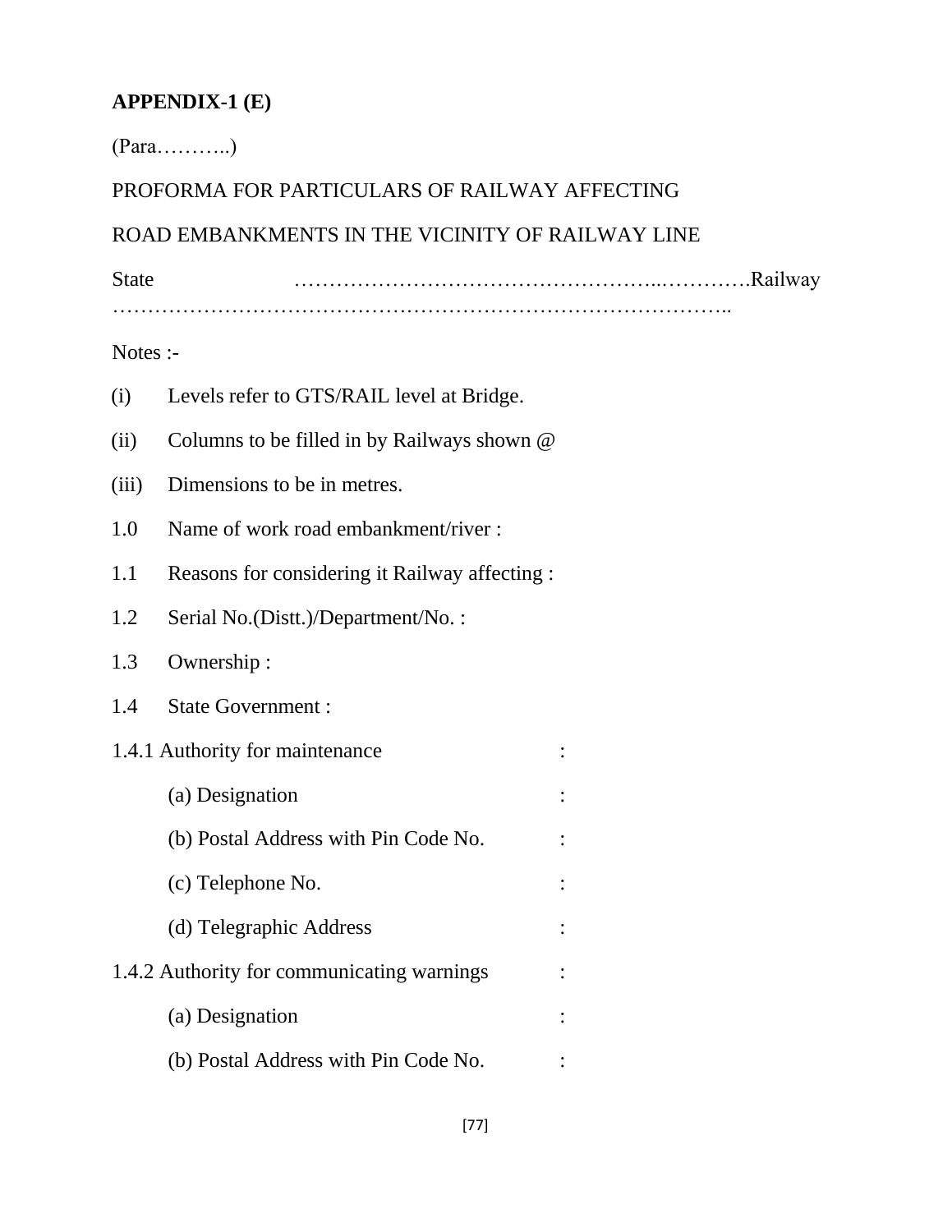**APPENDIX-1 (E)**

(Para………..)

PROFORMA FOR PARTICULARS OF RAILWAY AFFECTING

ROAD EMBANKMENTS IN THE VICINITY OF RAILWAY LINE

State ………………………………………………..………….Railway ……………………………………………………………………………..

Notes :-

(i) Levels refer to GTS/RAIL level at Bridge.

(ii) Columns to be filled in by Railways shown @

(iii) Dimensions to be in metres.

1.0 Name of work road embankment/river :

1.1 Reasons for considering it Railway affecting :

1.2 Serial No.(Distt.)/Department/No. :

1.3 Ownership :

1.4 State Government :

1.4.1 Authority for maintenance :

(a) Designation :

(b) Postal Address with Pin Code No. :

(c) Telephone No. :

(d) Telegraphic Address :

1.4.2 Authority for communicating warnings :

(a) Designation :

(b) Postal Address with Pin Code No. :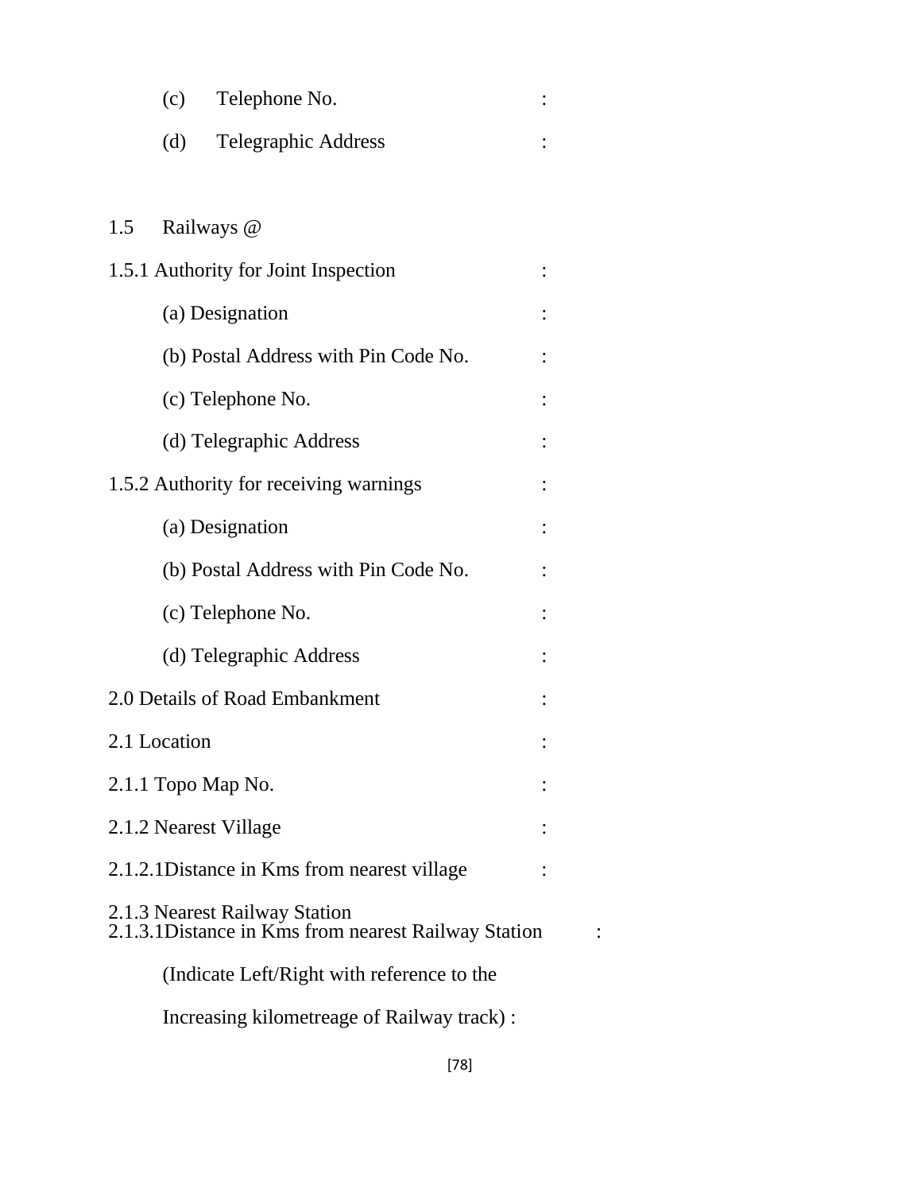(c) Telephone No. :

(d) Telegraphic Address :

1.5 Railways @

1.5.1 Authority for Joint Inspection :

(a) Designation :

(b) Postal Address with Pin Code No. :

(c) Telephone No. :

(d) Telegraphic Address :

1.5.2 Authority for receiving warnings :

(a) Designation :

(b) Postal Address with Pin Code No. :

(c) Telephone No. :

(d) Telegraphic Address :

2.0 Details of Road Embankment :

2.1 Location :

2.1.1 Topo Map No. :

2.1.2 Nearest Village :

2.1.2.1Distance in Kms from nearest village :

2.1.3 Nearest Railway Station

2.1.3.1Distance in Kms from nearest Railway Station :

(Indicate Left/Right with reference to the

Increasing kilometreage of Railway track) :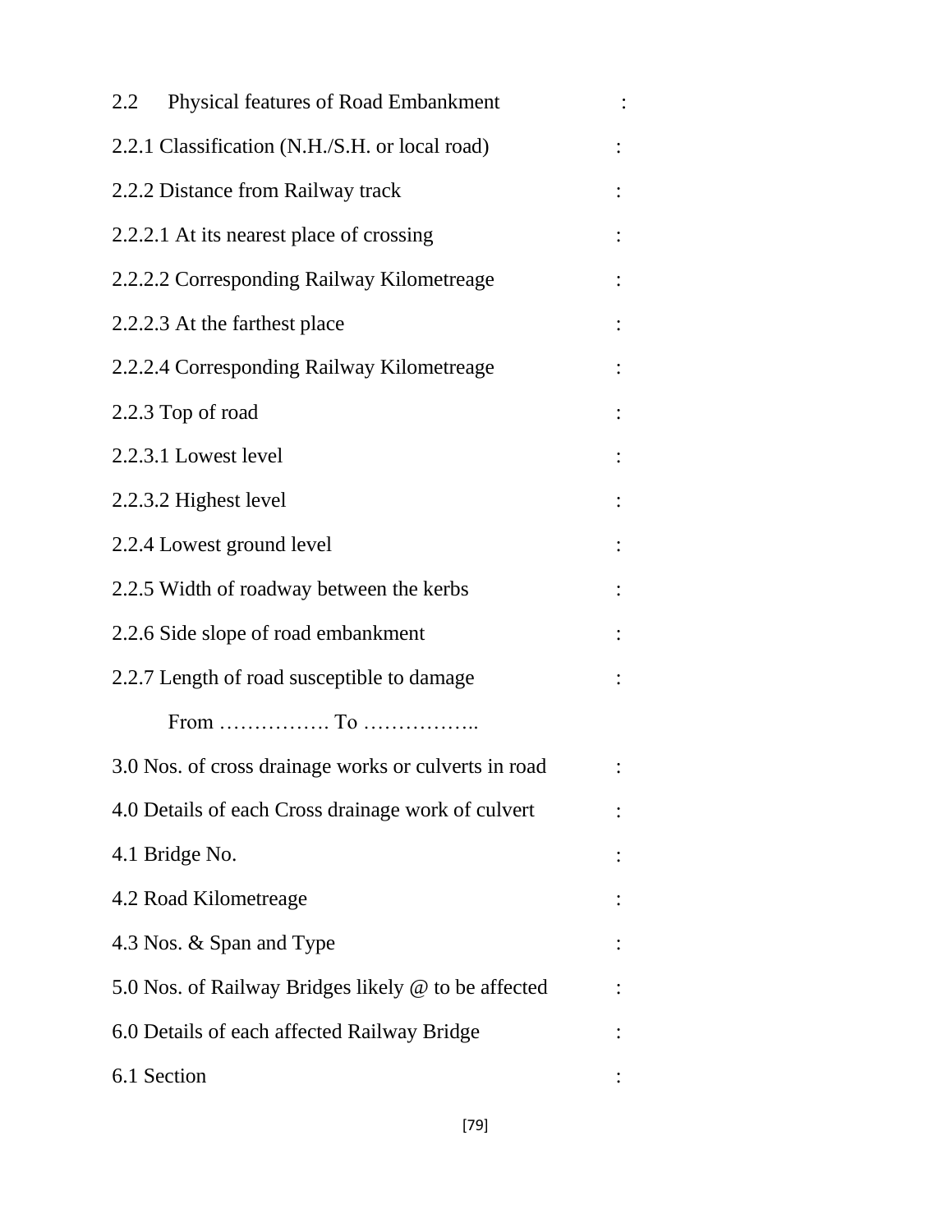2.2 Physical features of Road Embankment :

2.2.1 Classification (N.H./S.H. or local road) :

2.2.2 Distance from Railway track :

2.2.2.1 At its nearest place of crossing :

2.2.2.2 Corresponding Railway Kilometreage :

2.2.2.3 At the farthest place :

2.2.2.4 Corresponding Railway Kilometreage :

2.2.3 Top of road :

2.2.3.1 Lowest level :

2.2.3.2 Highest level :

2.2.4 Lowest ground level :

2.2.5 Width of roadway between the kerbs :

2.2.6 Side slope of road embankment :

2.2.7 Length of road susceptible to damage :

From ……………. To ……………..

3.0 Nos. of cross drainage works or culverts in road :

4.0 Details of each Cross drainage work of culvert :

4.1 Bridge No. :

4.2 Road Kilometreage :

4.3 Nos. & Span and Type :

5.0 Nos. of Railway Bridges likely @ to be affected :

6.0 Details of each affected Railway Bridge :

6.1 Section :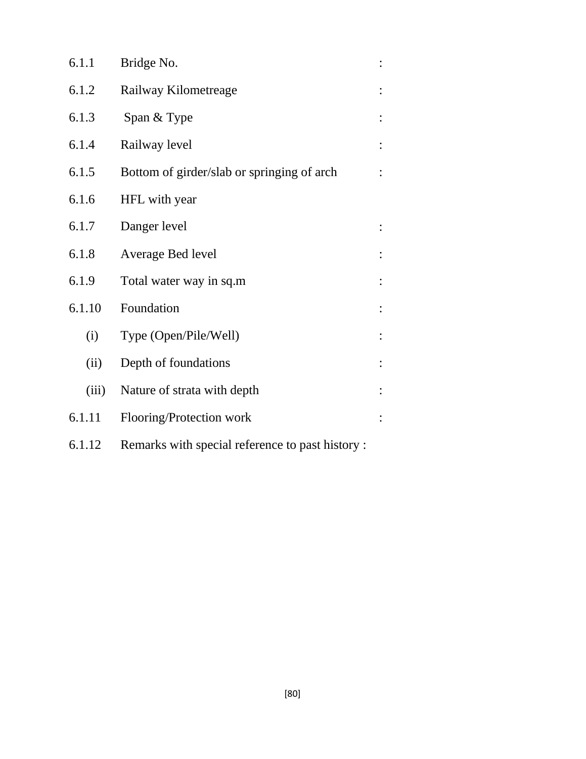6.1.1 Bridge No. :

6.1.2 Railway Kilometreage :

6.1.3 Span & Type :

6.1.4 Railway level :

6.1.5 Bottom of girder/slab or springing of arch :

6.1.6 HFL with year

6.1.7 Danger level :

6.1.8 Average Bed level :

6.1.9 Total water way in sq.m :

6.1.10 Foundation :

(i) Type (Open/Pile/Well) :

(ii) Depth of foundations :

(iii) Nature of strata with depth :

6.1.11 Flooring/Protection work :

6.1.12 Remarks with special reference to past history :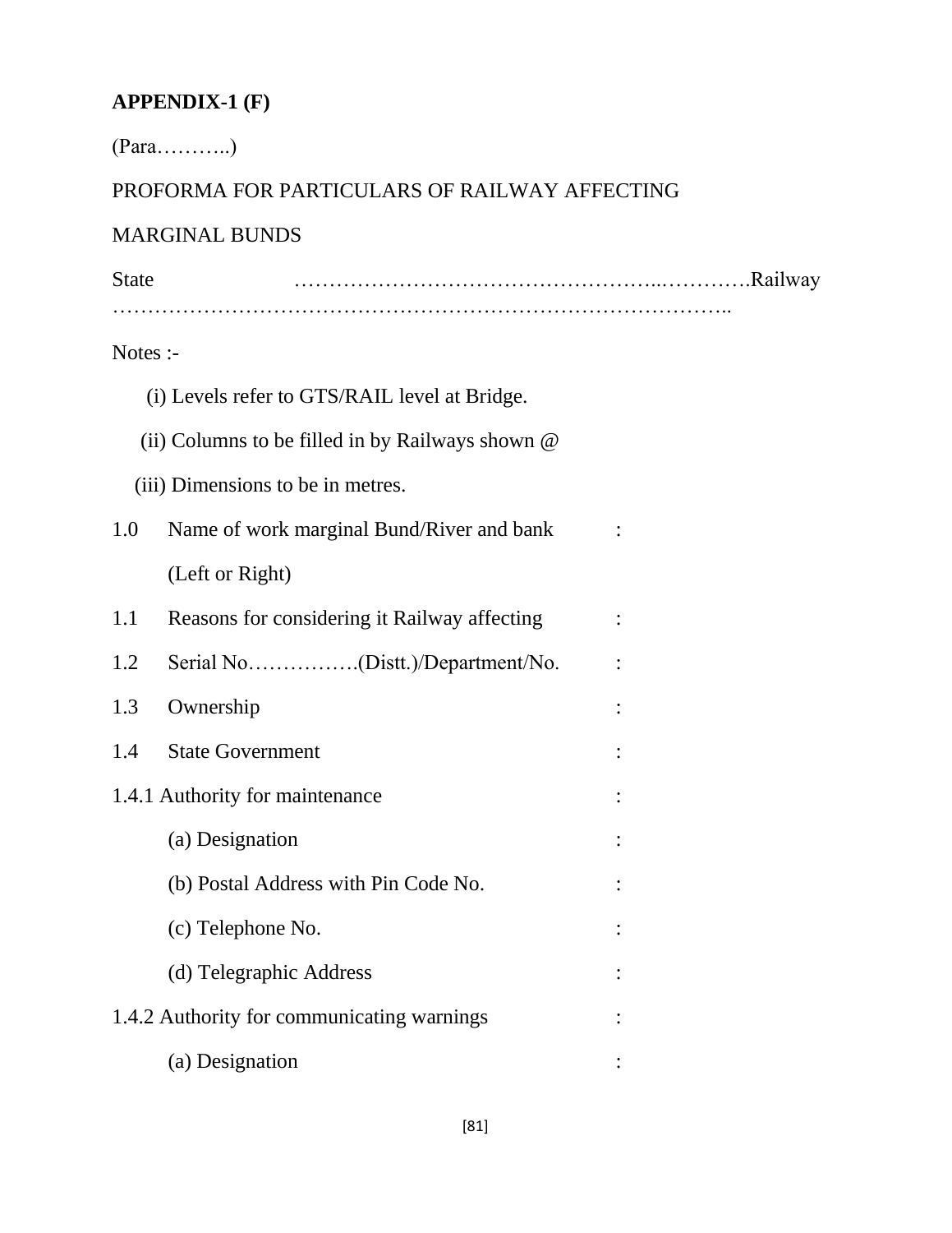**APPENDIX-1 (F)**

(Para………..)

PROFORMA FOR PARTICULARS OF RAILWAY AFFECTING

MARGINAL BUNDS

State ……………………………………………..………….Railway ……………………………………………………………………………..

Notes :-

(i) Levels refer to GTS/RAIL level at Bridge.

(ii) Columns to be filled in by Railways shown @

(iii) Dimensions to be in metres.

1.0 Name of work marginal Bund/River and bank :

(Left or Right)

1.1 Reasons for considering it Railway affecting :

1.2 Serial No…………….(Distt.)/Department/No. :

1.3 Ownership :

1.4 State Government :

1.4.1 Authority for maintenance :

(a) Designation :

(b) Postal Address with Pin Code No. :

(c) Telephone No. :

(d) Telegraphic Address :

1.4.2 Authority for communicating warnings :

(a) Designation :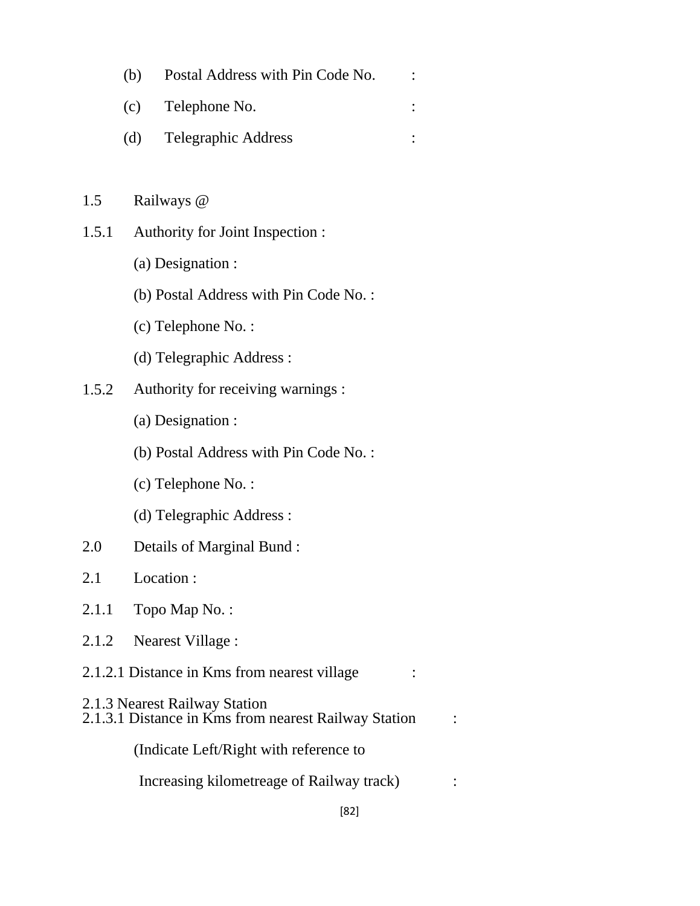(b) Postal Address with Pin Code No. :

(c) Telephone No. :

(d) Telegraphic Address :

1.5 Railways @

1.5.1 Authority for Joint Inspection :

(a) Designation :

(b) Postal Address with Pin Code No. :

(c) Telephone No. :

(d) Telegraphic Address :

1.5.2 Authority for receiving warnings :

(a) Designation :

(b) Postal Address with Pin Code No. :

(c) Telephone No. :

(d) Telegraphic Address :

2.0 Details of Marginal Bund :

2.1 Location :

2.1.1 Topo Map No. :

2.1.2 Nearest Village :

2.1.2.1 Distance in Kms from nearest village :

2.1.3 Nearest Railway Station

2.1.3.1 Distance in Kms from nearest Railway Station :

(Indicate Left/Right with reference to Increasing kilometreage of Railway track) :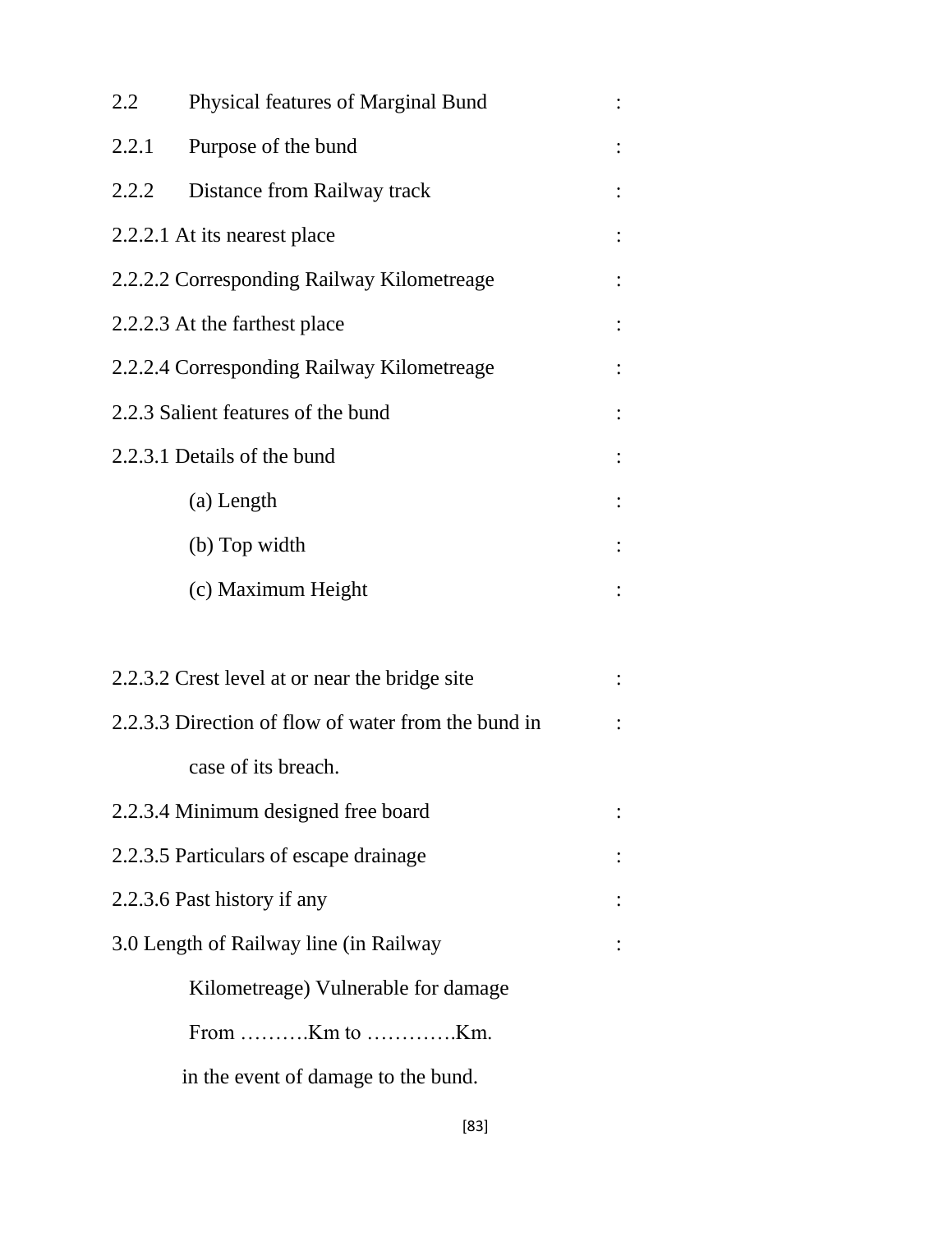2.2 Physical features of Marginal Bund :

2.2.1 Purpose of the bund :

2.2.2 Distance from Railway track :

2.2.2.1 At its nearest place :

2.2.2.2 Corresponding Railway Kilometreage :

2.2.2.3 At the farthest place :

2.2.2.4 Corresponding Railway Kilometreage :

2.2.3 Salient features of the bund :

2.2.3.1 Details of the bund :

(a) Length :

(b) Top width :

(c) Maximum Height :

2.2.3.2 Crest level at or near the bridge site :

2.2.3.3 Direction of flow of water from the bund in case of its breach. :

2.2.3.4 Minimum designed free board :

2.2.3.5 Particulars of escape drainage :

2.2.3.6 Past history if any :

3.0 Length of Railway line (in Railway Kilometreage) Vulnerable for damage From ……….Km to ………….Km. in the event of damage to the bund. :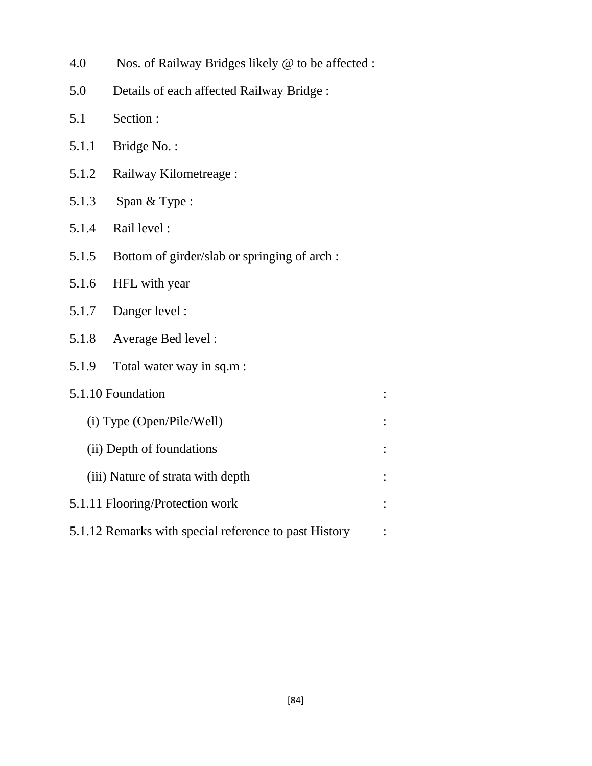4.0 Nos. of Railway Bridges likely @ to be affected :

5.0 Details of each affected Railway Bridge :

5.1 Section :

5.1.1 Bridge No. :

5.1.2 Railway Kilometreage :

5.1.3 Span & Type :

5.1.4 Rail level :

5.1.5 Bottom of girder/slab or springing of arch :

5.1.6 HFL with year

5.1.7 Danger level :

5.1.8 Average Bed level :

5.1.9 Total water way in sq.m :

5.1.10 Foundation :

(i) Type (Open/Pile/Well) :

(ii) Depth of foundations :

(iii) Nature of strata with depth :

5.1.11 Flooring/Protection work :

5.1.12 Remarks with special reference to past History :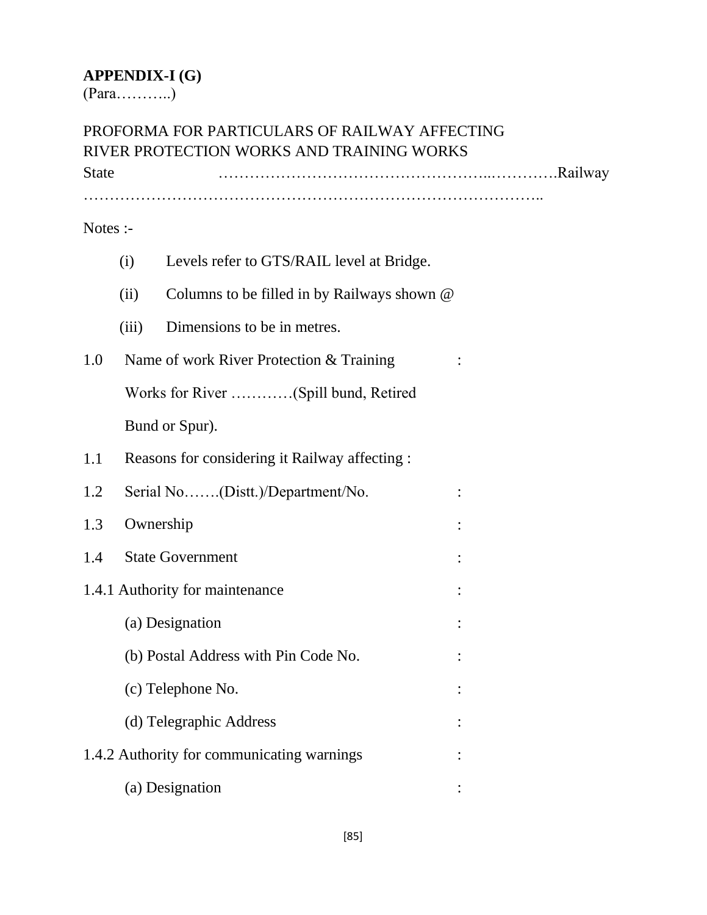**APPENDIX-I (G)**
(Para………..)

PROFORMA FOR PARTICULARS OF RAILWAY AFFECTING RIVER PROTECTION WORKS AND TRAINING WORKS

State ……………………………………………..………….Railway …………………………………….…………………………………………..

Notes :-

(i) Levels refer to GTS/RAIL level at Bridge.

(ii) Columns to be filled in by Railways shown @

(iii) Dimensions to be in metres.

1.0 Name of work River Protection & Training Works for River …………(Spill bund, Retired Bund or Spur). :

1.1 Reasons for considering it Railway affecting :

1.2 Serial No…….(Distt.)/Department/No. :

1.3 Ownership :

1.4 State Government :

1.4.1 Authority for maintenance :

(a) Designation :

(b) Postal Address with Pin Code No. :

(c) Telephone No. :

(d) Telegraphic Address :

1.4.2 Authority for communicating warnings :

(a) Designation :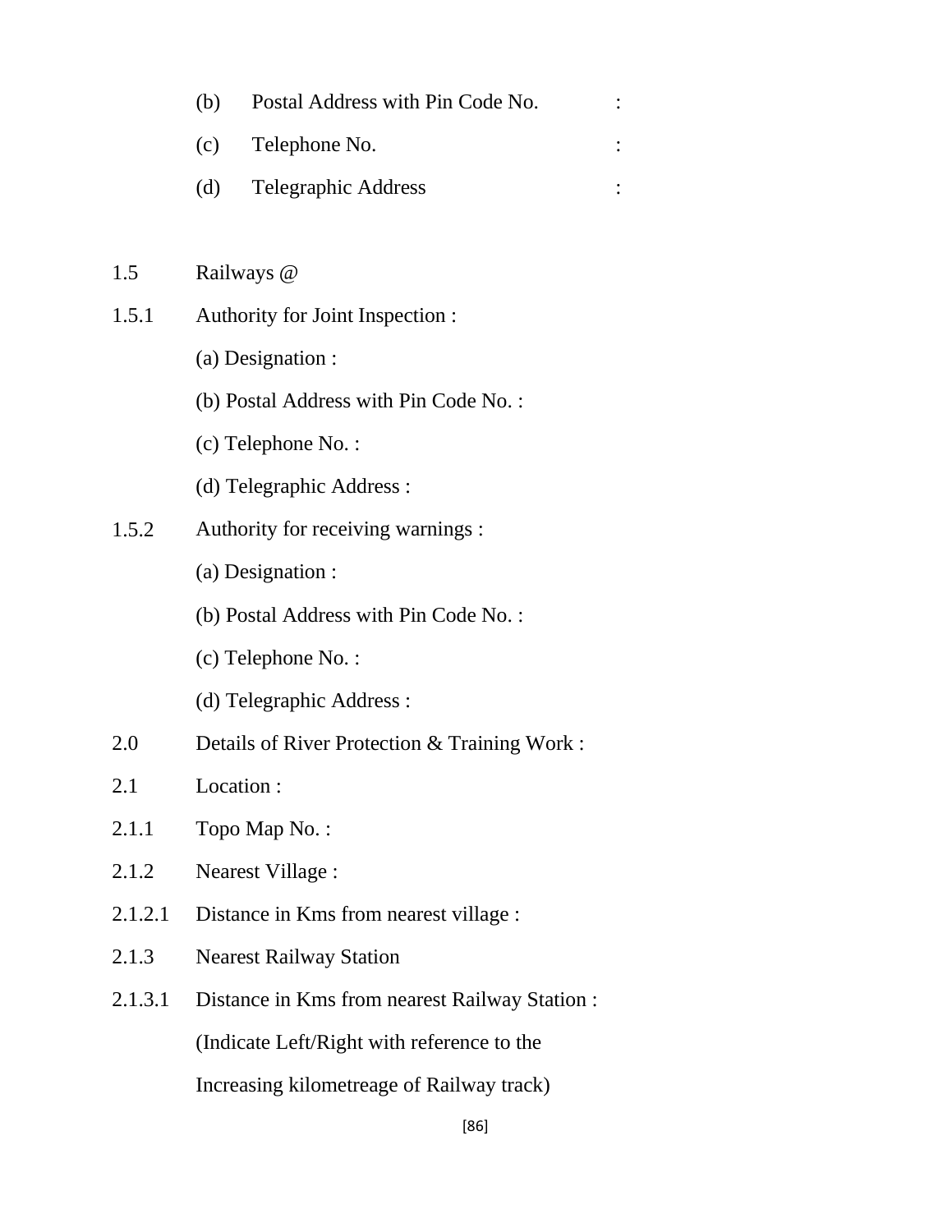(b) Postal Address with Pin Code No. :

(c) Telephone No. :

(d) Telegraphic Address :

1.5 Railways @

1.5.1 Authority for Joint Inspection :

(a) Designation :

(b) Postal Address with Pin Code No. :

(c) Telephone No. :

(d) Telegraphic Address :

1.5.2 Authority for receiving warnings :

(a) Designation :

(b) Postal Address with Pin Code No. :

(c) Telephone No. :

(d) Telegraphic Address :

2.0 Details of River Protection & Training Work :

2.1 Location :

2.1.1 Topo Map No. :

2.1.2 Nearest Village :

2.1.2.1 Distance in Kms from nearest village :

2.1.3 Nearest Railway Station

2.1.3.1 Distance in Kms from nearest Railway Station :
(Indicate Left/Right with reference to the
Increasing kilometreage of Railway track)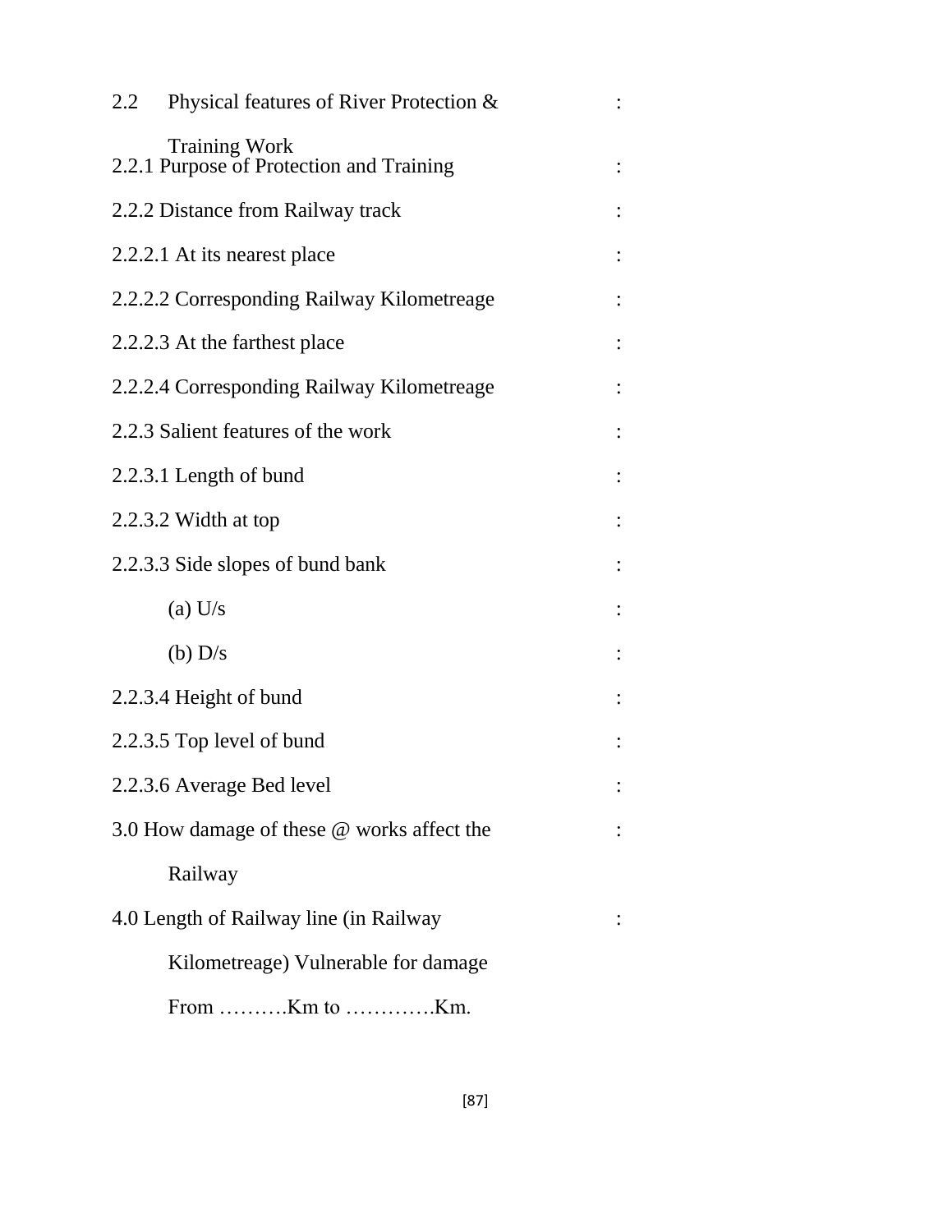2.2 Physical features of River Protection & Training Work :

2.2.1 Purpose of Protection and Training :

2.2.2 Distance from Railway track :

2.2.2.1 At its nearest place :

2.2.2.2 Corresponding Railway Kilometreage :

2.2.2.3 At the farthest place :

2.2.2.4 Corresponding Railway Kilometreage :

2.2.3 Salient features of the work :

2.2.3.1 Length of bund :

2.2.3.2 Width at top :

2.2.3.3 Side slopes of bund bank :

(a) U/s :

(b) D/s :

2.2.3.4 Height of bund :

2.2.3.5 Top level of bund :

2.2.3.6 Average Bed level :

3.0 How damage of these @ works affect the Railway :

4.0 Length of Railway line (in Railway Kilometreage) Vulnerable for damage From ……….Km to ………….Km. :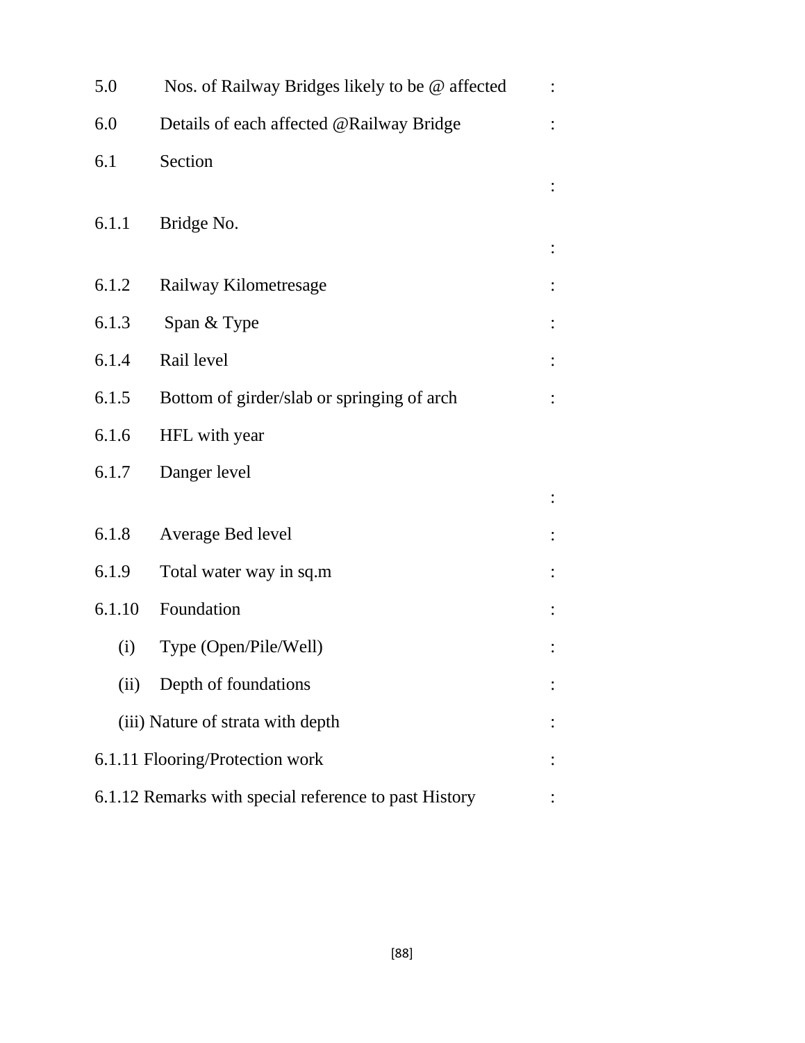5.0 Nos. of Railway Bridges likely to be @ affected :

6.0 Details of each affected @Railway Bridge :

6.1 Section :

6.1.1 Bridge No. :

6.1.2 Railway Kilometresage :

6.1.3 Span & Type :

6.1.4 Rail level :

6.1.5 Bottom of girder/slab or springing of arch :

6.1.6 HFL with year

6.1.7 Danger level :

6.1.8 Average Bed level :

6.1.9 Total water way in sq.m :

6.1.10 Foundation :

(i) Type (Open/Pile/Well) :

(ii) Depth of foundations :

(iii) Nature of strata with depth :

6.1.11 Flooring/Protection work :

6.1.12 Remarks with special reference to past History :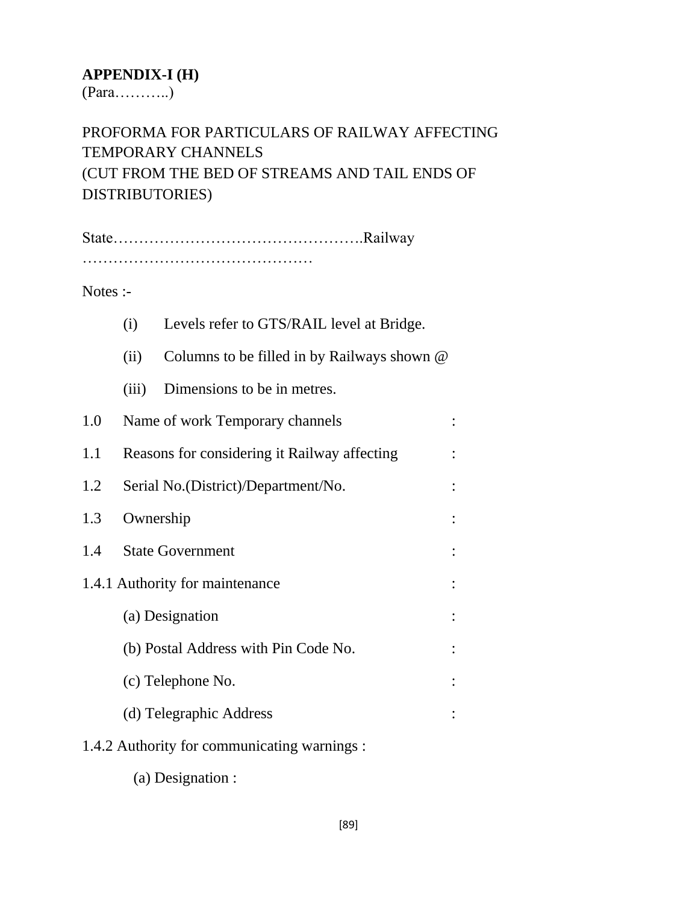**APPENDIX-I (H)**
(Para………..)

PROFORMA FOR PARTICULARS OF RAILWAY AFFECTING TEMPORARY CHANNELS
(CUT FROM THE BED OF STREAMS AND TAIL ENDS OF DISTRIBUTORIES)

State………………………………………….Railway ………………………………………

Notes :-

(i) Levels refer to GTS/RAIL level at Bridge.

(ii) Columns to be filled in by Railways shown @

(iii) Dimensions to be in metres.

1.0 Name of work Temporary channels :

1.1 Reasons for considering it Railway affecting :

1.2 Serial No.(District)/Department/No. :

1.3 Ownership :

1.4 State Government :

1.4.1 Authority for maintenance :

(a) Designation :

(b) Postal Address with Pin Code No. :

(c) Telephone No. :

(d) Telegraphic Address :

1.4.2 Authority for communicating warnings :

(a) Designation :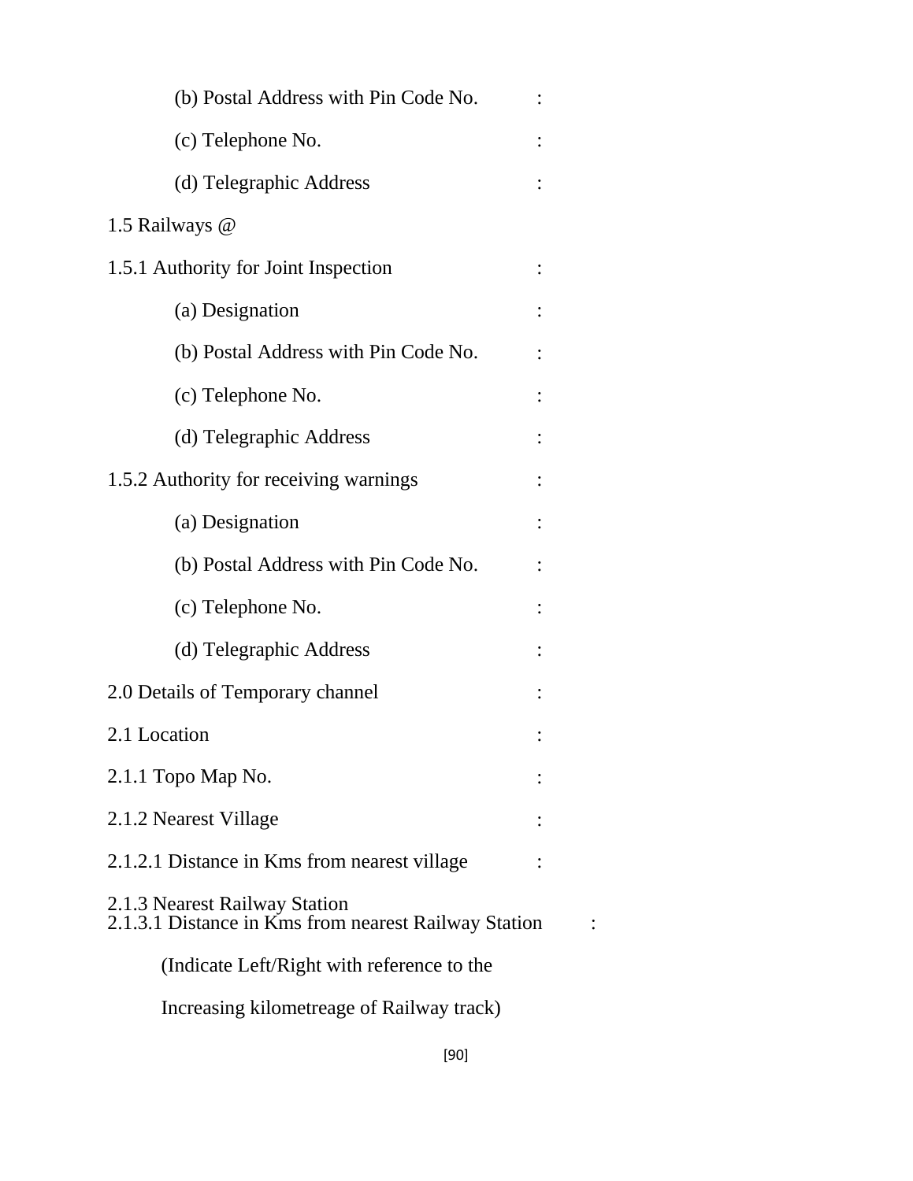(b) Postal Address with Pin Code No. :

(c) Telephone No. :

(d) Telegraphic Address :

1.5 Railways @

1.5.1 Authority for Joint Inspection :

(a) Designation :

(b) Postal Address with Pin Code No. :

(c) Telephone No. :

(d) Telegraphic Address :

1.5.2 Authority for receiving warnings :

(a) Designation :

(b) Postal Address with Pin Code No. :

(c) Telephone No. :

(d) Telegraphic Address :

2.0 Details of Temporary channel :

2.1 Location :

2.1.1 Topo Map No. :

2.1.2 Nearest Village :

2.1.2.1 Distance in Kms from nearest village :

2.1.3 Nearest Railway Station

2.1.3.1 Distance in Kms from nearest Railway Station :

(Indicate Left/Right with reference to the

Increasing kilometreage of Railway track)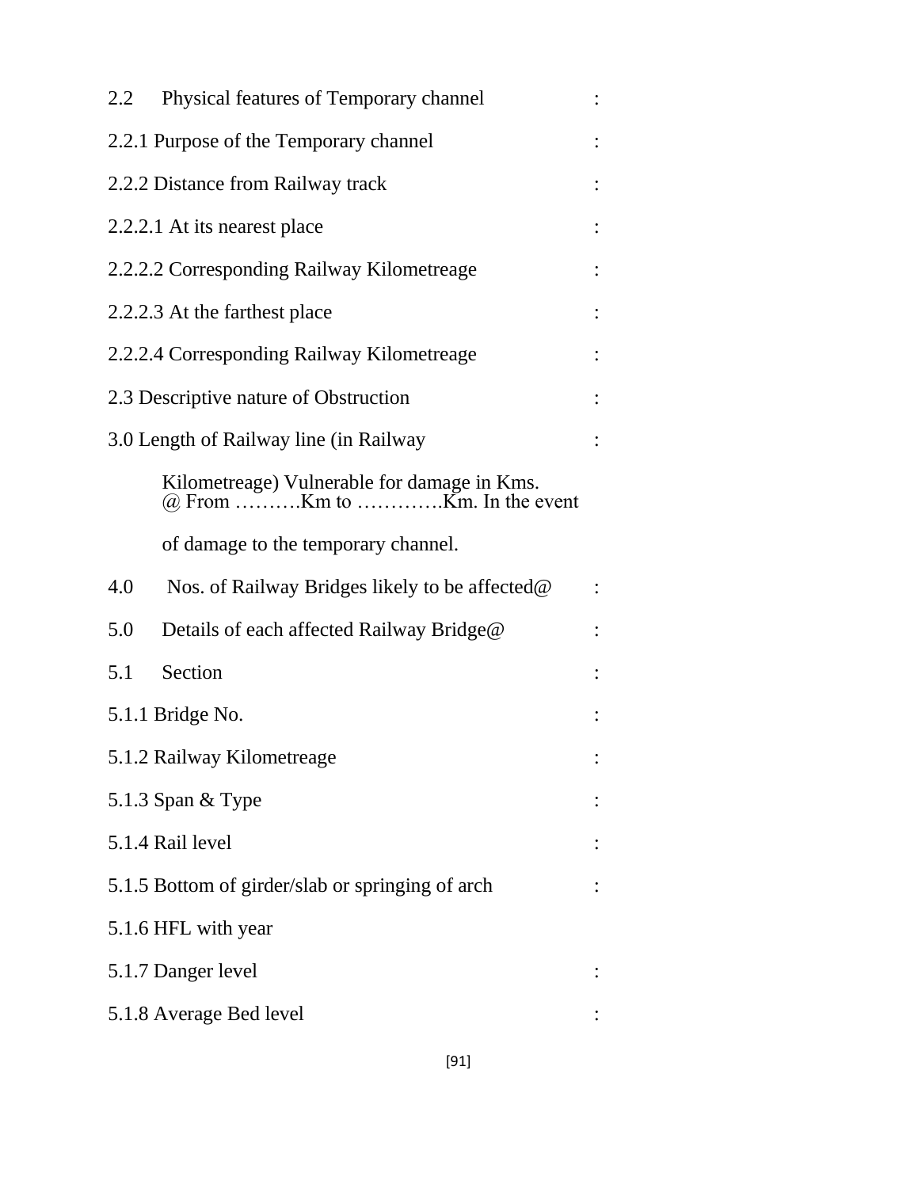2.2 Physical features of Temporary channel :

2.2.1 Purpose of the Temporary channel :

2.2.2 Distance from Railway track :

2.2.2.1 At its nearest place :

2.2.2.2 Corresponding Railway Kilometreage :

2.2.2.3 At the farthest place :

2.2.2.4 Corresponding Railway Kilometreage :

2.3 Descriptive nature of Obstruction :

3.0 Length of Railway line (in Railway :

Kilometreage) Vulnerable for damage in Kms. @ From ……….Km to ………….Km. In the event

of damage to the temporary channel.

4.0 Nos. of Railway Bridges likely to be affected@ :

5.0 Details of each affected Railway Bridge@ :

5.1 Section :

5.1.1 Bridge No. :

5.1.2 Railway Kilometreage :

5.1.3 Span & Type :

5.1.4 Rail level :

5.1.5 Bottom of girder/slab or springing of arch :

5.1.6 HFL with year

5.1.7 Danger level :

5.1.8 Average Bed level :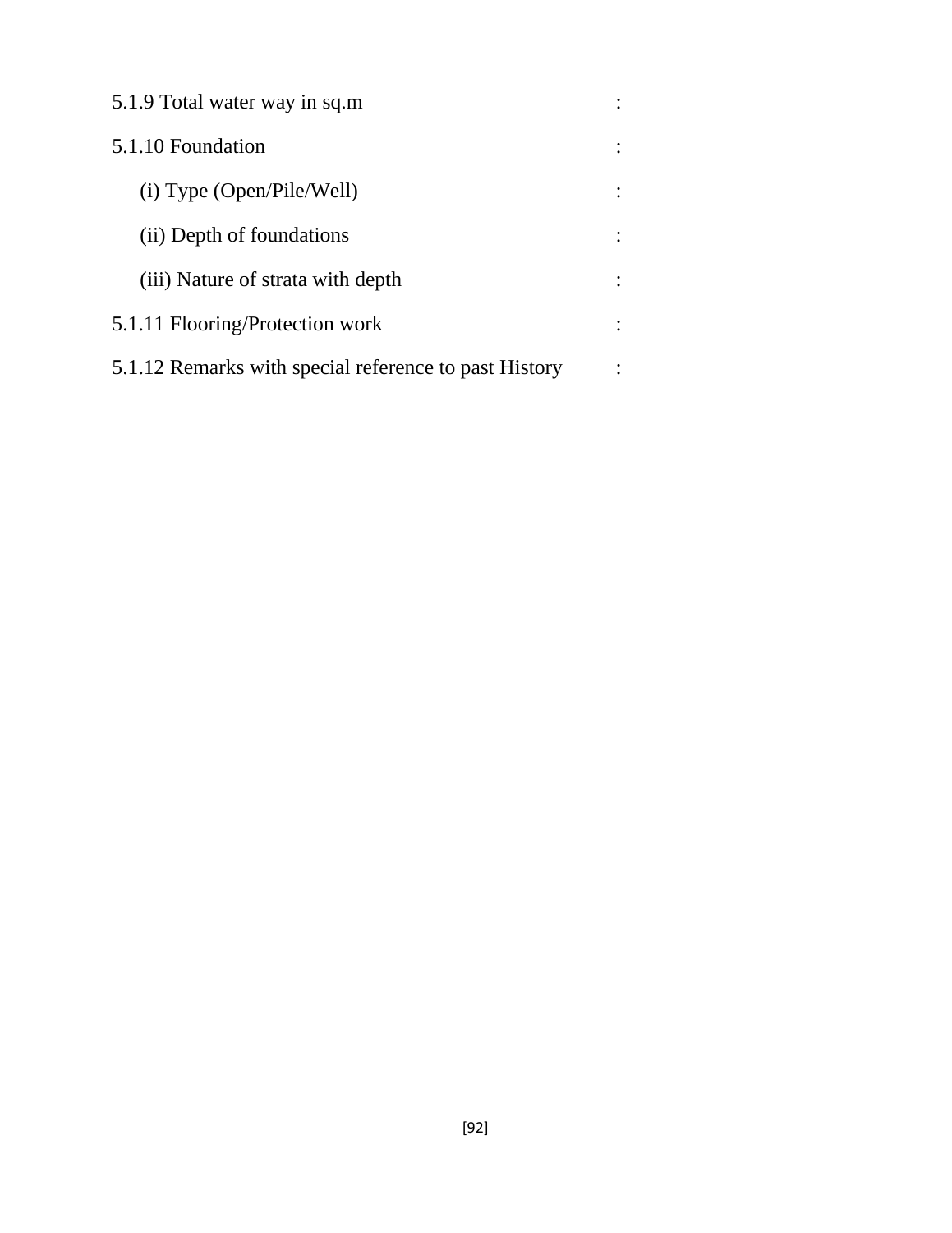5.1.9 Total water way in sq.m :

5.1.10 Foundation :

(i) Type (Open/Pile/Well) :

(ii) Depth of foundations :

(iii) Nature of strata with depth :

5.1.11 Flooring/Protection work :

5.1.12 Remarks with special reference to past History :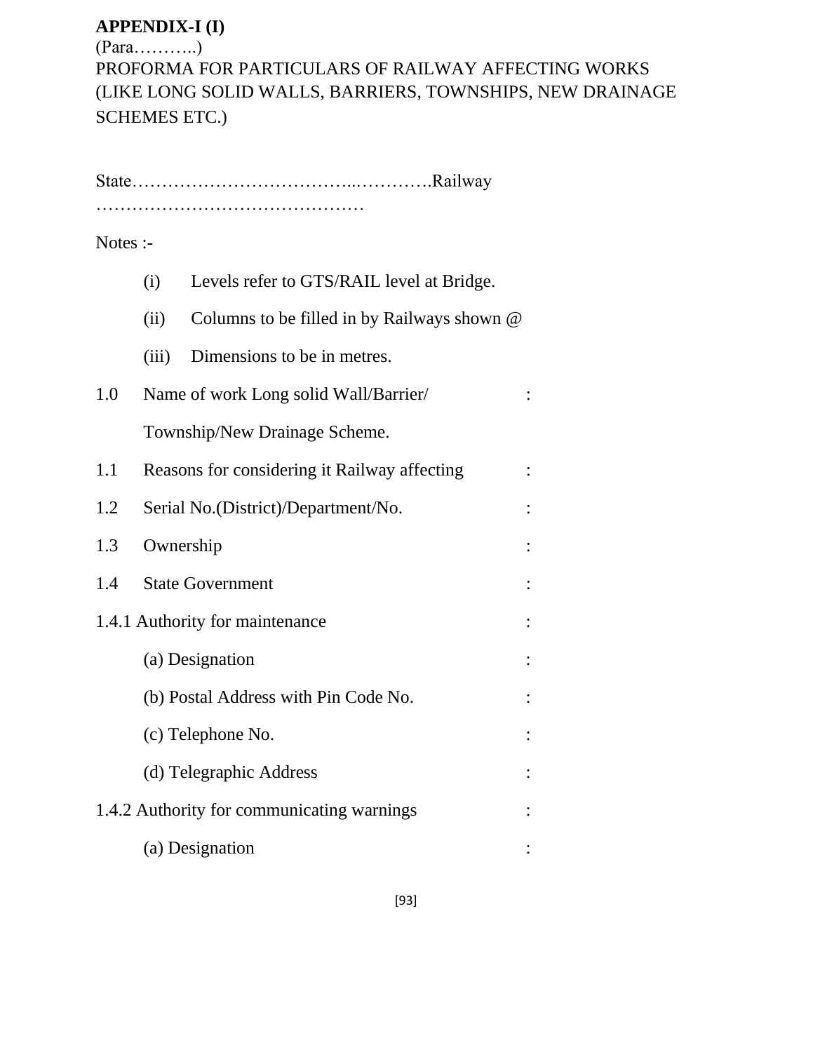**APPENDIX-I (I)**

(Para………..)

PROFORMA FOR PARTICULARS OF RAILWAY AFFECTING WORKS (LIKE LONG SOLID WALLS, BARRIERS, TOWNSHIPS, NEW DRAINAGE SCHEMES ETC.)

State……………………………...………….Railway ………………………………………

Notes :-

(i) Levels refer to GTS/RAIL level at Bridge.

(ii) Columns to be filled in by Railways shown @

(iii) Dimensions to be in metres.

1.0 Name of work Long solid Wall/Barrier/ Township/New Drainage Scheme. :

1.1 Reasons for considering it Railway affecting :

1.2 Serial No.(District)/Department/No. :

1.3 Ownership :

1.4 State Government :

1.4.1 Authority for maintenance :

(a) Designation :

(b) Postal Address with Pin Code No. :

(c) Telephone No. :

(d) Telegraphic Address :

1.4.2 Authority for communicating warnings :

(a) Designation :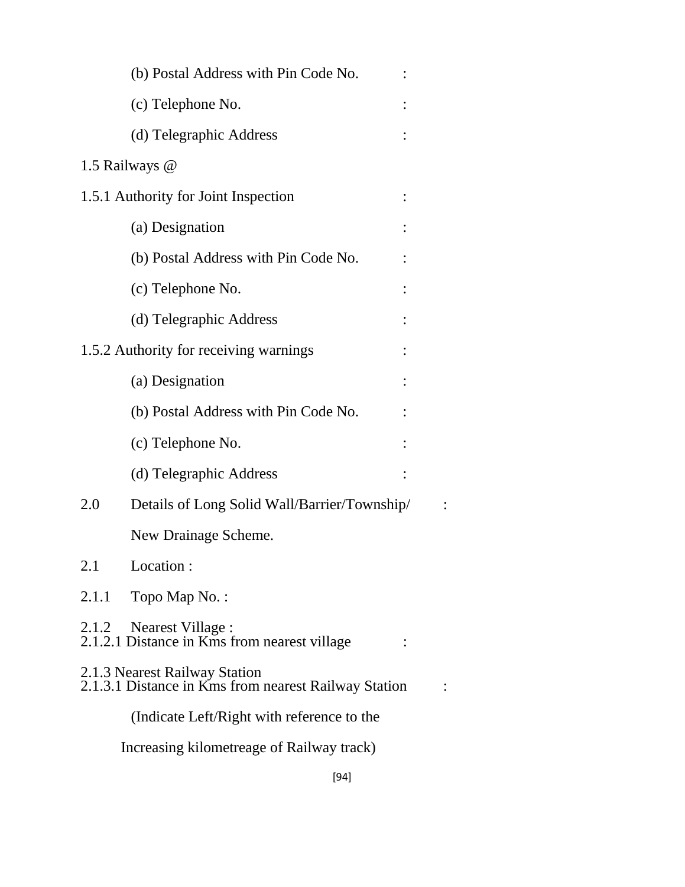(b) Postal Address with Pin Code No. :

(c) Telephone No. :

(d) Telegraphic Address :

1.5 Railways @

1.5.1 Authority for Joint Inspection :

(a) Designation :

(b) Postal Address with Pin Code No. :

(c) Telephone No. :

(d) Telegraphic Address :

1.5.2 Authority for receiving warnings :

(a) Designation :

(b) Postal Address with Pin Code No. :

(c) Telephone No. :

(d) Telegraphic Address :

2.0 Details of Long Solid Wall/Barrier/Township/ :

New Drainage Scheme.

2.1 Location :

2.1.1 Topo Map No. :

2.1.2 Nearest Village :

2.1.2.1 Distance in Kms from nearest village :

2.1.3 Nearest Railway Station

2.1.3.1 Distance in Kms from nearest Railway Station :

(Indicate Left/Right with reference to the

Increasing kilometreage of Railway track)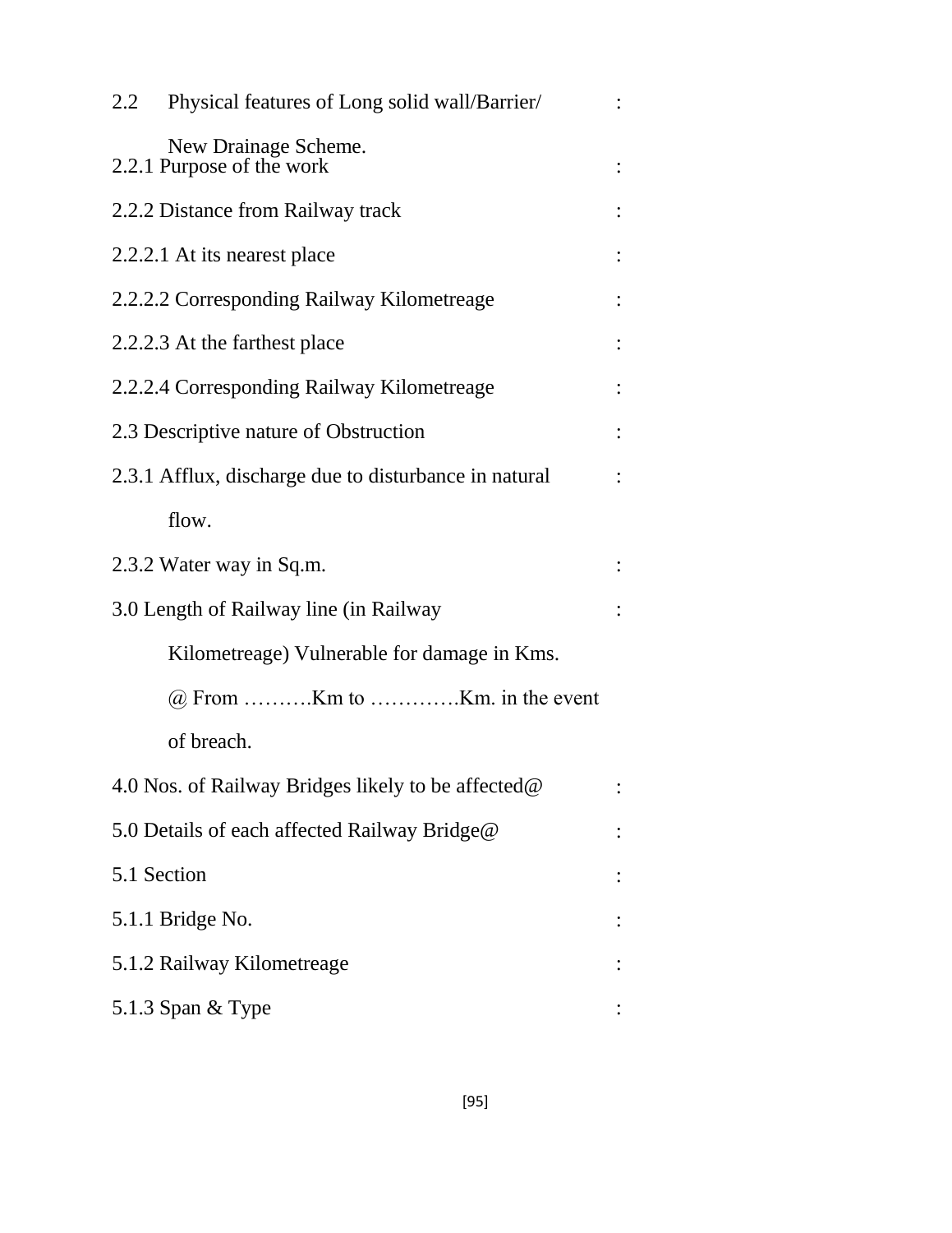2.2 Physical features of Long solid wall/Barrier/ New Drainage Scheme. :

2.2.1 Purpose of the work :

2.2.2 Distance from Railway track :

2.2.2.1 At its nearest place :

2.2.2.2 Corresponding Railway Kilometreage :

2.2.2.3 At the farthest place :

2.2.2.4 Corresponding Railway Kilometreage :

2.3 Descriptive nature of Obstruction :

2.3.1 Afflux, discharge due to disturbance in natural flow. :

2.3.2 Water way in Sq.m. :

3.0 Length of Railway line (in Railway Kilometreage) Vulnerable for damage in Kms. @ From ……….Km to ………….Km. in the event of breach. :

4.0 Nos. of Railway Bridges likely to be affected@ :

5.0 Details of each affected Railway Bridge@ :

5.1 Section :

5.1.1 Bridge No. :

5.1.2 Railway Kilometreage :

5.1.3 Span & Type :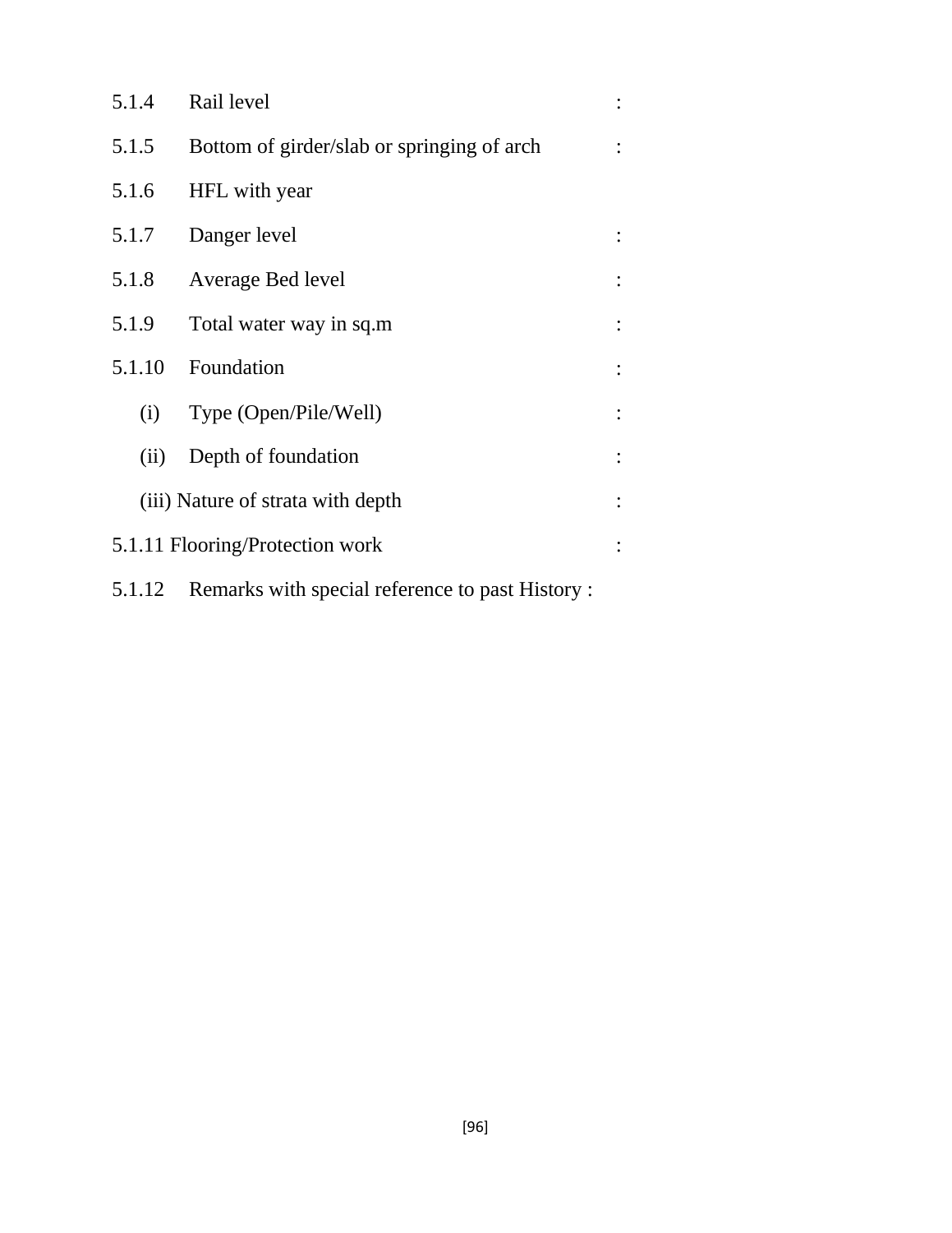5.1.4 Rail level :

5.1.5 Bottom of girder/slab or springing of arch :

5.1.6 HFL with year

5.1.7 Danger level :

5.1.8 Average Bed level :

5.1.9 Total water way in sq.m :

5.1.10 Foundation :

(i) Type (Open/Pile/Well) :

(ii) Depth of foundation :

(iii) Nature of strata with depth :

5.1.11 Flooring/Protection work :

5.1.12 Remarks with special reference to past History :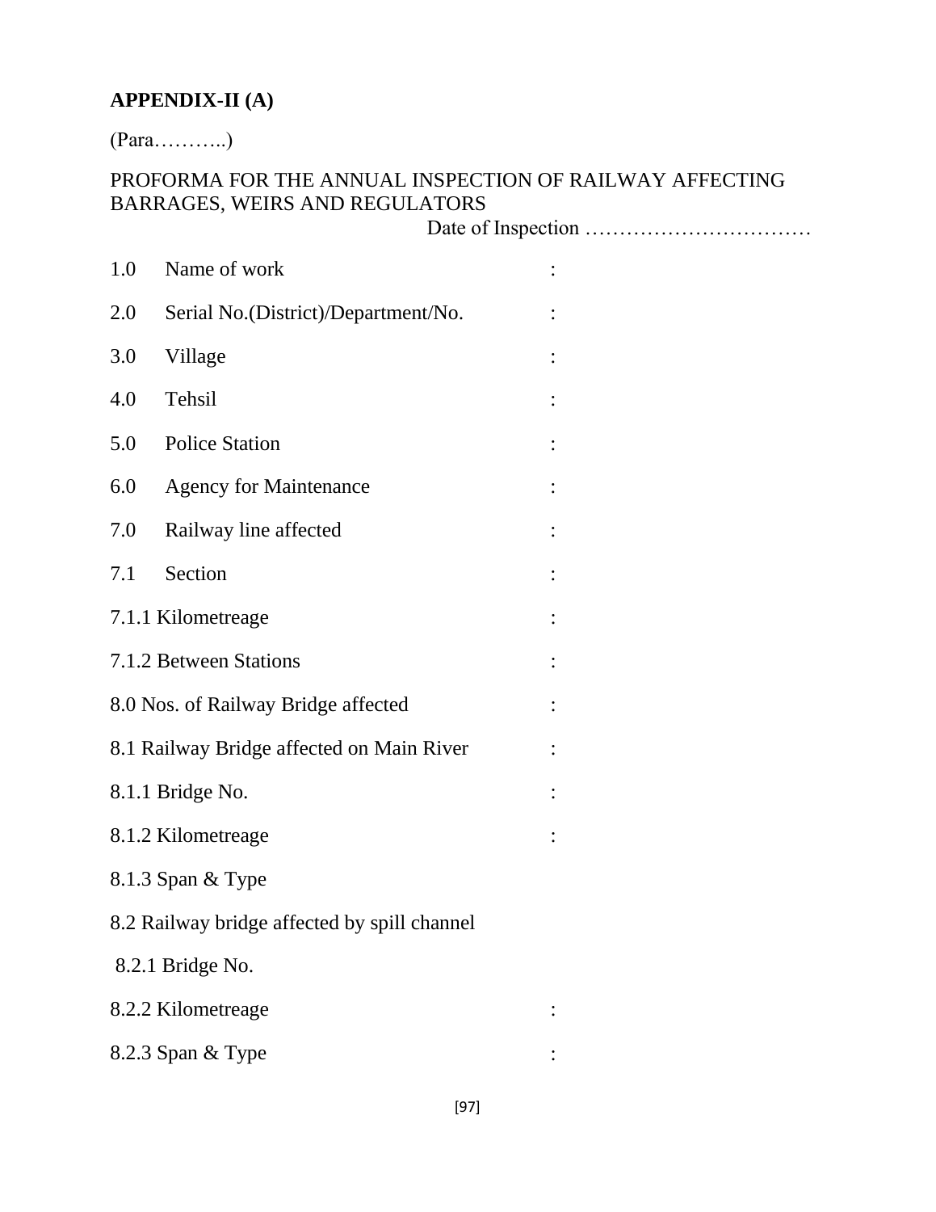**APPENDIX-II (A)**

(Para………..)

PROFORMA FOR THE ANNUAL INSPECTION OF RAILWAY AFFECTING BARRAGES, WEIRS AND REGULATORS

Date of Inspection ……………………………

1.0 Name of work :

2.0 Serial No.(District)/Department/No. :

3.0 Village :

4.0 Tehsil :

5.0 Police Station :

6.0 Agency for Maintenance :

7.0 Railway line affected :

7.1 Section :

7.1.1 Kilometreage :

7.1.2 Between Stations :

8.0 Nos. of Railway Bridge affected :

8.1 Railway Bridge affected on Main River :

8.1.1 Bridge No. :

8.1.2 Kilometreage :

8.1.3 Span & Type

8.2 Railway bridge affected by spill channel

8.2.1 Bridge No.

8.2.2 Kilometreage :

8.2.3 Span & Type :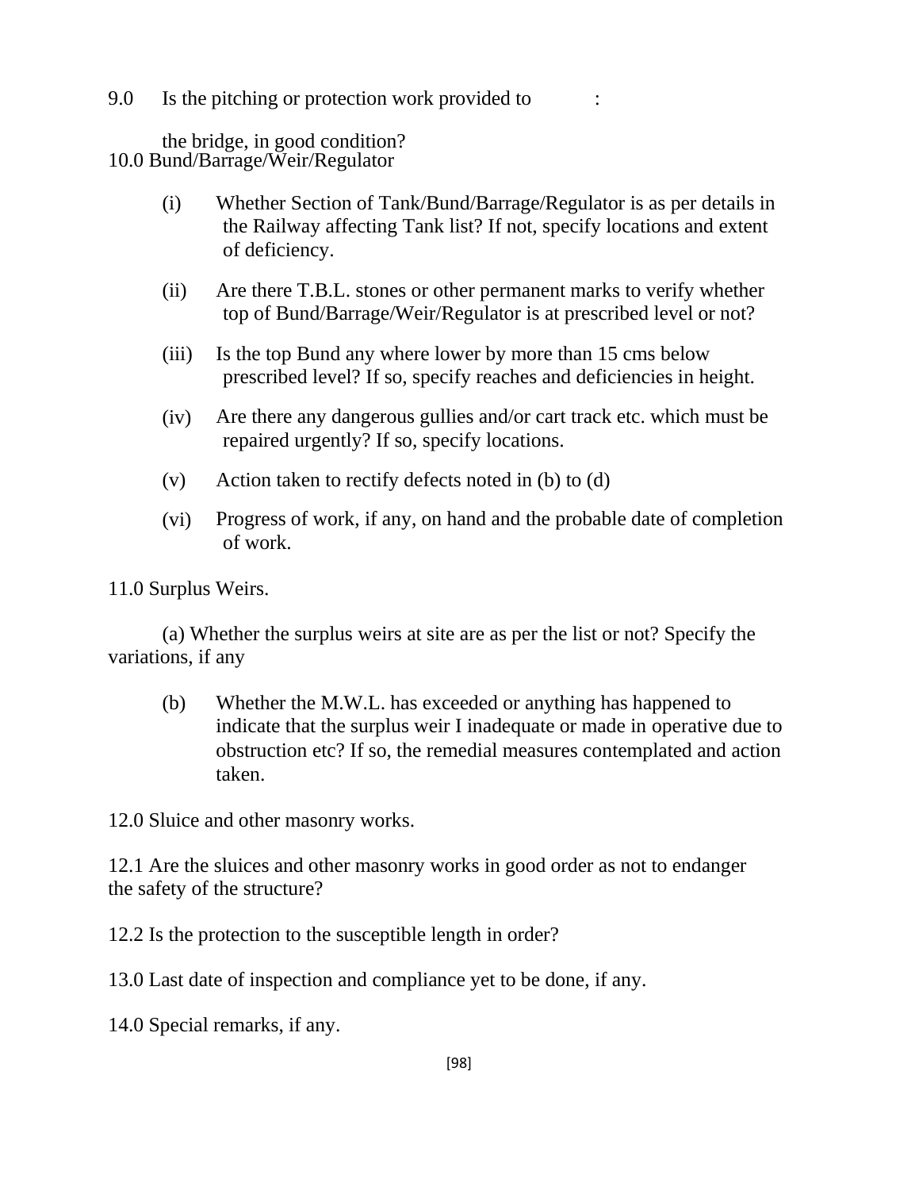9.0 Is the pitching or protection work provided to :

the bridge, in good condition?

10.0 Bund/Barrage/Weir/Regulator

(i) Whether Section of Tank/Bund/Barrage/Regulator is as per details in the Railway affecting Tank list? If not, specify locations and extent of deficiency.

(ii) Are there T.B.L. stones or other permanent marks to verify whether top of Bund/Barrage/Weir/Regulator is at prescribed level or not?

(iii) Is the top Bund any where lower by more than 15 cms below prescribed level? If so, specify reaches and deficiencies in height.

(iv) Are there any dangerous gullies and/or cart track etc. which must be repaired urgently? If so, specify locations.

(v) Action taken to rectify defects noted in (b) to (d)

(vi) Progress of work, if any, on hand and the probable date of completion of work.

11.0 Surplus Weirs.

(a) Whether the surplus weirs at site are as per the list or not? Specify the variations, if any

(b) Whether the M.W.L. has exceeded or anything has happened to indicate that the surplus weir I inadequate or made in operative due to obstruction etc? If so, the remedial measures contemplated and action taken.

12.0 Sluice and other masonry works.

12.1 Are the sluices and other masonry works in good order as not to endanger the safety of the structure?

12.2 Is the protection to the susceptible length in order?

13.0 Last date of inspection and compliance yet to be done, if any.

14.0 Special remarks, if any.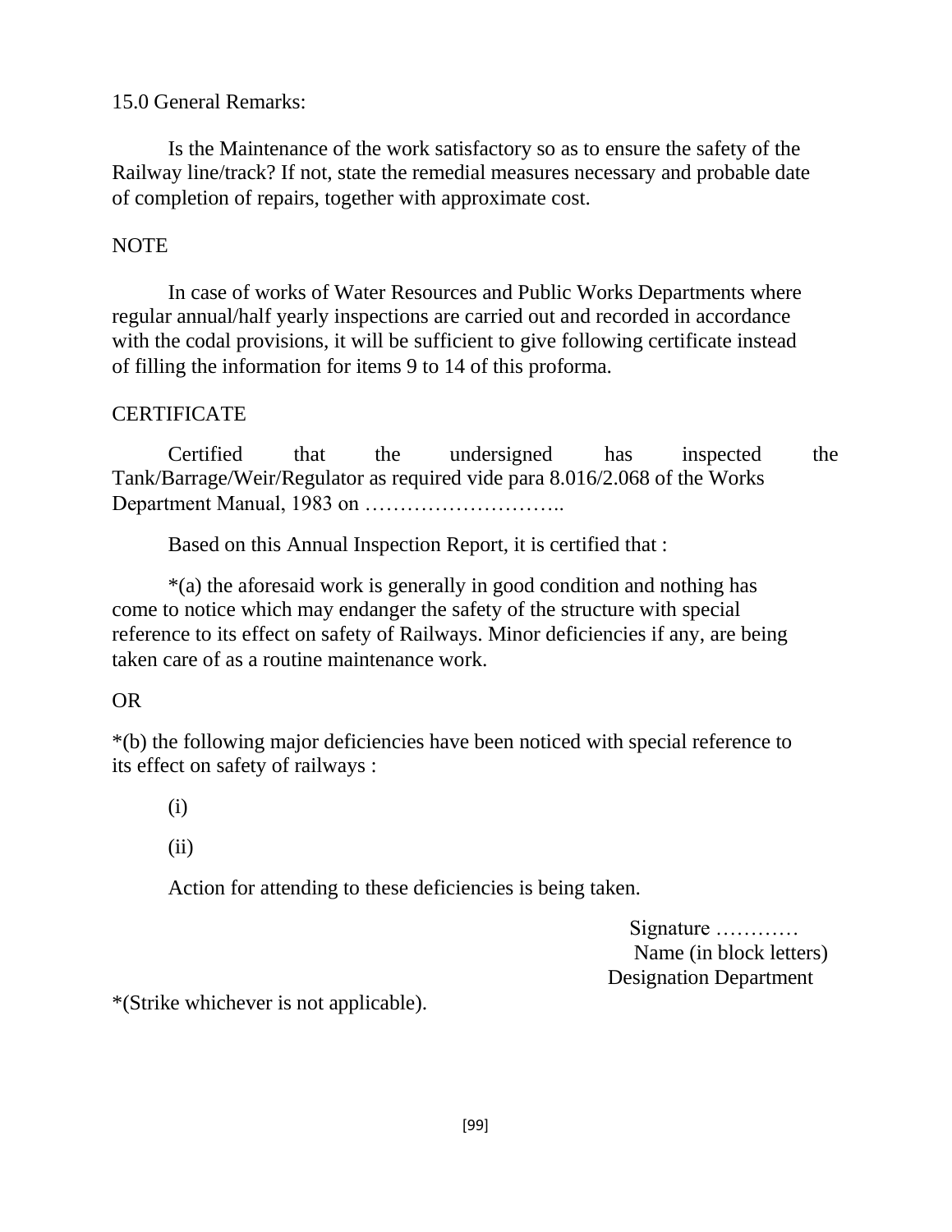15.0 General Remarks:

Is the Maintenance of the work satisfactory so as to ensure the safety of the Railway line/track? If not, state the remedial measures necessary and probable date of completion of repairs, together with approximate cost.

NOTE

In case of works of Water Resources and Public Works Departments where regular annual/half yearly inspections are carried out and recorded in accordance with the codal provisions, it will be sufficient to give following certificate instead of filling the information for items 9 to 14 of this proforma.

CERTIFICATE

Certified that the undersigned has inspected the Tank/Barrage/Weir/Regulator as required vide para 8.016/2.068 of the Works Department Manual, 1983 on ………………………..

Based on this Annual Inspection Report, it is certified that :

*(a) the aforesaid work is generally in good condition and nothing has come to notice which may endanger the safety of the structure with special reference to its effect on safety of Railways. Minor deficiencies if any, are being taken care of as a routine maintenance work.

OR

*(b) the following major deficiencies have been noticed with special reference to its effect on safety of railways :

(i)

(ii)

Action for attending to these deficiencies is being taken.

Signature …………
Name (in block letters)
Designation Department

*(Strike whichever is not applicable).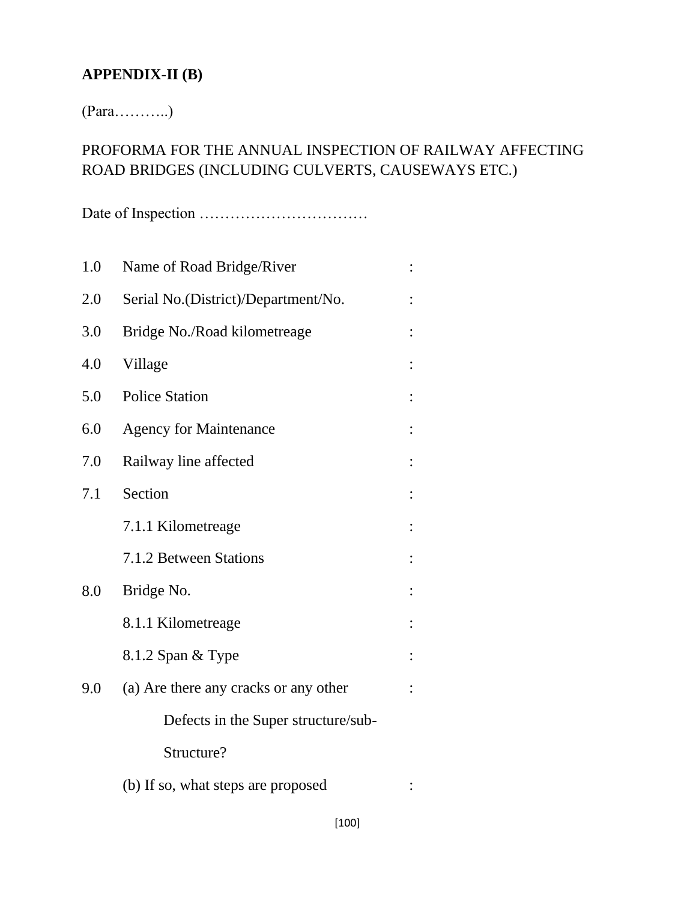**APPENDIX-II (B)**

(Para………..)

PROFORMA FOR THE ANNUAL INSPECTION OF RAILWAY AFFECTING ROAD BRIDGES (INCLUDING CULVERTS, CAUSEWAYS ETC.)

Date of Inspection ……………………………

1.0 Name of Road Bridge/River :

2.0 Serial No.(District)/Department/No. :

3.0 Bridge No./Road kilometreage :

4.0 Village :

5.0 Police Station :

6.0 Agency for Maintenance :

7.0 Railway line affected :

7.1 Section :

7.1.1 Kilometreage :

7.1.2 Between Stations :

8.0 Bridge No. :

8.1.1 Kilometreage :

8.1.2 Span & Type :

9.0 (a) Are there any cracks or any other Defects in the Super structure/sub-Structure? :

(b) If so, what steps are proposed :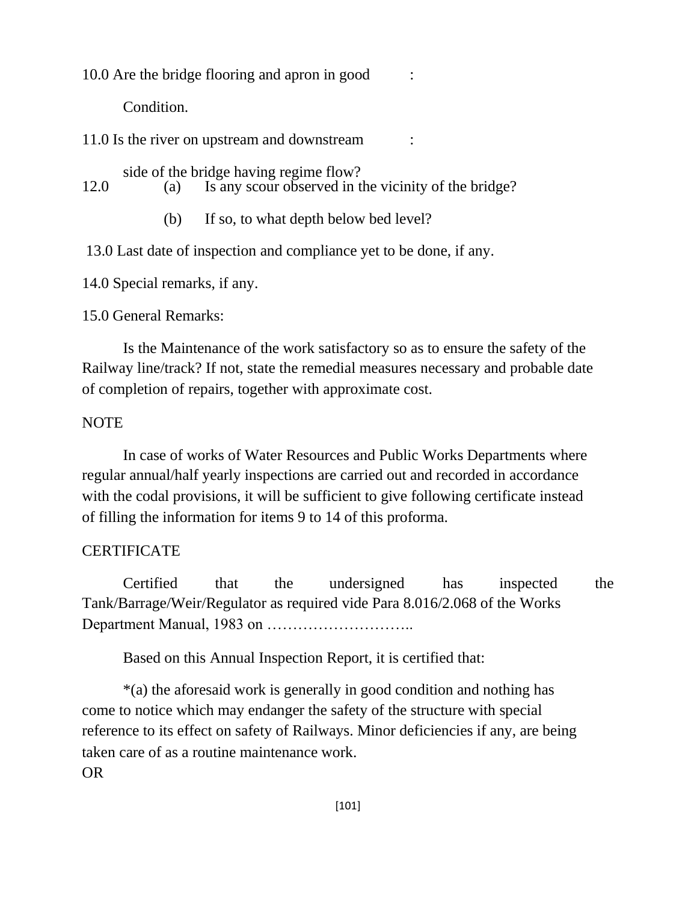10.0 Are the bridge flooring and apron in good Condition. :

11.0 Is the river on upstream and downstream side of the bridge having regime flow? :

12.0 (a) Is any scour observed in the vicinity of the bridge?

(b) If so, to what depth below bed level?

13.0 Last date of inspection and compliance yet to be done, if any.

14.0 Special remarks, if any.

15.0 General Remarks:

Is the Maintenance of the work satisfactory so as to ensure the safety of the Railway line/track? If not, state the remedial measures necessary and probable date of completion of repairs, together with approximate cost.

NOTE

In case of works of Water Resources and Public Works Departments where regular annual/half yearly inspections are carried out and recorded in accordance with the codal provisions, it will be sufficient to give following certificate instead of filling the information for items 9 to 14 of this proforma.

CERTIFICATE

Certified that the undersigned has inspected the Tank/Barrage/Weir/Regulator as required vide Para 8.016/2.068 of the Works Department Manual, 1983 on ………………………..

Based on this Annual Inspection Report, it is certified that:

*(a) the aforesaid work is generally in good condition and nothing has come to notice which may endanger the safety of the structure with special reference to its effect on safety of Railways. Minor deficiencies if any, are being taken care of as a routine maintenance work.

OR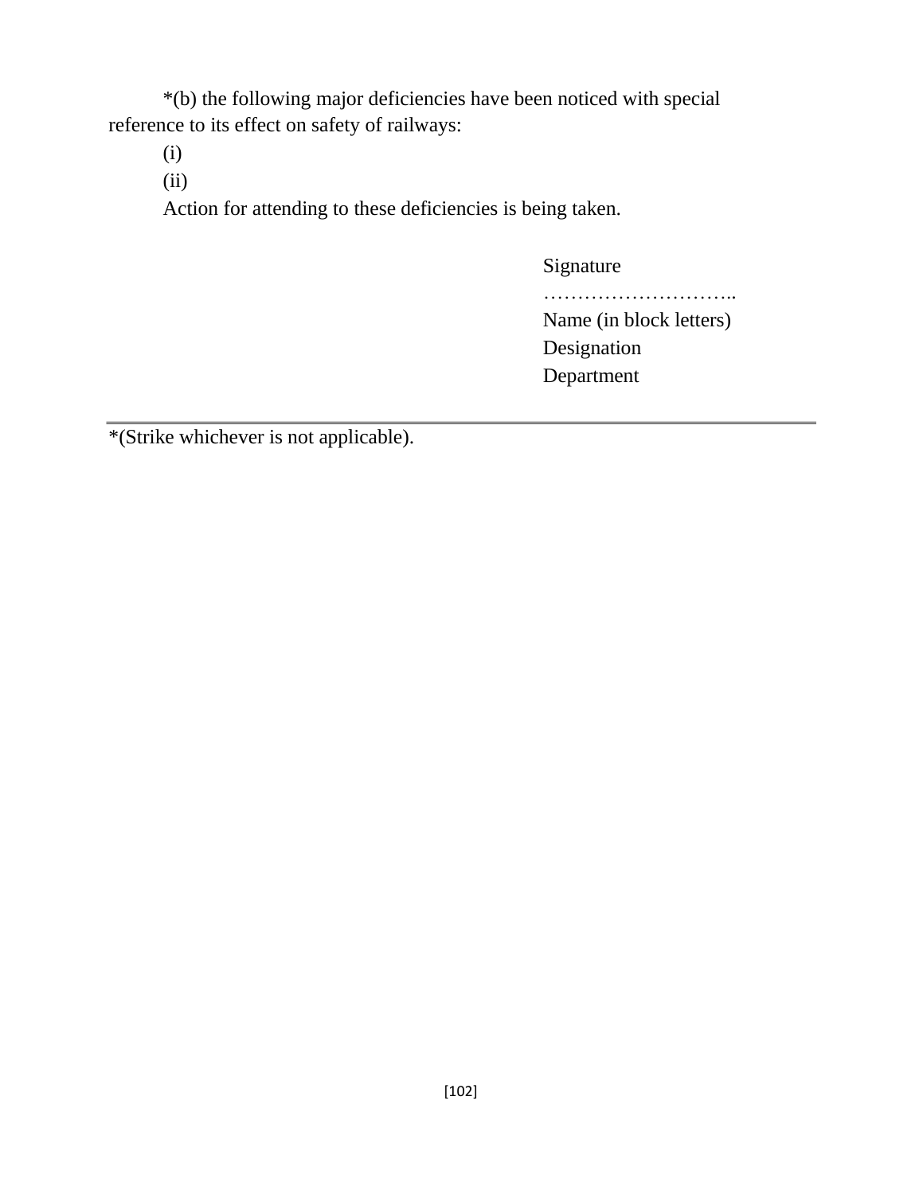*(b) the following major deficiencies have been noticed with special reference to its effect on safety of railways:

(i)

(ii)

Action for attending to these deficiencies is being taken.

Signature
………………………..
Name (in block letters)
Designation
Department

---

*(Strike whichever is not applicable).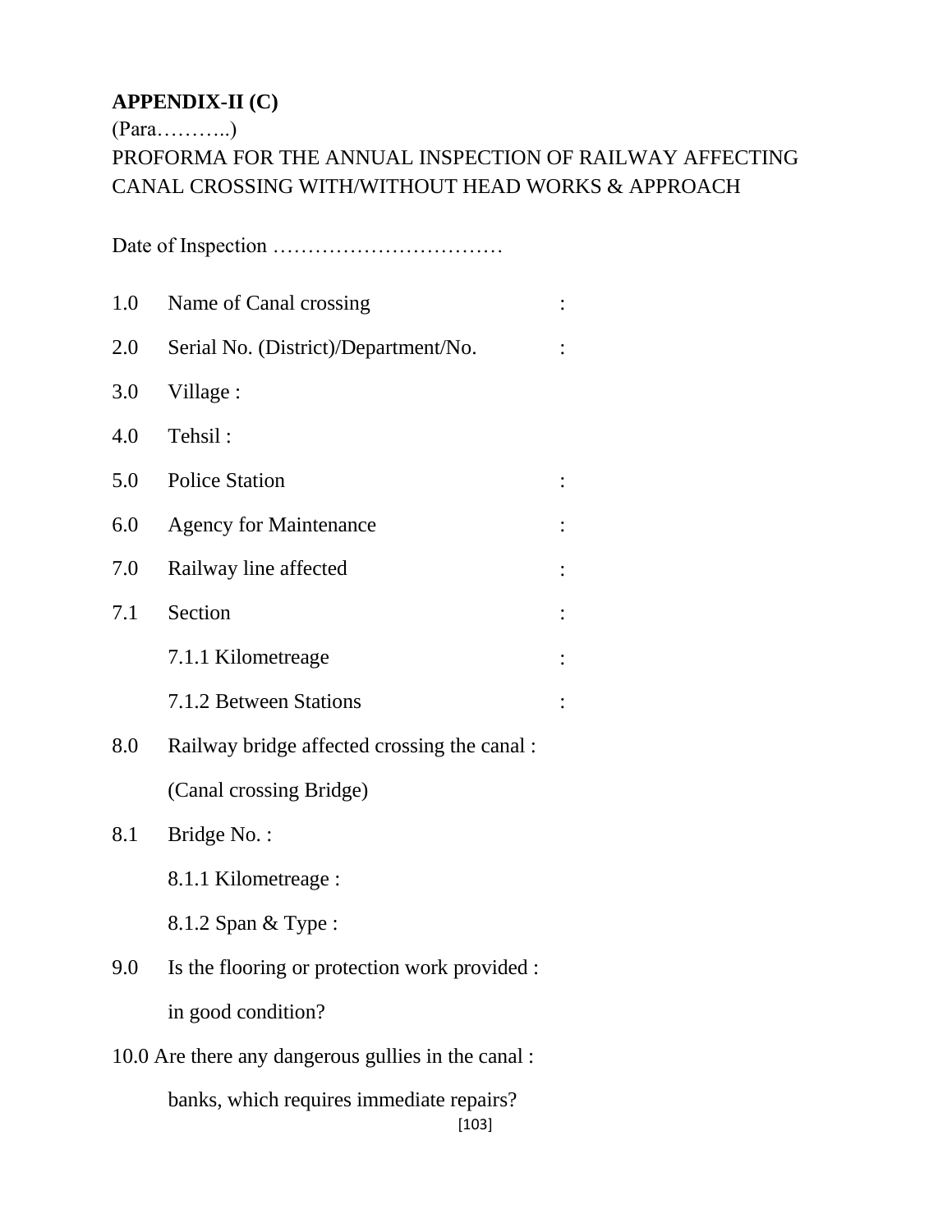**APPENDIX-II (C)**

(Para………..)

PROFORMA FOR THE ANNUAL INSPECTION OF RAILWAY AFFECTING CANAL CROSSING WITH/WITHOUT HEAD WORKS & APPROACH

Date of Inspection ……………………………

1.0 Name of Canal crossing :

2.0 Serial No. (District)/Department/No. :

3.0 Village :

4.0 Tehsil :

5.0 Police Station :

6.0 Agency for Maintenance :

7.0 Railway line affected :

7.1 Section :

7.1.1 Kilometreage :

7.1.2 Between Stations :

8.0 Railway bridge affected crossing the canal :

(Canal crossing Bridge)

8.1 Bridge No. :

8.1.1 Kilometreage :

8.1.2 Span & Type :

9.0 Is the flooring or protection work provided :

in good condition?

10.0 Are there any dangerous gullies in the canal :

banks, which requires immediate repairs?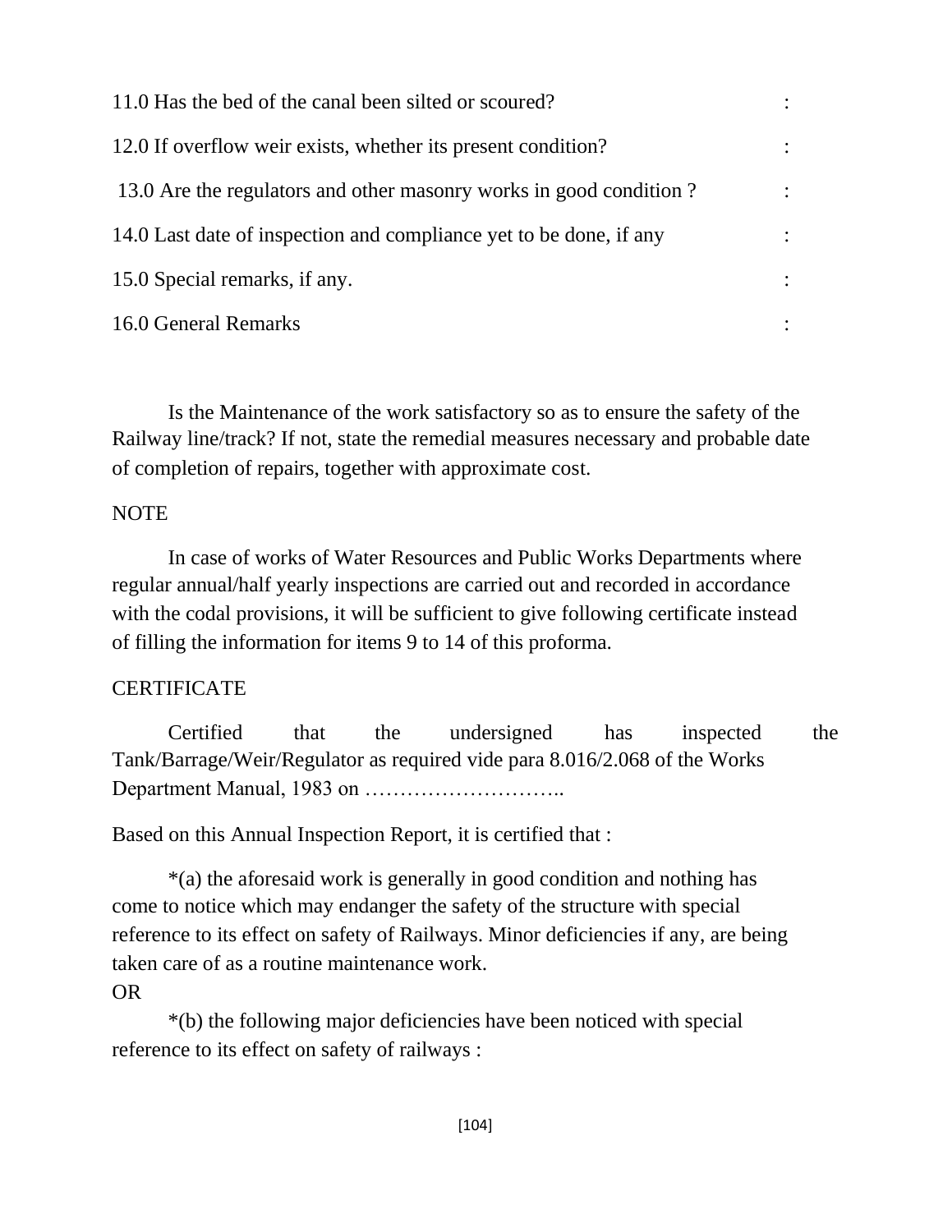11.0 Has the bed of the canal been silted or scoured? :

12.0 If overflow weir exists, whether its present condition? :

13.0 Are the regulators and other masonry works in good condition ? :

14.0 Last date of inspection and compliance yet to be done, if any :

15.0 Special remarks, if any. :

16.0 General Remarks :

Is the Maintenance of the work satisfactory so as to ensure the safety of the Railway line/track? If not, state the remedial measures necessary and probable date of completion of repairs, together with approximate cost.

NOTE

In case of works of Water Resources and Public Works Departments where regular annual/half yearly inspections are carried out and recorded in accordance with the codal provisions, it will be sufficient to give following certificate instead of filling the information for items 9 to 14 of this proforma.

CERTIFICATE

Certified that the undersigned has inspected the Tank/Barrage/Weir/Regulator as required vide para 8.016/2.068 of the Works Department Manual, 1983 on ………………………..

Based on this Annual Inspection Report, it is certified that :

*(a) the aforesaid work is generally in good condition and nothing has come to notice which may endanger the safety of the structure with special reference to its effect on safety of Railways. Minor deficiencies if any, are being taken care of as a routine maintenance work.

OR

*(b) the following major deficiencies have been noticed with special reference to its effect on safety of railways :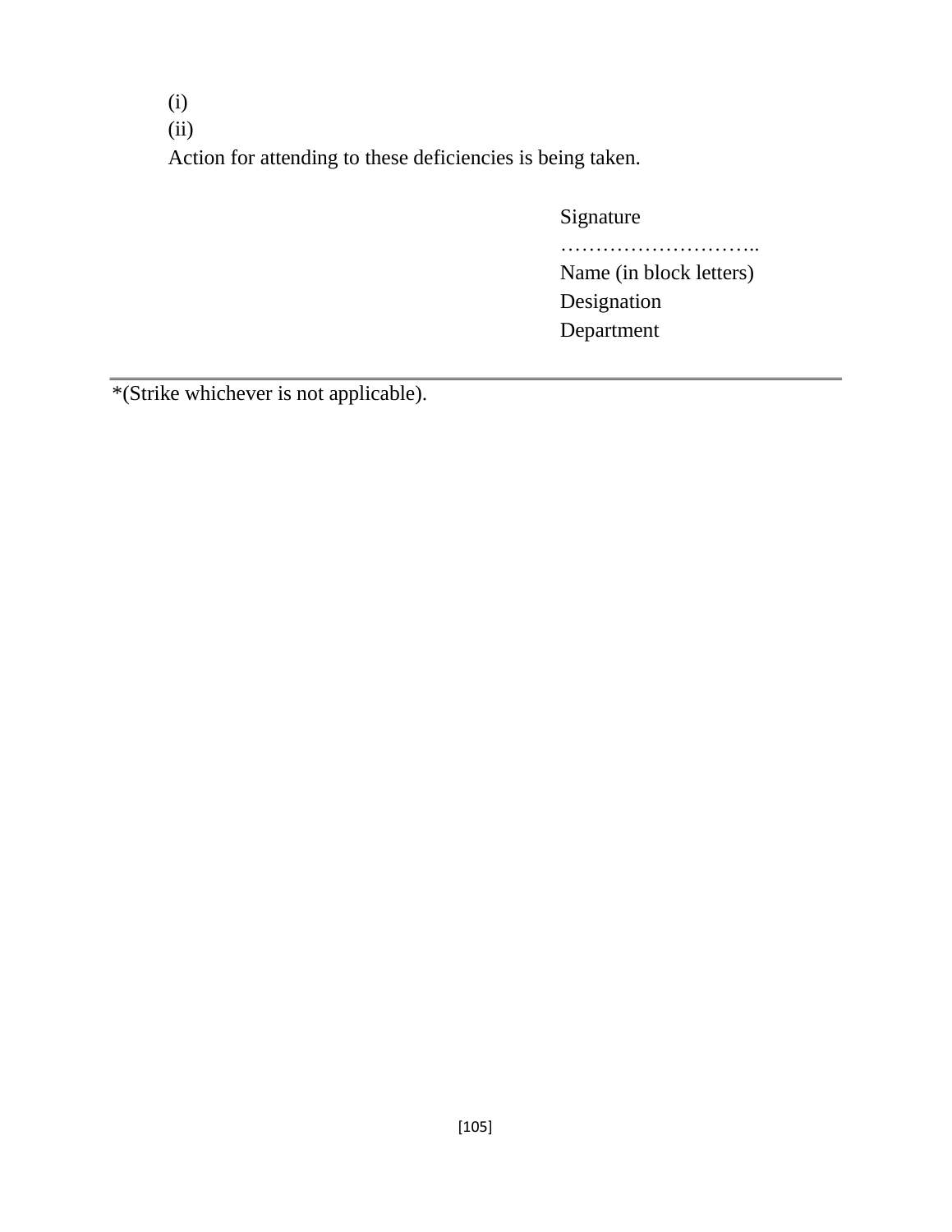(i)

(ii)

Action for attending to these deficiencies is being taken.

Signature
………………………..
Name (in block letters)
Designation
Department

---

*(Strike whichever is not applicable).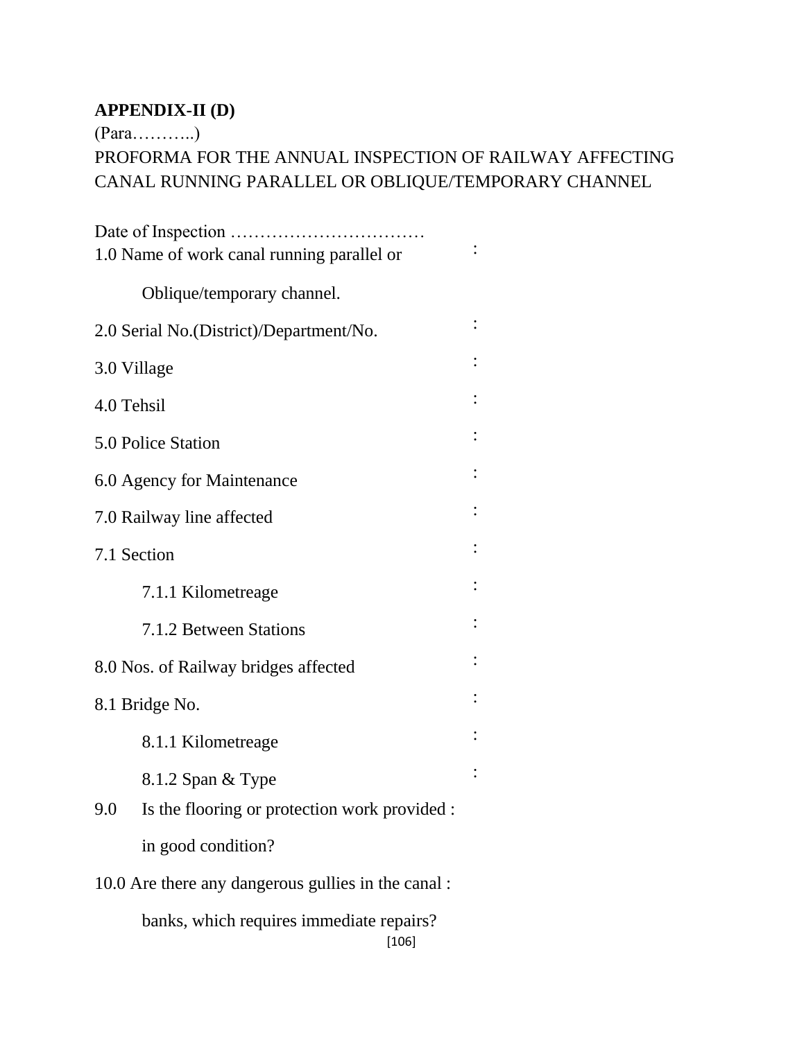**APPENDIX-II (D)**

(Para………..)

PROFORMA FOR THE ANNUAL INSPECTION OF RAILWAY AFFECTING CANAL RUNNING PARALLEL OR OBLIQUE/TEMPORARY CHANNEL

Date of Inspection ……………………………

1.0 Name of work canal running parallel or Oblique/temporary channel. :

2.0 Serial No.(District)/Department/No. :

3.0 Village :

4.0 Tehsil :

5.0 Police Station :

6.0 Agency for Maintenance :

7.0 Railway line affected :

7.1 Section :

- 7.1.1 Kilometreage :
- 7.1.2 Between Stations :

8.0 Nos. of Railway bridges affected :

8.1 Bridge No. :

- 8.1.1 Kilometreage :
- 8.1.2 Span & Type :

9.0 Is the flooring or protection work provided in good condition? :

10.0 Are there any dangerous gullies in the canal banks, which requires immediate repairs? :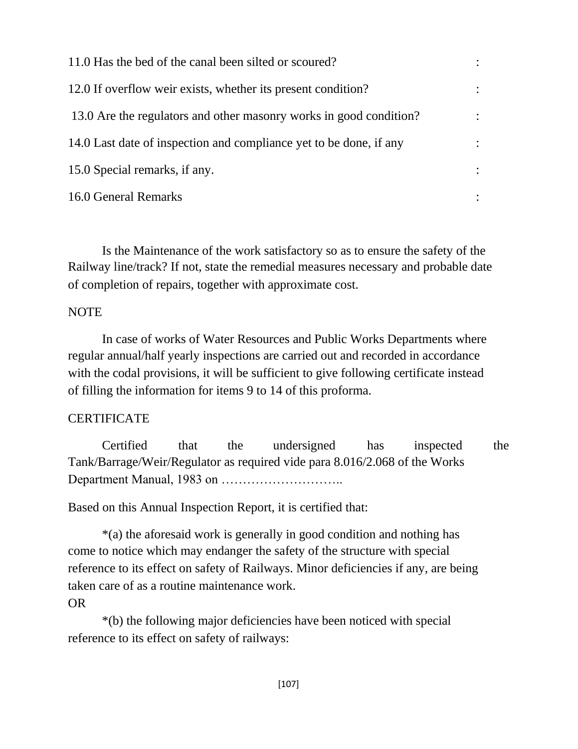11.0 Has the bed of the canal been silted or scoured? :

12.0 If overflow weir exists, whether its present condition? :

13.0 Are the regulators and other masonry works in good condition? :

14.0 Last date of inspection and compliance yet to be done, if any :

15.0 Special remarks, if any. :

16.0 General Remarks :

Is the Maintenance of the work satisfactory so as to ensure the safety of the Railway line/track? If not, state the remedial measures necessary and probable date of completion of repairs, together with approximate cost.

NOTE

In case of works of Water Resources and Public Works Departments where regular annual/half yearly inspections are carried out and recorded in accordance with the codal provisions, it will be sufficient to give following certificate instead of filling the information for items 9 to 14 of this proforma.

CERTIFICATE

Certified that the undersigned has inspected the Tank/Barrage/Weir/Regulator as required vide para 8.016/2.068 of the Works Department Manual, 1983 on ………………………..

Based on this Annual Inspection Report, it is certified that:

*(a) the aforesaid work is generally in good condition and nothing has come to notice which may endanger the safety of the structure with special reference to its effect on safety of Railways. Minor deficiencies if any, are being taken care of as a routine maintenance work.

OR

*(b) the following major deficiencies have been noticed with special reference to its effect on safety of railways: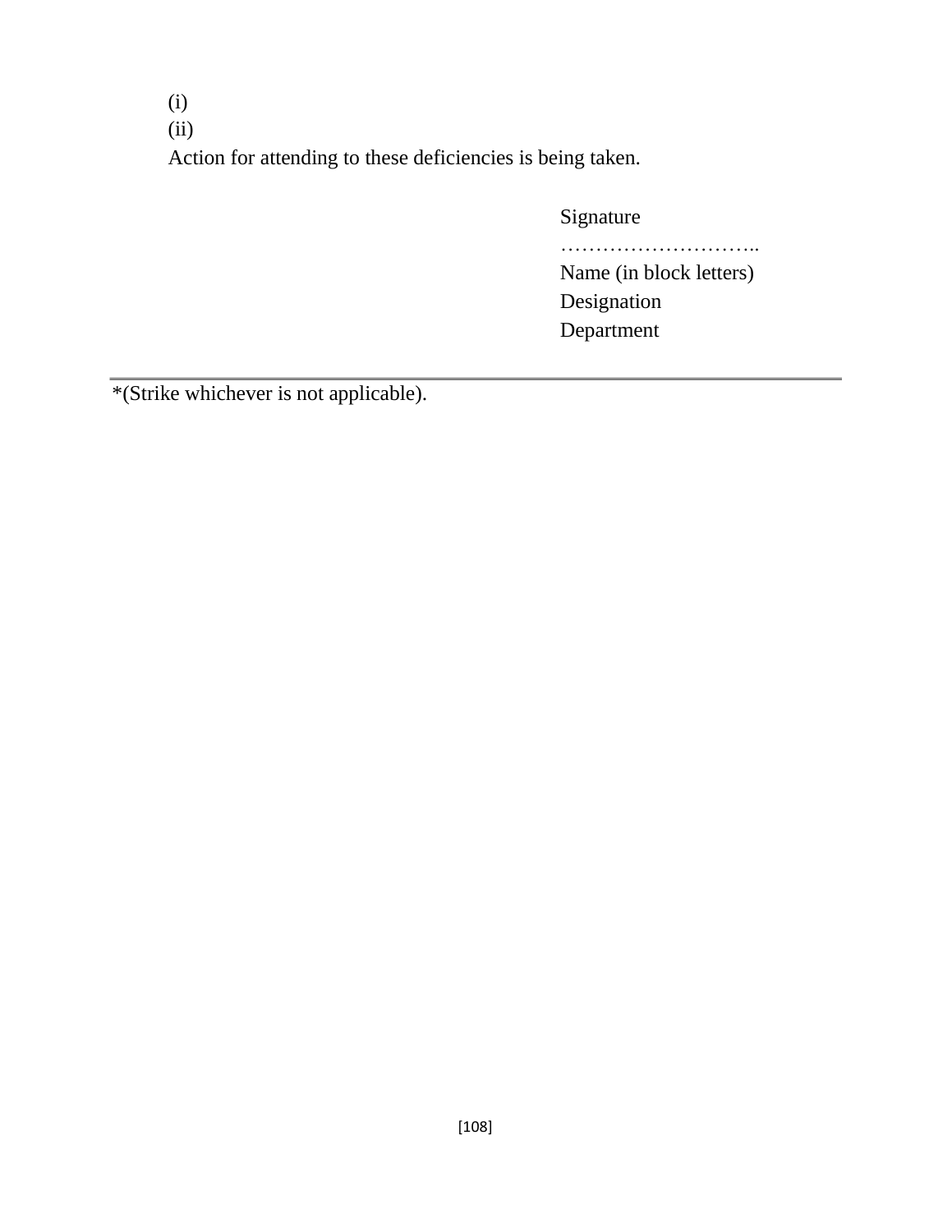(i)

(ii)

Action for attending to these deficiencies is being taken.

Signature

………………………..

Name (in block letters)

Designation

Department

---

*(Strike whichever is not applicable).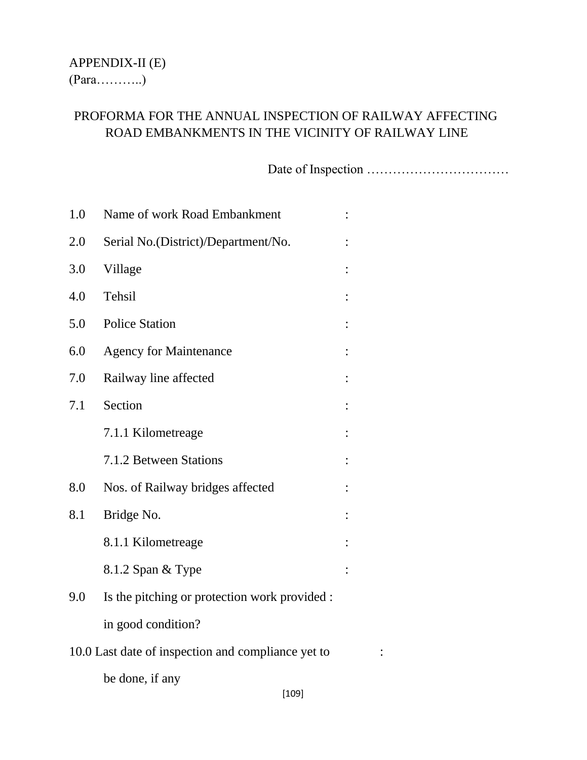APPENDIX-II (E)
(Para………..)

## PROFORMA FOR THE ANNUAL INSPECTION OF RAILWAY AFFECTING ROAD EMBANKMENTS IN THE VICINITY OF RAILWAY LINE

Date of Inspection ……………………………

1.0 Name of work Road Embankment :

2.0 Serial No.(District)/Department/No. :

3.0 Village :

4.0 Tehsil :

5.0 Police Station :

6.0 Agency for Maintenance :

7.0 Railway line affected :

7.1 Section :

7.1.1 Kilometreage :

7.1.2 Between Stations :

8.0 Nos. of Railway bridges affected :

8.1 Bridge No. :

8.1.1 Kilometreage :

8.1.2 Span & Type :

9.0 Is the pitching or protection work provided : in good condition?

10.0 Last date of inspection and compliance yet to be done, if any :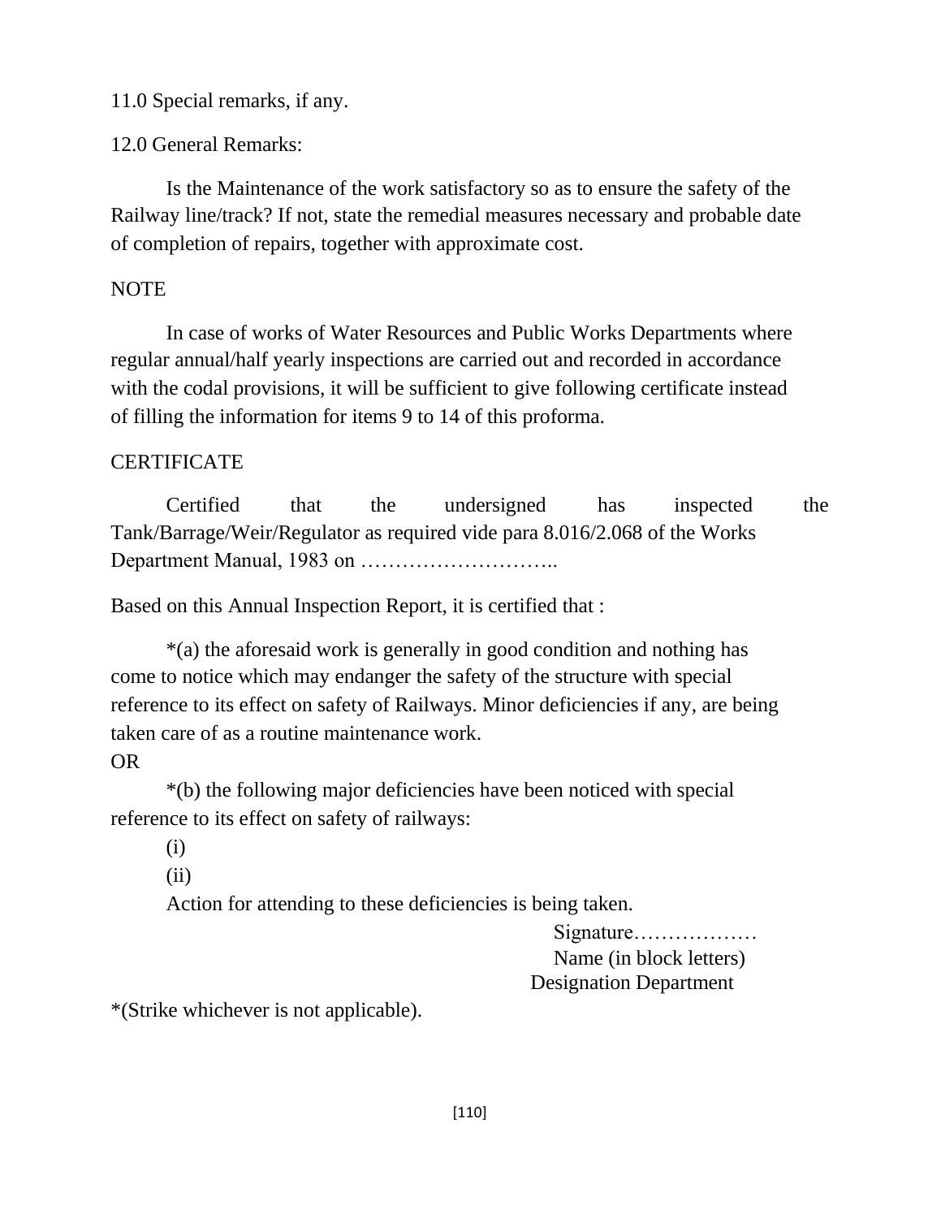11.0 Special remarks, if any.

12.0 General Remarks:

Is the Maintenance of the work satisfactory so as to ensure the safety of the Railway line/track? If not, state the remedial measures necessary and probable date of completion of repairs, together with approximate cost.

NOTE

In case of works of Water Resources and Public Works Departments where regular annual/half yearly inspections are carried out and recorded in accordance with the codal provisions, it will be sufficient to give following certificate instead of filling the information for items 9 to 14 of this proforma.

CERTIFICATE

Certified that the undersigned has inspected the Tank/Barrage/Weir/Regulator as required vide para 8.016/2.068 of the Works Department Manual, 1983 on ………………………..

Based on this Annual Inspection Report, it is certified that :

*(a) the aforesaid work is generally in good condition and nothing has come to notice which may endanger the safety of the structure with special reference to its effect on safety of Railways. Minor deficiencies if any, are being taken care of as a routine maintenance work.

OR

*(b) the following major deficiencies have been noticed with special reference to its effect on safety of railways:

(i)

(ii)

Action for attending to these deficiencies is being taken.

Signature………………
Name (in block letters)
Designation Department

*(Strike whichever is not applicable).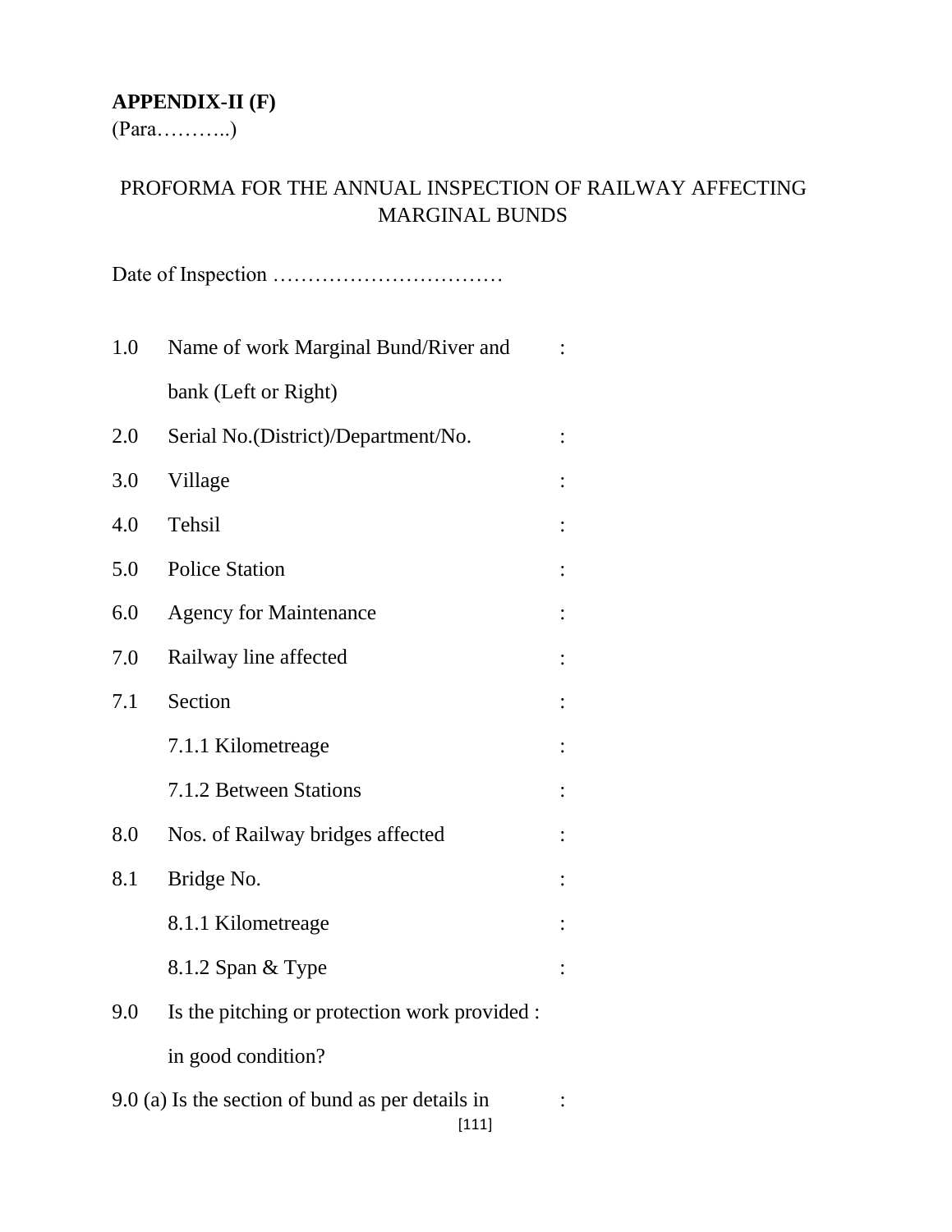**APPENDIX-II (F)**
(Para………..)

PROFORMA FOR THE ANNUAL INSPECTION OF RAILWAY AFFECTING MARGINAL BUNDS

Date of Inspection ……………………………

1.0 Name of work Marginal Bund/River and bank (Left or Right) :

2.0 Serial No.(District)/Department/No. :

3.0 Village :

4.0 Tehsil :

5.0 Police Station :

6.0 Agency for Maintenance :

7.0 Railway line affected :

7.1 Section :

7.1.1 Kilometreage :

7.1.2 Between Stations :

8.0 Nos. of Railway bridges affected :

8.1 Bridge No. :

8.1.1 Kilometreage :

8.1.2 Span & Type :

9.0 Is the pitching or protection work provided in good condition? :

9.0 (a) Is the section of bund as per details in :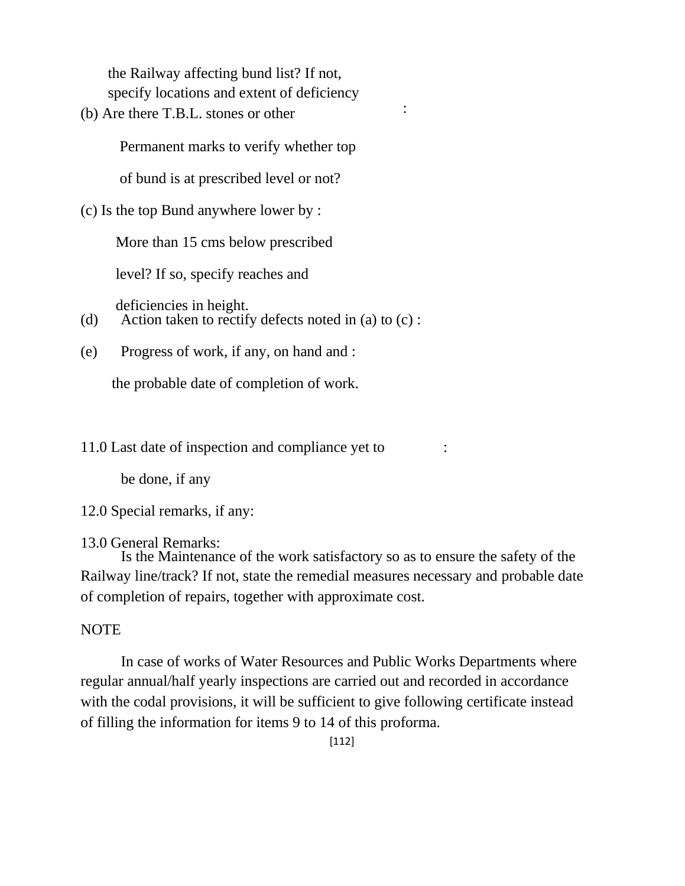the Railway affecting bund list? If not, specify locations and extent of deficiency

(b) Are there T.B.L. stones or other Permanent marks to verify whether top of bund is at prescribed level or not? :

(c) Is the top Bund anywhere lower by : More than 15 cms below prescribed level? If so, specify reaches and deficiencies in height.

(d) Action taken to rectify defects noted in (a) to (c) :

(e) Progress of work, if any, on hand and : the probable date of completion of work.

11.0 Last date of inspection and compliance yet to be done, if any :

12.0 Special remarks, if any:

13.0 General Remarks:

Is the Maintenance of the work satisfactory so as to ensure the safety of the Railway line/track? If not, state the remedial measures necessary and probable date of completion of repairs, together with approximate cost.

NOTE

In case of works of Water Resources and Public Works Departments where regular annual/half yearly inspections are carried out and recorded in accordance with the codal provisions, it will be sufficient to give following certificate instead of filling the information for items 9 to 14 of this proforma.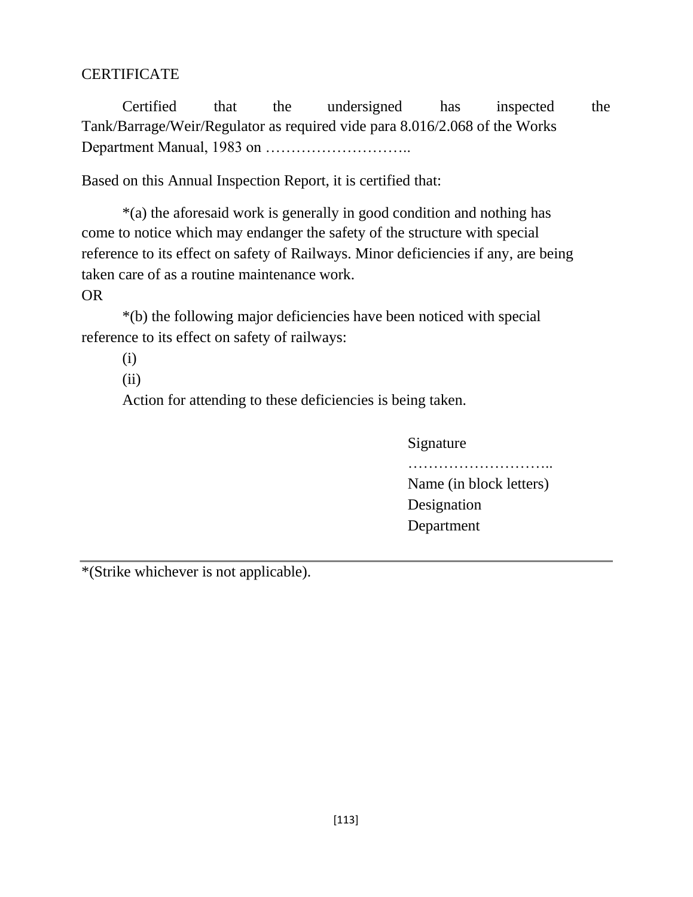CERTIFICATE

Certified that the undersigned has inspected the Tank/Barrage/Weir/Regulator as required vide para 8.016/2.068 of the Works Department Manual, 1983 on ………………………..

Based on this Annual Inspection Report, it is certified that:

*(a) the aforesaid work is generally in good condition and nothing has come to notice which may endanger the safety of the structure with special reference to its effect on safety of Railways. Minor deficiencies if any, are being taken care of as a routine maintenance work.

OR

*(b) the following major deficiencies have been noticed with special reference to its effect on safety of railways:

(i)

(ii)

Action for attending to these deficiencies is being taken.

Signature
………………………..
Name (in block letters)
Designation
Department

---

*(Strike whichever is not applicable).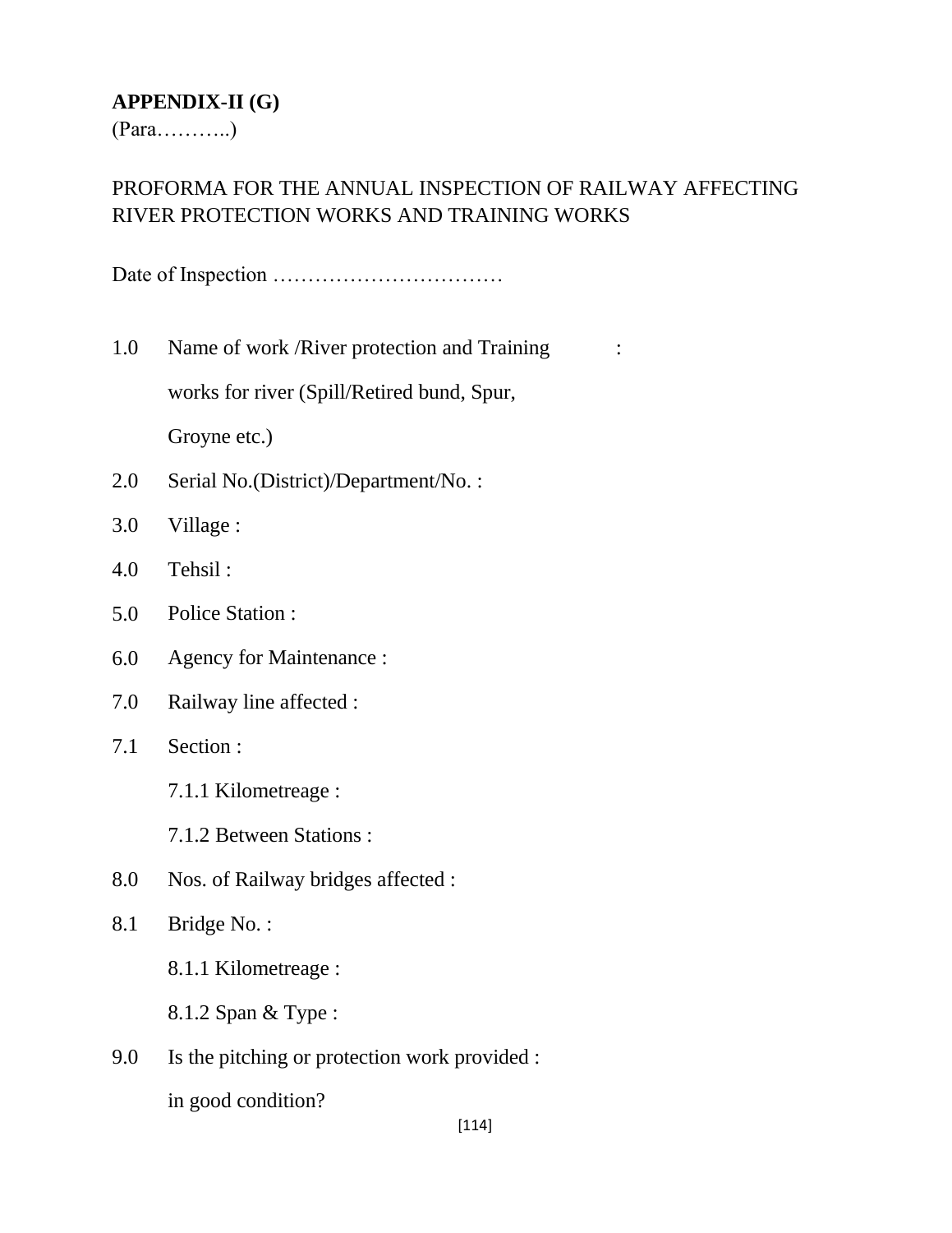**APPENDIX-II (G)**

(Para………..)

PROFORMA FOR THE ANNUAL INSPECTION OF RAILWAY AFFECTING RIVER PROTECTION WORKS AND TRAINING WORKS

Date of Inspection ……………………………

1.0 Name of work /River protection and Training works for river (Spill/Retired bund, Spur, Groyne etc.) :

2.0 Serial No.(District)/Department/No. :

3.0 Village :

4.0 Tehsil :

5.0 Police Station :

6.0 Agency for Maintenance :

7.0 Railway line affected :

7.1 Section :

7.1.1 Kilometreage :

7.1.2 Between Stations :

8.0 Nos. of Railway bridges affected :

8.1 Bridge No. :

8.1.1 Kilometreage :

8.1.2 Span & Type :

9.0 Is the pitching or protection work provided in good condition? :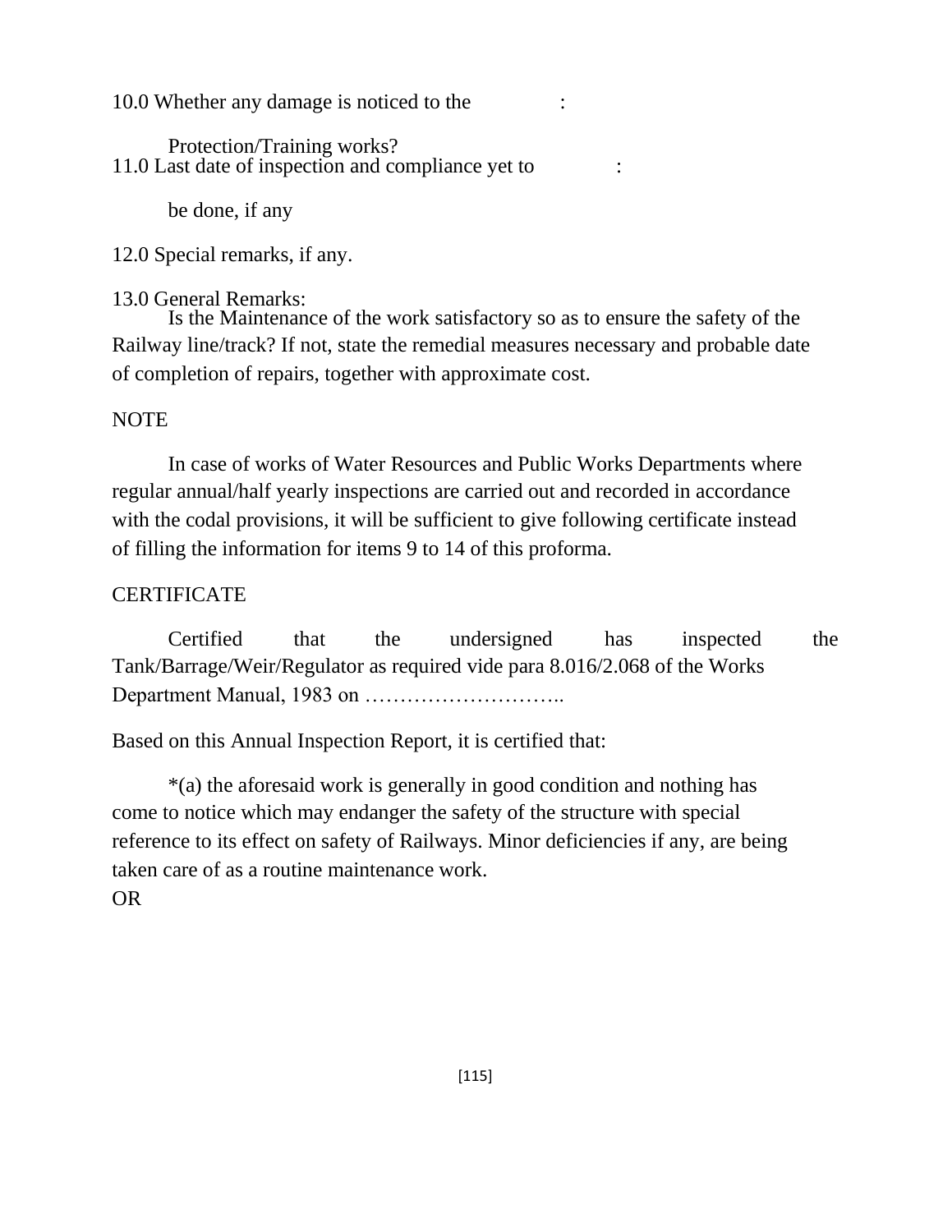10.0 Whether any damage is noticed to the :

Protection/Training works?

11.0 Last date of inspection and compliance yet to :

be done, if any

12.0 Special remarks, if any.

13.0 General Remarks:

Is the Maintenance of the work satisfactory so as to ensure the safety of the Railway line/track? If not, state the remedial measures necessary and probable date of completion of repairs, together with approximate cost.

NOTE

In case of works of Water Resources and Public Works Departments where regular annual/half yearly inspections are carried out and recorded in accordance with the codal provisions, it will be sufficient to give following certificate instead of filling the information for items 9 to 14 of this proforma.

CERTIFICATE

Certified that the undersigned has inspected the Tank/Barrage/Weir/Regulator as required vide para 8.016/2.068 of the Works Department Manual, 1983 on ………………………..

Based on this Annual Inspection Report, it is certified that:

*(a) the aforesaid work is generally in good condition and nothing has come to notice which may endanger the safety of the structure with special reference to its effect on safety of Railways. Minor deficiencies if any, are being taken care of as a routine maintenance work.

OR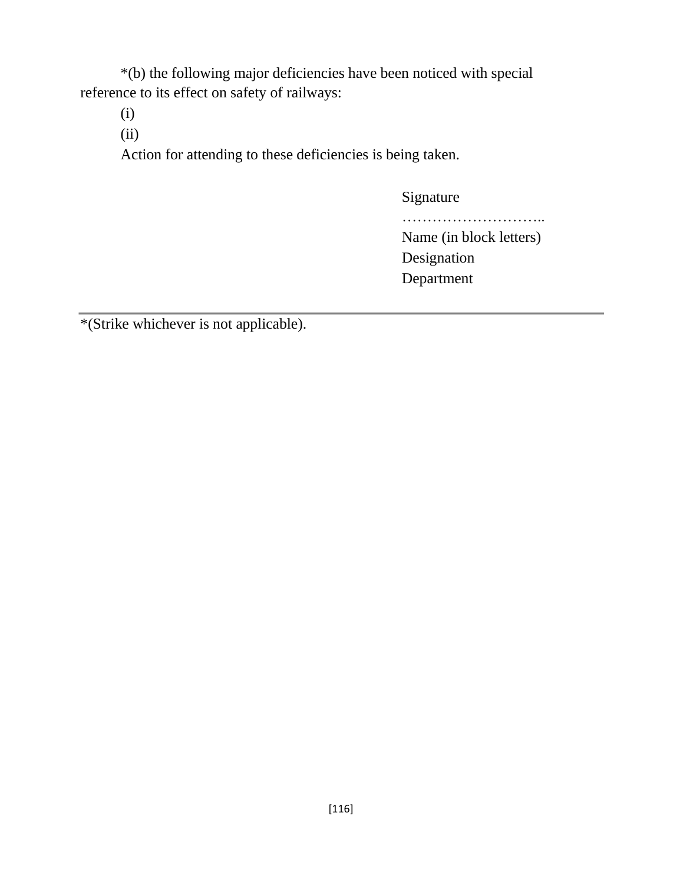*(b) the following major deficiencies have been noticed with special reference to its effect on safety of railways:

(i)

(ii)

Action for attending to these deficiencies is being taken.

Signature
………………………..
Name (in block letters)
Designation
Department

---

*(Strike whichever is not applicable).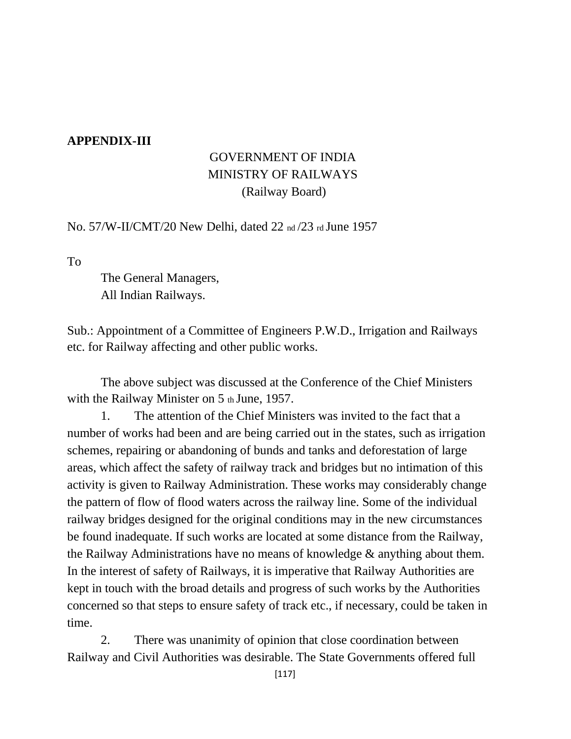**APPENDIX-III**

GOVERNMENT OF INDIA
MINISTRY OF RAILWAYS
(Railway Board)

No. 57/W-II/CMT/20 New Delhi, dated 22nd/23rd June 1957

To

The General Managers,
All Indian Railways.

Sub.: Appointment of a Committee of Engineers P.W.D., Irrigation and Railways etc. for Railway affecting and other public works.

The above subject was discussed at the Conference of the Chief Ministers with the Railway Minister on 5th June, 1957.

1. The attention of the Chief Ministers was invited to the fact that a number of works had been and are being carried out in the states, such as irrigation schemes, repairing or abandoning of bunds and tanks and deforestation of large areas, which affect the safety of railway track and bridges but no intimation of this activity is given to Railway Administration. These works may considerably change the pattern of flow of flood waters across the railway line. Some of the individual railway bridges designed for the original conditions may in the new circumstances be found inadequate. If such works are located at some distance from the Railway, the Railway Administrations have no means of knowledge & anything about them. In the interest of safety of Railways, it is imperative that Railway Authorities are kept in touch with the broad details and progress of such works by the Authorities concerned so that steps to ensure safety of track etc., if necessary, could be taken in time.

2. There was unanimity of opinion that close coordination between Railway and Civil Authorities was desirable. The State Governments offered full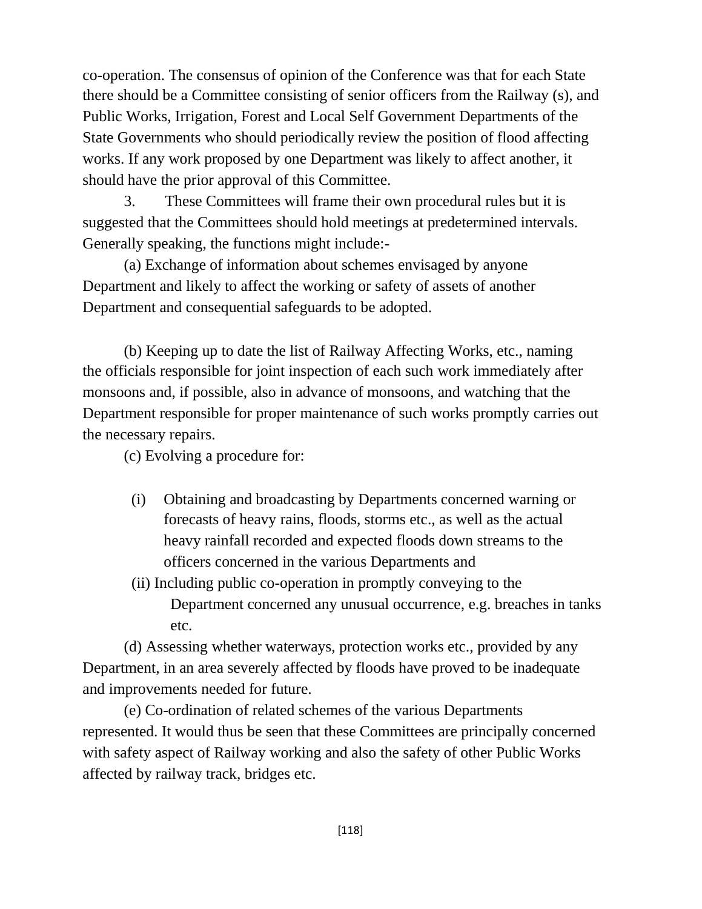co-operation. The consensus of opinion of the Conference was that for each State there should be a Committee consisting of senior officers from the Railway (s), and Public Works, Irrigation, Forest and Local Self Government Departments of the State Governments who should periodically review the position of flood affecting works. If any work proposed by one Department was likely to affect another, it should have the prior approval of this Committee.

3. These Committees will frame their own procedural rules but it is suggested that the Committees should hold meetings at predetermined intervals. Generally speaking, the functions might include:-

(a) Exchange of information about schemes envisaged by anyone Department and likely to affect the working or safety of assets of another Department and consequential safeguards to be adopted.

(b) Keeping up to date the list of Railway Affecting Works, etc., naming the officials responsible for joint inspection of each such work immediately after monsoons and, if possible, also in advance of monsoons, and watching that the Department responsible for proper maintenance of such works promptly carries out the necessary repairs.

(c) Evolving a procedure for:

(i) Obtaining and broadcasting by Departments concerned warning or forecasts of heavy rains, floods, storms etc., as well as the actual heavy rainfall recorded and expected floods down streams to the officers concerned in the various Departments and

(ii) Including public co-operation in promptly conveying to the Department concerned any unusual occurrence, e.g. breaches in tanks etc.

(d) Assessing whether waterways, protection works etc., provided by any Department, in an area severely affected by floods have proved to be inadequate and improvements needed for future.

(e) Co-ordination of related schemes of the various Departments represented. It would thus be seen that these Committees are principally concerned with safety aspect of Railway working and also the safety of other Public Works affected by railway track, bridges etc.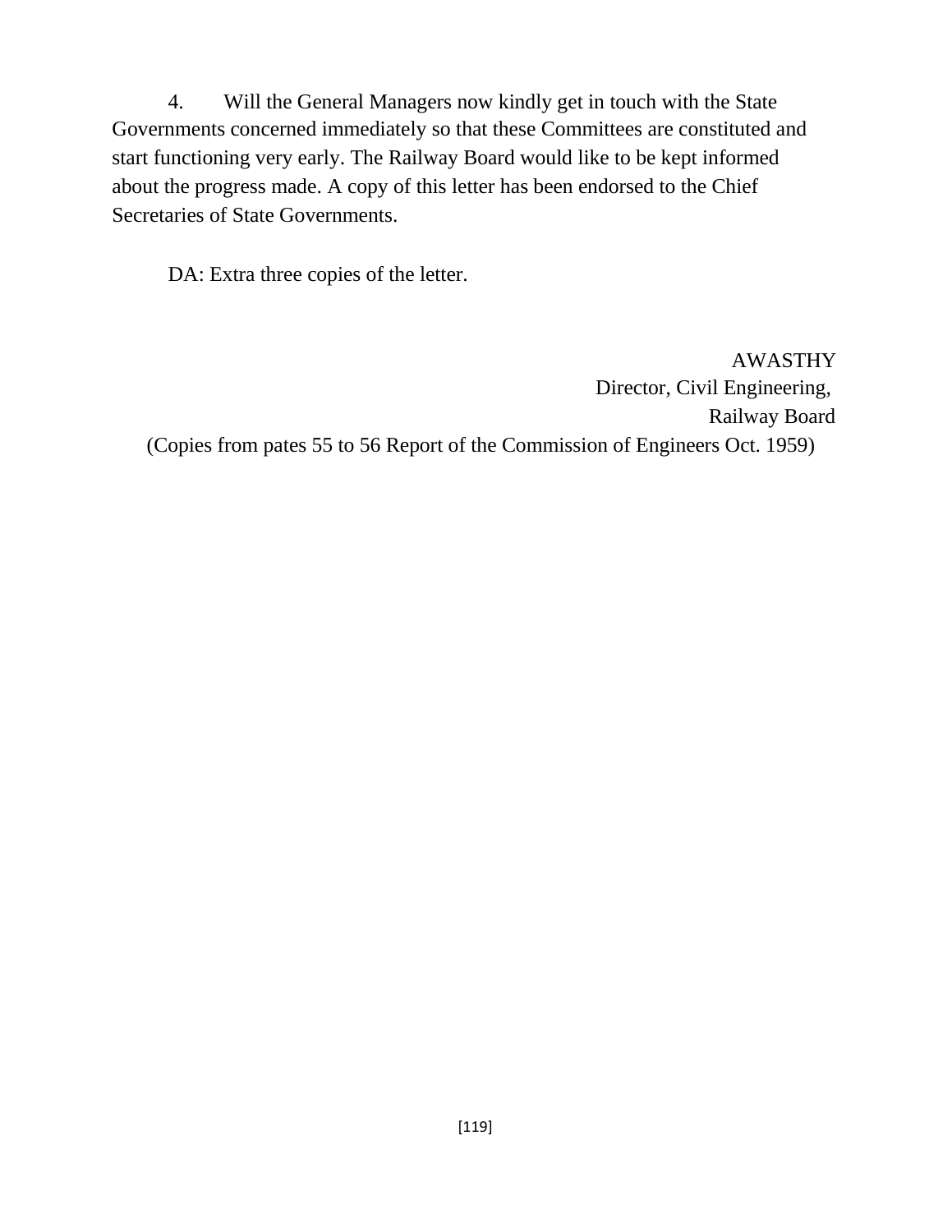4. Will the General Managers now kindly get in touch with the State Governments concerned immediately so that these Committees are constituted and start functioning very early. The Railway Board would like to be kept informed about the progress made. A copy of this letter has been endorsed to the Chief Secretaries of State Governments.

DA: Extra three copies of the letter.

AWASTHY
Director, Civil Engineering,
Railway Board

(Copies from pates 55 to 56 Report of the Commission of Engineers Oct. 1959)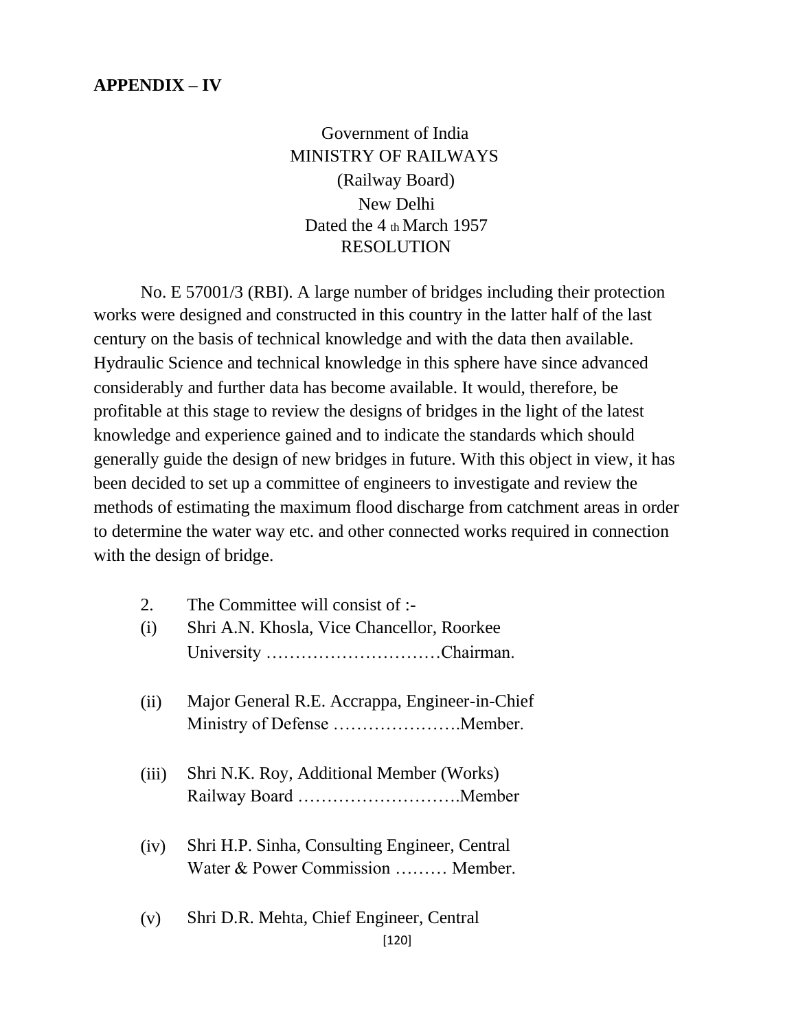**APPENDIX – IV**

Government of India
MINISTRY OF RAILWAYS
(Railway Board)
New Delhi
Dated the 4 th March 1957
RESOLUTION

No. E 57001/3 (RBI). A large number of bridges including their protection works were designed and constructed in this country in the latter half of the last century on the basis of technical knowledge and with the data then available. Hydraulic Science and technical knowledge in this sphere have since advanced considerably and further data has become available. It would, therefore, be profitable at this stage to review the designs of bridges in the light of the latest knowledge and experience gained and to indicate the standards which should generally guide the design of new bridges in future. With this object in view, it has been decided to set up a committee of engineers to investigate and review the methods of estimating the maximum flood discharge from catchment areas in order to determine the water way etc. and other connected works required in connection with the design of bridge.

2. The Committee will consist of :-

(i) Shri A.N. Khosla, Vice Chancellor, Roorkee University …………………………Chairman.

(ii) Major General R.E. Accrappa, Engineer-in-Chief Ministry of Defense ………………….Member.

(iii) Shri N.K. Roy, Additional Member (Works) Railway Board ……………………….Member

(iv) Shri H.P. Sinha, Consulting Engineer, Central Water & Power Commission ……… Member.

(v) Shri D.R. Mehta, Chief Engineer, Central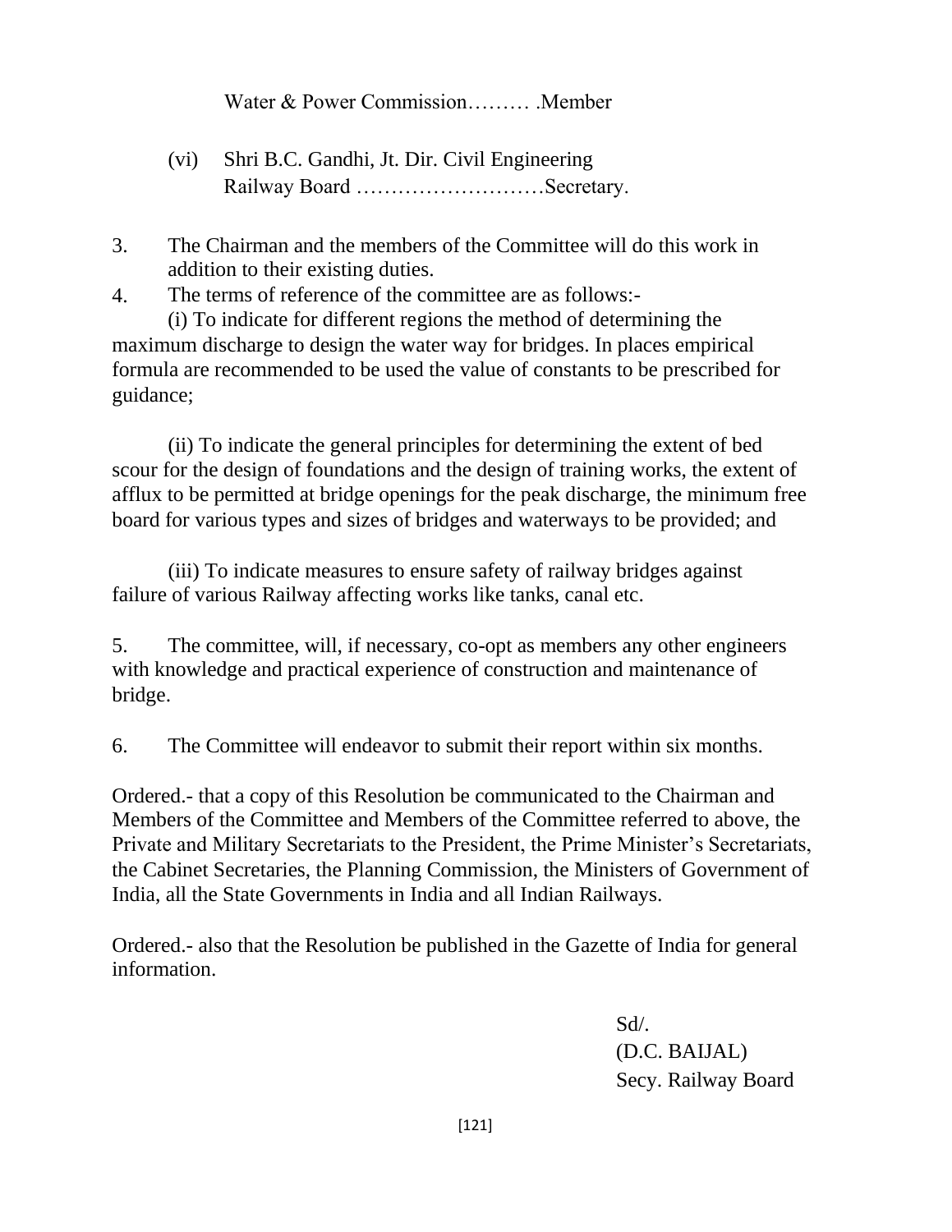Water & Power Commission……… .Member

(vi) Shri B.C. Gandhi, Jt. Dir. Civil Engineering Railway Board ………………………Secretary.

3. The Chairman and the members of the Committee will do this work in addition to their existing duties.

4. The terms of reference of the committee are as follows:-

(i) To indicate for different regions the method of determining the maximum discharge to design the water way for bridges. In places empirical formula are recommended to be used the value of constants to be prescribed for guidance;

(ii) To indicate the general principles for determining the extent of bed scour for the design of foundations and the design of training works, the extent of afflux to be permitted at bridge openings for the peak discharge, the minimum free board for various types and sizes of bridges and waterways to be provided; and

(iii) To indicate measures to ensure safety of railway bridges against failure of various Railway affecting works like tanks, canal etc.

5. The committee, will, if necessary, co-opt as members any other engineers with knowledge and practical experience of construction and maintenance of bridge.

6. The Committee will endeavor to submit their report within six months.

Ordered.- that a copy of this Resolution be communicated to the Chairman and Members of the Committee and Members of the Committee referred to above, the Private and Military Secretariats to the President, the Prime Minister's Secretariats, the Cabinet Secretaries, the Planning Commission, the Ministers of Government of India, all the State Governments in India and all Indian Railways.

Ordered.- also that the Resolution be published in the Gazette of India for general information.

Sd/.
(D.C. BAIJAL)
Secy. Railway Board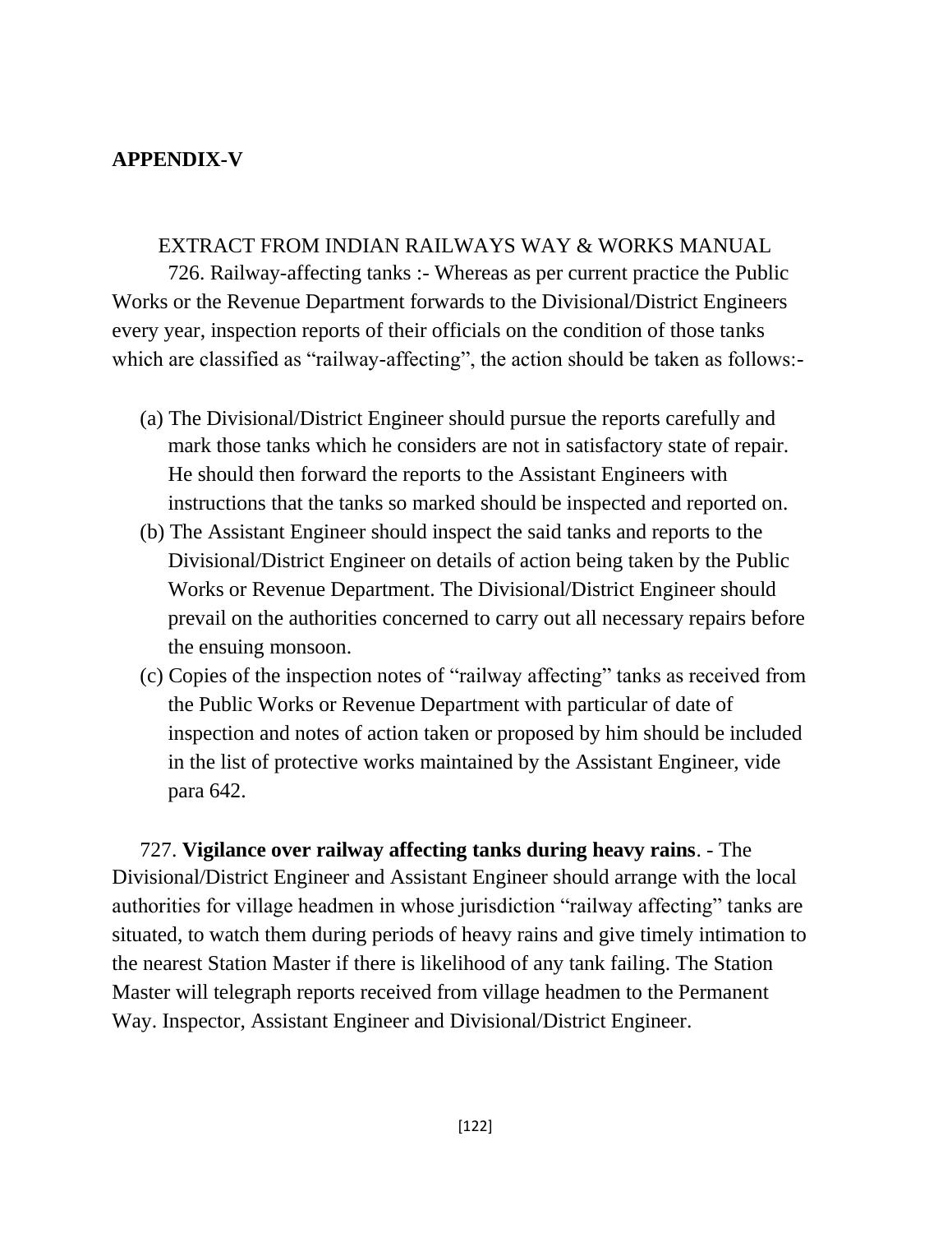**APPENDIX-V**

EXTRACT FROM INDIAN RAILWAYS WAY & WORKS MANUAL

726. Railway-affecting tanks :- Whereas as per current practice the Public Works or the Revenue Department forwards to the Divisional/District Engineers every year, inspection reports of their officials on the condition of those tanks which are classified as "railway-affecting", the action should be taken as follows:-

(a) The Divisional/District Engineer should pursue the reports carefully and mark those tanks which he considers are not in satisfactory state of repair. He should then forward the reports to the Assistant Engineers with instructions that the tanks so marked should be inspected and reported on.

(b) The Assistant Engineer should inspect the said tanks and reports to the Divisional/District Engineer on details of action being taken by the Public Works or Revenue Department. The Divisional/District Engineer should prevail on the authorities concerned to carry out all necessary repairs before the ensuing monsoon.

(c) Copies of the inspection notes of "railway affecting" tanks as received from the Public Works or Revenue Department with particular of date of inspection and notes of action taken or proposed by him should be included in the list of protective works maintained by the Assistant Engineer, vide para 642.

727. **Vigilance over railway affecting tanks during heavy rains**. - The Divisional/District Engineer and Assistant Engineer should arrange with the local authorities for village headmen in whose jurisdiction "railway affecting" tanks are situated, to watch them during periods of heavy rains and give timely intimation to the nearest Station Master if there is likelihood of any tank failing. The Station Master will telegraph reports received from village headmen to the Permanent Way. Inspector, Assistant Engineer and Divisional/District Engineer.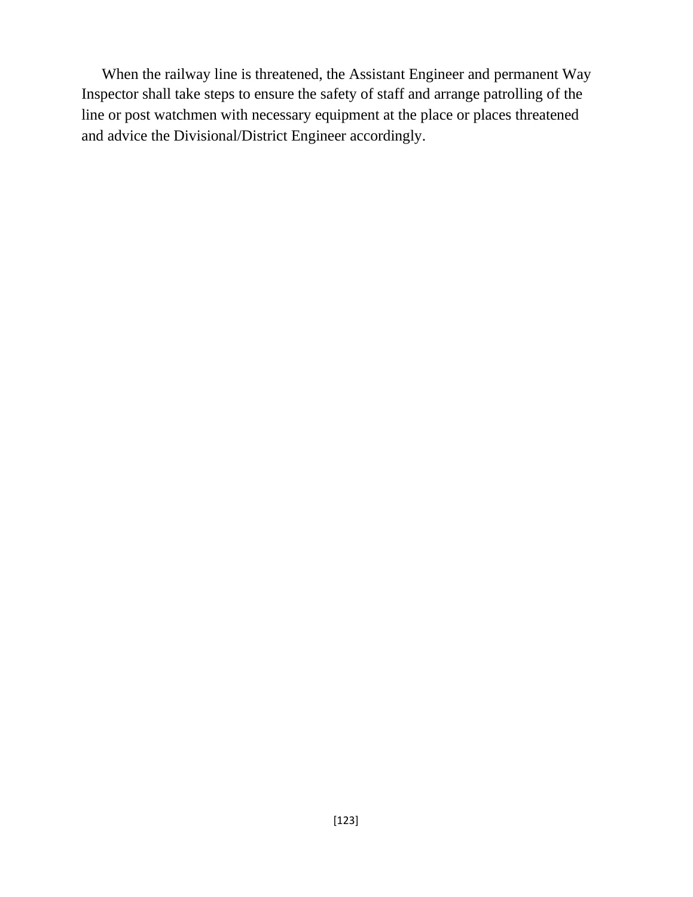When the railway line is threatened, the Assistant Engineer and permanent Way Inspector shall take steps to ensure the safety of staff and arrange patrolling of the line or post watchmen with necessary equipment at the place or places threatened and advice the Divisional/District Engineer accordingly.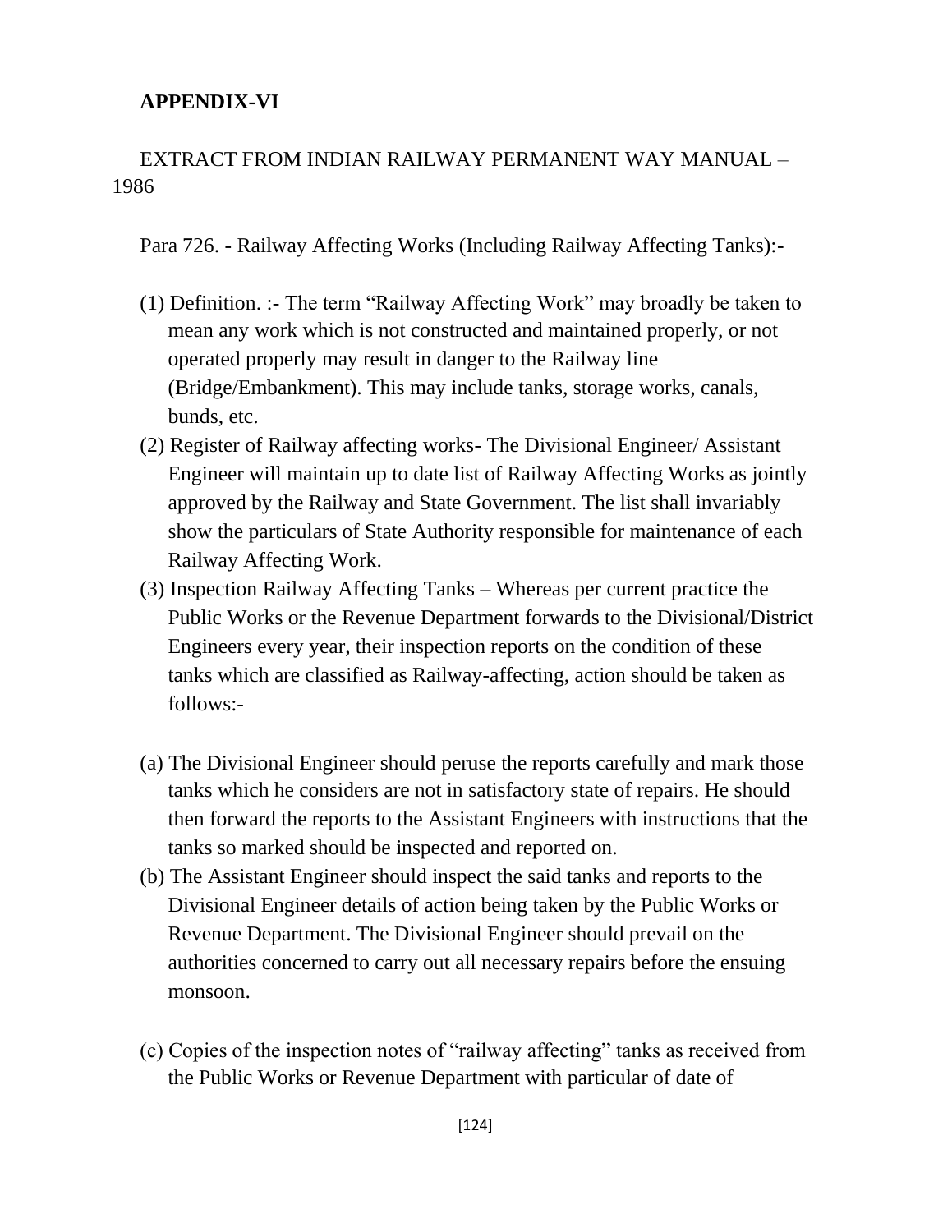**APPENDIX-VI**

EXTRACT FROM INDIAN RAILWAY PERMANENT WAY MANUAL – 1986

Para 726. - Railway Affecting Works (Including Railway Affecting Tanks):-

(1) Definition. :- The term "Railway Affecting Work" may broadly be taken to mean any work which is not constructed and maintained properly, or not operated properly may result in danger to the Railway line (Bridge/Embankment). This may include tanks, storage works, canals, bunds, etc.

(2) Register of Railway affecting works- The Divisional Engineer/ Assistant Engineer will maintain up to date list of Railway Affecting Works as jointly approved by the Railway and State Government. The list shall invariably show the particulars of State Authority responsible for maintenance of each Railway Affecting Work.

(3) Inspection Railway Affecting Tanks – Whereas per current practice the Public Works or the Revenue Department forwards to the Divisional/District Engineers every year, their inspection reports on the condition of these tanks which are classified as Railway-affecting, action should be taken as follows:-

(a) The Divisional Engineer should peruse the reports carefully and mark those tanks which he considers are not in satisfactory state of repairs. He should then forward the reports to the Assistant Engineers with instructions that the tanks so marked should be inspected and reported on.

(b) The Assistant Engineer should inspect the said tanks and reports to the Divisional Engineer details of action being taken by the Public Works or Revenue Department. The Divisional Engineer should prevail on the authorities concerned to carry out all necessary repairs before the ensuing monsoon.

(c) Copies of the inspection notes of "railway affecting" tanks as received from the Public Works or Revenue Department with particular of date of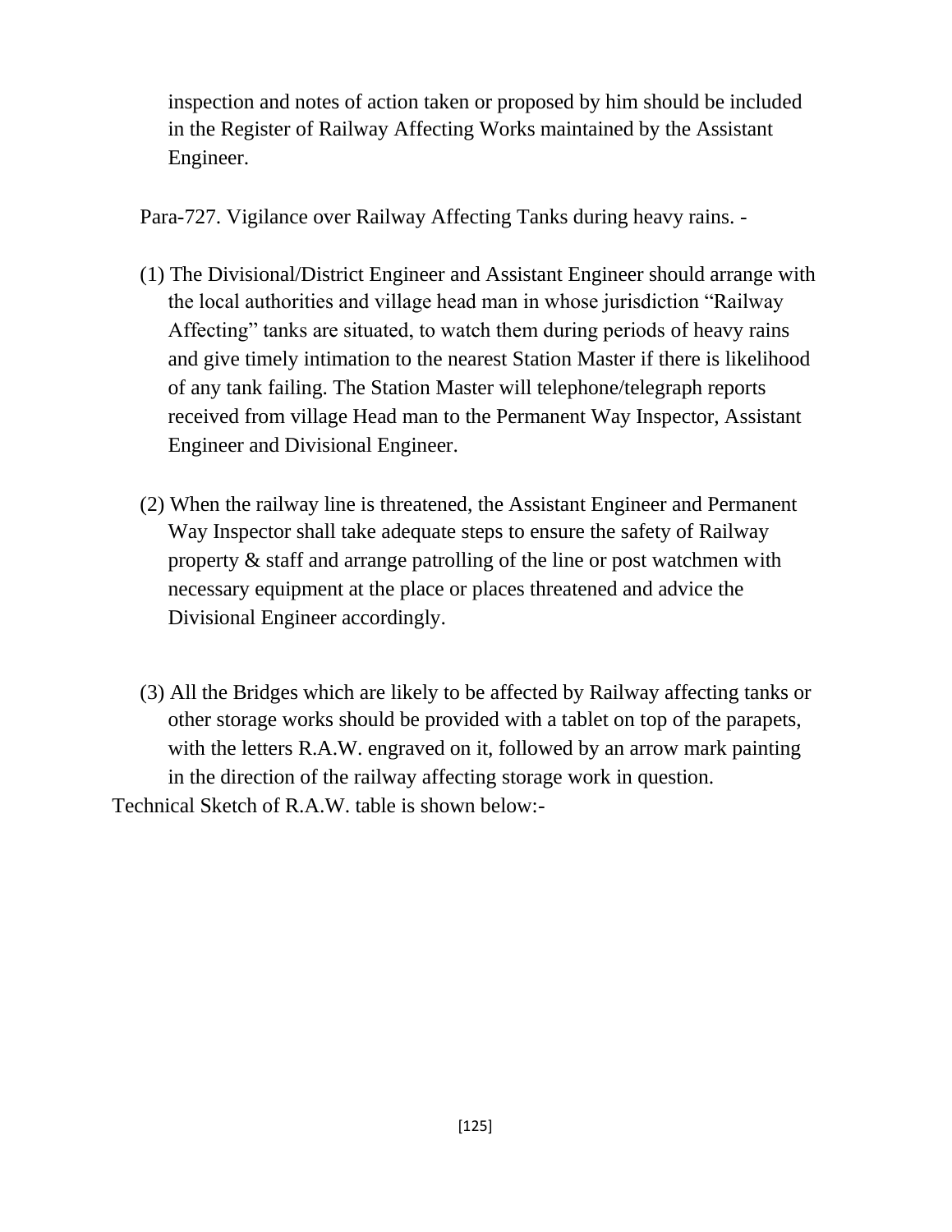inspection and notes of action taken or proposed by him should be included in the Register of Railway Affecting Works maintained by the Assistant Engineer.

Para-727. Vigilance over Railway Affecting Tanks during heavy rains. -

(1) The Divisional/District Engineer and Assistant Engineer should arrange with the local authorities and village head man in whose jurisdiction "Railway Affecting" tanks are situated, to watch them during periods of heavy rains and give timely intimation to the nearest Station Master if there is likelihood of any tank failing. The Station Master will telephone/telegraph reports received from village Head man to the Permanent Way Inspector, Assistant Engineer and Divisional Engineer.

(2) When the railway line is threatened, the Assistant Engineer and Permanent Way Inspector shall take adequate steps to ensure the safety of Railway property & staff and arrange patrolling of the line or post watchmen with necessary equipment at the place or places threatened and advice the Divisional Engineer accordingly.

(3) All the Bridges which are likely to be affected by Railway affecting tanks or other storage works should be provided with a tablet on top of the parapets, with the letters R.A.W. engraved on it, followed by an arrow mark painting in the direction of the railway affecting storage work in question.

Technical Sketch of R.A.W. table is shown below:-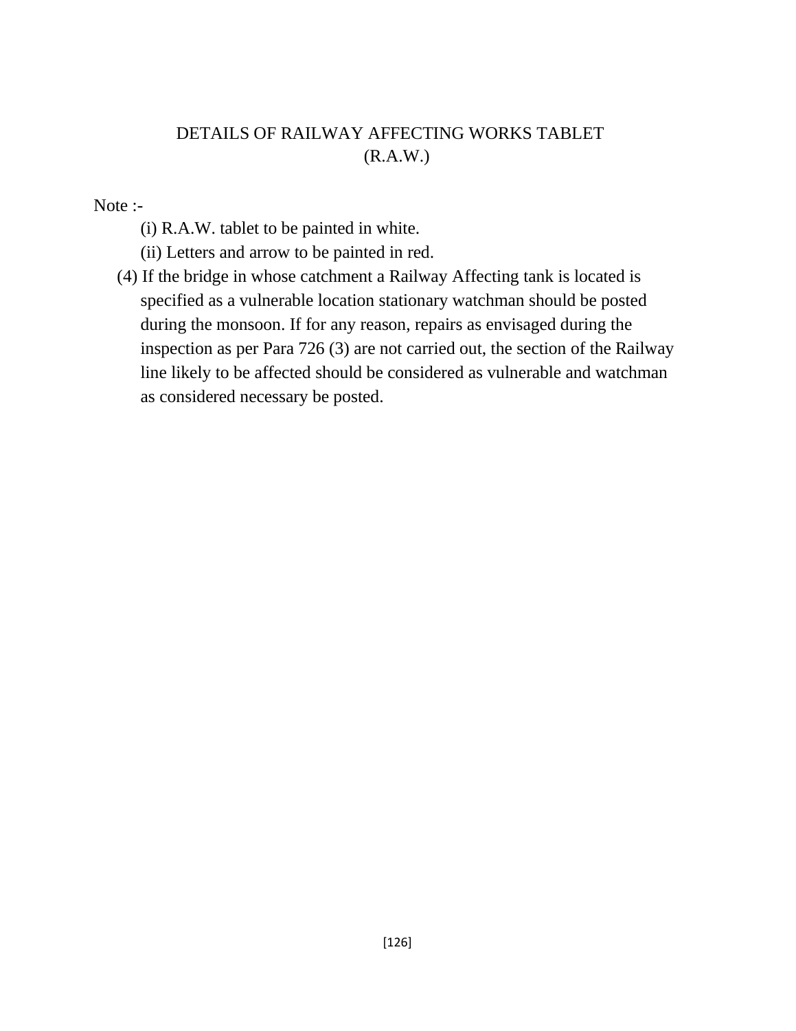## DETAILS OF RAILWAY AFFECTING WORKS TABLET (R.A.W.)

Note :-

(i) R.A.W. tablet to be painted in white.

(ii) Letters and arrow to be painted in red.

(4) If the bridge in whose catchment a Railway Affecting tank is located is specified as a vulnerable location stationary watchman should be posted during the monsoon. If for any reason, repairs as envisaged during the inspection as per Para 726 (3) are not carried out, the section of the Railway line likely to be affected should be considered as vulnerable and watchman as considered necessary be posted.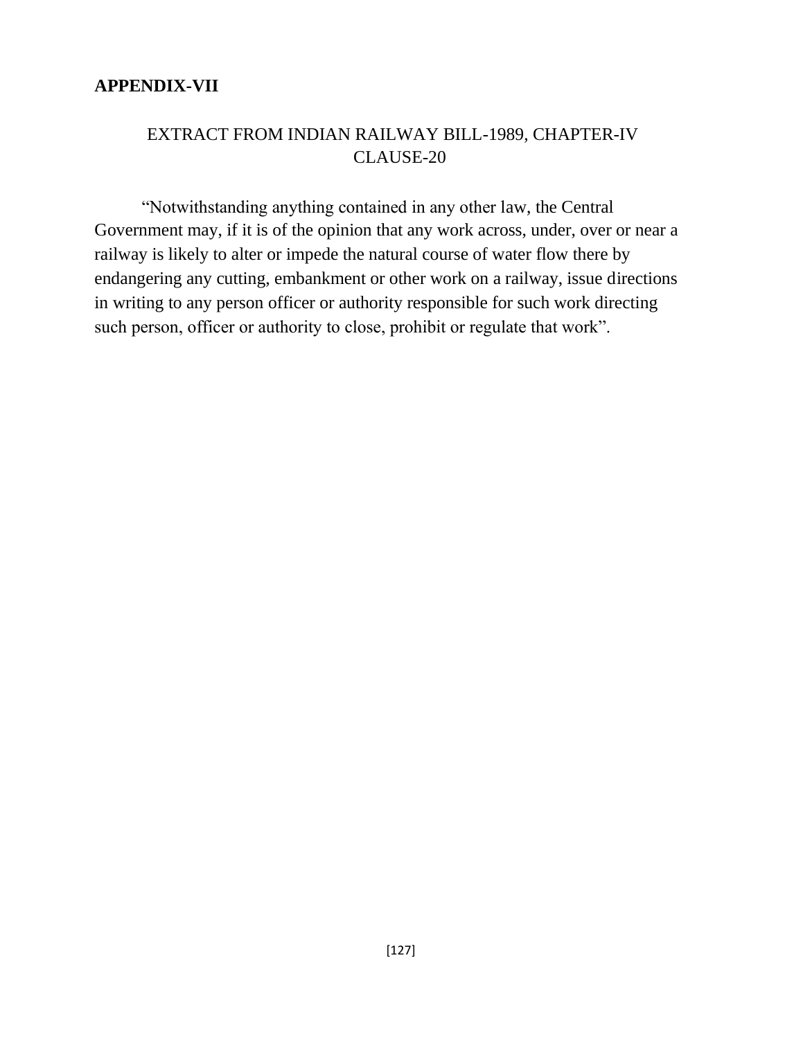**APPENDIX-VII**

EXTRACT FROM INDIAN RAILWAY BILL-1989, CHAPTER-IV CLAUSE-20

"Notwithstanding anything contained in any other law, the Central Government may, if it is of the opinion that any work across, under, over or near a railway is likely to alter or impede the natural course of water flow there by endangering any cutting, embankment or other work on a railway, issue directions in writing to any person officer or authority responsible for such work directing such person, officer or authority to close, prohibit or regulate that work".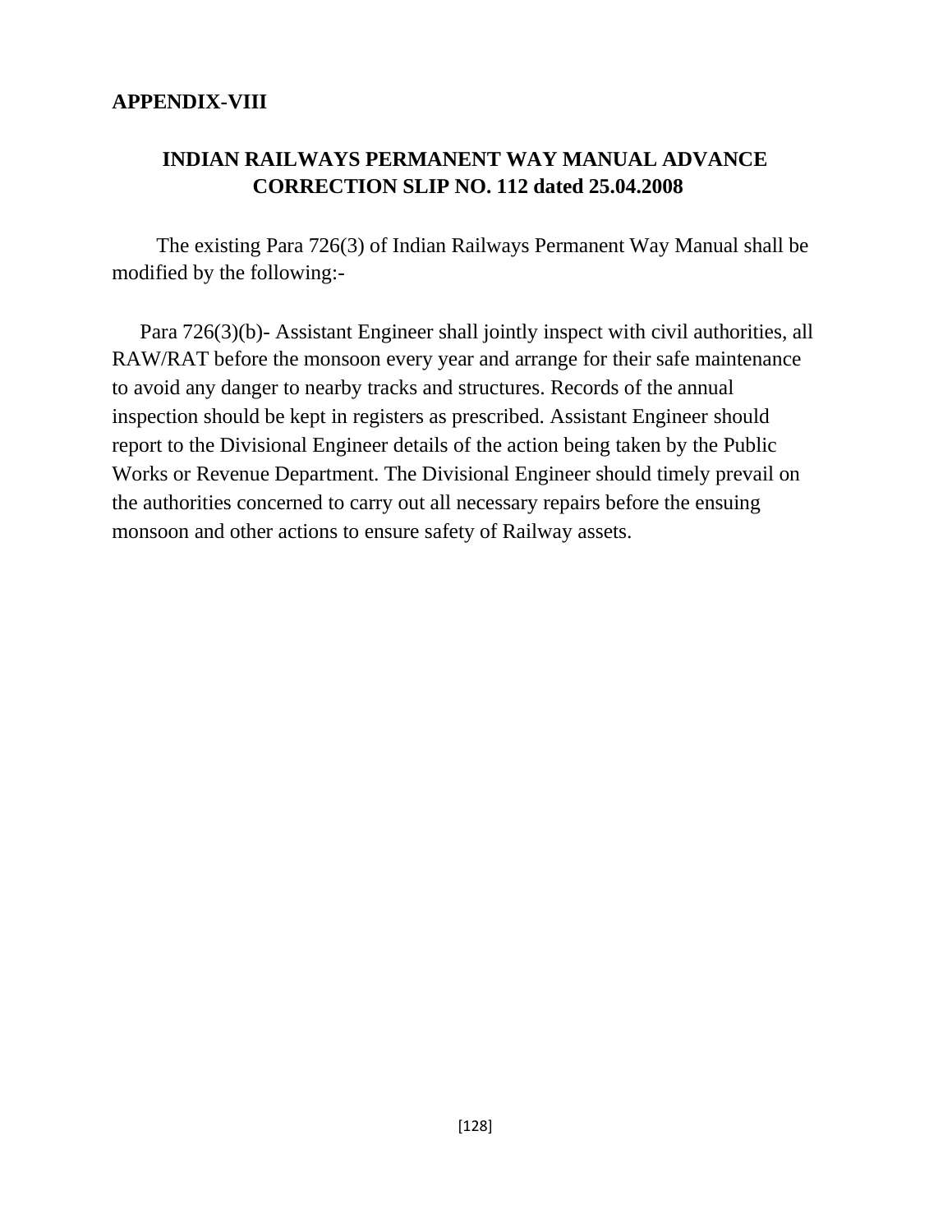## APPENDIX-VIII

### INDIAN RAILWAYS PERMANENT WAY MANUAL ADVANCE CORRECTION SLIP NO. 112 dated 25.04.2008

The existing Para 726(3) of Indian Railways Permanent Way Manual shall be modified by the following:-

Para 726(3)(b)- Assistant Engineer shall jointly inspect with civil authorities, all RAW/RAT before the monsoon every year and arrange for their safe maintenance to avoid any danger to nearby tracks and structures. Records of the annual inspection should be kept in registers as prescribed. Assistant Engineer should report to the Divisional Engineer details of the action being taken by the Public Works or Revenue Department. The Divisional Engineer should timely prevail on the authorities concerned to carry out all necessary repairs before the ensuing monsoon and other actions to ensure safety of Railway assets.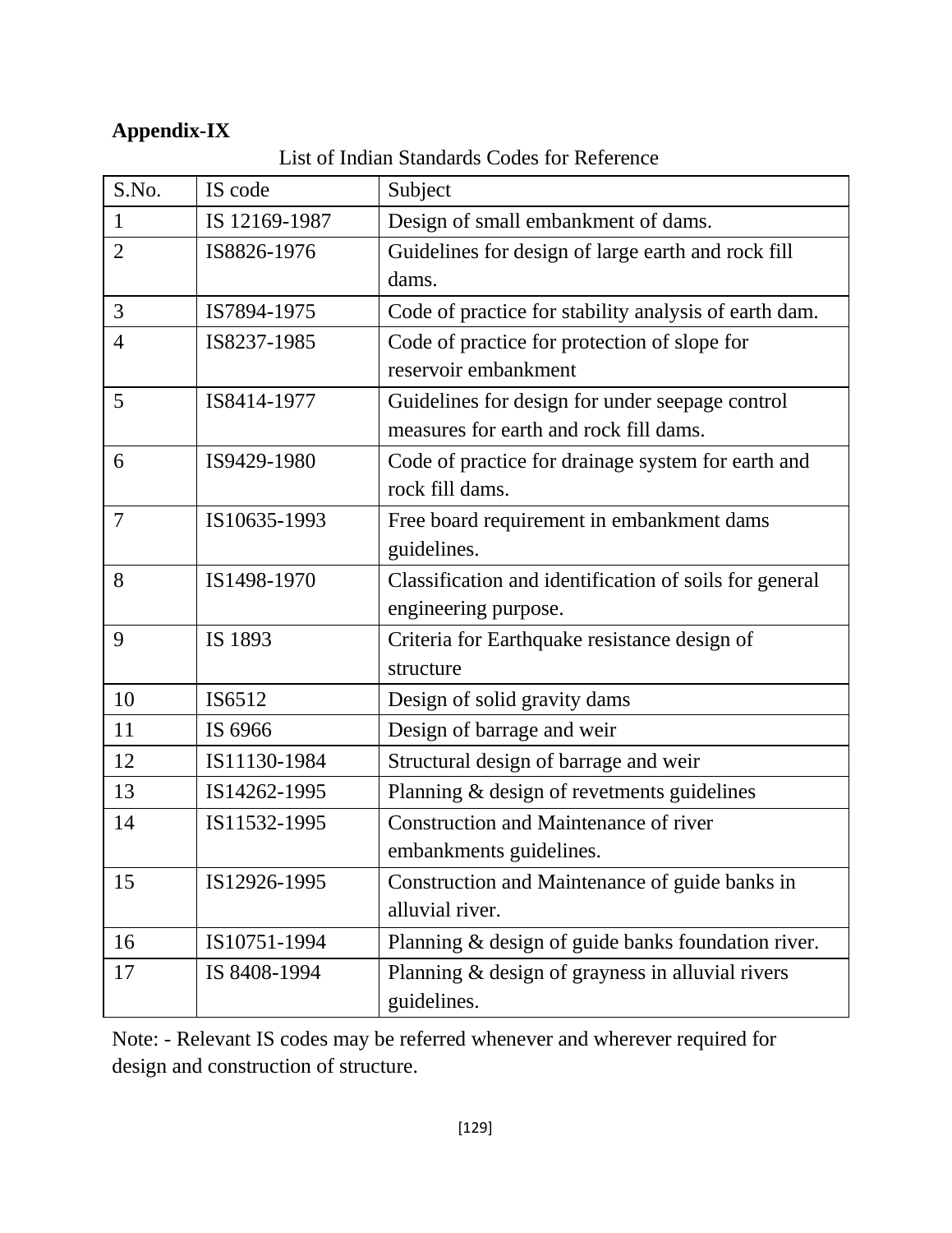**Appendix-IX**

List of Indian Standards Codes for Reference

| S.No. | IS code | Subject |
|---|---|---|
| 1 | IS 12169-1987 | Design of small embankment of dams. |
| 2 | IS8826-1976 | Guidelines for design of large earth and rock fill dams. |
| 3 | IS7894-1975 | Code of practice for stability analysis of earth dam. |
| 4 | IS8237-1985 | Code of practice for protection of slope for reservoir embankment |
| 5 | IS8414-1977 | Guidelines for design for under seepage control measures for earth and rock fill dams. |
| 6 | IS9429-1980 | Code of practice for drainage system for earth and rock fill dams. |
| 7 | IS10635-1993 | Free board requirement in embankment dams guidelines. |
| 8 | IS1498-1970 | Classification and identification of soils for general engineering purpose. |
| 9 | IS 1893 | Criteria for Earthquake resistance design of structure |
| 10 | IS6512 | Design of solid gravity dams |
| 11 | IS 6966 | Design of barrage and weir |
| 12 | IS11130-1984 | Structural design of barrage and weir |
| 13 | IS14262-1995 | Planning & design of revetments guidelines |
| 14 | IS11532-1995 | Construction and Maintenance of river embankments guidelines. |
| 15 | IS12926-1995 | Construction and Maintenance of guide banks in alluvial river. |
| 16 | IS10751-1994 | Planning & design of guide banks foundation river. |
| 17 | IS 8408-1994 | Planning & design of grayness in alluvial rivers guidelines. |

Note: - Relevant IS codes may be referred whenever and wherever required for design and construction of structure.